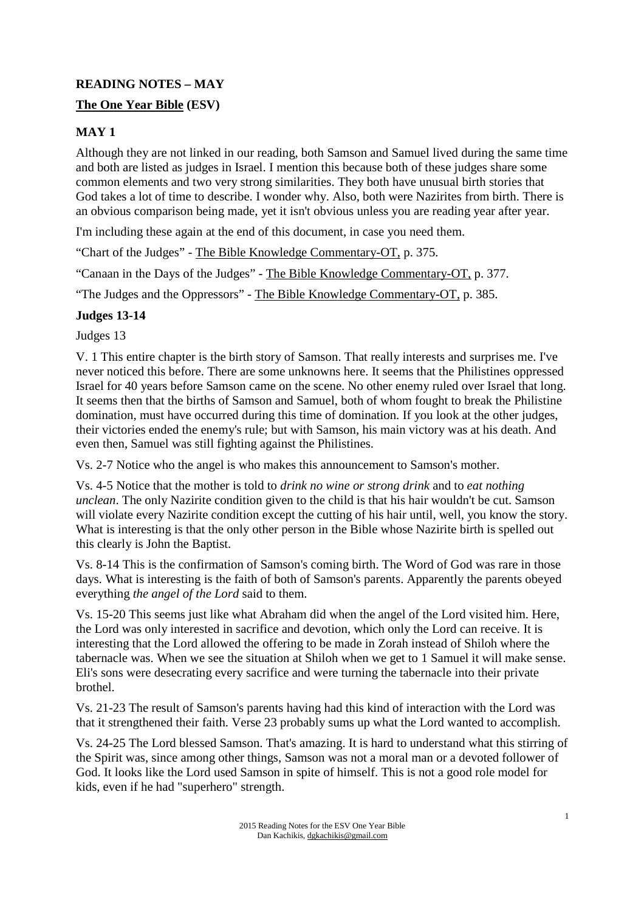**READING NOTES – MAY**

**The One Year Bible (ESV)**

## MAY 1

Although they are not linked in our reading, both Samson and Samuel lived during the same time and both are listed as judges in Israel. I mention this because both of these judges share some common elements and two very strong similarities. They both have unusual birth stories that God takes a lot of time to describe. I wonder why. Also, both were Nazirites from birth. There is an obvious comparison being made, yet it isn't obvious unless you are reading year after year.

I'm including these again at the end of this document, in case you need them.

"Chart of the Judges" - The Bible Knowledge Commentary-OT, p. 375.

"Canaan in the Days of the Judges" - The Bible Knowledge Commentary-OT, p. 377.

"The Judges and the Oppressors" - The Bible Knowledge Commentary-OT, p. 385.

### Judges 13-14

Judges 13

V. 1 This entire chapter is the birth story of Samson. That really interests and surprises me. I've never noticed this before. There are some unknowns here. It seems that the Philistines oppressed Israel for 40 years before Samson came on the scene. No other enemy ruled over Israel that long. It seems then that the births of Samson and Samuel, both of whom fought to break the Philistine domination, must have occurred during this time of domination. If you look at the other judges, their victories ended the enemy's rule; but with Samson, his main victory was at his death. And even then, Samuel was still fighting against the Philistines.

Vs. 2-7 Notice who the angel is who makes this announcement to Samson's mother.

Vs. 4-5 Notice that the mother is told to *drink no wine or strong drink* and to *eat nothing unclean*. The only Nazirite condition given to the child is that his hair wouldn't be cut. Samson will violate every Nazirite condition except the cutting of his hair until, well, you know the story. What is interesting is that the only other person in the Bible whose Nazirite birth is spelled out this clearly is John the Baptist.

Vs. 8-14 This is the confirmation of Samson's coming birth. The Word of God was rare in those days. What is interesting is the faith of both of Samson's parents. Apparently the parents obeyed everything *the angel of the Lord* said to them.

Vs. 15-20 This seems just like what Abraham did when the angel of the Lord visited him. Here, the Lord was only interested in sacrifice and devotion, which only the Lord can receive. It is interesting that the Lord allowed the offering to be made in Zorah instead of Shiloh where the tabernacle was. When we see the situation at Shiloh when we get to 1 Samuel it will make sense. Eli's sons were desecrating every sacrifice and were turning the tabernacle into their private brothel.

Vs. 21-23 The result of Samson's parents having had this kind of interaction with the Lord was that it strengthened their faith. Verse 23 probably sums up what the Lord wanted to accomplish.

Vs. 24-25 The Lord blessed Samson. That's amazing. It is hard to understand what this stirring of the Spirit was, since among other things, Samson was not a moral man or a devoted follower of God. It looks like the Lord used Samson in spite of himself. This is not a good role model for kids, even if he had "superhero" strength.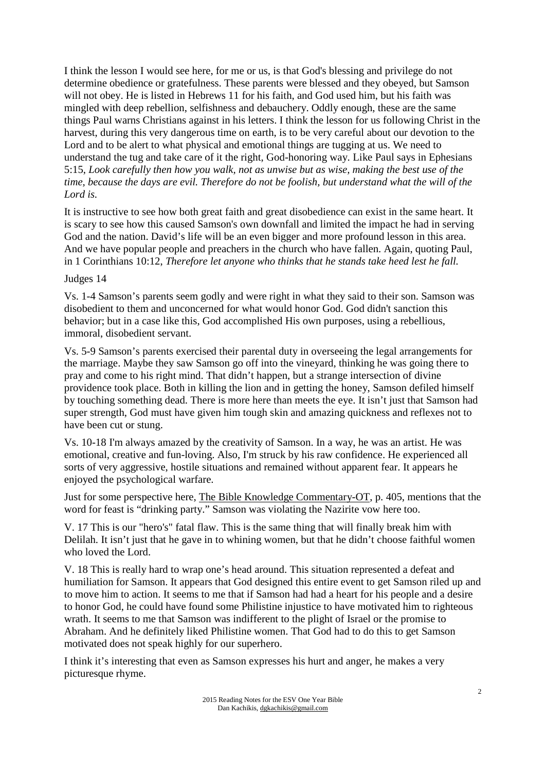I think the lesson I would see here, for me or us, is that God's blessing and privilege do not determine obedience or gratefulness. These parents were blessed and they obeyed, but Samson will not obey. He is listed in Hebrews 11 for his faith, and God used him, but his faith was mingled with deep rebellion, selfishness and debauchery. Oddly enough, these are the same things Paul warns Christians against in his letters. I think the lesson for us following Christ in the harvest, during this very dangerous time on earth, is to be very careful about our devotion to the Lord and to be alert to what physical and emotional things are tugging at us. We need to understand the tug and take care of it the right, God-honoring way. Like Paul says in Ephesians 5:15, *Look carefully then how you walk, not as unwise but as wise, making the best use of the time, because the days are evil. Therefore do not be foolish, but understand what the will of the Lord is.*

It is instructive to see how both great faith and great disobedience can exist in the same heart. It is scary to see how this caused Samson's own downfall and limited the impact he had in serving God and the nation. David's life will be an even bigger and more profound lesson in this area. And we have popular people and preachers in the church who have fallen. Again, quoting Paul, in 1 Corinthians 10:12, *Therefore let anyone who thinks that he stands take heed lest he fall.*

Judges 14

Vs. 1-4 Samson's parents seem godly and were right in what they said to their son. Samson was disobedient to them and unconcerned for what would honor God. God didn't sanction this behavior; but in a case like this, God accomplished His own purposes, using a rebellious, immoral, disobedient servant.

Vs. 5-9 Samson's parents exercised their parental duty in overseeing the legal arrangements for the marriage. Maybe they saw Samson go off into the vineyard, thinking he was going there to pray and come to his right mind. That didn't happen, but a strange intersection of divine providence took place. Both in killing the lion and in getting the honey, Samson defiled himself by touching something dead. There is more here than meets the eye. It isn't just that Samson had super strength, God must have given him tough skin and amazing quickness and reflexes not to have been cut or stung.

Vs. 10-18 I'm always amazed by the creativity of Samson. In a way, he was an artist. He was emotional, creative and fun-loving. Also, I'm struck by his raw confidence. He experienced all sorts of very aggressive, hostile situations and remained without apparent fear. It appears he enjoyed the psychological warfare.

Just for some perspective here, The Bible Knowledge Commentary-OT, p. 405, mentions that the word for feast is "drinking party." Samson was violating the Nazirite vow here too.

V. 17 This is our "hero's" fatal flaw. This is the same thing that will finally break him with Delilah. It isn't just that he gave in to whining women, but that he didn't choose faithful women who loved the Lord.

V. 18 This is really hard to wrap one's head around. This situation represented a defeat and humiliation for Samson. It appears that God designed this entire event to get Samson riled up and to move him to action. It seems to me that if Samson had had a heart for his people and a desire to honor God, he could have found some Philistine injustice to have motivated him to righteous wrath. It seems to me that Samson was indifferent to the plight of Israel or the promise to Abraham. And he definitely liked Philistine women. That God had to do this to get Samson motivated does not speak highly for our superhero.

I think it's interesting that even as Samson expresses his hurt and anger, he makes a very picturesque rhyme.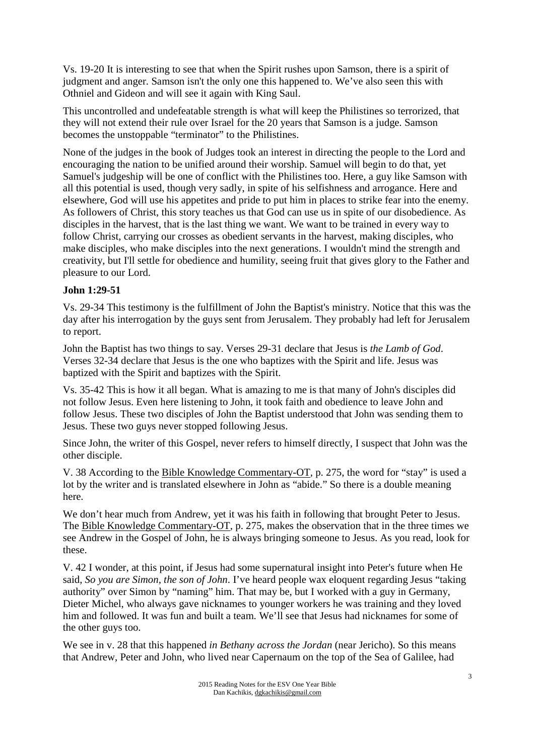Vs. 19-20 It is interesting to see that when the Spirit rushes upon Samson, there is a spirit of judgment and anger. Samson isn't the only one this happened to. We've also seen this with Othniel and Gideon and will see it again with King Saul.

This uncontrolled and undefeatable strength is what will keep the Philistines so terrorized, that they will not extend their rule over Israel for the 20 years that Samson is a judge. Samson becomes the unstoppable "terminator" to the Philistines.

None of the judges in the book of Judges took an interest in directing the people to the Lord and encouraging the nation to be unified around their worship. Samuel will begin to do that, yet Samuel's judgeship will be one of conflict with the Philistines too. Here, a guy like Samson with all this potential is used, though very sadly, in spite of his selfishness and arrogance. Here and elsewhere, God will use his appetites and pride to put him in places to strike fear into the enemy. As followers of Christ, this story teaches us that God can use us in spite of our disobedience. As disciples in the harvest, that is the last thing we want. We want to be trained in every way to follow Christ, carrying our crosses as obedient servants in the harvest, making disciples, who make disciples, who make disciples into the next generations. I wouldn't mind the strength and creativity, but I'll settle for obedience and humility, seeing fruit that gives glory to the Father and pleasure to our Lord.

**John 1:29-51**

Vs. 29-34 This testimony is the fulfillment of John the Baptist's ministry. Notice that this was the day after his interrogation by the guys sent from Jerusalem. They probably had left for Jerusalem to report.

John the Baptist has two things to say. Verses 29-31 declare that Jesus is *the Lamb of God*. Verses 32-34 declare that Jesus is the one who baptizes with the Spirit and life. Jesus was baptized with the Spirit and baptizes with the Spirit.

Vs. 35-42 This is how it all began. What is amazing to me is that many of John's disciples did not follow Jesus. Even here listening to John, it took faith and obedience to leave John and follow Jesus. These two disciples of John the Baptist understood that John was sending them to Jesus. These two guys never stopped following Jesus.

Since John, the writer of this Gospel, never refers to himself directly, I suspect that John was the other disciple.

V. 38 According to the Bible Knowledge Commentary-OT, p. 275, the word for "stay" is used a lot by the writer and is translated elsewhere in John as "abide." So there is a double meaning here.

We don't hear much from Andrew, yet it was his faith in following that brought Peter to Jesus. The Bible Knowledge Commentary-OT, p. 275, makes the observation that in the three times we see Andrew in the Gospel of John, he is always bringing someone to Jesus. As you read, look for these.

V. 42 I wonder, at this point, if Jesus had some supernatural insight into Peter's future when He said, *So you are Simon, the son of John*. I've heard people wax eloquent regarding Jesus "taking authority" over Simon by "naming" him. That may be, but I worked with a guy in Germany, Dieter Michel, who always gave nicknames to younger workers he was training and they loved him and followed. It was fun and built a team. We'll see that Jesus had nicknames for some of the other guys too.

We see in v. 28 that this happened *in Bethany across the Jordan* (near Jericho). So this means that Andrew, Peter and John, who lived near Capernaum on the top of the Sea of Galilee, had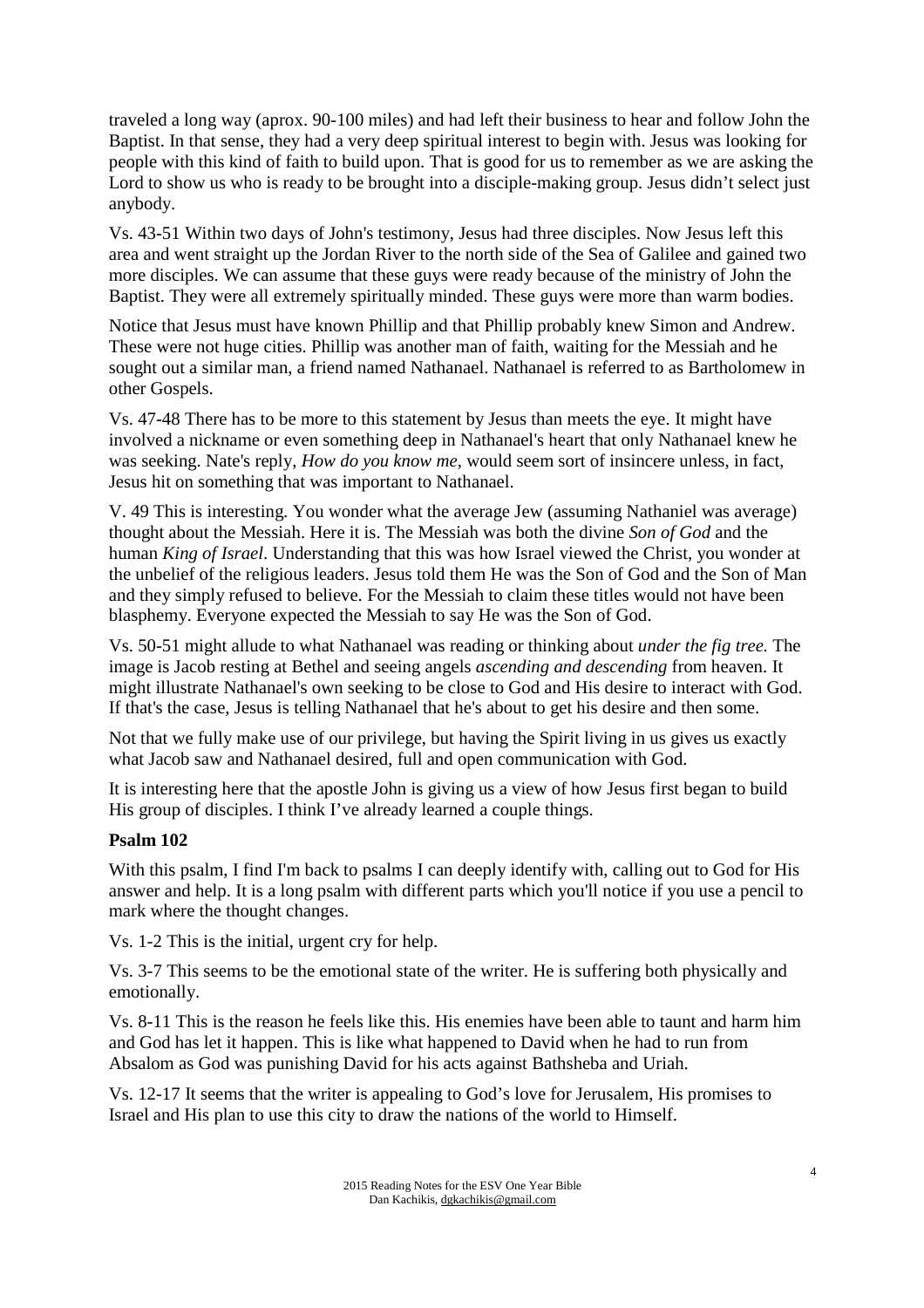traveled a long way (aprox. 90-100 miles) and had left their business to hear and follow John the Baptist. In that sense, they had a very deep spiritual interest to begin with. Jesus was looking for people with this kind of faith to build upon. That is good for us to remember as we are asking the Lord to show us who is ready to be brought into a disciple-making group. Jesus didn't select just anybody.

Vs. 43-51 Within two days of John's testimony, Jesus had three disciples. Now Jesus left this area and went straight up the Jordan River to the north side of the Sea of Galilee and gained two more disciples. We can assume that these guys were ready because of the ministry of John the Baptist. They were all extremely spiritually minded. These guys were more than warm bodies.

Notice that Jesus must have known Phillip and that Phillip probably knew Simon and Andrew. These were not huge cities. Phillip was another man of faith, waiting for the Messiah and he sought out a similar man, a friend named Nathanael. Nathanael is referred to as Bartholomew in other Gospels.

Vs. 47-48 There has to be more to this statement by Jesus than meets the eye. It might have involved a nickname or even something deep in Nathanael's heart that only Nathanael knew he was seeking. Nate's reply, *How do you know me,* would seem sort of insincere unless, in fact, Jesus hit on something that was important to Nathanael.

V. 49 This is interesting. You wonder what the average Jew (assuming Nathaniel was average) thought about the Messiah. Here it is. The Messiah was both the divine *Son of God* and the human *King of Israel*. Understanding that this was how Israel viewed the Christ, you wonder at the unbelief of the religious leaders. Jesus told them He was the Son of God and the Son of Man and they simply refused to believe. For the Messiah to claim these titles would not have been blasphemy. Everyone expected the Messiah to say He was the Son of God.

Vs. 50-51 might allude to what Nathanael was reading or thinking about *under the fig tree.* The image is Jacob resting at Bethel and seeing angels *ascending and descending* from heaven. It might illustrate Nathanael's own seeking to be close to God and His desire to interact with God. If that's the case, Jesus is telling Nathanael that he's about to get his desire and then some.

Not that we fully make use of our privilege, but having the Spirit living in us gives us exactly what Jacob saw and Nathanael desired, full and open communication with God.

It is interesting here that the apostle John is giving us a view of how Jesus first began to build His group of disciples. I think I've already learned a couple things.

**Psalm 102**

With this psalm, I find I'm back to psalms I can deeply identify with, calling out to God for His answer and help. It is a long psalm with different parts which you'll notice if you use a pencil to mark where the thought changes.

Vs. 1-2 This is the initial, urgent cry for help.

Vs. 3-7 This seems to be the emotional state of the writer. He is suffering both physically and emotionally.

Vs. 8-11 This is the reason he feels like this. His enemies have been able to taunt and harm him and God has let it happen. This is like what happened to David when he had to run from Absalom as God was punishing David for his acts against Bathsheba and Uriah.

Vs. 12-17 It seems that the writer is appealing to God's love for Jerusalem, His promises to Israel and His plan to use this city to draw the nations of the world to Himself.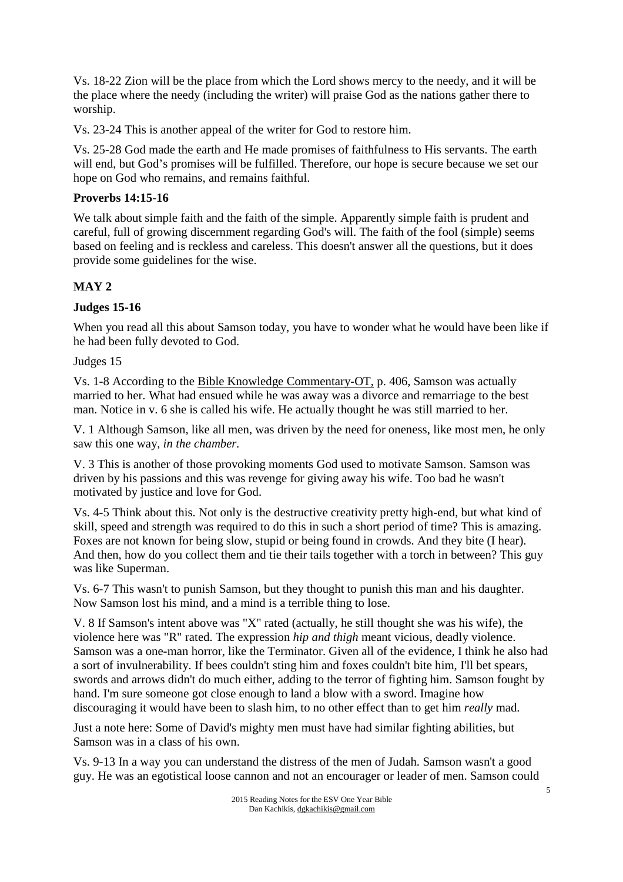Vs. 18-22 Zion will be the place from which the Lord shows mercy to the needy, and it will be the place where the needy (including the writer) will praise God as the nations gather there to worship.

Vs. 23-24 This is another appeal of the writer for God to restore him.

Vs. 25-28 God made the earth and He made promises of faithfulness to His servants. The earth will end, but God's promises will be fulfilled. Therefore, our hope is secure because we set our hope on God who remains, and remains faithful.

**Proverbs 14:15-16**

We talk about simple faith and the faith of the simple. Apparently simple faith is prudent and careful, full of growing discernment regarding God's will. The faith of the fool (simple) seems based on feeling and is reckless and careless. This doesn't answer all the questions, but it does provide some guidelines for the wise.

## MAY 2

**Judges 15-16**

When you read all this about Samson today, you have to wonder what he would have been like if he had been fully devoted to God.

Judges 15

Vs. 1-8 According to the Bible Knowledge Commentary-OT, p. 406, Samson was actually married to her. What had ensued while he was away was a divorce and remarriage to the best man. Notice in v. 6 she is called his wife. He actually thought he was still married to her.

V. 1 Although Samson, like all men, was driven by the need for oneness, like most men, he only saw this one way, *in the chamber.*

V. 3 This is another of those provoking moments God used to motivate Samson. Samson was driven by his passions and this was revenge for giving away his wife. Too bad he wasn't motivated by justice and love for God.

Vs. 4-5 Think about this. Not only is the destructive creativity pretty high-end, but what kind of skill, speed and strength was required to do this in such a short period of time? This is amazing. Foxes are not known for being slow, stupid or being found in crowds. And they bite (I hear). And then, how do you collect them and tie their tails together with a torch in between? This guy was like Superman.

Vs. 6-7 This wasn't to punish Samson, but they thought to punish this man and his daughter. Now Samson lost his mind, and a mind is a terrible thing to lose.

V. 8 If Samson's intent above was "X" rated (actually, he still thought she was his wife), the violence here was "R" rated. The expression *hip and thigh* meant vicious, deadly violence. Samson was a one-man horror, like the Terminator. Given all of the evidence, I think he also had a sort of invulnerability. If bees couldn't sting him and foxes couldn't bite him, I'll bet spears, swords and arrows didn't do much either, adding to the terror of fighting him. Samson fought by hand. I'm sure someone got close enough to land a blow with a sword. Imagine how discouraging it would have been to slash him, to no other effect than to get him *really* mad.

Just a note here: Some of David's mighty men must have had similar fighting abilities, but Samson was in a class of his own.

Vs. 9-13 In a way you can understand the distress of the men of Judah. Samson wasn't a good guy. He was an egotistical loose cannon and not an encourager or leader of men. Samson could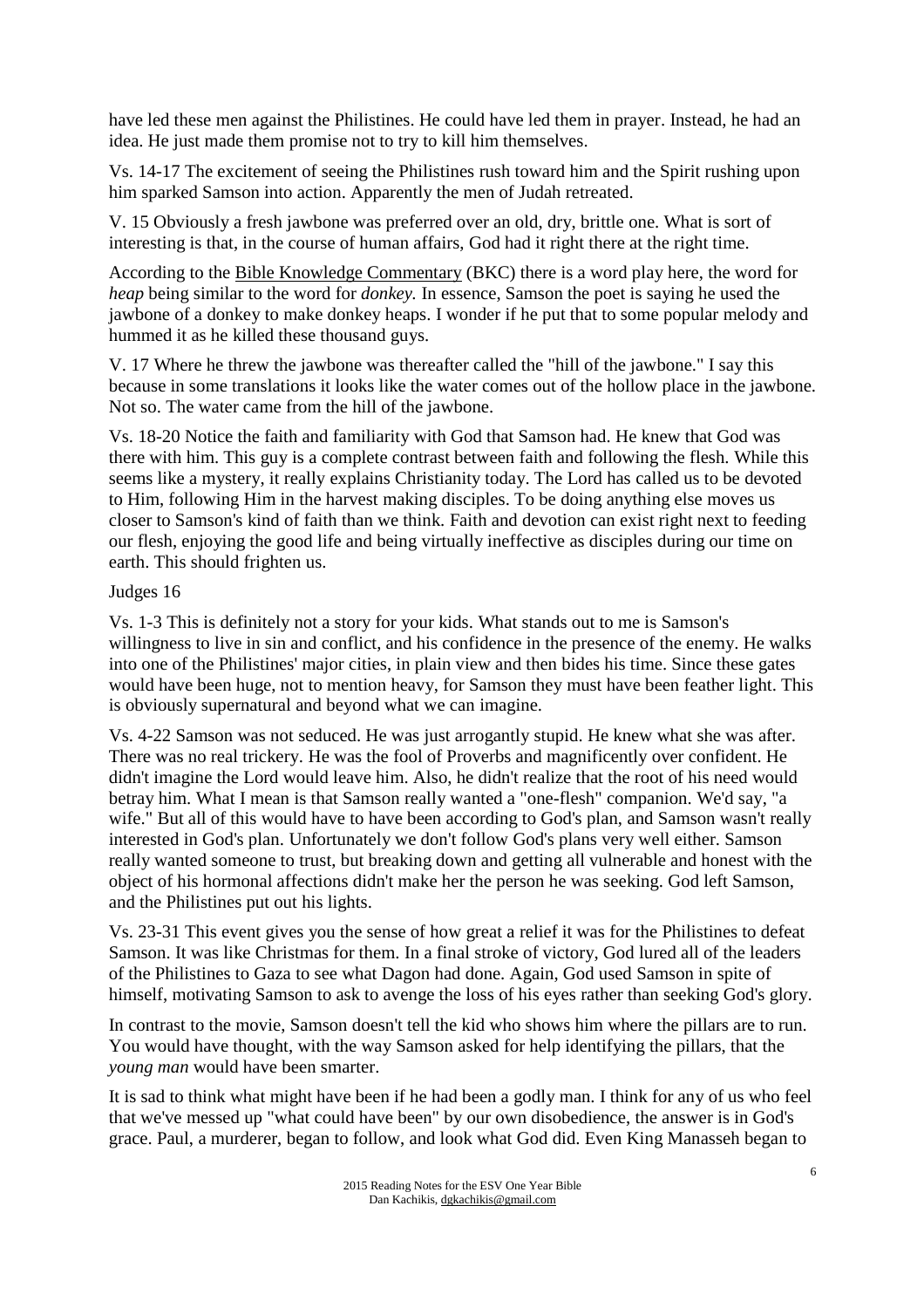have led these men against the Philistines. He could have led them in prayer. Instead, he had an idea. He just made them promise not to try to kill him themselves.

Vs. 14-17 The excitement of seeing the Philistines rush toward him and the Spirit rushing upon him sparked Samson into action. Apparently the men of Judah retreated.

V. 15 Obviously a fresh jawbone was preferred over an old, dry, brittle one. What is sort of interesting is that, in the course of human affairs, God had it right there at the right time.

According to the Bible Knowledge Commentary (BKC) there is a word play here, the word for *heap* being similar to the word for *donkey.* In essence, Samson the poet is saying he used the jawbone of a donkey to make donkey heaps. I wonder if he put that to some popular melody and hummed it as he killed these thousand guys.

V. 17 Where he threw the jawbone was thereafter called the "hill of the jawbone." I say this because in some translations it looks like the water comes out of the hollow place in the jawbone. Not so. The water came from the hill of the jawbone.

Vs. 18-20 Notice the faith and familiarity with God that Samson had. He knew that God was there with him. This guy is a complete contrast between faith and following the flesh. While this seems like a mystery, it really explains Christianity today. The Lord has called us to be devoted to Him, following Him in the harvest making disciples. To be doing anything else moves us closer to Samson's kind of faith than we think. Faith and devotion can exist right next to feeding our flesh, enjoying the good life and being virtually ineffective as disciples during our time on earth. This should frighten us.

Judges 16

Vs. 1-3 This is definitely not a story for your kids. What stands out to me is Samson's willingness to live in sin and conflict, and his confidence in the presence of the enemy. He walks into one of the Philistines' major cities, in plain view and then bides his time. Since these gates would have been huge, not to mention heavy, for Samson they must have been feather light. This is obviously supernatural and beyond what we can imagine.

Vs. 4-22 Samson was not seduced. He was just arrogantly stupid. He knew what she was after. There was no real trickery. He was the fool of Proverbs and magnificently over confident. He didn't imagine the Lord would leave him. Also, he didn't realize that the root of his need would betray him. What I mean is that Samson really wanted a "one-flesh" companion. We'd say, "a wife." But all of this would have to have been according to God's plan, and Samson wasn't really interested in God's plan. Unfortunately we don't follow God's plans very well either. Samson really wanted someone to trust, but breaking down and getting all vulnerable and honest with the object of his hormonal affections didn't make her the person he was seeking. God left Samson, and the Philistines put out his lights.

Vs. 23-31 This event gives you the sense of how great a relief it was for the Philistines to defeat Samson. It was like Christmas for them. In a final stroke of victory, God lured all of the leaders of the Philistines to Gaza to see what Dagon had done. Again, God used Samson in spite of himself, motivating Samson to ask to avenge the loss of his eyes rather than seeking God's glory.

In contrast to the movie, Samson doesn't tell the kid who shows him where the pillars are to run. You would have thought, with the way Samson asked for help identifying the pillars, that the *young man* would have been smarter.

It is sad to think what might have been if he had been a godly man. I think for any of us who feel that we've messed up "what could have been" by our own disobedience, the answer is in God's grace. Paul, a murderer, began to follow, and look what God did. Even King Manasseh began to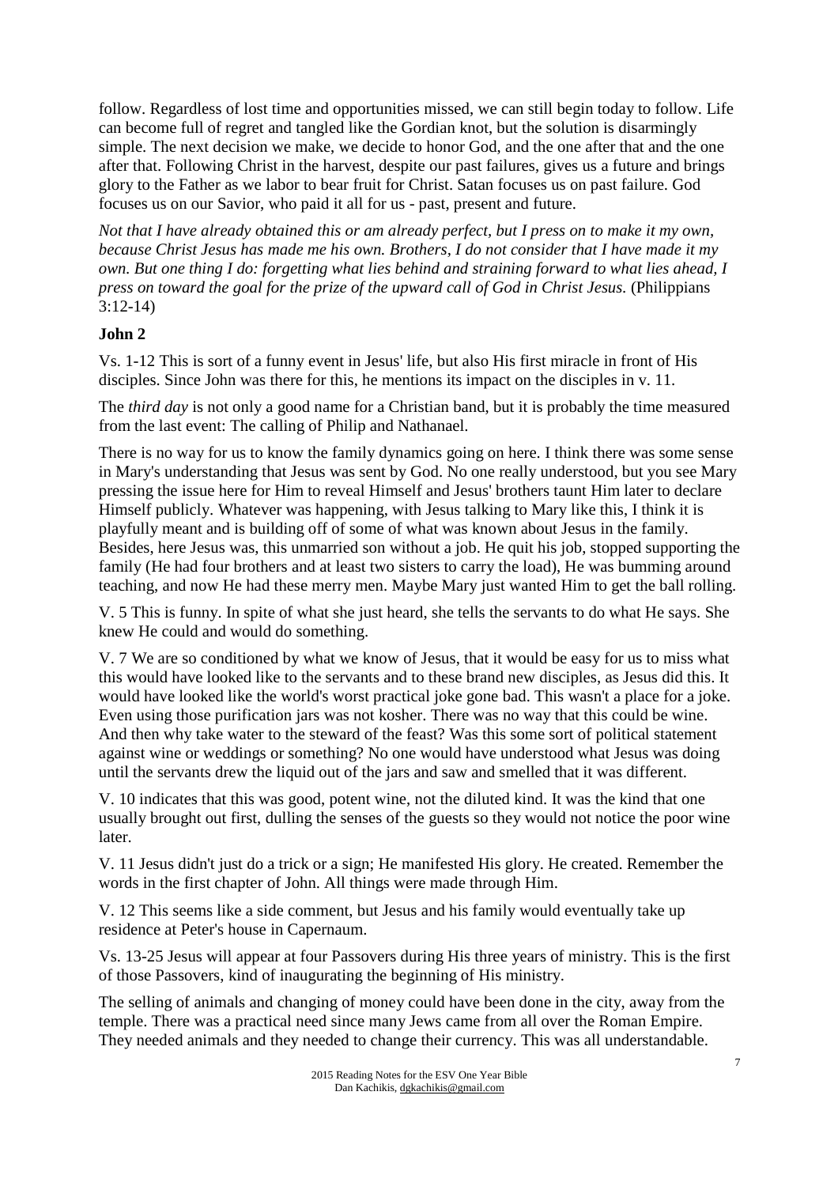follow. Regardless of lost time and opportunities missed, we can still begin today to follow. Life can become full of regret and tangled like the Gordian knot, but the solution is disarmingly simple. The next decision we make, we decide to honor God, and the one after that and the one after that. Following Christ in the harvest, despite our past failures, gives us a future and brings glory to the Father as we labor to bear fruit for Christ. Satan focuses us on past failure. God focuses us on our Savior, who paid it all for us - past, present and future.

*Not that I have already obtained this or am already perfect, but I press on to make it my own, because Christ Jesus has made me his own. Brothers, I do not consider that I have made it my own. But one thing I do: forgetting what lies behind and straining forward to what lies ahead, I press on toward the goal for the prize of the upward call of God in Christ Jesus.* (Philippians 3:12-14)

**John 2**

Vs. 1-12 This is sort of a funny event in Jesus' life, but also His first miracle in front of His disciples. Since John was there for this, he mentions its impact on the disciples in v. 11.

The *third day* is not only a good name for a Christian band, but it is probably the time measured from the last event: The calling of Philip and Nathanael.

There is no way for us to know the family dynamics going on here. I think there was some sense in Mary's understanding that Jesus was sent by God. No one really understood, but you see Mary pressing the issue here for Him to reveal Himself and Jesus' brothers taunt Him later to declare Himself publicly. Whatever was happening, with Jesus talking to Mary like this, I think it is playfully meant and is building off of some of what was known about Jesus in the family. Besides, here Jesus was, this unmarried son without a job. He quit his job, stopped supporting the family (He had four brothers and at least two sisters to carry the load), He was bumming around teaching, and now He had these merry men. Maybe Mary just wanted Him to get the ball rolling.

V. 5 This is funny. In spite of what she just heard, she tells the servants to do what He says. She knew He could and would do something.

V. 7 We are so conditioned by what we know of Jesus, that it would be easy for us to miss what this would have looked like to the servants and to these brand new disciples, as Jesus did this. It would have looked like the world's worst practical joke gone bad. This wasn't a place for a joke. Even using those purification jars was not kosher. There was no way that this could be wine. And then why take water to the steward of the feast? Was this some sort of political statement against wine or weddings or something? No one would have understood what Jesus was doing until the servants drew the liquid out of the jars and saw and smelled that it was different.

V. 10 indicates that this was good, potent wine, not the diluted kind. It was the kind that one usually brought out first, dulling the senses of the guests so they would not notice the poor wine later.

V. 11 Jesus didn't just do a trick or a sign; He manifested His glory. He created. Remember the words in the first chapter of John. All things were made through Him.

V. 12 This seems like a side comment, but Jesus and his family would eventually take up residence at Peter's house in Capernaum.

Vs. 13-25 Jesus will appear at four Passovers during His three years of ministry. This is the first of those Passovers, kind of inaugurating the beginning of His ministry.

The selling of animals and changing of money could have been done in the city, away from the temple. There was a practical need since many Jews came from all over the Roman Empire. They needed animals and they needed to change their currency. This was all understandable.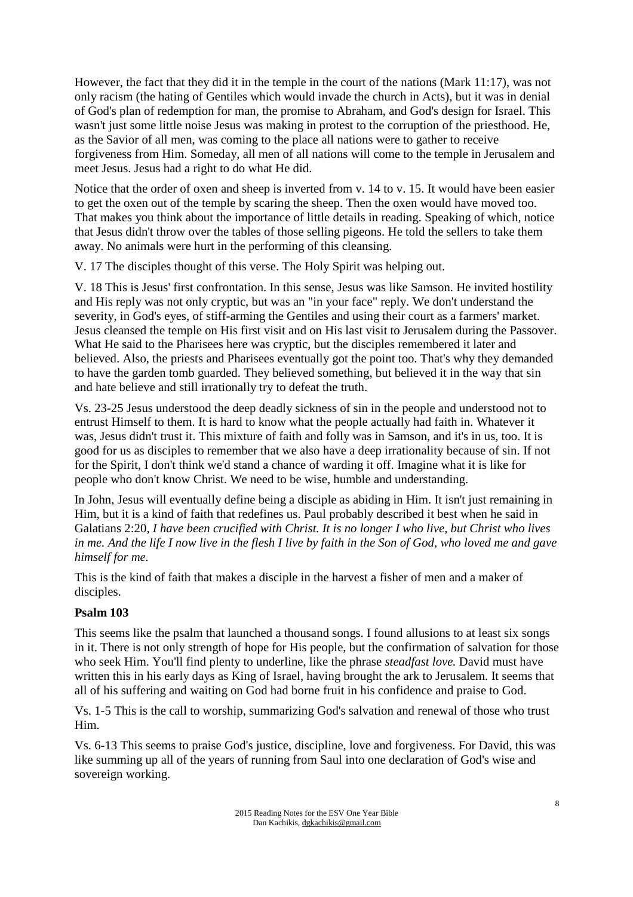However, the fact that they did it in the temple in the court of the nations (Mark 11:17), was not only racism (the hating of Gentiles which would invade the church in Acts), but it was in denial of God's plan of redemption for man, the promise to Abraham, and God's design for Israel. This wasn't just some little noise Jesus was making in protest to the corruption of the priesthood. He, as the Savior of all men, was coming to the place all nations were to gather to receive forgiveness from Him. Someday, all men of all nations will come to the temple in Jerusalem and meet Jesus. Jesus had a right to do what He did.

Notice that the order of oxen and sheep is inverted from v. 14 to v. 15. It would have been easier to get the oxen out of the temple by scaring the sheep. Then the oxen would have moved too. That makes you think about the importance of little details in reading. Speaking of which, notice that Jesus didn't throw over the tables of those selling pigeons. He told the sellers to take them away. No animals were hurt in the performing of this cleansing.

V. 17 The disciples thought of this verse. The Holy Spirit was helping out.

V. 18 This is Jesus' first confrontation. In this sense, Jesus was like Samson. He invited hostility and His reply was not only cryptic, but was an "in your face" reply. We don't understand the severity, in God's eyes, of stiff-arming the Gentiles and using their court as a farmers' market. Jesus cleansed the temple on His first visit and on His last visit to Jerusalem during the Passover. What He said to the Pharisees here was cryptic, but the disciples remembered it later and believed. Also, the priests and Pharisees eventually got the point too. That's why they demanded to have the garden tomb guarded. They believed something, but believed it in the way that sin and hate believe and still irrationally try to defeat the truth.

Vs. 23-25 Jesus understood the deep deadly sickness of sin in the people and understood not to entrust Himself to them. It is hard to know what the people actually had faith in. Whatever it was, Jesus didn't trust it. This mixture of faith and folly was in Samson, and it's in us, too. It is good for us as disciples to remember that we also have a deep irrationality because of sin. If not for the Spirit, I don't think we'd stand a chance of warding it off. Imagine what it is like for people who don't know Christ. We need to be wise, humble and understanding.

In John, Jesus will eventually define being a disciple as abiding in Him. It isn't just remaining in Him, but it is a kind of faith that redefines us. Paul probably described it best when he said in Galatians 2:20, *I have been crucified with Christ. It is no longer I who live, but Christ who lives in me. And the life I now live in the flesh I live by faith in the Son of God, who loved me and gave himself for me.*

This is the kind of faith that makes a disciple in the harvest a fisher of men and a maker of disciples.

**Psalm 103**

This seems like the psalm that launched a thousand songs. I found allusions to at least six songs in it. There is not only strength of hope for His people, but the confirmation of salvation for those who seek Him. You'll find plenty to underline, like the phrase *steadfast love.* David must have written this in his early days as King of Israel, having brought the ark to Jerusalem. It seems that all of his suffering and waiting on God had borne fruit in his confidence and praise to God.

Vs. 1-5 This is the call to worship, summarizing God's salvation and renewal of those who trust Him.

Vs. 6-13 This seems to praise God's justice, discipline, love and forgiveness. For David, this was like summing up all of the years of running from Saul into one declaration of God's wise and sovereign working.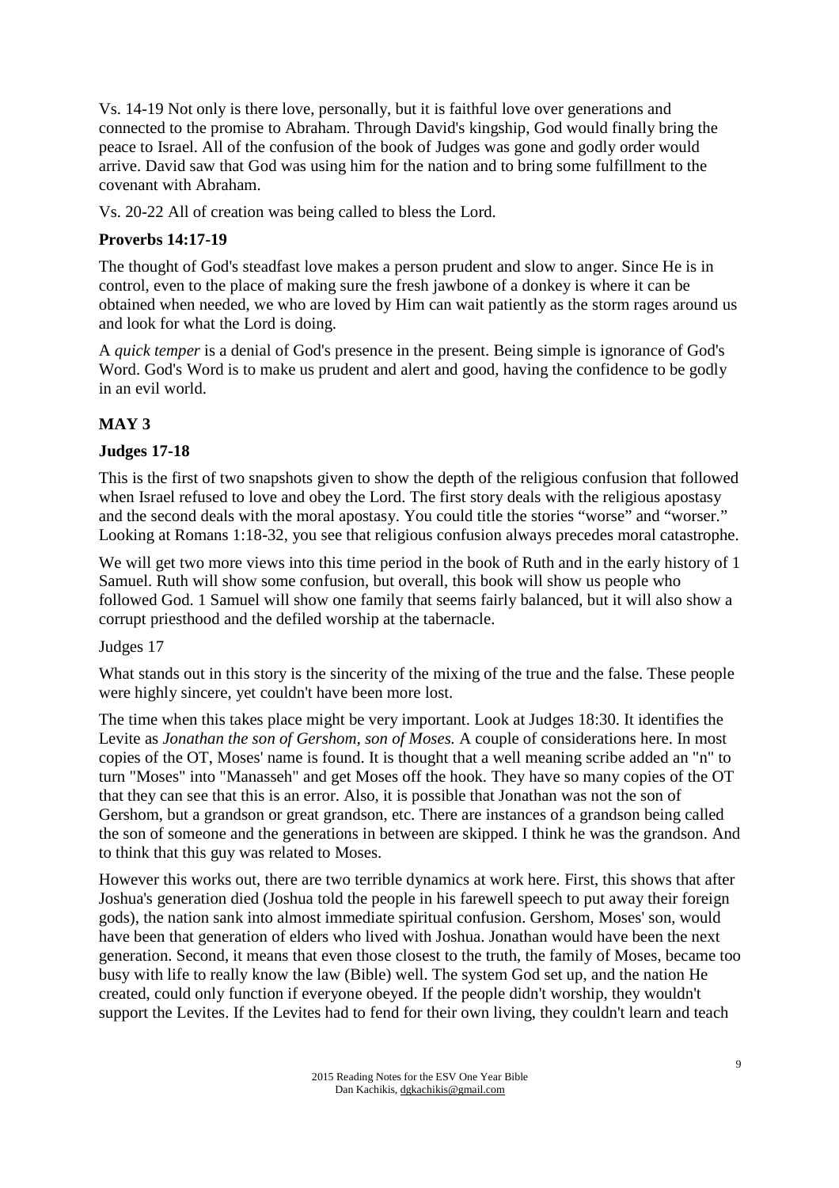Vs. 14-19 Not only is there love, personally, but it is faithful love over generations and connected to the promise to Abraham. Through David's kingship, God would finally bring the peace to Israel. All of the confusion of the book of Judges was gone and godly order would arrive. David saw that God was using him for the nation and to bring some fulfillment to the covenant with Abraham.

Vs. 20-22 All of creation was being called to bless the Lord.

**Proverbs 14:17-19**

The thought of God's steadfast love makes a person prudent and slow to anger. Since He is in control, even to the place of making sure the fresh jawbone of a donkey is where it can be obtained when needed, we who are loved by Him can wait patiently as the storm rages around us and look for what the Lord is doing.

A *quick temper* is a denial of God's presence in the present. Being simple is ignorance of God's Word. God's Word is to make us prudent and alert and good, having the confidence to be godly in an evil world.

## MAY 3

**Judges 17-18**

This is the first of two snapshots given to show the depth of the religious confusion that followed when Israel refused to love and obey the Lord. The first story deals with the religious apostasy and the second deals with the moral apostasy. You could title the stories "worse" and "worser." Looking at Romans 1:18-32, you see that religious confusion always precedes moral catastrophe.

We will get two more views into this time period in the book of Ruth and in the early history of 1 Samuel. Ruth will show some confusion, but overall, this book will show us people who followed God. 1 Samuel will show one family that seems fairly balanced, but it will also show a corrupt priesthood and the defiled worship at the tabernacle.

Judges 17

What stands out in this story is the sincerity of the mixing of the true and the false. These people were highly sincere, yet couldn't have been more lost.

The time when this takes place might be very important. Look at Judges 18:30. It identifies the Levite as *Jonathan the son of Gershom, son of Moses.* A couple of considerations here. In most copies of the OT, Moses' name is found. It is thought that a well meaning scribe added an "n" to turn "Moses" into "Manasseh" and get Moses off the hook. They have so many copies of the OT that they can see that this is an error. Also, it is possible that Jonathan was not the son of Gershom, but a grandson or great grandson, etc. There are instances of a grandson being called the son of someone and the generations in between are skipped. I think he was the grandson. And to think that this guy was related to Moses.

However this works out, there are two terrible dynamics at work here. First, this shows that after Joshua's generation died (Joshua told the people in his farewell speech to put away their foreign gods), the nation sank into almost immediate spiritual confusion. Gershom, Moses' son, would have been that generation of elders who lived with Joshua. Jonathan would have been the next generation. Second, it means that even those closest to the truth, the family of Moses, became too busy with life to really know the law (Bible) well. The system God set up, and the nation He created, could only function if everyone obeyed. If the people didn't worship, they wouldn't support the Levites. If the Levites had to fend for their own living, they couldn't learn and teach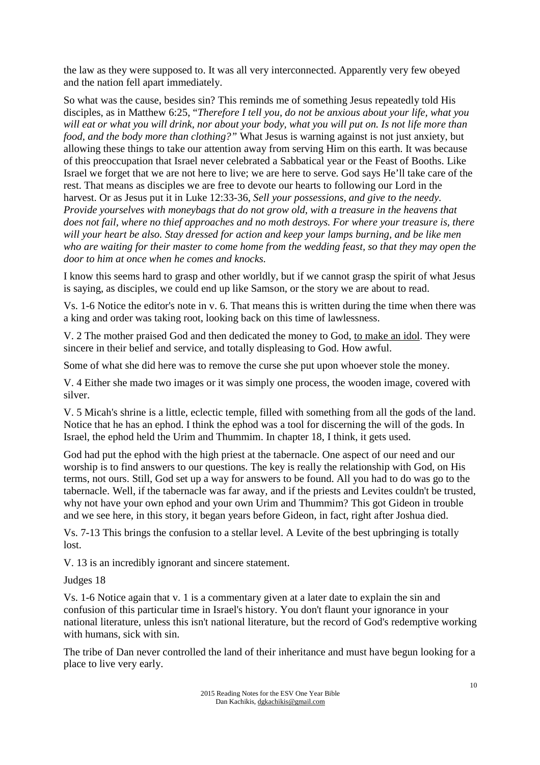the law as they were supposed to. It was all very interconnected. Apparently very few obeyed and the nation fell apart immediately.

So what was the cause, besides sin? This reminds me of something Jesus repeatedly told His disciples, as in Matthew 6:25, "*Therefore I tell you, do not be anxious about your life, what you will eat or what you will drink, nor about your body, what you will put on. Is not life more than food, and the body more than clothing?"* What Jesus is warning against is not just anxiety, but allowing these things to take our attention away from serving Him on this earth. It was because of this preoccupation that Israel never celebrated a Sabbatical year or the Feast of Booths. Like Israel we forget that we are not here to live; we are here to serve. God says He'll take care of the rest. That means as disciples we are free to devote our hearts to following our Lord in the harvest. Or as Jesus put it in Luke 12:33-36, *Sell your possessions, and give to the needy. Provide yourselves with moneybags that do not grow old, with a treasure in the heavens that does not fail, where no thief approaches and no moth destroys. For where your treasure is, there will your heart be also. Stay dressed for action and keep your lamps burning, and be like men who are waiting for their master to come home from the wedding feast, so that they may open the door to him at once when he comes and knocks.*

I know this seems hard to grasp and other worldly, but if we cannot grasp the spirit of what Jesus is saying, as disciples, we could end up like Samson, or the story we are about to read.

Vs. 1-6 Notice the editor's note in v. 6. That means this is written during the time when there was a king and order was taking root, looking back on this time of lawlessness.

V. 2 The mother praised God and then dedicated the money to God, <u>to make an idol</u>. They were sincere in their belief and service, and totally displeasing to God. How awful.

Some of what she did here was to remove the curse she put upon whoever stole the money.

V. 4 Either she made two images or it was simply one process, the wooden image, covered with silver.

V. 5 Micah's shrine is a little, eclectic temple, filled with something from all the gods of the land. Notice that he has an ephod. I think the ephod was a tool for discerning the will of the gods. In Israel, the ephod held the Urim and Thummim. In chapter 18, I think, it gets used.

God had put the ephod with the high priest at the tabernacle. One aspect of our need and our worship is to find answers to our questions. The key is really the relationship with God, on His terms, not ours. Still, God set up a way for answers to be found. All you had to do was go to the tabernacle. Well, if the tabernacle was far away, and if the priests and Levites couldn't be trusted, why not have your own ephod and your own Urim and Thummim? This got Gideon in trouble and we see here, in this story, it began years before Gideon, in fact, right after Joshua died.

Vs. 7-13 This brings the confusion to a stellar level. A Levite of the best upbringing is totally lost.

V. 13 is an incredibly ignorant and sincere statement.

Judges 18

Vs. 1-6 Notice again that v. 1 is a commentary given at a later date to explain the sin and confusion of this particular time in Israel's history. You don't flaunt your ignorance in your national literature, unless this isn't national literature, but the record of God's redemptive working with humans, sick with sin.

The tribe of Dan never controlled the land of their inheritance and must have begun looking for a place to live very early.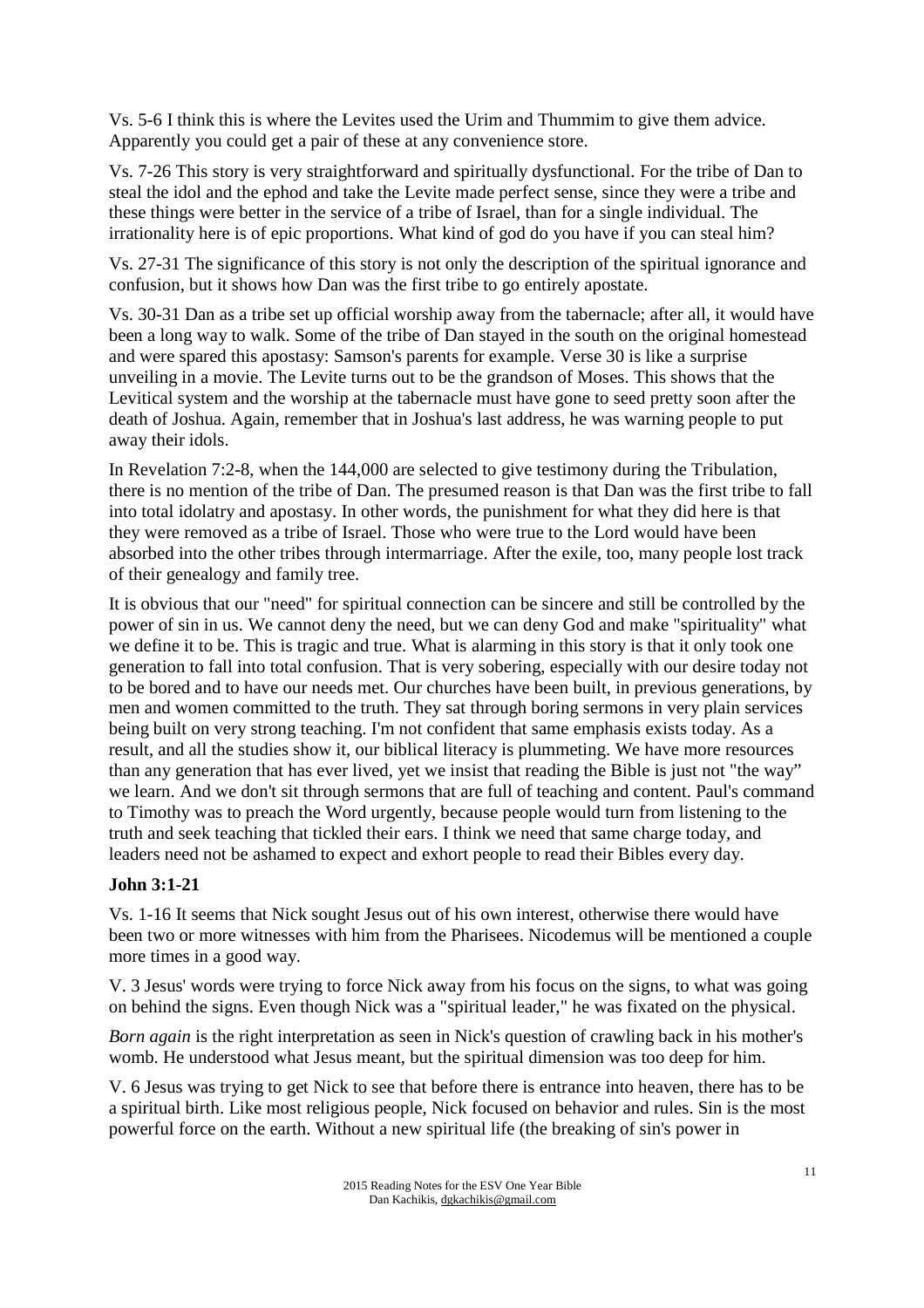Vs. 5-6 I think this is where the Levites used the Urim and Thummim to give them advice. Apparently you could get a pair of these at any convenience store.

Vs. 7-26 This story is very straightforward and spiritually dysfunctional. For the tribe of Dan to steal the idol and the ephod and take the Levite made perfect sense, since they were a tribe and these things were better in the service of a tribe of Israel, than for a single individual. The irrationality here is of epic proportions. What kind of god do you have if you can steal him?

Vs. 27-31 The significance of this story is not only the description of the spiritual ignorance and confusion, but it shows how Dan was the first tribe to go entirely apostate.

Vs. 30-31 Dan as a tribe set up official worship away from the tabernacle; after all, it would have been a long way to walk. Some of the tribe of Dan stayed in the south on the original homestead and were spared this apostasy: Samson's parents for example. Verse 30 is like a surprise unveiling in a movie. The Levite turns out to be the grandson of Moses. This shows that the Levitical system and the worship at the tabernacle must have gone to seed pretty soon after the death of Joshua. Again, remember that in Joshua's last address, he was warning people to put away their idols.

In Revelation 7:2-8, when the 144,000 are selected to give testimony during the Tribulation, there is no mention of the tribe of Dan. The presumed reason is that Dan was the first tribe to fall into total idolatry and apostasy. In other words, the punishment for what they did here is that they were removed as a tribe of Israel. Those who were true to the Lord would have been absorbed into the other tribes through intermarriage. After the exile, too, many people lost track of their genealogy and family tree.

It is obvious that our "need" for spiritual connection can be sincere and still be controlled by the power of sin in us. We cannot deny the need, but we can deny God and make "spirituality" what we define it to be. This is tragic and true. What is alarming in this story is that it only took one generation to fall into total confusion. That is very sobering, especially with our desire today not to be bored and to have our needs met. Our churches have been built, in previous generations, by men and women committed to the truth. They sat through boring sermons in very plain services being built on very strong teaching. I'm not confident that same emphasis exists today. As a result, and all the studies show it, our biblical literacy is plummeting. We have more resources than any generation that has ever lived, yet we insist that reading the Bible is just not "the way" we learn. And we don't sit through sermons that are full of teaching and content. Paul's command to Timothy was to preach the Word urgently, because people would turn from listening to the truth and seek teaching that tickled their ears. I think we need that same charge today, and leaders need not be ashamed to expect and exhort people to read their Bibles every day.

**John 3:1-21**

Vs. 1-16 It seems that Nick sought Jesus out of his own interest, otherwise there would have been two or more witnesses with him from the Pharisees. Nicodemus will be mentioned a couple more times in a good way.

V. 3 Jesus' words were trying to force Nick away from his focus on the signs, to what was going on behind the signs. Even though Nick was a "spiritual leader," he was fixated on the physical.

*Born again* is the right interpretation as seen in Nick's question of crawling back in his mother's womb. He understood what Jesus meant, but the spiritual dimension was too deep for him.

V. 6 Jesus was trying to get Nick to see that before there is entrance into heaven, there has to be a spiritual birth. Like most religious people, Nick focused on behavior and rules. Sin is the most powerful force on the earth. Without a new spiritual life (the breaking of sin's power in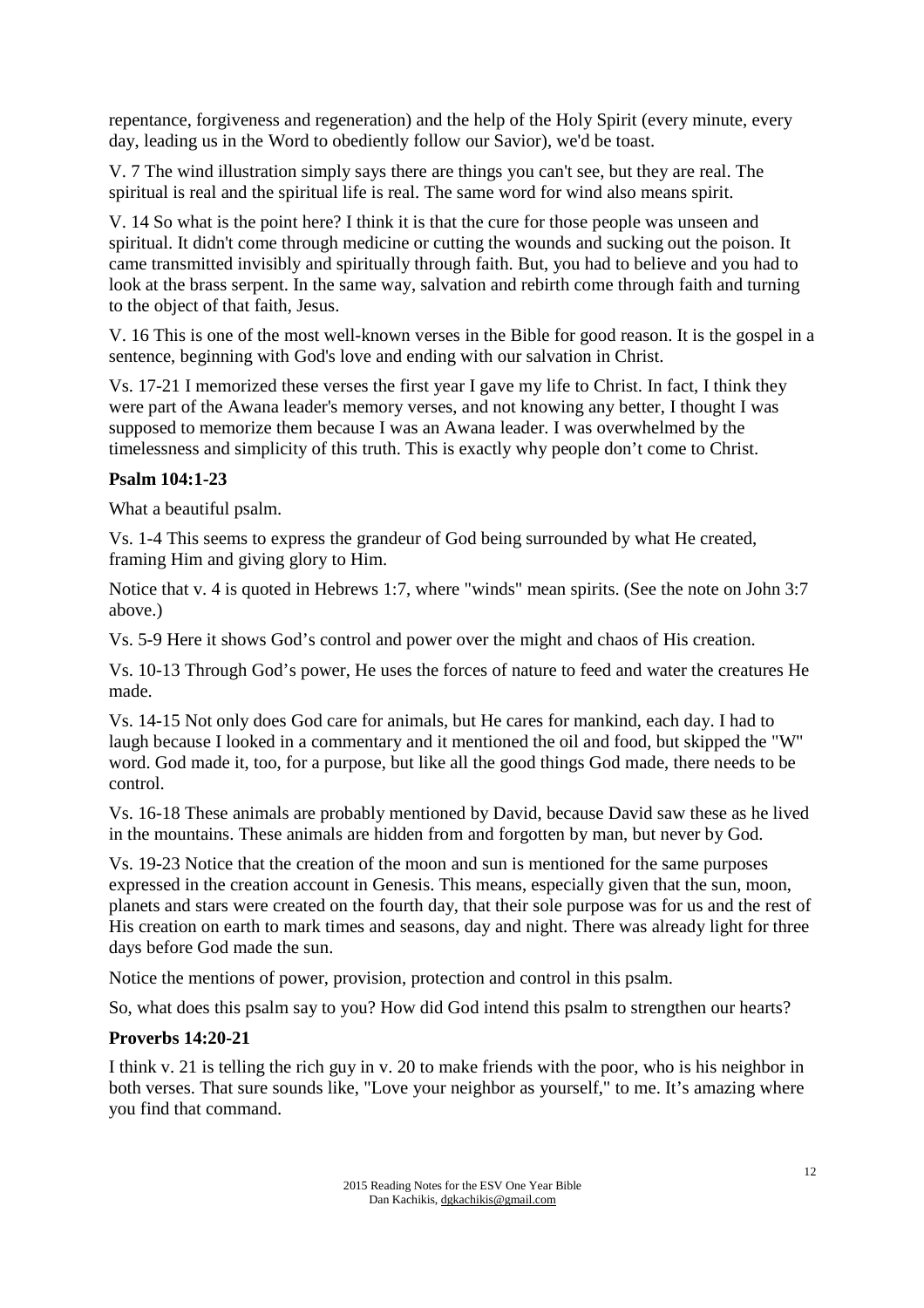repentance, forgiveness and regeneration) and the help of the Holy Spirit (every minute, every day, leading us in the Word to obediently follow our Savior), we'd be toast.

V. 7 The wind illustration simply says there are things you can't see, but they are real. The spiritual is real and the spiritual life is real. The same word for wind also means spirit.

V. 14 So what is the point here? I think it is that the cure for those people was unseen and spiritual. It didn't come through medicine or cutting the wounds and sucking out the poison. It came transmitted invisibly and spiritually through faith. But, you had to believe and you had to look at the brass serpent. In the same way, salvation and rebirth come through faith and turning to the object of that faith, Jesus.

V. 16 This is one of the most well-known verses in the Bible for good reason. It is the gospel in a sentence, beginning with God's love and ending with our salvation in Christ.

Vs. 17-21 I memorized these verses the first year I gave my life to Christ. In fact, I think they were part of the Awana leader's memory verses, and not knowing any better, I thought I was supposed to memorize them because I was an Awana leader. I was overwhelmed by the timelessness and simplicity of this truth. This is exactly why people don't come to Christ.

**Psalm 104:1-23**

What a beautiful psalm.

Vs. 1-4 This seems to express the grandeur of God being surrounded by what He created, framing Him and giving glory to Him.

Notice that v. 4 is quoted in Hebrews 1:7, where "winds" mean spirits. (See the note on John 3:7 above.)

Vs. 5-9 Here it shows God's control and power over the might and chaos of His creation.

Vs. 10-13 Through God's power, He uses the forces of nature to feed and water the creatures He made.

Vs. 14-15 Not only does God care for animals, but He cares for mankind, each day. I had to laugh because I looked in a commentary and it mentioned the oil and food, but skipped the "W" word. God made it, too, for a purpose, but like all the good things God made, there needs to be control.

Vs. 16-18 These animals are probably mentioned by David, because David saw these as he lived in the mountains. These animals are hidden from and forgotten by man, but never by God.

Vs. 19-23 Notice that the creation of the moon and sun is mentioned for the same purposes expressed in the creation account in Genesis. This means, especially given that the sun, moon, planets and stars were created on the fourth day, that their sole purpose was for us and the rest of His creation on earth to mark times and seasons, day and night. There was already light for three days before God made the sun.

Notice the mentions of power, provision, protection and control in this psalm.

So, what does this psalm say to you? How did God intend this psalm to strengthen our hearts?

**Proverbs 14:20-21**

I think v. 21 is telling the rich guy in v. 20 to make friends with the poor, who is his neighbor in both verses. That sure sounds like, "Love your neighbor as yourself," to me. It's amazing where you find that command.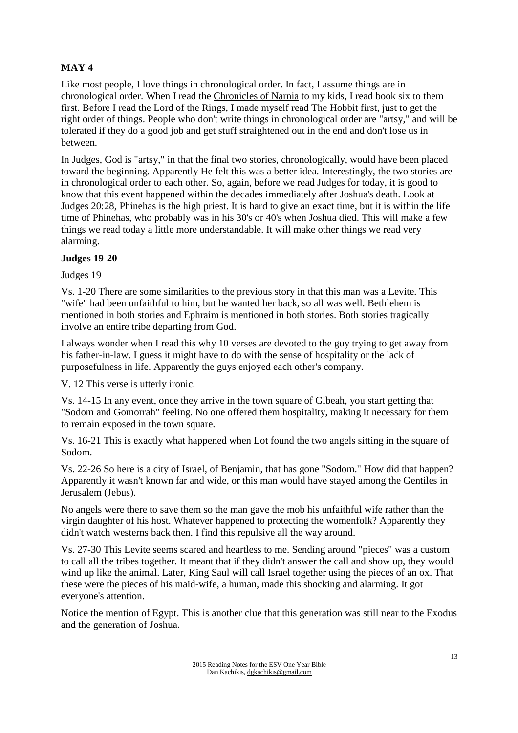**MAY 4**

Like most people, I love things in chronological order. In fact, I assume things are in chronological order. When I read the Chronicles of Narnia to my kids, I read book six to them first. Before I read the Lord of the Rings, I made myself read The Hobbit first, just to get the right order of things. People who don't write things in chronological order are "artsy," and will be tolerated if they do a good job and get stuff straightened out in the end and don't lose us in between.

In Judges, God is "artsy," in that the final two stories, chronologically, would have been placed toward the beginning. Apparently He felt this was a better idea. Interestingly, the two stories are in chronological order to each other. So, again, before we read Judges for today, it is good to know that this event happened within the decades immediately after Joshua's death. Look at Judges 20:28, Phinehas is the high priest. It is hard to give an exact time, but it is within the life time of Phinehas, who probably was in his 30's or 40's when Joshua died. This will make a few things we read today a little more understandable. It will make other things we read very alarming.

**Judges 19-20**

Judges 19

Vs. 1-20 There are some similarities to the previous story in that this man was a Levite. This "wife" had been unfaithful to him, but he wanted her back, so all was well. Bethlehem is mentioned in both stories and Ephraim is mentioned in both stories. Both stories tragically involve an entire tribe departing from God.

I always wonder when I read this why 10 verses are devoted to the guy trying to get away from his father-in-law. I guess it might have to do with the sense of hospitality or the lack of purposefulness in life. Apparently the guys enjoyed each other's company.

V. 12 This verse is utterly ironic.

Vs. 14-15 In any event, once they arrive in the town square of Gibeah, you start getting that "Sodom and Gomorrah" feeling. No one offered them hospitality, making it necessary for them to remain exposed in the town square.

Vs. 16-21 This is exactly what happened when Lot found the two angels sitting in the square of Sodom.

Vs. 22-26 So here is a city of Israel, of Benjamin, that has gone "Sodom." How did that happen? Apparently it wasn't known far and wide, or this man would have stayed among the Gentiles in Jerusalem (Jebus).

No angels were there to save them so the man gave the mob his unfaithful wife rather than the virgin daughter of his host. Whatever happened to protecting the womenfolk? Apparently they didn't watch westerns back then. I find this repulsive all the way around.

Vs. 27-30 This Levite seems scared and heartless to me. Sending around "pieces" was a custom to call all the tribes together. It meant that if they didn't answer the call and show up, they would wind up like the animal. Later, King Saul will call Israel together using the pieces of an ox. That these were the pieces of his maid-wife, a human, made this shocking and alarming. It got everyone's attention.

Notice the mention of Egypt. This is another clue that this generation was still near to the Exodus and the generation of Joshua.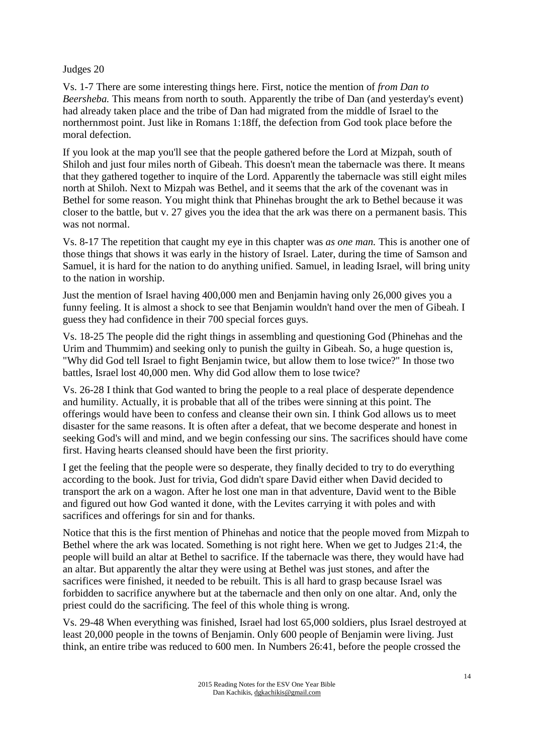Judges 20

Vs. 1-7 There are some interesting things here. First, notice the mention of *from Dan to Beersheba.* This means from north to south. Apparently the tribe of Dan (and yesterday's event) had already taken place and the tribe of Dan had migrated from the middle of Israel to the northernmost point. Just like in Romans 1:18ff, the defection from God took place before the moral defection.

If you look at the map you'll see that the people gathered before the Lord at Mizpah, south of Shiloh and just four miles north of Gibeah. This doesn't mean the tabernacle was there. It means that they gathered together to inquire of the Lord. Apparently the tabernacle was still eight miles north at Shiloh. Next to Mizpah was Bethel, and it seems that the ark of the covenant was in Bethel for some reason. You might think that Phinehas brought the ark to Bethel because it was closer to the battle, but v. 27 gives you the idea that the ark was there on a permanent basis. This was not normal.

Vs. 8-17 The repetition that caught my eye in this chapter was *as one man.* This is another one of those things that shows it was early in the history of Israel. Later, during the time of Samson and Samuel, it is hard for the nation to do anything unified. Samuel, in leading Israel, will bring unity to the nation in worship.

Just the mention of Israel having 400,000 men and Benjamin having only 26,000 gives you a funny feeling. It is almost a shock to see that Benjamin wouldn't hand over the men of Gibeah. I guess they had confidence in their 700 special forces guys.

Vs. 18-25 The people did the right things in assembling and questioning God (Phinehas and the Urim and Thummim) and seeking only to punish the guilty in Gibeah. So, a huge question is, "Why did God tell Israel to fight Benjamin twice, but allow them to lose twice?" In those two battles, Israel lost 40,000 men. Why did God allow them to lose twice?

Vs. 26-28 I think that God wanted to bring the people to a real place of desperate dependence and humility. Actually, it is probable that all of the tribes were sinning at this point. The offerings would have been to confess and cleanse their own sin. I think God allows us to meet disaster for the same reasons. It is often after a defeat, that we become desperate and honest in seeking God's will and mind, and we begin confessing our sins. The sacrifices should have come first. Having hearts cleansed should have been the first priority.

I get the feeling that the people were so desperate, they finally decided to try to do everything according to the book. Just for trivia, God didn't spare David either when David decided to transport the ark on a wagon. After he lost one man in that adventure, David went to the Bible and figured out how God wanted it done, with the Levites carrying it with poles and with sacrifices and offerings for sin and for thanks.

Notice that this is the first mention of Phinehas and notice that the people moved from Mizpah to Bethel where the ark was located. Something is not right here. When we get to Judges 21:4, the people will build an altar at Bethel to sacrifice. If the tabernacle was there, they would have had an altar. But apparently the altar they were using at Bethel was just stones, and after the sacrifices were finished, it needed to be rebuilt. This is all hard to grasp because Israel was forbidden to sacrifice anywhere but at the tabernacle and then only on one altar. And, only the priest could do the sacrificing. The feel of this whole thing is wrong.

Vs. 29-48 When everything was finished, Israel had lost 65,000 soldiers, plus Israel destroyed at least 20,000 people in the towns of Benjamin. Only 600 people of Benjamin were living. Just think, an entire tribe was reduced to 600 men. In Numbers 26:41, before the people crossed the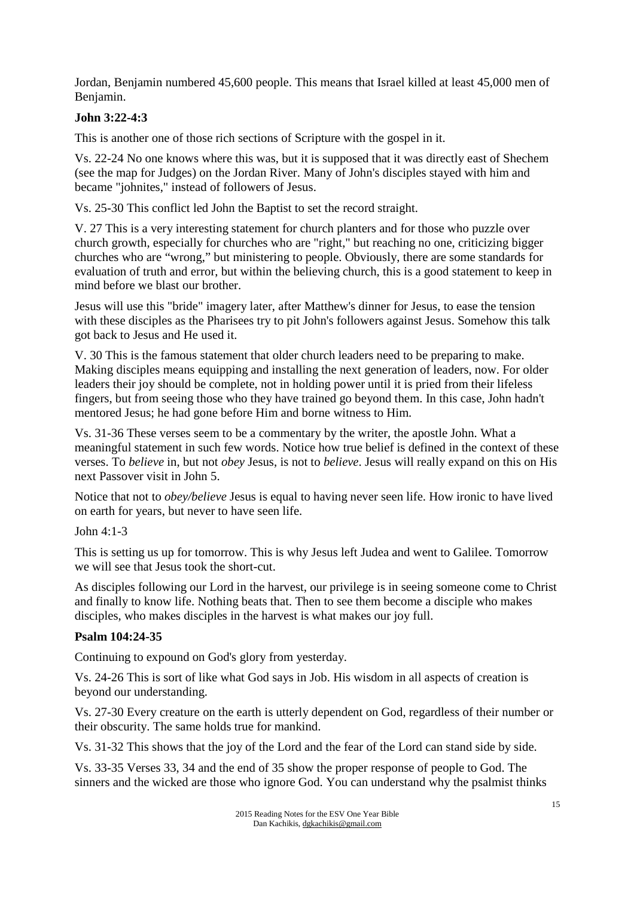Jordan, Benjamin numbered 45,600 people. This means that Israel killed at least 45,000 men of Benjamin.

**John 3:22-4:3**

This is another one of those rich sections of Scripture with the gospel in it.

Vs. 22-24 No one knows where this was, but it is supposed that it was directly east of Shechem (see the map for Judges) on the Jordan River. Many of John's disciples stayed with him and became "johnites," instead of followers of Jesus.

Vs. 25-30 This conflict led John the Baptist to set the record straight.

V. 27 This is a very interesting statement for church planters and for those who puzzle over church growth, especially for churches who are "right," but reaching no one, criticizing bigger churches who are "wrong," but ministering to people. Obviously, there are some standards for evaluation of truth and error, but within the believing church, this is a good statement to keep in mind before we blast our brother.

Jesus will use this "bride" imagery later, after Matthew's dinner for Jesus, to ease the tension with these disciples as the Pharisees try to pit John's followers against Jesus. Somehow this talk got back to Jesus and He used it.

V. 30 This is the famous statement that older church leaders need to be preparing to make. Making disciples means equipping and installing the next generation of leaders, now. For older leaders their joy should be complete, not in holding power until it is pried from their lifeless fingers, but from seeing those who they have trained go beyond them. In this case, John hadn't mentored Jesus; he had gone before Him and borne witness to Him.

Vs. 31-36 These verses seem to be a commentary by the writer, the apostle John. What a meaningful statement in such few words. Notice how true belief is defined in the context of these verses. To *believe* in, but not *obey* Jesus, is not to *believe*. Jesus will really expand on this on His next Passover visit in John 5.

Notice that not to *obey/believe* Jesus is equal to having never seen life. How ironic to have lived on earth for years, but never to have seen life.

John 4:1-3

This is setting us up for tomorrow. This is why Jesus left Judea and went to Galilee. Tomorrow we will see that Jesus took the short-cut.

As disciples following our Lord in the harvest, our privilege is in seeing someone come to Christ and finally to know life. Nothing beats that. Then to see them become a disciple who makes disciples, who makes disciples in the harvest is what makes our joy full.

**Psalm 104:24-35**

Continuing to expound on God's glory from yesterday.

Vs. 24-26 This is sort of like what God says in Job. His wisdom in all aspects of creation is beyond our understanding.

Vs. 27-30 Every creature on the earth is utterly dependent on God, regardless of their number or their obscurity. The same holds true for mankind.

Vs. 31-32 This shows that the joy of the Lord and the fear of the Lord can stand side by side.

Vs. 33-35 Verses 33, 34 and the end of 35 show the proper response of people to God. The sinners and the wicked are those who ignore God. You can understand why the psalmist thinks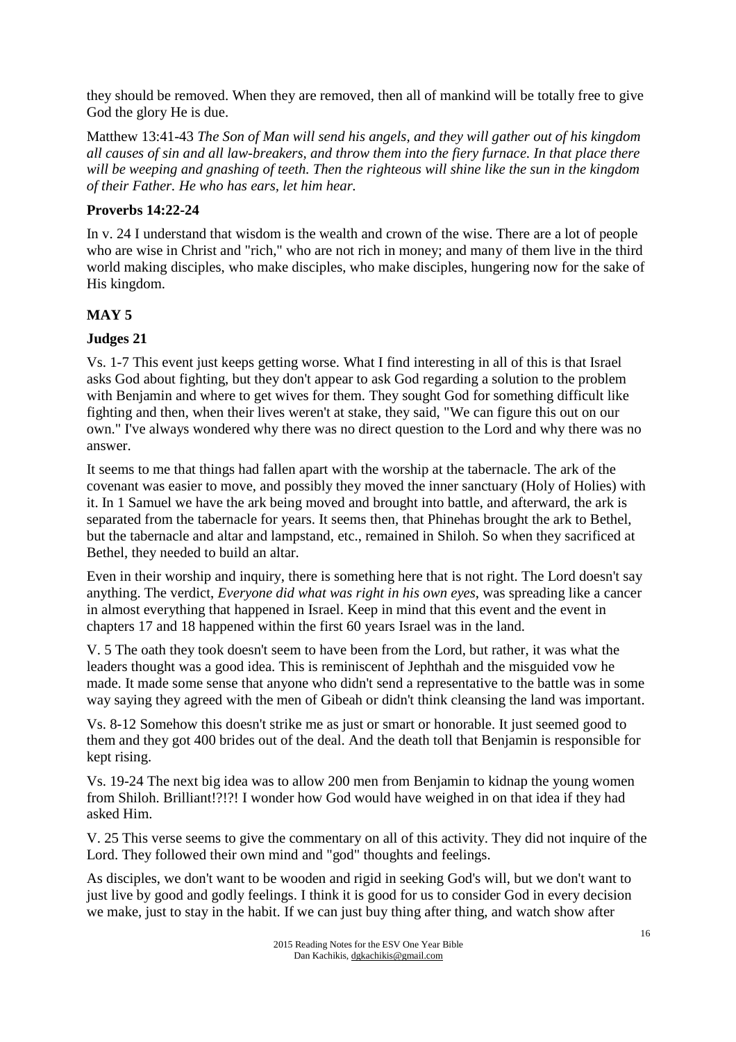they should be removed. When they are removed, then all of mankind will be totally free to give God the glory He is due.

Matthew 13:41-43 *The Son of Man will send his angels, and they will gather out of his kingdom all causes of sin and all law-breakers, and throw them into the fiery furnace. In that place there will be weeping and gnashing of teeth. Then the righteous will shine like the sun in the kingdom of their Father. He who has ears, let him hear.*

**Proverbs 14:22-24**

In v. 24 I understand that wisdom is the wealth and crown of the wise. There are a lot of people who are wise in Christ and "rich," who are not rich in money; and many of them live in the third world making disciples, who make disciples, who make disciples, hungering now for the sake of His kingdom.

## MAY 5

**Judges 21**

Vs. 1-7 This event just keeps getting worse. What I find interesting in all of this is that Israel asks God about fighting, but they don't appear to ask God regarding a solution to the problem with Benjamin and where to get wives for them. They sought God for something difficult like fighting and then, when their lives weren't at stake, they said, "We can figure this out on our own." I've always wondered why there was no direct question to the Lord and why there was no answer.

It seems to me that things had fallen apart with the worship at the tabernacle. The ark of the covenant was easier to move, and possibly they moved the inner sanctuary (Holy of Holies) with it. In 1 Samuel we have the ark being moved and brought into battle, and afterward, the ark is separated from the tabernacle for years. It seems then, that Phinehas brought the ark to Bethel, but the tabernacle and altar and lampstand, etc., remained in Shiloh. So when they sacrificed at Bethel, they needed to build an altar.

Even in their worship and inquiry, there is something here that is not right. The Lord doesn't say anything. The verdict, *Everyone did what was right in his own eyes*, was spreading like a cancer in almost everything that happened in Israel. Keep in mind that this event and the event in chapters 17 and 18 happened within the first 60 years Israel was in the land.

V. 5 The oath they took doesn't seem to have been from the Lord, but rather, it was what the leaders thought was a good idea. This is reminiscent of Jephthah and the misguided vow he made. It made some sense that anyone who didn't send a representative to the battle was in some way saying they agreed with the men of Gibeah or didn't think cleansing the land was important.

Vs. 8-12 Somehow this doesn't strike me as just or smart or honorable. It just seemed good to them and they got 400 brides out of the deal. And the death toll that Benjamin is responsible for kept rising.

Vs. 19-24 The next big idea was to allow 200 men from Benjamin to kidnap the young women from Shiloh. Brilliant!?!?! I wonder how God would have weighed in on that idea if they had asked Him.

V. 25 This verse seems to give the commentary on all of this activity. They did not inquire of the Lord. They followed their own mind and "god" thoughts and feelings.

As disciples, we don't want to be wooden and rigid in seeking God's will, but we don't want to just live by good and godly feelings. I think it is good for us to consider God in every decision we make, just to stay in the habit. If we can just buy thing after thing, and watch show after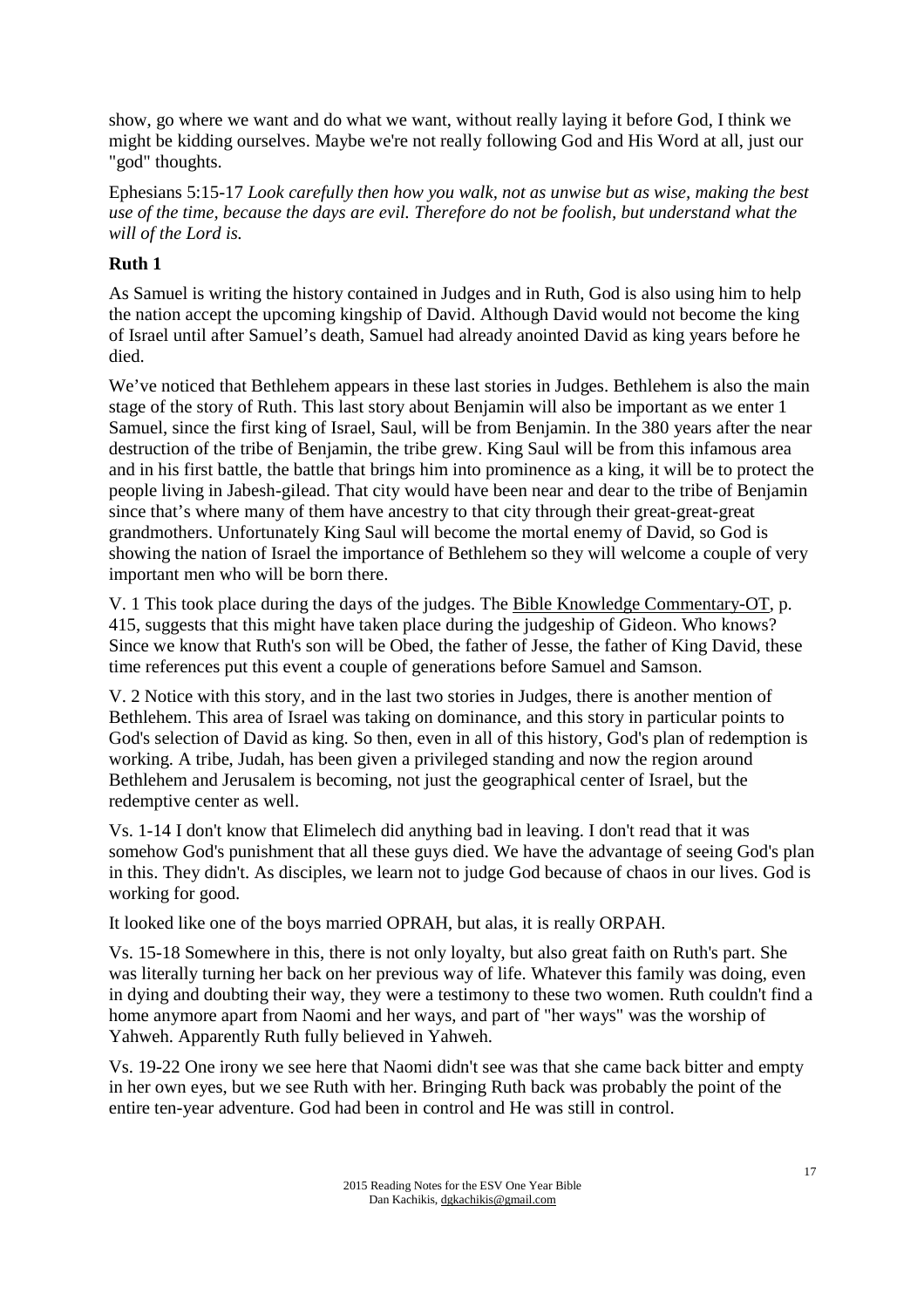show, go where we want and do what we want, without really laying it before God, I think we might be kidding ourselves. Maybe we're not really following God and His Word at all, just our "god" thoughts.

Ephesians 5:15-17 *Look carefully then how you walk, not as unwise but as wise, making the best use of the time, because the days are evil. Therefore do not be foolish, but understand what the will of the Lord is.*

**Ruth 1**

As Samuel is writing the history contained in Judges and in Ruth, God is also using him to help the nation accept the upcoming kingship of David. Although David would not become the king of Israel until after Samuel's death, Samuel had already anointed David as king years before he died.

We've noticed that Bethlehem appears in these last stories in Judges. Bethlehem is also the main stage of the story of Ruth. This last story about Benjamin will also be important as we enter 1 Samuel, since the first king of Israel, Saul, will be from Benjamin. In the 380 years after the near destruction of the tribe of Benjamin, the tribe grew. King Saul will be from this infamous area and in his first battle, the battle that brings him into prominence as a king, it will be to protect the people living in Jabesh-gilead. That city would have been near and dear to the tribe of Benjamin since that's where many of them have ancestry to that city through their great-great-great grandmothers. Unfortunately King Saul will become the mortal enemy of David, so God is showing the nation of Israel the importance of Bethlehem so they will welcome a couple of very important men who will be born there.

V. 1 This took place during the days of the judges. The Bible Knowledge Commentary-OT, p. 415, suggests that this might have taken place during the judgeship of Gideon. Who knows? Since we know that Ruth's son will be Obed, the father of Jesse, the father of King David, these time references put this event a couple of generations before Samuel and Samson.

V. 2 Notice with this story, and in the last two stories in Judges, there is another mention of Bethlehem. This area of Israel was taking on dominance, and this story in particular points to God's selection of David as king. So then, even in all of this history, God's plan of redemption is working. A tribe, Judah, has been given a privileged standing and now the region around Bethlehem and Jerusalem is becoming, not just the geographical center of Israel, but the redemptive center as well.

Vs. 1-14 I don't know that Elimelech did anything bad in leaving. I don't read that it was somehow God's punishment that all these guys died. We have the advantage of seeing God's plan in this. They didn't. As disciples, we learn not to judge God because of chaos in our lives. God is working for good.

It looked like one of the boys married OPRAH, but alas, it is really ORPAH.

Vs. 15-18 Somewhere in this, there is not only loyalty, but also great faith on Ruth's part. She was literally turning her back on her previous way of life. Whatever this family was doing, even in dying and doubting their way, they were a testimony to these two women. Ruth couldn't find a home anymore apart from Naomi and her ways, and part of "her ways" was the worship of Yahweh. Apparently Ruth fully believed in Yahweh.

Vs. 19-22 One irony we see here that Naomi didn't see was that she came back bitter and empty in her own eyes, but we see Ruth with her. Bringing Ruth back was probably the point of the entire ten-year adventure. God had been in control and He was still in control.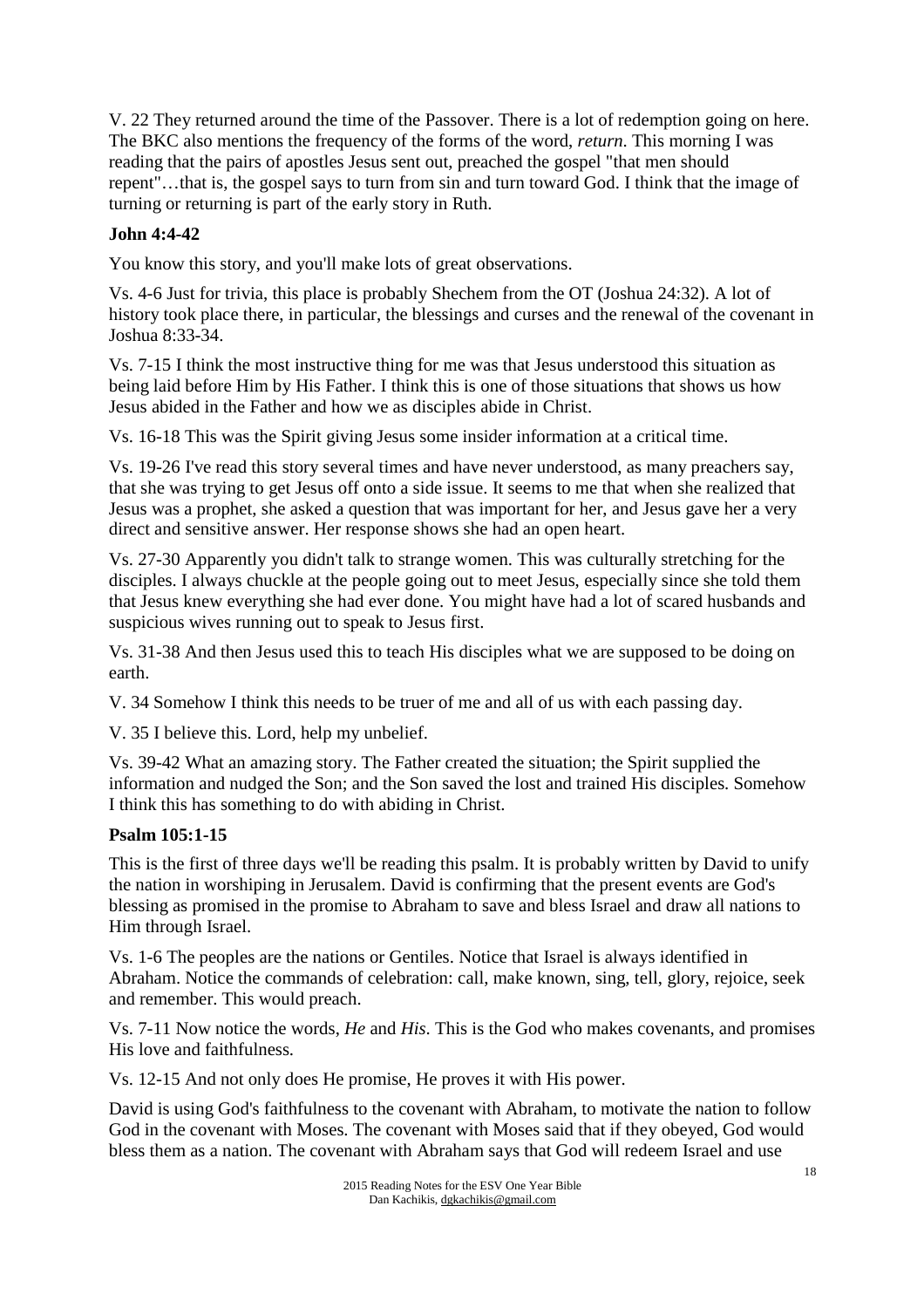V. 22 They returned around the time of the Passover. There is a lot of redemption going on here. The BKC also mentions the frequency of the forms of the word, *return*. This morning I was reading that the pairs of apostles Jesus sent out, preached the gospel "that men should repent"…that is, the gospel says to turn from sin and turn toward God. I think that the image of turning or returning is part of the early story in Ruth.

**John 4:4-42**

You know this story, and you'll make lots of great observations.

Vs. 4-6 Just for trivia, this place is probably Shechem from the OT (Joshua 24:32). A lot of history took place there, in particular, the blessings and curses and the renewal of the covenant in Joshua 8:33-34.

Vs. 7-15 I think the most instructive thing for me was that Jesus understood this situation as being laid before Him by His Father. I think this is one of those situations that shows us how Jesus abided in the Father and how we as disciples abide in Christ.

Vs. 16-18 This was the Spirit giving Jesus some insider information at a critical time.

Vs. 19-26 I've read this story several times and have never understood, as many preachers say, that she was trying to get Jesus off onto a side issue. It seems to me that when she realized that Jesus was a prophet, she asked a question that was important for her, and Jesus gave her a very direct and sensitive answer. Her response shows she had an open heart.

Vs. 27-30 Apparently you didn't talk to strange women. This was culturally stretching for the disciples. I always chuckle at the people going out to meet Jesus, especially since she told them that Jesus knew everything she had ever done. You might have had a lot of scared husbands and suspicious wives running out to speak to Jesus first.

Vs. 31-38 And then Jesus used this to teach His disciples what we are supposed to be doing on earth.

V. 34 Somehow I think this needs to be truer of me and all of us with each passing day.

V. 35 I believe this. Lord, help my unbelief.

Vs. 39-42 What an amazing story. The Father created the situation; the Spirit supplied the information and nudged the Son; and the Son saved the lost and trained His disciples. Somehow I think this has something to do with abiding in Christ.

**Psalm 105:1-15**

This is the first of three days we'll be reading this psalm. It is probably written by David to unify the nation in worshiping in Jerusalem. David is confirming that the present events are God's blessing as promised in the promise to Abraham to save and bless Israel and draw all nations to Him through Israel.

Vs. 1-6 The peoples are the nations or Gentiles. Notice that Israel is always identified in Abraham. Notice the commands of celebration: call, make known, sing, tell, glory, rejoice, seek and remember. This would preach.

Vs. 7-11 Now notice the words, *He* and *His*. This is the God who makes covenants, and promises His love and faithfulness.

Vs. 12-15 And not only does He promise, He proves it with His power.

David is using God's faithfulness to the covenant with Abraham, to motivate the nation to follow God in the covenant with Moses. The covenant with Moses said that if they obeyed, God would bless them as a nation. The covenant with Abraham says that God will redeem Israel and use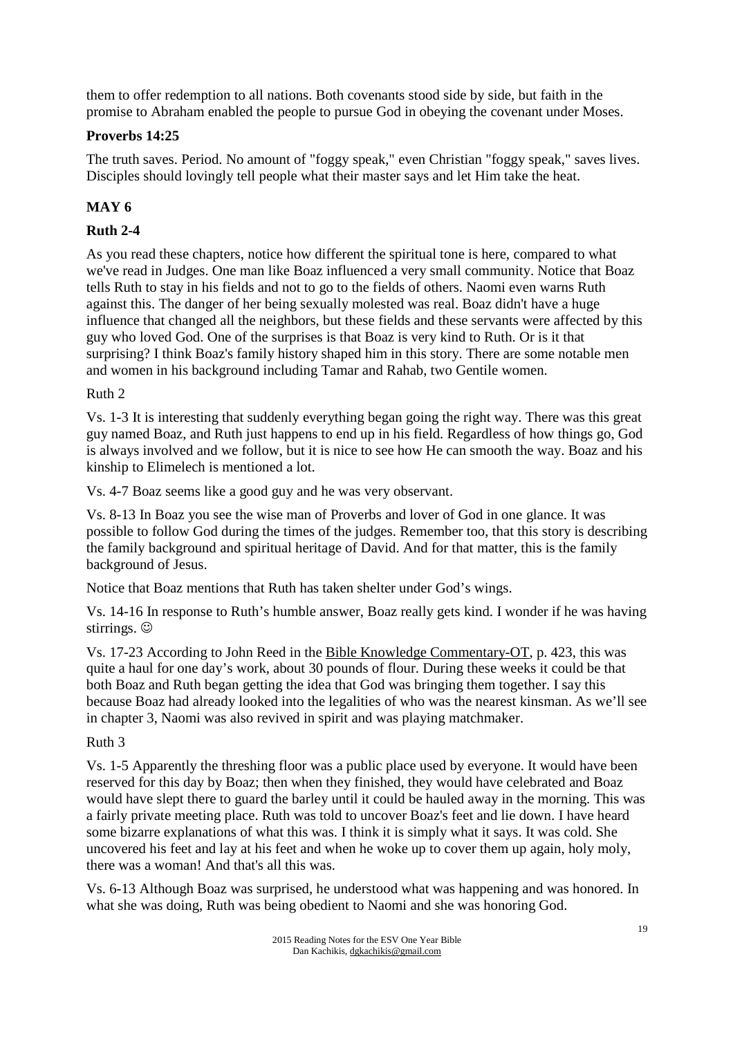them to offer redemption to all nations. Both covenants stood side by side, but faith in the promise to Abraham enabled the people to pursue God in obeying the covenant under Moses.

**Proverbs 14:25**

The truth saves. Period. No amount of "foggy speak," even Christian "foggy speak," saves lives. Disciples should lovingly tell people what their master says and let Him take the heat.

## MAY 6

**Ruth 2-4**

As you read these chapters, notice how different the spiritual tone is here, compared to what we've read in Judges. One man like Boaz influenced a very small community. Notice that Boaz tells Ruth to stay in his fields and not to go to the fields of others. Naomi even warns Ruth against this. The danger of her being sexually molested was real. Boaz didn't have a huge influence that changed all the neighbors, but these fields and these servants were affected by this guy who loved God. One of the surprises is that Boaz is very kind to Ruth. Or is it that surprising? I think Boaz's family history shaped him in this story. There are some notable men and women in his background including Tamar and Rahab, two Gentile women.

Ruth 2

Vs. 1-3 It is interesting that suddenly everything began going the right way. There was this great guy named Boaz, and Ruth just happens to end up in his field. Regardless of how things go, God is always involved and we follow, but it is nice to see how He can smooth the way. Boaz and his kinship to Elimelech is mentioned a lot.

Vs. 4-7 Boaz seems like a good guy and he was very observant.

Vs. 8-13 In Boaz you see the wise man of Proverbs and lover of God in one glance. It was possible to follow God during the times of the judges. Remember too, that this story is describing the family background and spiritual heritage of David. And for that matter, this is the family background of Jesus.

Notice that Boaz mentions that Ruth has taken shelter under God's wings.

Vs. 14-16 In response to Ruth's humble answer, Boaz really gets kind. I wonder if he was having stirrings. ☺

Vs. 17-23 According to John Reed in the Bible Knowledge Commentary-OT, p. 423, this was quite a haul for one day's work, about 30 pounds of flour. During these weeks it could be that both Boaz and Ruth began getting the idea that God was bringing them together. I say this because Boaz had already looked into the legalities of who was the nearest kinsman. As we'll see in chapter 3, Naomi was also revived in spirit and was playing matchmaker.

Ruth 3

Vs. 1-5 Apparently the threshing floor was a public place used by everyone. It would have been reserved for this day by Boaz; then when they finished, they would have celebrated and Boaz would have slept there to guard the barley until it could be hauled away in the morning. This was a fairly private meeting place. Ruth was told to uncover Boaz's feet and lie down. I have heard some bizarre explanations of what this was. I think it is simply what it says. It was cold. She uncovered his feet and lay at his feet and when he woke up to cover them up again, holy moly, there was a woman! And that's all this was.

Vs. 6-13 Although Boaz was surprised, he understood what was happening and was honored. In what she was doing, Ruth was being obedient to Naomi and she was honoring God.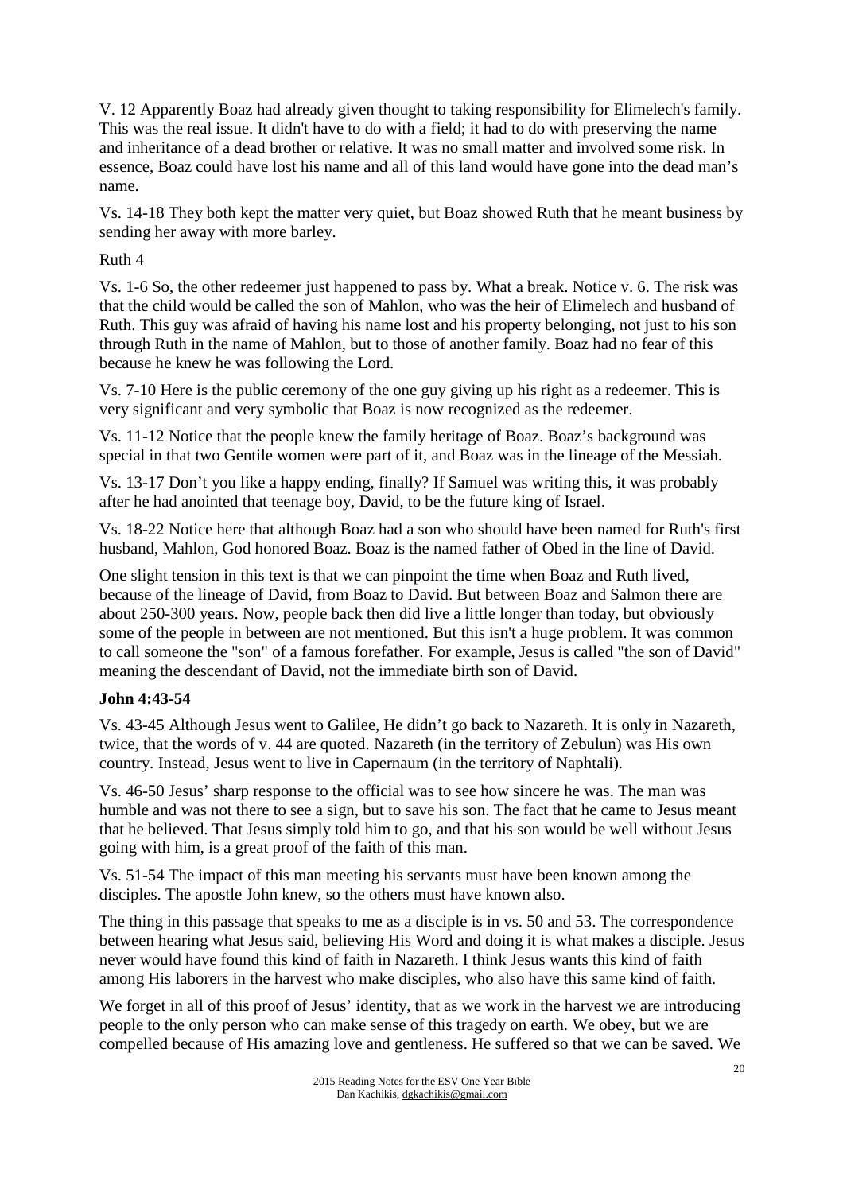V. 12 Apparently Boaz had already given thought to taking responsibility for Elimelech's family. This was the real issue. It didn't have to do with a field; it had to do with preserving the name and inheritance of a dead brother or relative. It was no small matter and involved some risk. In essence, Boaz could have lost his name and all of this land would have gone into the dead man's name.

Vs. 14-18 They both kept the matter very quiet, but Boaz showed Ruth that he meant business by sending her away with more barley.

Ruth 4

Vs. 1-6 So, the other redeemer just happened to pass by. What a break. Notice v. 6. The risk was that the child would be called the son of Mahlon, who was the heir of Elimelech and husband of Ruth. This guy was afraid of having his name lost and his property belonging, not just to his son through Ruth in the name of Mahlon, but to those of another family. Boaz had no fear of this because he knew he was following the Lord.

Vs. 7-10 Here is the public ceremony of the one guy giving up his right as a redeemer. This is very significant and very symbolic that Boaz is now recognized as the redeemer.

Vs. 11-12 Notice that the people knew the family heritage of Boaz. Boaz's background was special in that two Gentile women were part of it, and Boaz was in the lineage of the Messiah.

Vs. 13-17 Don't you like a happy ending, finally? If Samuel was writing this, it was probably after he had anointed that teenage boy, David, to be the future king of Israel.

Vs. 18-22 Notice here that although Boaz had a son who should have been named for Ruth's first husband, Mahlon, God honored Boaz. Boaz is the named father of Obed in the line of David.

One slight tension in this text is that we can pinpoint the time when Boaz and Ruth lived, because of the lineage of David, from Boaz to David. But between Boaz and Salmon there are about 250-300 years. Now, people back then did live a little longer than today, but obviously some of the people in between are not mentioned. But this isn't a huge problem. It was common to call someone the "son" of a famous forefather. For example, Jesus is called "the son of David" meaning the descendant of David, not the immediate birth son of David.

**John 4:43-54**

Vs. 43-45 Although Jesus went to Galilee, He didn't go back to Nazareth. It is only in Nazareth, twice, that the words of v. 44 are quoted. Nazareth (in the territory of Zebulun) was His own country. Instead, Jesus went to live in Capernaum (in the territory of Naphtali).

Vs. 46-50 Jesus' sharp response to the official was to see how sincere he was. The man was humble and was not there to see a sign, but to save his son. The fact that he came to Jesus meant that he believed. That Jesus simply told him to go, and that his son would be well without Jesus going with him, is a great proof of the faith of this man.

Vs. 51-54 The impact of this man meeting his servants must have been known among the disciples. The apostle John knew, so the others must have known also.

The thing in this passage that speaks to me as a disciple is in vs. 50 and 53. The correspondence between hearing what Jesus said, believing His Word and doing it is what makes a disciple. Jesus never would have found this kind of faith in Nazareth. I think Jesus wants this kind of faith among His laborers in the harvest who make disciples, who also have this same kind of faith.

We forget in all of this proof of Jesus' identity, that as we work in the harvest we are introducing people to the only person who can make sense of this tragedy on earth. We obey, but we are compelled because of His amazing love and gentleness. He suffered so that we can be saved. We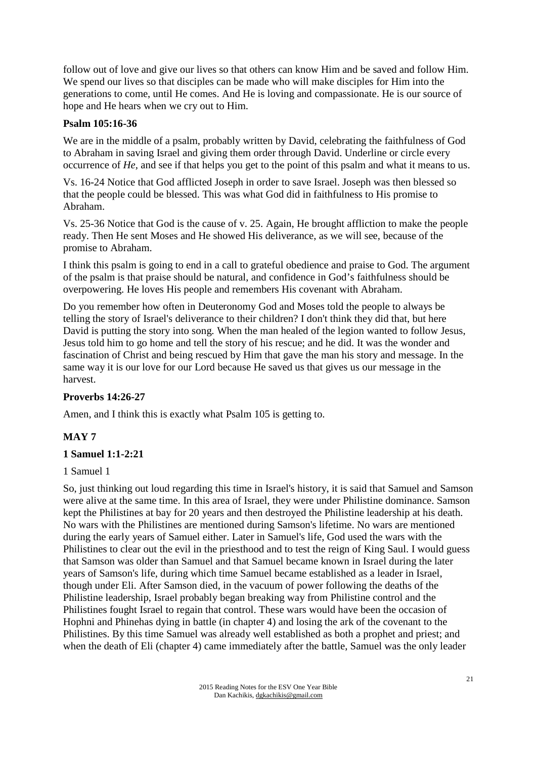follow out of love and give our lives so that others can know Him and be saved and follow Him. We spend our lives so that disciples can be made who will make disciples for Him into the generations to come, until He comes. And He is loving and compassionate. He is our source of hope and He hears when we cry out to Him.

**Psalm 105:16-36**

We are in the middle of a psalm, probably written by David, celebrating the faithfulness of God to Abraham in saving Israel and giving them order through David. Underline or circle every occurrence of *He*, and see if that helps you get to the point of this psalm and what it means to us.

Vs. 16-24 Notice that God afflicted Joseph in order to save Israel. Joseph was then blessed so that the people could be blessed. This was what God did in faithfulness to His promise to Abraham.

Vs. 25-36 Notice that God is the cause of v. 25. Again, He brought affliction to make the people ready. Then He sent Moses and He showed His deliverance, as we will see, because of the promise to Abraham.

I think this psalm is going to end in a call to grateful obedience and praise to God. The argument of the psalm is that praise should be natural, and confidence in God's faithfulness should be overpowering. He loves His people and remembers His covenant with Abraham.

Do you remember how often in Deuteronomy God and Moses told the people to always be telling the story of Israel's deliverance to their children? I don't think they did that, but here David is putting the story into song. When the man healed of the legion wanted to follow Jesus, Jesus told him to go home and tell the story of his rescue; and he did. It was the wonder and fascination of Christ and being rescued by Him that gave the man his story and message. In the same way it is our love for our Lord because He saved us that gives us our message in the harvest.

**Proverbs 14:26-27**

Amen, and I think this is exactly what Psalm 105 is getting to.

## MAY 7

**1 Samuel 1:1-2:21**

1 Samuel 1

So, just thinking out loud regarding this time in Israel's history, it is said that Samuel and Samson were alive at the same time. In this area of Israel, they were under Philistine dominance. Samson kept the Philistines at bay for 20 years and then destroyed the Philistine leadership at his death. No wars with the Philistines are mentioned during Samson's lifetime. No wars are mentioned during the early years of Samuel either. Later in Samuel's life, God used the wars with the Philistines to clear out the evil in the priesthood and to test the reign of King Saul. I would guess that Samson was older than Samuel and that Samuel became known in Israel during the later years of Samson's life, during which time Samuel became established as a leader in Israel, though under Eli. After Samson died, in the vacuum of power following the deaths of the Philistine leadership, Israel probably began breaking way from Philistine control and the Philistines fought Israel to regain that control. These wars would have been the occasion of Hophni and Phinehas dying in battle (in chapter 4) and losing the ark of the covenant to the Philistines. By this time Samuel was already well established as both a prophet and priest; and when the death of Eli (chapter 4) came immediately after the battle, Samuel was the only leader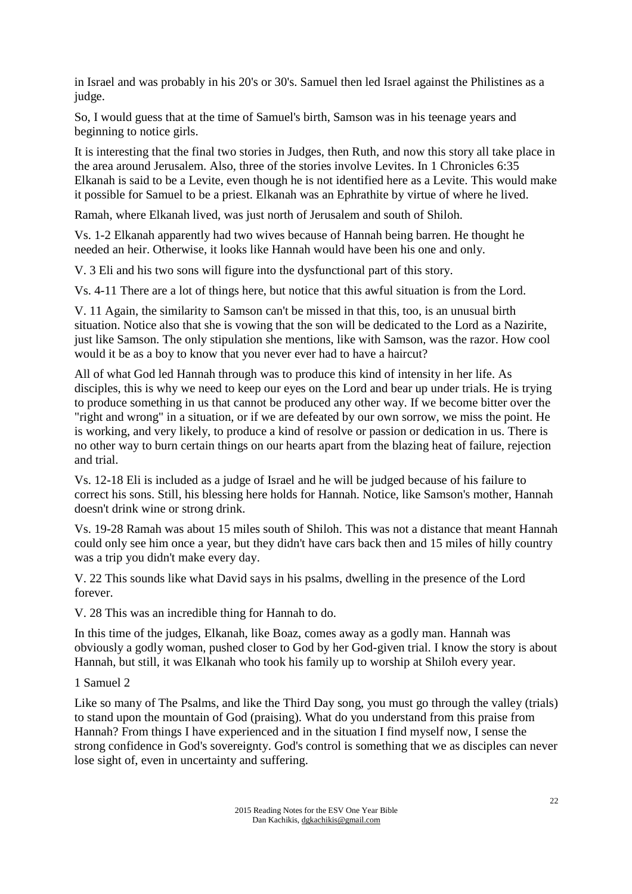in Israel and was probably in his 20's or 30's. Samuel then led Israel against the Philistines as a judge.

So, I would guess that at the time of Samuel's birth, Samson was in his teenage years and beginning to notice girls.

It is interesting that the final two stories in Judges, then Ruth, and now this story all take place in the area around Jerusalem. Also, three of the stories involve Levites. In 1 Chronicles 6:35 Elkanah is said to be a Levite, even though he is not identified here as a Levite. This would make it possible for Samuel to be a priest. Elkanah was an Ephrathite by virtue of where he lived.

Ramah, where Elkanah lived, was just north of Jerusalem and south of Shiloh.

Vs. 1-2 Elkanah apparently had two wives because of Hannah being barren. He thought he needed an heir. Otherwise, it looks like Hannah would have been his one and only.

V. 3 Eli and his two sons will figure into the dysfunctional part of this story.

Vs. 4-11 There are a lot of things here, but notice that this awful situation is from the Lord.

V. 11 Again, the similarity to Samson can't be missed in that this, too, is an unusual birth situation. Notice also that she is vowing that the son will be dedicated to the Lord as a Nazirite, just like Samson. The only stipulation she mentions, like with Samson, was the razor. How cool would it be as a boy to know that you never ever had to have a haircut?

All of what God led Hannah through was to produce this kind of intensity in her life. As disciples, this is why we need to keep our eyes on the Lord and bear up under trials. He is trying to produce something in us that cannot be produced any other way. If we become bitter over the "right and wrong" in a situation, or if we are defeated by our own sorrow, we miss the point. He is working, and very likely, to produce a kind of resolve or passion or dedication in us. There is no other way to burn certain things on our hearts apart from the blazing heat of failure, rejection and trial.

Vs. 12-18 Eli is included as a judge of Israel and he will be judged because of his failure to correct his sons. Still, his blessing here holds for Hannah. Notice, like Samson's mother, Hannah doesn't drink wine or strong drink.

Vs. 19-28 Ramah was about 15 miles south of Shiloh. This was not a distance that meant Hannah could only see him once a year, but they didn't have cars back then and 15 miles of hilly country was a trip you didn't make every day.

V. 22 This sounds like what David says in his psalms, dwelling in the presence of the Lord forever.

V. 28 This was an incredible thing for Hannah to do.

In this time of the judges, Elkanah, like Boaz, comes away as a godly man. Hannah was obviously a godly woman, pushed closer to God by her God-given trial. I know the story is about Hannah, but still, it was Elkanah who took his family up to worship at Shiloh every year.

1 Samuel 2

Like so many of The Psalms, and like the Third Day song, you must go through the valley (trials) to stand upon the mountain of God (praising). What do you understand from this praise from Hannah? From things I have experienced and in the situation I find myself now, I sense the strong confidence in God's sovereignty. God's control is something that we as disciples can never lose sight of, even in uncertainty and suffering.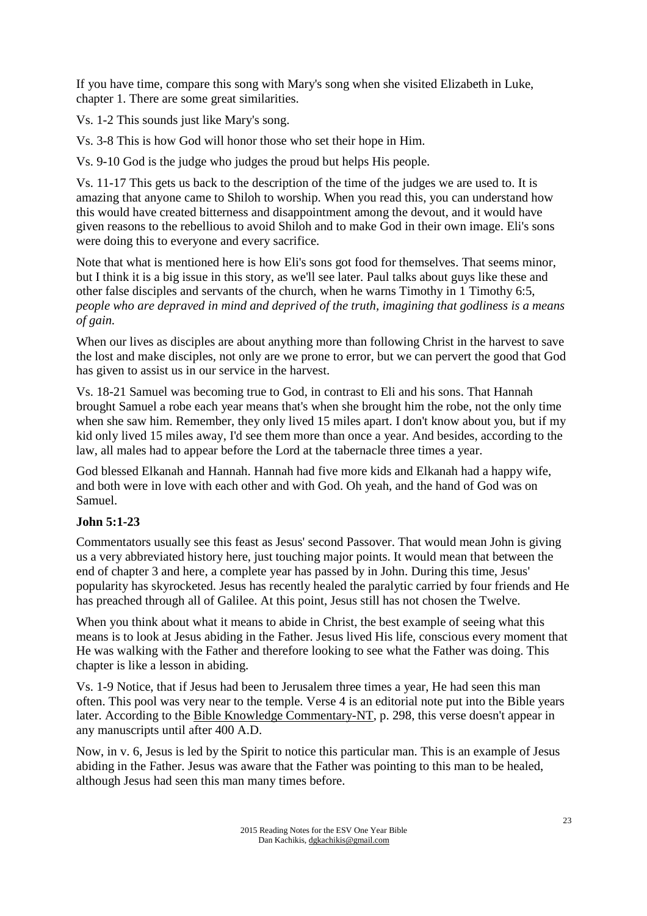If you have time, compare this song with Mary's song when she visited Elizabeth in Luke, chapter 1. There are some great similarities.

Vs. 1-2 This sounds just like Mary's song.

Vs. 3-8 This is how God will honor those who set their hope in Him.

Vs. 9-10 God is the judge who judges the proud but helps His people.

Vs. 11-17 This gets us back to the description of the time of the judges we are used to. It is amazing that anyone came to Shiloh to worship. When you read this, you can understand how this would have created bitterness and disappointment among the devout, and it would have given reasons to the rebellious to avoid Shiloh and to make God in their own image. Eli's sons were doing this to everyone and every sacrifice.

Note that what is mentioned here is how Eli's sons got food for themselves. That seems minor, but I think it is a big issue in this story, as we'll see later. Paul talks about guys like these and other false disciples and servants of the church, when he warns Timothy in 1 Timothy 6:5, *people who are depraved in mind and deprived of the truth, imagining that godliness is a means of gain.*

When our lives as disciples are about anything more than following Christ in the harvest to save the lost and make disciples, not only are we prone to error, but we can pervert the good that God has given to assist us in our service in the harvest.

Vs. 18-21 Samuel was becoming true to God, in contrast to Eli and his sons. That Hannah brought Samuel a robe each year means that's when she brought him the robe, not the only time when she saw him. Remember, they only lived 15 miles apart. I don't know about you, but if my kid only lived 15 miles away, I'd see them more than once a year. And besides, according to the law, all males had to appear before the Lord at the tabernacle three times a year.

God blessed Elkanah and Hannah. Hannah had five more kids and Elkanah had a happy wife, and both were in love with each other and with God. Oh yeah, and the hand of God was on Samuel.

**John 5:1-23**

Commentators usually see this feast as Jesus' second Passover. That would mean John is giving us a very abbreviated history here, just touching major points. It would mean that between the end of chapter 3 and here, a complete year has passed by in John. During this time, Jesus' popularity has skyrocketed. Jesus has recently healed the paralytic carried by four friends and He has preached through all of Galilee. At this point, Jesus still has not chosen the Twelve.

When you think about what it means to abide in Christ, the best example of seeing what this means is to look at Jesus abiding in the Father. Jesus lived His life, conscious every moment that He was walking with the Father and therefore looking to see what the Father was doing. This chapter is like a lesson in abiding.

Vs. 1-9 Notice, that if Jesus had been to Jerusalem three times a year, He had seen this man often. This pool was very near to the temple. Verse 4 is an editorial note put into the Bible years later. According to the Bible Knowledge Commentary-NT, p. 298, this verse doesn't appear in any manuscripts until after 400 A.D.

Now, in v. 6, Jesus is led by the Spirit to notice this particular man. This is an example of Jesus abiding in the Father. Jesus was aware that the Father was pointing to this man to be healed, although Jesus had seen this man many times before.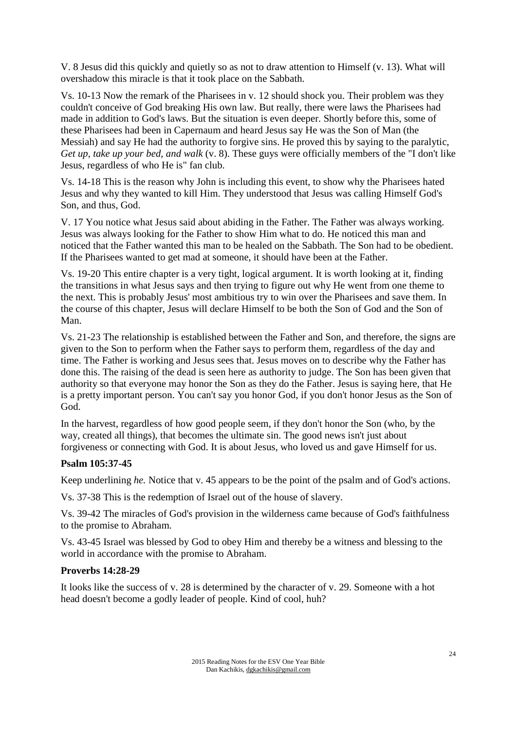V. 8 Jesus did this quickly and quietly so as not to draw attention to Himself (v. 13). What will overshadow this miracle is that it took place on the Sabbath.

Vs. 10-13 Now the remark of the Pharisees in v. 12 should shock you. Their problem was they couldn't conceive of God breaking His own law. But really, there were laws the Pharisees had made in addition to God's laws. But the situation is even deeper. Shortly before this, some of these Pharisees had been in Capernaum and heard Jesus say He was the Son of Man (the Messiah) and say He had the authority to forgive sins. He proved this by saying to the paralytic, *Get up, take up your bed, and walk* (v. 8). These guys were officially members of the "I don't like Jesus, regardless of who He is" fan club.

Vs. 14-18 This is the reason why John is including this event, to show why the Pharisees hated Jesus and why they wanted to kill Him. They understood that Jesus was calling Himself God's Son, and thus, God.

V. 17 You notice what Jesus said about abiding in the Father. The Father was always working. Jesus was always looking for the Father to show Him what to do. He noticed this man and noticed that the Father wanted this man to be healed on the Sabbath. The Son had to be obedient. If the Pharisees wanted to get mad at someone, it should have been at the Father.

Vs. 19-20 This entire chapter is a very tight, logical argument. It is worth looking at it, finding the transitions in what Jesus says and then trying to figure out why He went from one theme to the next. This is probably Jesus' most ambitious try to win over the Pharisees and save them. In the course of this chapter, Jesus will declare Himself to be both the Son of God and the Son of Man.

Vs. 21-23 The relationship is established between the Father and Son, and therefore, the signs are given to the Son to perform when the Father says to perform them, regardless of the day and time. The Father is working and Jesus sees that. Jesus moves on to describe why the Father has done this. The raising of the dead is seen here as authority to judge. The Son has been given that authority so that everyone may honor the Son as they do the Father. Jesus is saying here, that He is a pretty important person. You can't say you honor God, if you don't honor Jesus as the Son of God.

In the harvest, regardless of how good people seem, if they don't honor the Son (who, by the way, created all things), that becomes the ultimate sin. The good news isn't just about forgiveness or connecting with God. It is about Jesus, who loved us and gave Himself for us.

**Psalm 105:37-45**

Keep underlining *he.* Notice that v. 45 appears to be the point of the psalm and of God's actions.

Vs. 37-38 This is the redemption of Israel out of the house of slavery.

Vs. 39-42 The miracles of God's provision in the wilderness came because of God's faithfulness to the promise to Abraham.

Vs. 43-45 Israel was blessed by God to obey Him and thereby be a witness and blessing to the world in accordance with the promise to Abraham.

**Proverbs 14:28-29**

It looks like the success of v. 28 is determined by the character of v. 29. Someone with a hot head doesn't become a godly leader of people. Kind of cool, huh?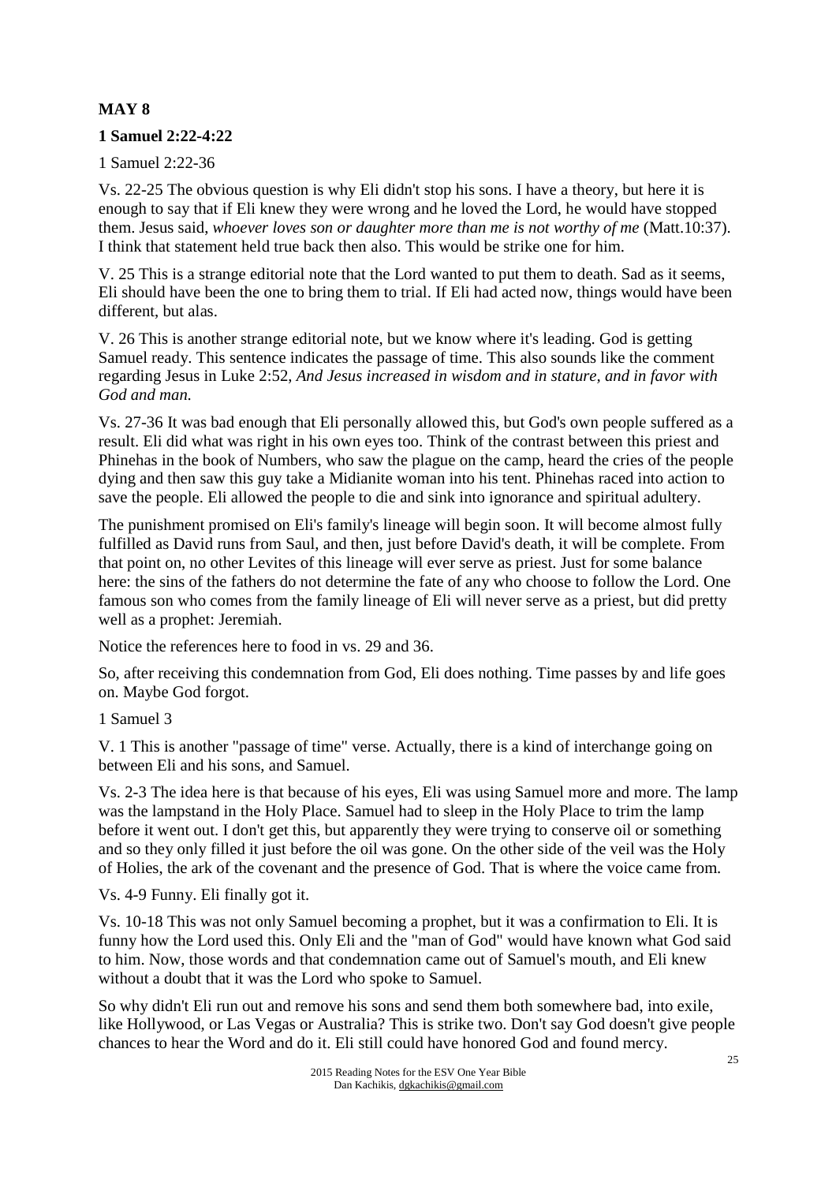**MAY 8**

**1 Samuel 2:22-4:22**

1 Samuel 2:22-36

Vs. 22-25 The obvious question is why Eli didn't stop his sons. I have a theory, but here it is enough to say that if Eli knew they were wrong and he loved the Lord, he would have stopped them. Jesus said, *whoever loves son or daughter more than me is not worthy of me* (Matt.10:37). I think that statement held true back then also. This would be strike one for him.

V. 25 This is a strange editorial note that the Lord wanted to put them to death. Sad as it seems, Eli should have been the one to bring them to trial. If Eli had acted now, things would have been different, but alas.

V. 26 This is another strange editorial note, but we know where it's leading. God is getting Samuel ready. This sentence indicates the passage of time. This also sounds like the comment regarding Jesus in Luke 2:52, *And Jesus increased in wisdom and in stature, and in favor with God and man.*

Vs. 27-36 It was bad enough that Eli personally allowed this, but God's own people suffered as a result. Eli did what was right in his own eyes too. Think of the contrast between this priest and Phinehas in the book of Numbers, who saw the plague on the camp, heard the cries of the people dying and then saw this guy take a Midianite woman into his tent. Phinehas raced into action to save the people. Eli allowed the people to die and sink into ignorance and spiritual adultery.

The punishment promised on Eli's family's lineage will begin soon. It will become almost fully fulfilled as David runs from Saul, and then, just before David's death, it will be complete. From that point on, no other Levites of this lineage will ever serve as priest. Just for some balance here: the sins of the fathers do not determine the fate of any who choose to follow the Lord. One famous son who comes from the family lineage of Eli will never serve as a priest, but did pretty well as a prophet: Jeremiah.

Notice the references here to food in vs. 29 and 36.

So, after receiving this condemnation from God, Eli does nothing. Time passes by and life goes on. Maybe God forgot.

1 Samuel 3

V. 1 This is another "passage of time" verse. Actually, there is a kind of interchange going on between Eli and his sons, and Samuel.

Vs. 2-3 The idea here is that because of his eyes, Eli was using Samuel more and more. The lamp was the lampstand in the Holy Place. Samuel had to sleep in the Holy Place to trim the lamp before it went out. I don't get this, but apparently they were trying to conserve oil or something and so they only filled it just before the oil was gone. On the other side of the veil was the Holy of Holies, the ark of the covenant and the presence of God. That is where the voice came from.

Vs. 4-9 Funny. Eli finally got it.

Vs. 10-18 This was not only Samuel becoming a prophet, but it was a confirmation to Eli. It is funny how the Lord used this. Only Eli and the "man of God" would have known what God said to him. Now, those words and that condemnation came out of Samuel's mouth, and Eli knew without a doubt that it was the Lord who spoke to Samuel.

So why didn't Eli run out and remove his sons and send them both somewhere bad, into exile, like Hollywood, or Las Vegas or Australia? This is strike two. Don't say God doesn't give people chances to hear the Word and do it. Eli still could have honored God and found mercy.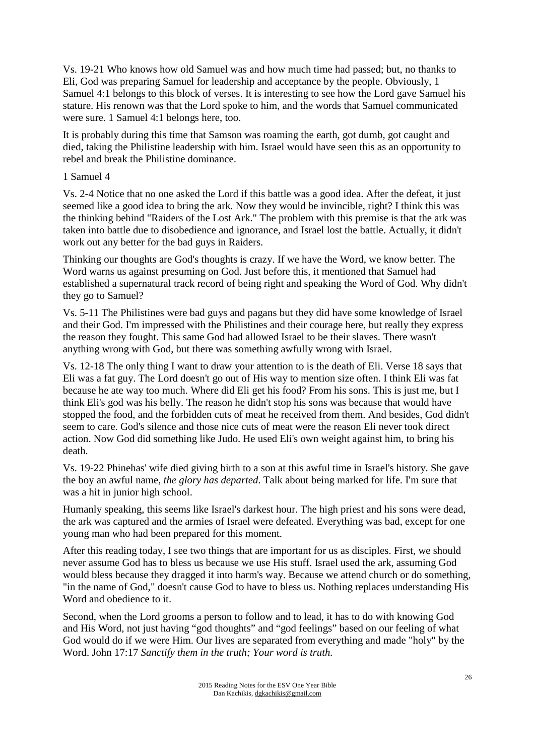Vs. 19-21 Who knows how old Samuel was and how much time had passed; but, no thanks to Eli, God was preparing Samuel for leadership and acceptance by the people. Obviously, 1 Samuel 4:1 belongs to this block of verses. It is interesting to see how the Lord gave Samuel his stature. His renown was that the Lord spoke to him, and the words that Samuel communicated were sure. 1 Samuel 4:1 belongs here, too.

It is probably during this time that Samson was roaming the earth, got dumb, got caught and died, taking the Philistine leadership with him. Israel would have seen this as an opportunity to rebel and break the Philistine dominance.

1 Samuel 4

Vs. 2-4 Notice that no one asked the Lord if this battle was a good idea. After the defeat, it just seemed like a good idea to bring the ark. Now they would be invincible, right? I think this was the thinking behind "Raiders of the Lost Ark." The problem with this premise is that the ark was taken into battle due to disobedience and ignorance, and Israel lost the battle. Actually, it didn't work out any better for the bad guys in Raiders.

Thinking our thoughts are God's thoughts is crazy. If we have the Word, we know better. The Word warns us against presuming on God. Just before this, it mentioned that Samuel had established a supernatural track record of being right and speaking the Word of God. Why didn't they go to Samuel?

Vs. 5-11 The Philistines were bad guys and pagans but they did have some knowledge of Israel and their God. I'm impressed with the Philistines and their courage here, but really they express the reason they fought. This same God had allowed Israel to be their slaves. There wasn't anything wrong with God, but there was something awfully wrong with Israel.

Vs. 12-18 The only thing I want to draw your attention to is the death of Eli. Verse 18 says that Eli was a fat guy. The Lord doesn't go out of His way to mention size often. I think Eli was fat because he ate way too much. Where did Eli get his food? From his sons. This is just me, but I think Eli's god was his belly. The reason he didn't stop his sons was because that would have stopped the food, and the forbidden cuts of meat he received from them. And besides, God didn't seem to care. God's silence and those nice cuts of meat were the reason Eli never took direct action. Now God did something like Judo. He used Eli's own weight against him, to bring his death.

Vs. 19-22 Phinehas' wife died giving birth to a son at this awful time in Israel's history. She gave the boy an awful name, *the glory has departed*. Talk about being marked for life. I'm sure that was a hit in junior high school.

Humanly speaking, this seems like Israel's darkest hour. The high priest and his sons were dead, the ark was captured and the armies of Israel were defeated. Everything was bad, except for one young man who had been prepared for this moment.

After this reading today, I see two things that are important for us as disciples. First, we should never assume God has to bless us because we use His stuff. Israel used the ark, assuming God would bless because they dragged it into harm's way. Because we attend church or do something, "in the name of God," doesn't cause God to have to bless us. Nothing replaces understanding His Word and obedience to it.

Second, when the Lord grooms a person to follow and to lead, it has to do with knowing God and His Word, not just having "god thoughts" and "god feelings" based on our feeling of what God would do if we were Him. Our lives are separated from everything and made "holy" by the Word. John 17:17 *Sanctify them in the truth; Your word is truth.*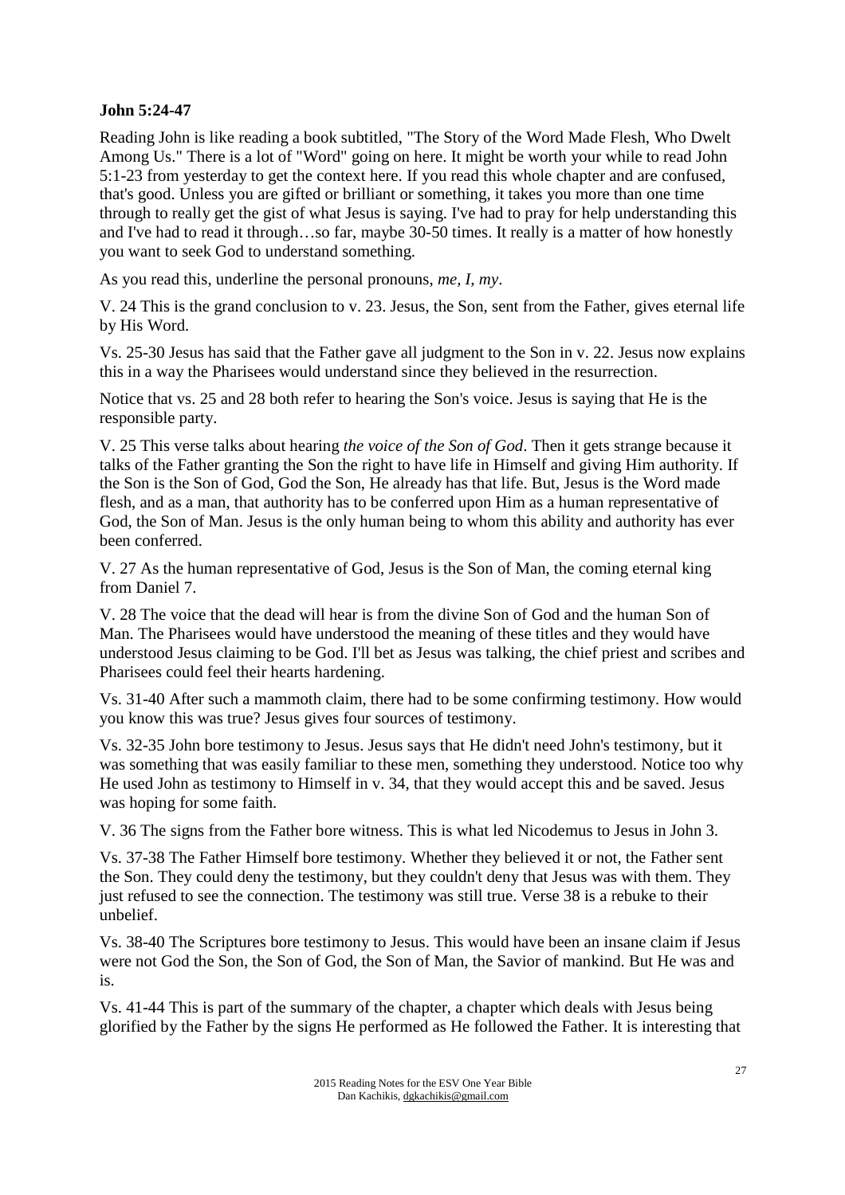**John 5:24-47**

Reading John is like reading a book subtitled, "The Story of the Word Made Flesh, Who Dwelt Among Us." There is a lot of "Word" going on here. It might be worth your while to read John 5:1-23 from yesterday to get the context here. If you read this whole chapter and are confused, that's good. Unless you are gifted or brilliant or something, it takes you more than one time through to really get the gist of what Jesus is saying. I've had to pray for help understanding this and I've had to read it through…so far, maybe 30-50 times. It really is a matter of how honestly you want to seek God to understand something.

As you read this, underline the personal pronouns, *me, I, my*.

V. 24 This is the grand conclusion to v. 23. Jesus, the Son, sent from the Father, gives eternal life by His Word.

Vs. 25-30 Jesus has said that the Father gave all judgment to the Son in v. 22. Jesus now explains this in a way the Pharisees would understand since they believed in the resurrection.

Notice that vs. 25 and 28 both refer to hearing the Son's voice. Jesus is saying that He is the responsible party.

V. 25 This verse talks about hearing *the voice of the Son of God*. Then it gets strange because it talks of the Father granting the Son the right to have life in Himself and giving Him authority. If the Son is the Son of God, God the Son, He already has that life. But, Jesus is the Word made flesh, and as a man, that authority has to be conferred upon Him as a human representative of God, the Son of Man. Jesus is the only human being to whom this ability and authority has ever been conferred.

V. 27 As the human representative of God, Jesus is the Son of Man, the coming eternal king from Daniel 7.

V. 28 The voice that the dead will hear is from the divine Son of God and the human Son of Man. The Pharisees would have understood the meaning of these titles and they would have understood Jesus claiming to be God. I'll bet as Jesus was talking, the chief priest and scribes and Pharisees could feel their hearts hardening.

Vs. 31-40 After such a mammoth claim, there had to be some confirming testimony. How would you know this was true? Jesus gives four sources of testimony.

Vs. 32-35 John bore testimony to Jesus. Jesus says that He didn't need John's testimony, but it was something that was easily familiar to these men, something they understood. Notice too why He used John as testimony to Himself in v. 34, that they would accept this and be saved. Jesus was hoping for some faith.

V. 36 The signs from the Father bore witness. This is what led Nicodemus to Jesus in John 3.

Vs. 37-38 The Father Himself bore testimony. Whether they believed it or not, the Father sent the Son. They could deny the testimony, but they couldn't deny that Jesus was with them. They just refused to see the connection. The testimony was still true. Verse 38 is a rebuke to their unbelief.

Vs. 38-40 The Scriptures bore testimony to Jesus. This would have been an insane claim if Jesus were not God the Son, the Son of God, the Son of Man, the Savior of mankind. But He was and is.

Vs. 41-44 This is part of the summary of the chapter, a chapter which deals with Jesus being glorified by the Father by the signs He performed as He followed the Father. It is interesting that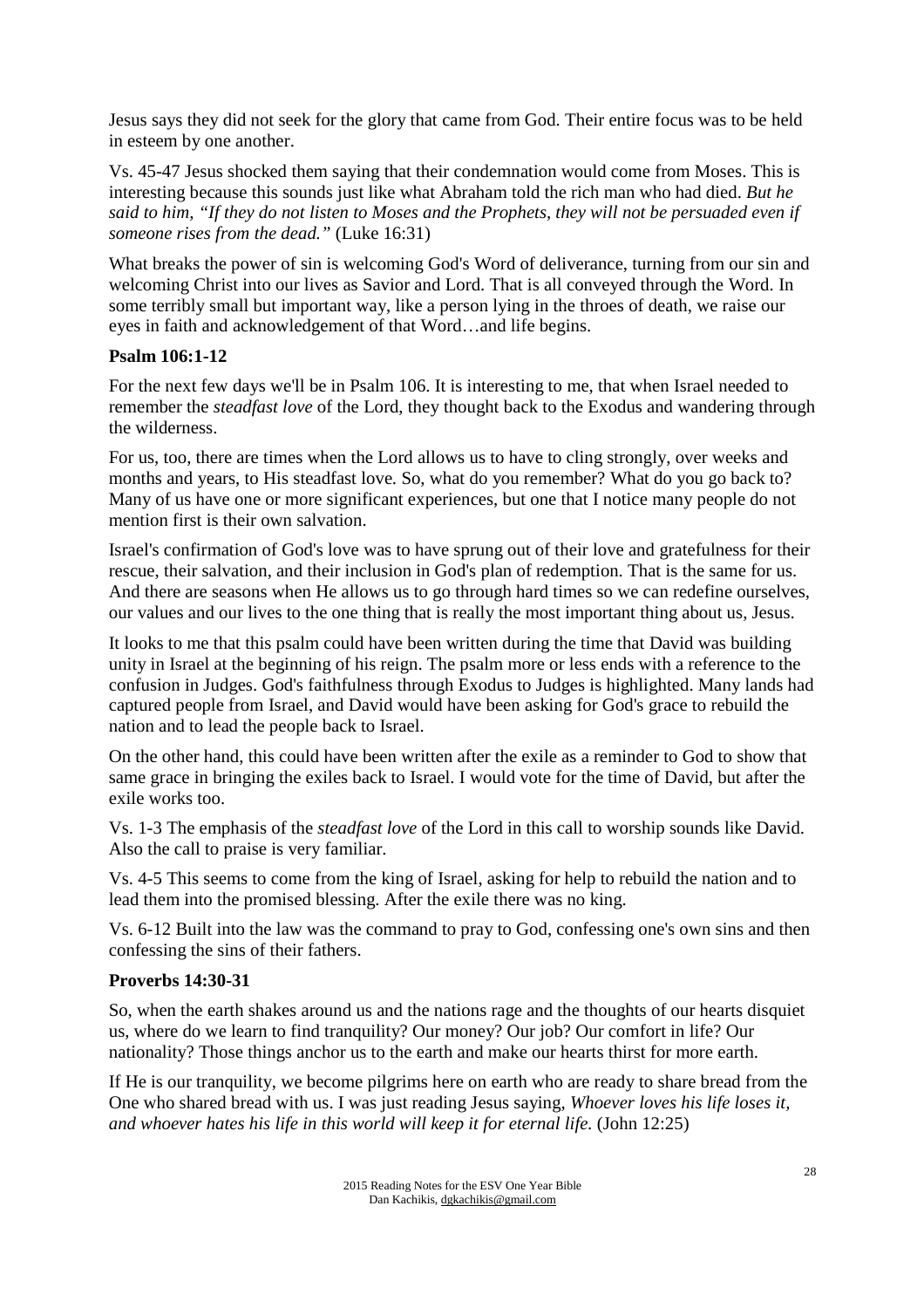Jesus says they did not seek for the glory that came from God. Their entire focus was to be held in esteem by one another.

Vs. 45-47 Jesus shocked them saying that their condemnation would come from Moses. This is interesting because this sounds just like what Abraham told the rich man who had died. *But he said to him, "If they do not listen to Moses and the Prophets, they will not be persuaded even if someone rises from the dead."* (Luke 16:31)

What breaks the power of sin is welcoming God's Word of deliverance, turning from our sin and welcoming Christ into our lives as Savior and Lord. That is all conveyed through the Word. In some terribly small but important way, like a person lying in the throes of death, we raise our eyes in faith and acknowledgement of that Word…and life begins.

**Psalm 106:1-12**

For the next few days we'll be in Psalm 106. It is interesting to me, that when Israel needed to remember the *steadfast love* of the Lord, they thought back to the Exodus and wandering through the wilderness.

For us, too, there are times when the Lord allows us to have to cling strongly, over weeks and months and years, to His steadfast love. So, what do you remember? What do you go back to? Many of us have one or more significant experiences, but one that I notice many people do not mention first is their own salvation.

Israel's confirmation of God's love was to have sprung out of their love and gratefulness for their rescue, their salvation, and their inclusion in God's plan of redemption. That is the same for us. And there are seasons when He allows us to go through hard times so we can redefine ourselves, our values and our lives to the one thing that is really the most important thing about us, Jesus.

It looks to me that this psalm could have been written during the time that David was building unity in Israel at the beginning of his reign. The psalm more or less ends with a reference to the confusion in Judges. God's faithfulness through Exodus to Judges is highlighted. Many lands had captured people from Israel, and David would have been asking for God's grace to rebuild the nation and to lead the people back to Israel.

On the other hand, this could have been written after the exile as a reminder to God to show that same grace in bringing the exiles back to Israel. I would vote for the time of David, but after the exile works too.

Vs. 1-3 The emphasis of the *steadfast love* of the Lord in this call to worship sounds like David. Also the call to praise is very familiar.

Vs. 4-5 This seems to come from the king of Israel, asking for help to rebuild the nation and to lead them into the promised blessing. After the exile there was no king.

Vs. 6-12 Built into the law was the command to pray to God, confessing one's own sins and then confessing the sins of their fathers.

**Proverbs 14:30-31**

So, when the earth shakes around us and the nations rage and the thoughts of our hearts disquiet us, where do we learn to find tranquility? Our money? Our job? Our comfort in life? Our nationality? Those things anchor us to the earth and make our hearts thirst for more earth.

If He is our tranquility, we become pilgrims here on earth who are ready to share bread from the One who shared bread with us. I was just reading Jesus saying, *Whoever loves his life loses it, and whoever hates his life in this world will keep it for eternal life.* (John 12:25)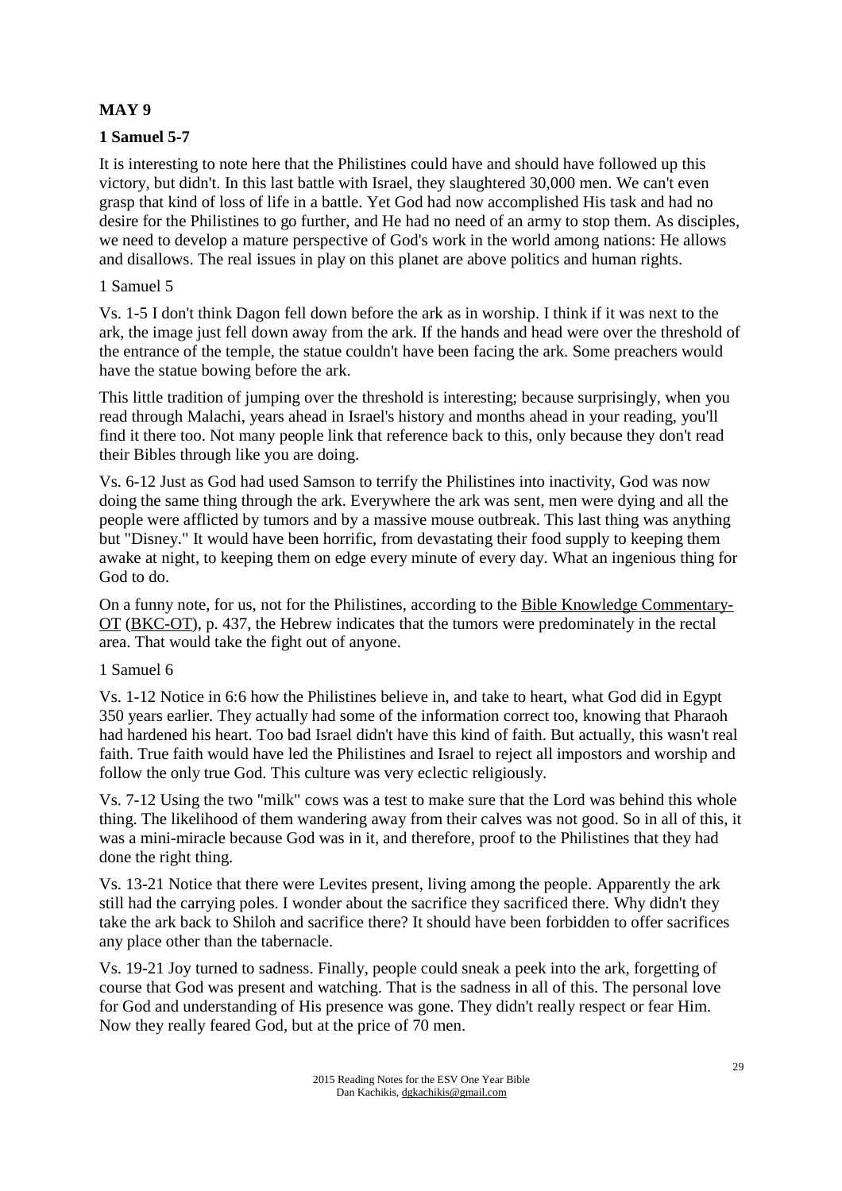**MAY 9**

**1 Samuel 5-7**

It is interesting to note here that the Philistines could have and should have followed up this victory, but didn't. In this last battle with Israel, they slaughtered 30,000 men. We can't even grasp that kind of loss of life in a battle. Yet God had now accomplished His task and had no desire for the Philistines to go further, and He had no need of an army to stop them. As disciples, we need to develop a mature perspective of God's work in the world among nations: He allows and disallows. The real issues in play on this planet are above politics and human rights.

1 Samuel 5

Vs. 1-5 I don't think Dagon fell down before the ark as in worship. I think if it was next to the ark, the image just fell down away from the ark. If the hands and head were over the threshold of the entrance of the temple, the statue couldn't have been facing the ark. Some preachers would have the statue bowing before the ark.

This little tradition of jumping over the threshold is interesting; because surprisingly, when you read through Malachi, years ahead in Israel's history and months ahead in your reading, you'll find it there too. Not many people link that reference back to this, only because they don't read their Bibles through like you are doing.

Vs. 6-12 Just as God had used Samson to terrify the Philistines into inactivity, God was now doing the same thing through the ark. Everywhere the ark was sent, men were dying and all the people were afflicted by tumors and by a massive mouse outbreak. This last thing was anything but "Disney." It would have been horrific, from devastating their food supply to keeping them awake at night, to keeping them on edge every minute of every day. What an ingenious thing for God to do.

On a funny note, for us, not for the Philistines, according to the Bible Knowledge Commentary-OT (BKC-OT), p. 437, the Hebrew indicates that the tumors were predominately in the rectal area. That would take the fight out of anyone.

1 Samuel 6

Vs. 1-12 Notice in 6:6 how the Philistines believe in, and take to heart, what God did in Egypt 350 years earlier. They actually had some of the information correct too, knowing that Pharaoh had hardened his heart. Too bad Israel didn't have this kind of faith. But actually, this wasn't real faith. True faith would have led the Philistines and Israel to reject all impostors and worship and follow the only true God. This culture was very eclectic religiously.

Vs. 7-12 Using the two "milk" cows was a test to make sure that the Lord was behind this whole thing. The likelihood of them wandering away from their calves was not good. So in all of this, it was a mini-miracle because God was in it, and therefore, proof to the Philistines that they had done the right thing.

Vs. 13-21 Notice that there were Levites present, living among the people. Apparently the ark still had the carrying poles. I wonder about the sacrifice they sacrificed there. Why didn't they take the ark back to Shiloh and sacrifice there? It should have been forbidden to offer sacrifices any place other than the tabernacle.

Vs. 19-21 Joy turned to sadness. Finally, people could sneak a peek into the ark, forgetting of course that God was present and watching. That is the sadness in all of this. The personal love for God and understanding of His presence was gone. They didn't really respect or fear Him. Now they really feared God, but at the price of 70 men.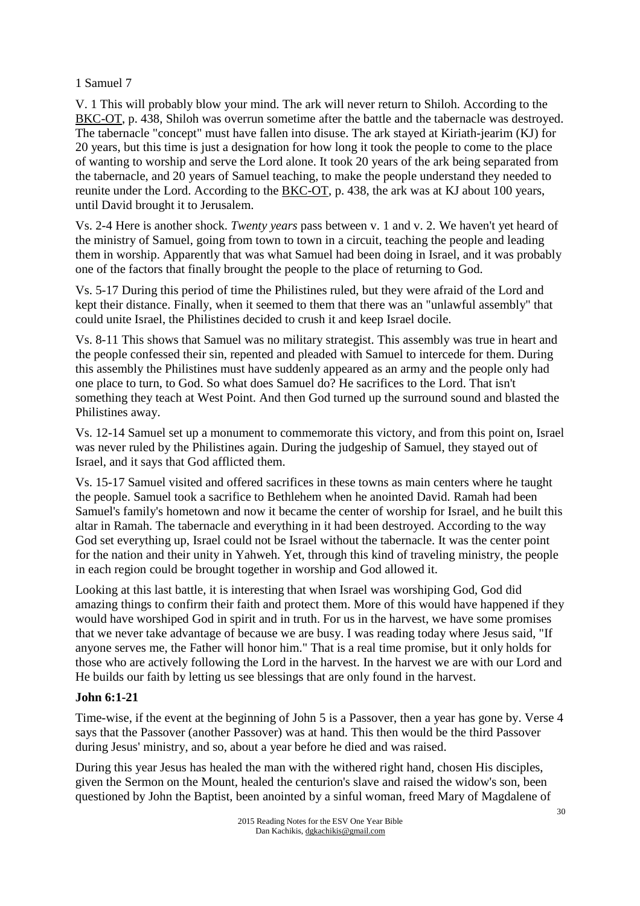1 Samuel 7

V. 1 This will probably blow your mind. The ark will never return to Shiloh. According to the BKC-OT, p. 438, Shiloh was overrun sometime after the battle and the tabernacle was destroyed. The tabernacle "concept" must have fallen into disuse. The ark stayed at Kiriath-jearim (KJ) for 20 years, but this time is just a designation for how long it took the people to come to the place of wanting to worship and serve the Lord alone. It took 20 years of the ark being separated from the tabernacle, and 20 years of Samuel teaching, to make the people understand they needed to reunite under the Lord. According to the BKC-OT, p. 438, the ark was at KJ about 100 years, until David brought it to Jerusalem.

Vs. 2-4 Here is another shock. *Twenty years* pass between v. 1 and v. 2. We haven't yet heard of the ministry of Samuel, going from town to town in a circuit, teaching the people and leading them in worship. Apparently that was what Samuel had been doing in Israel, and it was probably one of the factors that finally brought the people to the place of returning to God.

Vs. 5-17 During this period of time the Philistines ruled, but they were afraid of the Lord and kept their distance. Finally, when it seemed to them that there was an "unlawful assembly" that could unite Israel, the Philistines decided to crush it and keep Israel docile.

Vs. 8-11 This shows that Samuel was no military strategist. This assembly was true in heart and the people confessed their sin, repented and pleaded with Samuel to intercede for them. During this assembly the Philistines must have suddenly appeared as an army and the people only had one place to turn, to God. So what does Samuel do? He sacrifices to the Lord. That isn't something they teach at West Point. And then God turned up the surround sound and blasted the Philistines away.

Vs. 12-14 Samuel set up a monument to commemorate this victory, and from this point on, Israel was never ruled by the Philistines again. During the judgeship of Samuel, they stayed out of Israel, and it says that God afflicted them.

Vs. 15-17 Samuel visited and offered sacrifices in these towns as main centers where he taught the people. Samuel took a sacrifice to Bethlehem when he anointed David. Ramah had been Samuel's family's hometown and now it became the center of worship for Israel, and he built this altar in Ramah. The tabernacle and everything in it had been destroyed. According to the way God set everything up, Israel could not be Israel without the tabernacle. It was the center point for the nation and their unity in Yahweh. Yet, through this kind of traveling ministry, the people in each region could be brought together in worship and God allowed it.

Looking at this last battle, it is interesting that when Israel was worshiping God, God did amazing things to confirm their faith and protect them. More of this would have happened if they would have worshiped God in spirit and in truth. For us in the harvest, we have some promises that we never take advantage of because we are busy. I was reading today where Jesus said, "If anyone serves me, the Father will honor him." That is a real time promise, but it only holds for those who are actively following the Lord in the harvest. In the harvest we are with our Lord and He builds our faith by letting us see blessings that are only found in the harvest.

**John 6:1-21**

Time-wise, if the event at the beginning of John 5 is a Passover, then a year has gone by. Verse 4 says that the Passover (another Passover) was at hand. This then would be the third Passover during Jesus' ministry, and so, about a year before he died and was raised.

During this year Jesus has healed the man with the withered right hand, chosen His disciples, given the Sermon on the Mount, healed the centurion's slave and raised the widow's son, been questioned by John the Baptist, been anointed by a sinful woman, freed Mary of Magdalene of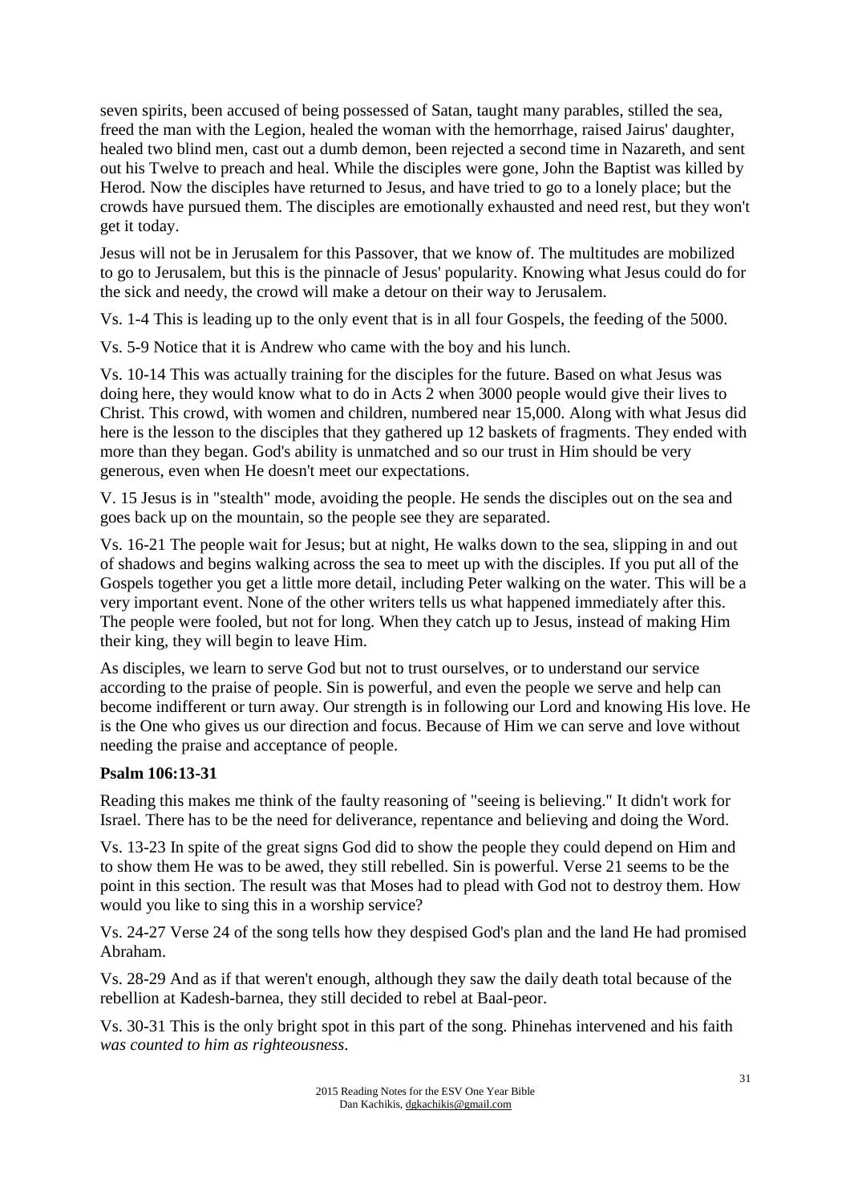seven spirits, been accused of being possessed of Satan, taught many parables, stilled the sea, freed the man with the Legion, healed the woman with the hemorrhage, raised Jairus' daughter, healed two blind men, cast out a dumb demon, been rejected a second time in Nazareth, and sent out his Twelve to preach and heal. While the disciples were gone, John the Baptist was killed by Herod. Now the disciples have returned to Jesus, and have tried to go to a lonely place; but the crowds have pursued them. The disciples are emotionally exhausted and need rest, but they won't get it today.

Jesus will not be in Jerusalem for this Passover, that we know of. The multitudes are mobilized to go to Jerusalem, but this is the pinnacle of Jesus' popularity. Knowing what Jesus could do for the sick and needy, the crowd will make a detour on their way to Jerusalem.

Vs. 1-4 This is leading up to the only event that is in all four Gospels, the feeding of the 5000.

Vs. 5-9 Notice that it is Andrew who came with the boy and his lunch.

Vs. 10-14 This was actually training for the disciples for the future. Based on what Jesus was doing here, they would know what to do in Acts 2 when 3000 people would give their lives to Christ. This crowd, with women and children, numbered near 15,000. Along with what Jesus did here is the lesson to the disciples that they gathered up 12 baskets of fragments. They ended with more than they began. God's ability is unmatched and so our trust in Him should be very generous, even when He doesn't meet our expectations.

V. 15 Jesus is in "stealth" mode, avoiding the people. He sends the disciples out on the sea and goes back up on the mountain, so the people see they are separated.

Vs. 16-21 The people wait for Jesus; but at night, He walks down to the sea, slipping in and out of shadows and begins walking across the sea to meet up with the disciples. If you put all of the Gospels together you get a little more detail, including Peter walking on the water. This will be a very important event. None of the other writers tells us what happened immediately after this. The people were fooled, but not for long. When they catch up to Jesus, instead of making Him their king, they will begin to leave Him.

As disciples, we learn to serve God but not to trust ourselves, or to understand our service according to the praise of people. Sin is powerful, and even the people we serve and help can become indifferent or turn away. Our strength is in following our Lord and knowing His love. He is the One who gives us our direction and focus. Because of Him we can serve and love without needing the praise and acceptance of people.

**Psalm 106:13-31**

Reading this makes me think of the faulty reasoning of "seeing is believing." It didn't work for Israel. There has to be the need for deliverance, repentance and believing and doing the Word.

Vs. 13-23 In spite of the great signs God did to show the people they could depend on Him and to show them He was to be awed, they still rebelled. Sin is powerful. Verse 21 seems to be the point in this section. The result was that Moses had to plead with God not to destroy them. How would you like to sing this in a worship service?

Vs. 24-27 Verse 24 of the song tells how they despised God's plan and the land He had promised Abraham.

Vs. 28-29 And as if that weren't enough, although they saw the daily death total because of the rebellion at Kadesh-barnea, they still decided to rebel at Baal-peor.

Vs. 30-31 This is the only bright spot in this part of the song. Phinehas intervened and his faith *was counted to him as righteousness*.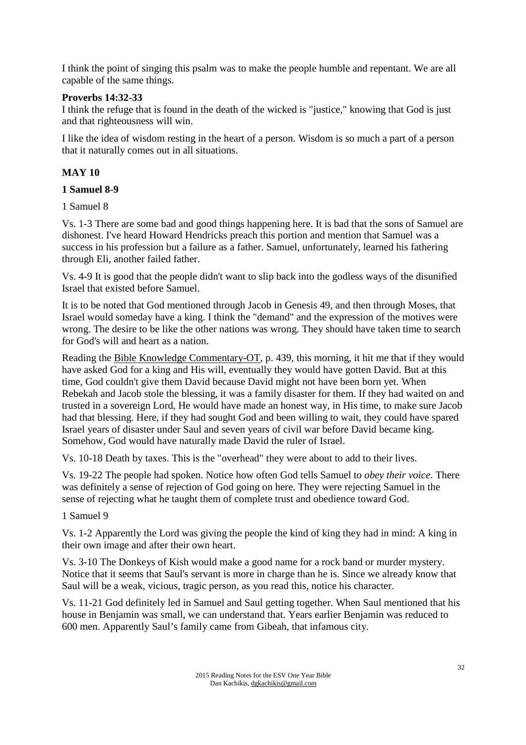I think the point of singing this psalm was to make the people humble and repentant. We are all capable of the same things.

**Proverbs 14:32-33**

I think the refuge that is found in the death of the wicked is "justice," knowing that God is just and that righteousness will win.

I like the idea of wisdom resting in the heart of a person. Wisdom is so much a part of a person that it naturally comes out in all situations.

## MAY 10

**1 Samuel 8-9**

1 Samuel 8

Vs. 1-3 There are some bad and good things happening here. It is bad that the sons of Samuel are dishonest. I've heard Howard Hendricks preach this portion and mention that Samuel was a success in his profession but a failure as a father. Samuel, unfortunately, learned his fathering through Eli, another failed father.

Vs. 4-9 It is good that the people didn't want to slip back into the godless ways of the disunified Israel that existed before Samuel.

It is to be noted that God mentioned through Jacob in Genesis 49, and then through Moses, that Israel would someday have a king. I think the "demand" and the expression of the motives were wrong. The desire to be like the other nations was wrong. They should have taken time to search for God's will and heart as a nation.

Reading the Bible Knowledge Commentary-OT, p. 439, this morning, it hit me that if they would have asked God for a king and His will, eventually they would have gotten David. But at this time, God couldn't give them David because David might not have been born yet. When Rebekah and Jacob stole the blessing, it was a family disaster for them. If they had waited on and trusted in a sovereign Lord, He would have made an honest way, in His time, to make sure Jacob had that blessing. Here, if they had sought God and been willing to wait, they could have spared Israel years of disaster under Saul and seven years of civil war before David became king. Somehow, God would have naturally made David the ruler of Israel.

Vs. 10-18 Death by taxes. This is the "overhead" they were about to add to their lives.

Vs. 19-22 The people had spoken. Notice how often God tells Samuel to *obey their voice*. There was definitely a sense of rejection of God going on here. They were rejecting Samuel in the sense of rejecting what he taught them of complete trust and obedience toward God.

1 Samuel 9

Vs. 1-2 Apparently the Lord was giving the people the kind of king they had in mind: A king in their own image and after their own heart.

Vs. 3-10 The Donkeys of Kish would make a good name for a rock band or murder mystery. Notice that it seems that Saul's servant is more in charge than he is. Since we already know that Saul will be a weak, vicious, tragic person, as you read this, notice his character.

Vs. 11-21 God definitely led in Samuel and Saul getting together. When Saul mentioned that his house in Benjamin was small, we can understand that. Years earlier Benjamin was reduced to 600 men. Apparently Saul's family came from Gibeah, that infamous city.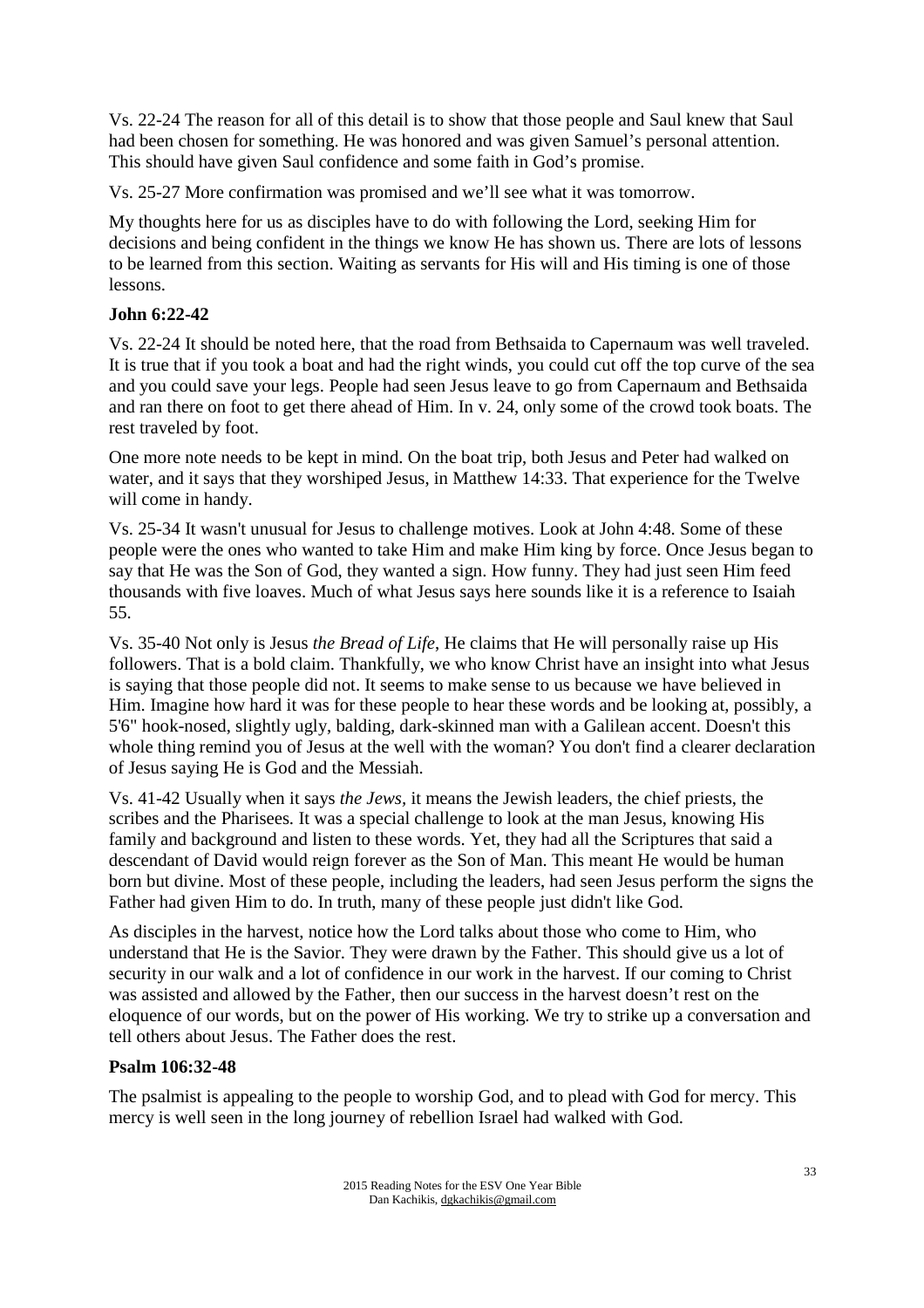Vs. 22-24 The reason for all of this detail is to show that those people and Saul knew that Saul had been chosen for something. He was honored and was given Samuel's personal attention. This should have given Saul confidence and some faith in God's promise.

Vs. 25-27 More confirmation was promised and we'll see what it was tomorrow.

My thoughts here for us as disciples have to do with following the Lord, seeking Him for decisions and being confident in the things we know He has shown us. There are lots of lessons to be learned from this section. Waiting as servants for His will and His timing is one of those lessons.

**John 6:22-42**

Vs. 22-24 It should be noted here, that the road from Bethsaida to Capernaum was well traveled. It is true that if you took a boat and had the right winds, you could cut off the top curve of the sea and you could save your legs. People had seen Jesus leave to go from Capernaum and Bethsaida and ran there on foot to get there ahead of Him. In v. 24, only some of the crowd took boats. The rest traveled by foot.

One more note needs to be kept in mind. On the boat trip, both Jesus and Peter had walked on water, and it says that they worshiped Jesus, in Matthew 14:33. That experience for the Twelve will come in handy.

Vs. 25-34 It wasn't unusual for Jesus to challenge motives. Look at John 4:48. Some of these people were the ones who wanted to take Him and make Him king by force. Once Jesus began to say that He was the Son of God, they wanted a sign. How funny. They had just seen Him feed thousands with five loaves. Much of what Jesus says here sounds like it is a reference to Isaiah 55.

Vs. 35-40 Not only is Jesus *the Bread of Life*, He claims that He will personally raise up His followers. That is a bold claim. Thankfully, we who know Christ have an insight into what Jesus is saying that those people did not. It seems to make sense to us because we have believed in Him. Imagine how hard it was for these people to hear these words and be looking at, possibly, a 5'6" hook-nosed, slightly ugly, balding, dark-skinned man with a Galilean accent. Doesn't this whole thing remind you of Jesus at the well with the woman? You don't find a clearer declaration of Jesus saying He is God and the Messiah.

Vs. 41-42 Usually when it says *the Jews*, it means the Jewish leaders, the chief priests, the scribes and the Pharisees. It was a special challenge to look at the man Jesus, knowing His family and background and listen to these words. Yet, they had all the Scriptures that said a descendant of David would reign forever as the Son of Man. This meant He would be human born but divine. Most of these people, including the leaders, had seen Jesus perform the signs the Father had given Him to do. In truth, many of these people just didn't like God.

As disciples in the harvest, notice how the Lord talks about those who come to Him, who understand that He is the Savior. They were drawn by the Father. This should give us a lot of security in our walk and a lot of confidence in our work in the harvest. If our coming to Christ was assisted and allowed by the Father, then our success in the harvest doesn't rest on the eloquence of our words, but on the power of His working. We try to strike up a conversation and tell others about Jesus. The Father does the rest.

**Psalm 106:32-48**

The psalmist is appealing to the people to worship God, and to plead with God for mercy. This mercy is well seen in the long journey of rebellion Israel had walked with God.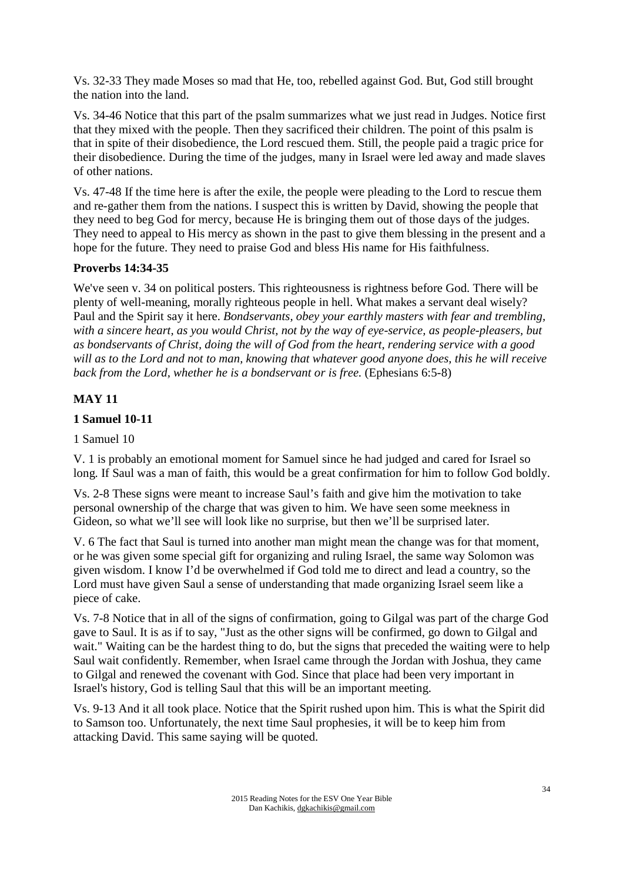Vs. 32-33 They made Moses so mad that He, too, rebelled against God. But, God still brought the nation into the land.

Vs. 34-46 Notice that this part of the psalm summarizes what we just read in Judges. Notice first that they mixed with the people. Then they sacrificed their children. The point of this psalm is that in spite of their disobedience, the Lord rescued them. Still, the people paid a tragic price for their disobedience. During the time of the judges, many in Israel were led away and made slaves of other nations.

Vs. 47-48 If the time here is after the exile, the people were pleading to the Lord to rescue them and re-gather them from the nations. I suspect this is written by David, showing the people that they need to beg God for mercy, because He is bringing them out of those days of the judges. They need to appeal to His mercy as shown in the past to give them blessing in the present and a hope for the future. They need to praise God and bless His name for His faithfulness.

### Proverbs 14:34-35

We've seen v. 34 on political posters. This righteousness is rightness before God. There will be plenty of well-meaning, morally righteous people in hell. What makes a servant deal wisely? Paul and the Spirit say it here. *Bondservants, obey your earthly masters with fear and trembling, with a sincere heart, as you would Christ, not by the way of eye-service, as people-pleasers, but as bondservants of Christ, doing the will of God from the heart, rendering service with a good will as to the Lord and not to man, knowing that whatever good anyone does, this he will receive back from the Lord, whether he is a bondservant or is free.* (Ephesians 6:5-8)

## MAY 11

### 1 Samuel 10-11

1 Samuel 10

V. 1 is probably an emotional moment for Samuel since he had judged and cared for Israel so long. If Saul was a man of faith, this would be a great confirmation for him to follow God boldly.

Vs. 2-8 These signs were meant to increase Saul's faith and give him the motivation to take personal ownership of the charge that was given to him. We have seen some meekness in Gideon, so what we'll see will look like no surprise, but then we'll be surprised later.

V. 6 The fact that Saul is turned into another man might mean the change was for that moment, or he was given some special gift for organizing and ruling Israel, the same way Solomon was given wisdom. I know I'd be overwhelmed if God told me to direct and lead a country, so the Lord must have given Saul a sense of understanding that made organizing Israel seem like a piece of cake.

Vs. 7-8 Notice that in all of the signs of confirmation, going to Gilgal was part of the charge God gave to Saul. It is as if to say, "Just as the other signs will be confirmed, go down to Gilgal and wait." Waiting can be the hardest thing to do, but the signs that preceded the waiting were to help Saul wait confidently. Remember, when Israel came through the Jordan with Joshua, they came to Gilgal and renewed the covenant with God. Since that place had been very important in Israel's history, God is telling Saul that this will be an important meeting.

Vs. 9-13 And it all took place. Notice that the Spirit rushed upon him. This is what the Spirit did to Samson too. Unfortunately, the next time Saul prophesies, it will be to keep him from attacking David. This same saying will be quoted.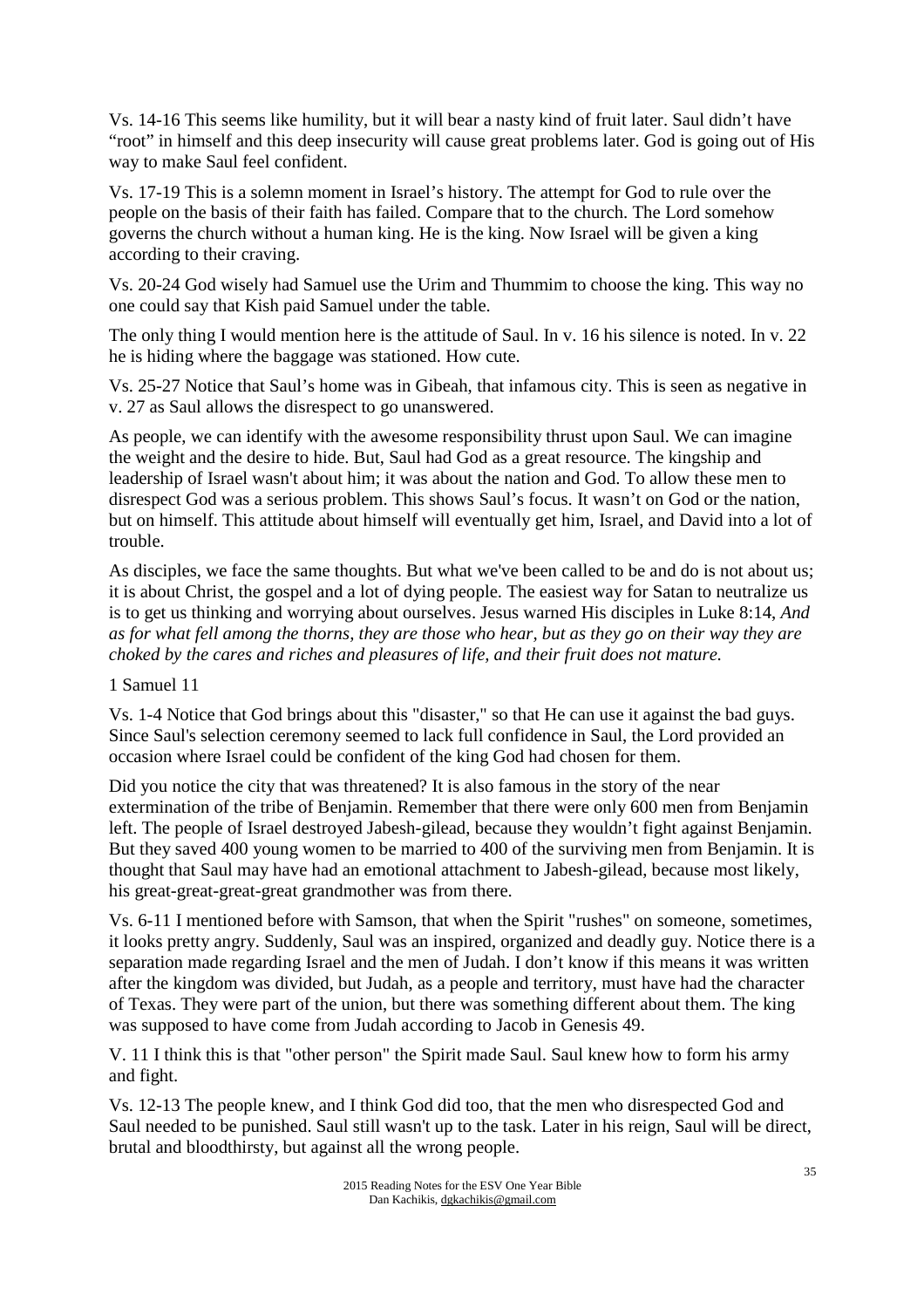Vs. 14-16 This seems like humility, but it will bear a nasty kind of fruit later. Saul didn't have "root" in himself and this deep insecurity will cause great problems later. God is going out of His way to make Saul feel confident.

Vs. 17-19 This is a solemn moment in Israel's history. The attempt for God to rule over the people on the basis of their faith has failed. Compare that to the church. The Lord somehow governs the church without a human king. He is the king. Now Israel will be given a king according to their craving.

Vs. 20-24 God wisely had Samuel use the Urim and Thummim to choose the king. This way no one could say that Kish paid Samuel under the table.

The only thing I would mention here is the attitude of Saul. In v. 16 his silence is noted. In v. 22 he is hiding where the baggage was stationed. How cute.

Vs. 25-27 Notice that Saul's home was in Gibeah, that infamous city. This is seen as negative in v. 27 as Saul allows the disrespect to go unanswered.

As people, we can identify with the awesome responsibility thrust upon Saul. We can imagine the weight and the desire to hide. But, Saul had God as a great resource. The kingship and leadership of Israel wasn't about him; it was about the nation and God. To allow these men to disrespect God was a serious problem. This shows Saul's focus. It wasn't on God or the nation, but on himself. This attitude about himself will eventually get him, Israel, and David into a lot of trouble.

As disciples, we face the same thoughts. But what we've been called to be and do is not about us; it is about Christ, the gospel and a lot of dying people. The easiest way for Satan to neutralize us is to get us thinking and worrying about ourselves. Jesus warned His disciples in Luke 8:14, *And as for what fell among the thorns, they are those who hear, but as they go on their way they are choked by the cares and riches and pleasures of life, and their fruit does not mature.*

1 Samuel 11

Vs. 1-4 Notice that God brings about this "disaster," so that He can use it against the bad guys. Since Saul's selection ceremony seemed to lack full confidence in Saul, the Lord provided an occasion where Israel could be confident of the king God had chosen for them.

Did you notice the city that was threatened? It is also famous in the story of the near extermination of the tribe of Benjamin. Remember that there were only 600 men from Benjamin left. The people of Israel destroyed Jabesh-gilead, because they wouldn't fight against Benjamin. But they saved 400 young women to be married to 400 of the surviving men from Benjamin. It is thought that Saul may have had an emotional attachment to Jabesh-gilead, because most likely, his great-great-great-great grandmother was from there.

Vs. 6-11 I mentioned before with Samson, that when the Spirit "rushes" on someone, sometimes, it looks pretty angry. Suddenly, Saul was an inspired, organized and deadly guy. Notice there is a separation made regarding Israel and the men of Judah. I don't know if this means it was written after the kingdom was divided, but Judah, as a people and territory, must have had the character of Texas. They were part of the union, but there was something different about them. The king was supposed to have come from Judah according to Jacob in Genesis 49.

V. 11 I think this is that "other person" the Spirit made Saul. Saul knew how to form his army and fight.

Vs. 12-13 The people knew, and I think God did too, that the men who disrespected God and Saul needed to be punished. Saul still wasn't up to the task. Later in his reign, Saul will be direct, brutal and bloodthirsty, but against all the wrong people.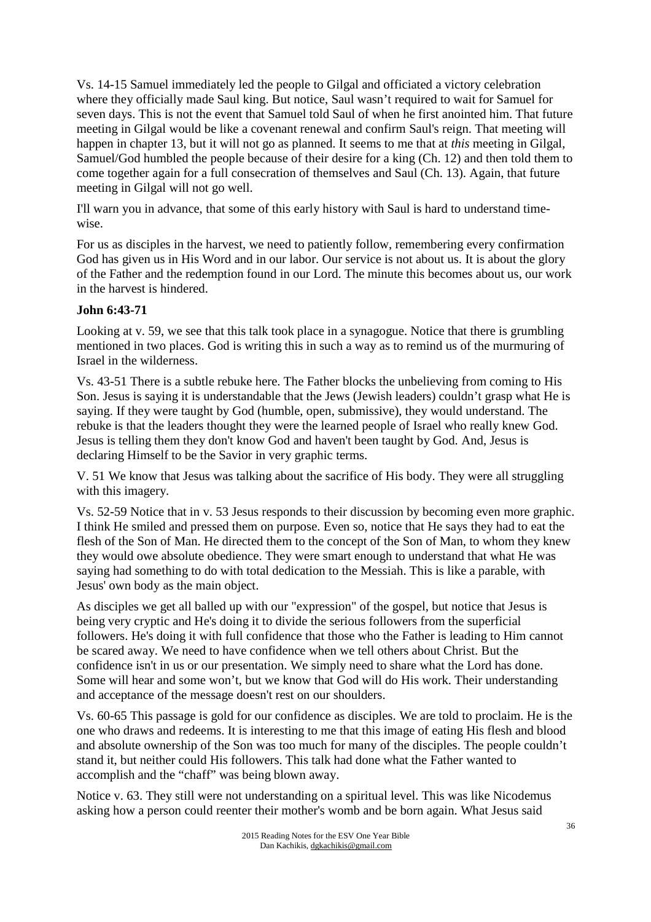Vs. 14-15 Samuel immediately led the people to Gilgal and officiated a victory celebration where they officially made Saul king. But notice, Saul wasn't required to wait for Samuel for seven days. This is not the event that Samuel told Saul of when he first anointed him. That future meeting in Gilgal would be like a covenant renewal and confirm Saul's reign. That meeting will happen in chapter 13, but it will not go as planned. It seems to me that at *this* meeting in Gilgal, Samuel/God humbled the people because of their desire for a king (Ch. 12) and then told them to come together again for a full consecration of themselves and Saul (Ch. 13). Again, that future meeting in Gilgal will not go well.

I'll warn you in advance, that some of this early history with Saul is hard to understand time-wise.

For us as disciples in the harvest, we need to patiently follow, remembering every confirmation God has given us in His Word and in our labor. Our service is not about us. It is about the glory of the Father and the redemption found in our Lord. The minute this becomes about us, our work in the harvest is hindered.

**John 6:43-71**

Looking at v. 59, we see that this talk took place in a synagogue. Notice that there is grumbling mentioned in two places. God is writing this in such a way as to remind us of the murmuring of Israel in the wilderness.

Vs. 43-51 There is a subtle rebuke here. The Father blocks the unbelieving from coming to His Son. Jesus is saying it is understandable that the Jews (Jewish leaders) couldn't grasp what He is saying. If they were taught by God (humble, open, submissive), they would understand. The rebuke is that the leaders thought they were the learned people of Israel who really knew God. Jesus is telling them they don't know God and haven't been taught by God. And, Jesus is declaring Himself to be the Savior in very graphic terms.

V. 51 We know that Jesus was talking about the sacrifice of His body. They were all struggling with this imagery.

Vs. 52-59 Notice that in v. 53 Jesus responds to their discussion by becoming even more graphic. I think He smiled and pressed them on purpose. Even so, notice that He says they had to eat the flesh of the Son of Man. He directed them to the concept of the Son of Man, to whom they knew they would owe absolute obedience. They were smart enough to understand that what He was saying had something to do with total dedication to the Messiah. This is like a parable, with Jesus' own body as the main object.

As disciples we get all balled up with our "expression" of the gospel, but notice that Jesus is being very cryptic and He's doing it to divide the serious followers from the superficial followers. He's doing it with full confidence that those who the Father is leading to Him cannot be scared away. We need to have confidence when we tell others about Christ. But the confidence isn't in us or our presentation. We simply need to share what the Lord has done. Some will hear and some won't, but we know that God will do His work. Their understanding and acceptance of the message doesn't rest on our shoulders.

Vs. 60-65 This passage is gold for our confidence as disciples. We are told to proclaim. He is the one who draws and redeems. It is interesting to me that this image of eating His flesh and blood and absolute ownership of the Son was too much for many of the disciples. The people couldn't stand it, but neither could His followers. This talk had done what the Father wanted to accomplish and the "chaff" was being blown away.

Notice v. 63. They still were not understanding on a spiritual level. This was like Nicodemus asking how a person could reenter their mother's womb and be born again. What Jesus said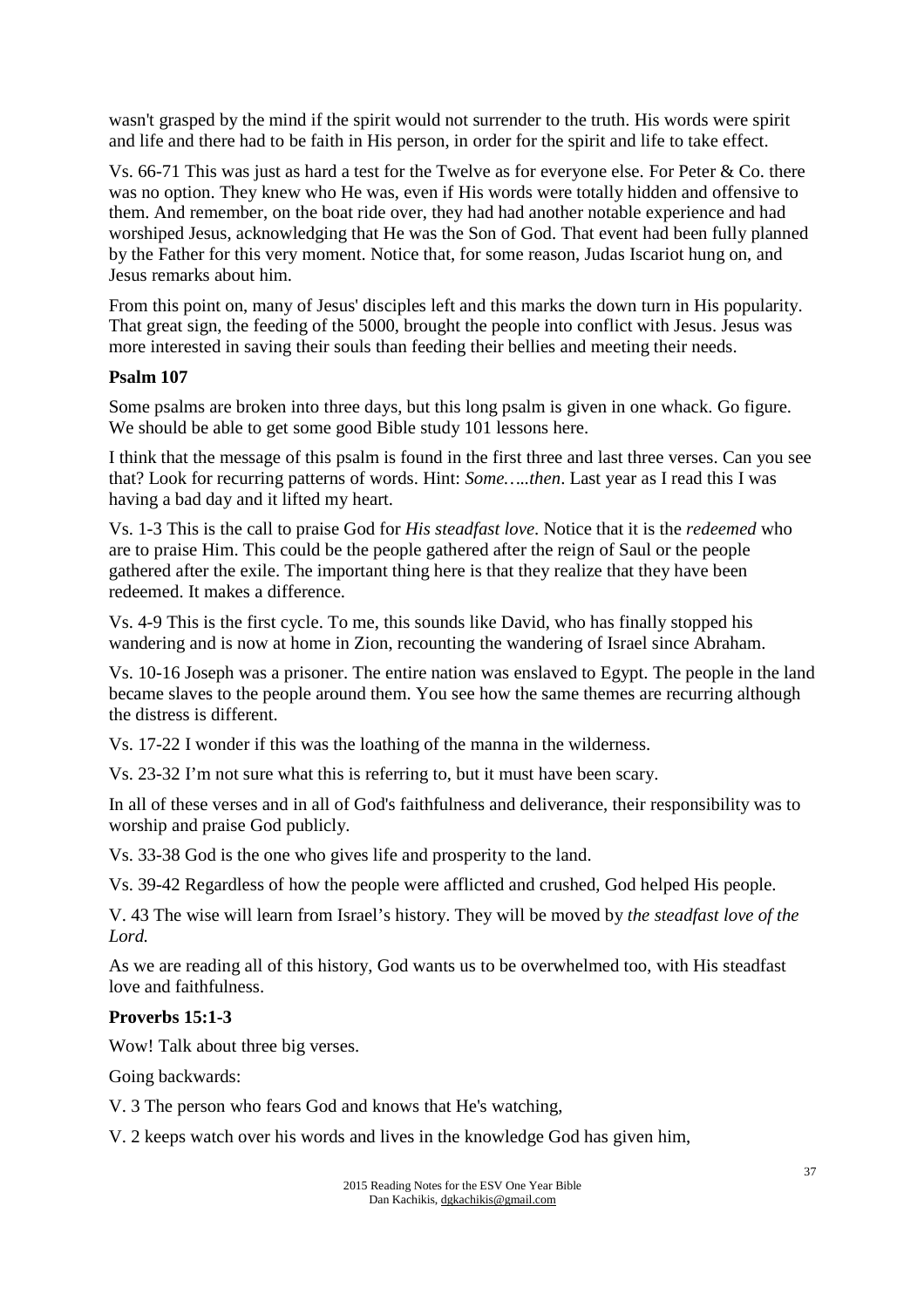wasn't grasped by the mind if the spirit would not surrender to the truth. His words were spirit and life and there had to be faith in His person, in order for the spirit and life to take effect.

Vs. 66-71 This was just as hard a test for the Twelve as for everyone else. For Peter & Co. there was no option. They knew who He was, even if His words were totally hidden and offensive to them. And remember, on the boat ride over, they had had another notable experience and had worshiped Jesus, acknowledging that He was the Son of God. That event had been fully planned by the Father for this very moment. Notice that, for some reason, Judas Iscariot hung on, and Jesus remarks about him.

From this point on, many of Jesus' disciples left and this marks the down turn in His popularity. That great sign, the feeding of the 5000, brought the people into conflict with Jesus. Jesus was more interested in saving their souls than feeding their bellies and meeting their needs.

**Psalm 107**

Some psalms are broken into three days, but this long psalm is given in one whack. Go figure. We should be able to get some good Bible study 101 lessons here.

I think that the message of this psalm is found in the first three and last three verses. Can you see that? Look for recurring patterns of words. Hint: *Some…..then*. Last year as I read this I was having a bad day and it lifted my heart.

Vs. 1-3 This is the call to praise God for *His steadfast love*. Notice that it is the *redeemed* who are to praise Him. This could be the people gathered after the reign of Saul or the people gathered after the exile. The important thing here is that they realize that they have been redeemed. It makes a difference.

Vs. 4-9 This is the first cycle. To me, this sounds like David, who has finally stopped his wandering and is now at home in Zion, recounting the wandering of Israel since Abraham.

Vs. 10-16 Joseph was a prisoner. The entire nation was enslaved to Egypt. The people in the land became slaves to the people around them. You see how the same themes are recurring although the distress is different.

Vs. 17-22 I wonder if this was the loathing of the manna in the wilderness.

Vs. 23-32 I'm not sure what this is referring to, but it must have been scary.

In all of these verses and in all of God's faithfulness and deliverance, their responsibility was to worship and praise God publicly.

Vs. 33-38 God is the one who gives life and prosperity to the land.

Vs. 39-42 Regardless of how the people were afflicted and crushed, God helped His people.

V. 43 The wise will learn from Israel's history. They will be moved by *the steadfast love of the Lord.*

As we are reading all of this history, God wants us to be overwhelmed too, with His steadfast love and faithfulness.

**Proverbs 15:1-3**

Wow! Talk about three big verses.

Going backwards:

V. 3 The person who fears God and knows that He's watching,

V. 2 keeps watch over his words and lives in the knowledge God has given him,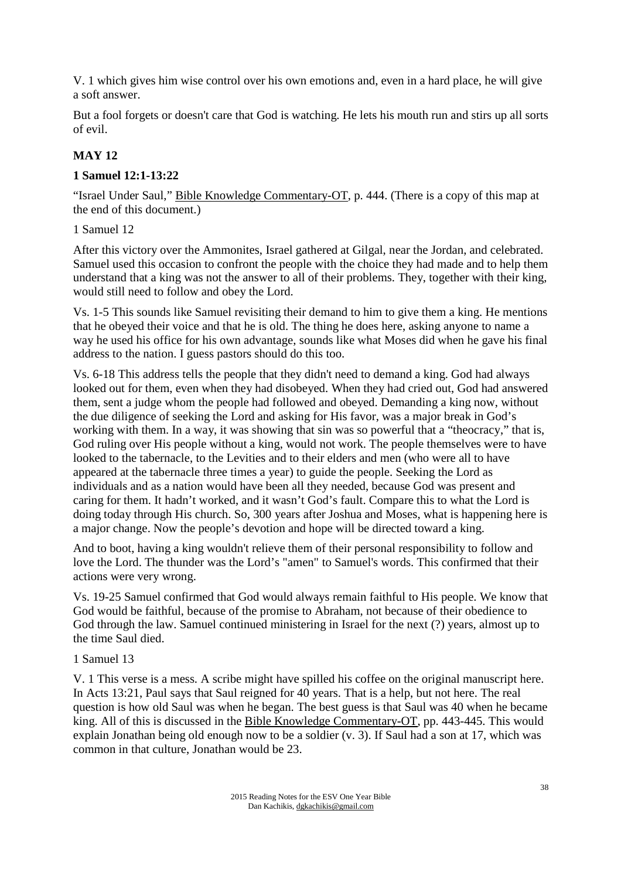V. 1 which gives him wise control over his own emotions and, even in a hard place, he will give a soft answer.

But a fool forgets or doesn't care that God is watching. He lets his mouth run and stirs up all sorts of evil.

## MAY 12

### 1 Samuel 12:1-13:22

"Israel Under Saul," Bible Knowledge Commentary-OT, p. 444. (There is a copy of this map at the end of this document.)

1 Samuel 12

After this victory over the Ammonites, Israel gathered at Gilgal, near the Jordan, and celebrated. Samuel used this occasion to confront the people with the choice they had made and to help them understand that a king was not the answer to all of their problems. They, together with their king, would still need to follow and obey the Lord.

Vs. 1-5 This sounds like Samuel revisiting their demand to him to give them a king. He mentions that he obeyed their voice and that he is old. The thing he does here, asking anyone to name a way he used his office for his own advantage, sounds like what Moses did when he gave his final address to the nation. I guess pastors should do this too.

Vs. 6-18 This address tells the people that they didn't need to demand a king. God had always looked out for them, even when they had disobeyed. When they had cried out, God had answered them, sent a judge whom the people had followed and obeyed. Demanding a king now, without the due diligence of seeking the Lord and asking for His favor, was a major break in God's working with them. In a way, it was showing that sin was so powerful that a "theocracy," that is, God ruling over His people without a king, would not work. The people themselves were to have looked to the tabernacle, to the Levities and to their elders and men (who were all to have appeared at the tabernacle three times a year) to guide the people. Seeking the Lord as individuals and as a nation would have been all they needed, because God was present and caring for them. It hadn't worked, and it wasn't God's fault. Compare this to what the Lord is doing today through His church. So, 300 years after Joshua and Moses, what is happening here is a major change. Now the people's devotion and hope will be directed toward a king.

And to boot, having a king wouldn't relieve them of their personal responsibility to follow and love the Lord. The thunder was the Lord's "amen" to Samuel's words. This confirmed that their actions were very wrong.

Vs. 19-25 Samuel confirmed that God would always remain faithful to His people. We know that God would be faithful, because of the promise to Abraham, not because of their obedience to God through the law. Samuel continued ministering in Israel for the next (?) years, almost up to the time Saul died.

1 Samuel 13

V. 1 This verse is a mess. A scribe might have spilled his coffee on the original manuscript here. In Acts 13:21, Paul says that Saul reigned for 40 years. That is a help, but not here. The real question is how old Saul was when he began. The best guess is that Saul was 40 when he became king. All of this is discussed in the Bible Knowledge Commentary-OT, pp. 443-445. This would explain Jonathan being old enough now to be a soldier (v. 3). If Saul had a son at 17, which was common in that culture, Jonathan would be 23.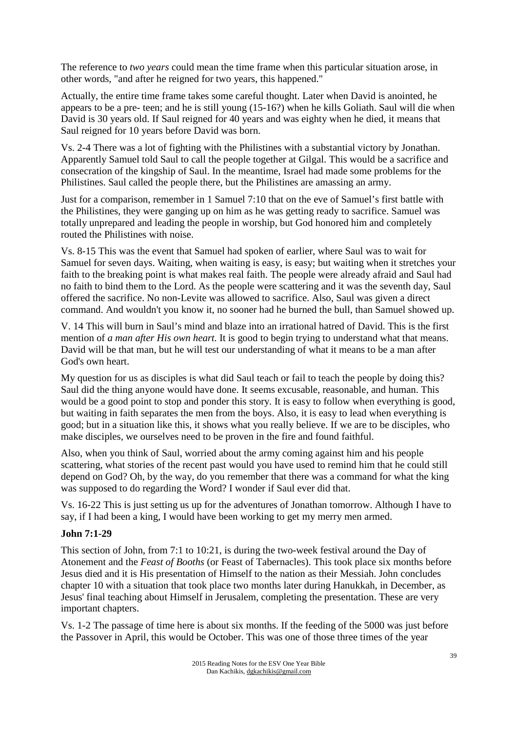The reference to *two years* could mean the time frame when this particular situation arose, in other words, "and after he reigned for two years, this happened."

Actually, the entire time frame takes some careful thought. Later when David is anointed, he appears to be a pre- teen; and he is still young (15-16?) when he kills Goliath. Saul will die when David is 30 years old. If Saul reigned for 40 years and was eighty when he died, it means that Saul reigned for 10 years before David was born.

Vs. 2-4 There was a lot of fighting with the Philistines with a substantial victory by Jonathan. Apparently Samuel told Saul to call the people together at Gilgal. This would be a sacrifice and consecration of the kingship of Saul. In the meantime, Israel had made some problems for the Philistines. Saul called the people there, but the Philistines are amassing an army.

Just for a comparison, remember in 1 Samuel 7:10 that on the eve of Samuel's first battle with the Philistines, they were ganging up on him as he was getting ready to sacrifice. Samuel was totally unprepared and leading the people in worship, but God honored him and completely routed the Philistines with noise.

Vs. 8-15 This was the event that Samuel had spoken of earlier, where Saul was to wait for Samuel for seven days. Waiting, when waiting is easy, is easy; but waiting when it stretches your faith to the breaking point is what makes real faith. The people were already afraid and Saul had no faith to bind them to the Lord. As the people were scattering and it was the seventh day, Saul offered the sacrifice. No non-Levite was allowed to sacrifice. Also, Saul was given a direct command. And wouldn't you know it, no sooner had he burned the bull, than Samuel showed up.

V. 14 This will burn in Saul's mind and blaze into an irrational hatred of David. This is the first mention of *a man after His own heart.* It is good to begin trying to understand what that means. David will be that man, but he will test our understanding of what it means to be a man after God's own heart.

My question for us as disciples is what did Saul teach or fail to teach the people by doing this? Saul did the thing anyone would have done. It seems excusable, reasonable, and human. This would be a good point to stop and ponder this story. It is easy to follow when everything is good, but waiting in faith separates the men from the boys. Also, it is easy to lead when everything is good; but in a situation like this, it shows what you really believe. If we are to be disciples, who make disciples, we ourselves need to be proven in the fire and found faithful.

Also, when you think of Saul, worried about the army coming against him and his people scattering, what stories of the recent past would you have used to remind him that he could still depend on God? Oh, by the way, do you remember that there was a command for what the king was supposed to do regarding the Word? I wonder if Saul ever did that.

Vs. 16-22 This is just setting us up for the adventures of Jonathan tomorrow. Although I have to say, if I had been a king, I would have been working to get my merry men armed.

**John 7:1-29**

This section of John, from 7:1 to 10:21, is during the two-week festival around the Day of Atonement and the *Feast of Booths* (or Feast of Tabernacles). This took place six months before Jesus died and it is His presentation of Himself to the nation as their Messiah. John concludes chapter 10 with a situation that took place two months later during Hanukkah, in December, as Jesus' final teaching about Himself in Jerusalem, completing the presentation. These are very important chapters.

Vs. 1-2 The passage of time here is about six months. If the feeding of the 5000 was just before the Passover in April, this would be October. This was one of those three times of the year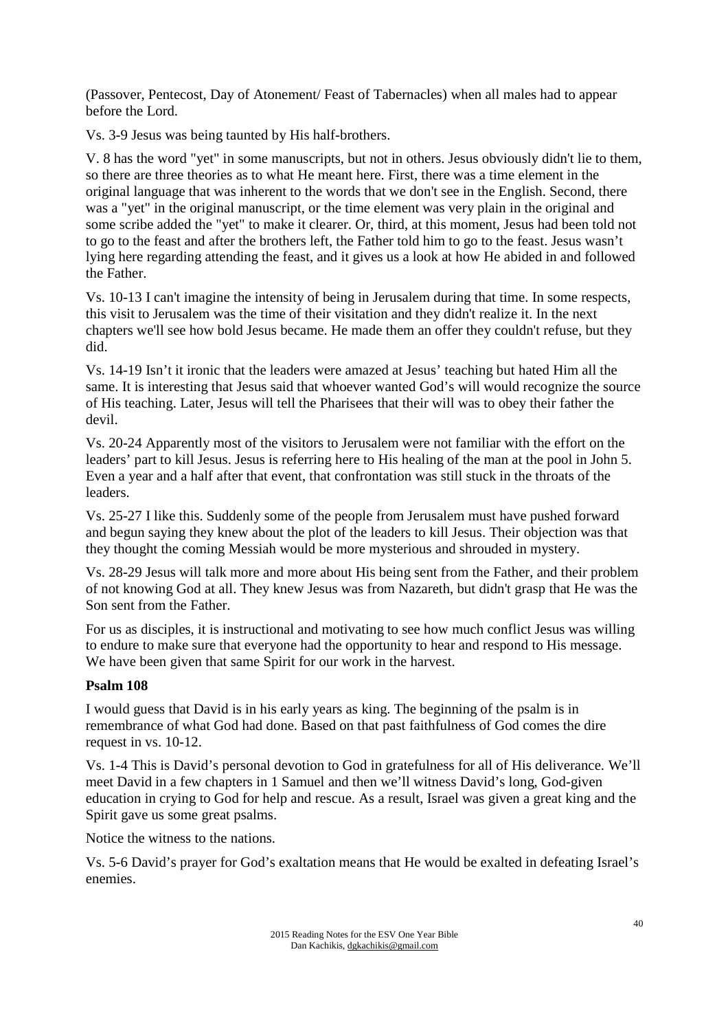(Passover, Pentecost, Day of Atonement/ Feast of Tabernacles) when all males had to appear before the Lord.

Vs. 3-9 Jesus was being taunted by His half-brothers.

V. 8 has the word "yet" in some manuscripts, but not in others. Jesus obviously didn't lie to them, so there are three theories as to what He meant here. First, there was a time element in the original language that was inherent to the words that we don't see in the English. Second, there was a "yet" in the original manuscript, or the time element was very plain in the original and some scribe added the "yet" to make it clearer. Or, third, at this moment, Jesus had been told not to go to the feast and after the brothers left, the Father told him to go to the feast. Jesus wasn't lying here regarding attending the feast, and it gives us a look at how He abided in and followed the Father.

Vs. 10-13 I can't imagine the intensity of being in Jerusalem during that time. In some respects, this visit to Jerusalem was the time of their visitation and they didn't realize it. In the next chapters we'll see how bold Jesus became. He made them an offer they couldn't refuse, but they did.

Vs. 14-19 Isn't it ironic that the leaders were amazed at Jesus' teaching but hated Him all the same. It is interesting that Jesus said that whoever wanted God's will would recognize the source of His teaching. Later, Jesus will tell the Pharisees that their will was to obey their father the devil.

Vs. 20-24 Apparently most of the visitors to Jerusalem were not familiar with the effort on the leaders' part to kill Jesus. Jesus is referring here to His healing of the man at the pool in John 5. Even a year and a half after that event, that confrontation was still stuck in the throats of the leaders.

Vs. 25-27 I like this. Suddenly some of the people from Jerusalem must have pushed forward and begun saying they knew about the plot of the leaders to kill Jesus. Their objection was that they thought the coming Messiah would be more mysterious and shrouded in mystery.

Vs. 28-29 Jesus will talk more and more about His being sent from the Father, and their problem of not knowing God at all. They knew Jesus was from Nazareth, but didn't grasp that He was the Son sent from the Father.

For us as disciples, it is instructional and motivating to see how much conflict Jesus was willing to endure to make sure that everyone had the opportunity to hear and respond to His message. We have been given that same Spirit for our work in the harvest.

**Psalm 108**

I would guess that David is in his early years as king. The beginning of the psalm is in remembrance of what God had done. Based on that past faithfulness of God comes the dire request in vs. 10-12.

Vs. 1-4 This is David's personal devotion to God in gratefulness for all of His deliverance. We'll meet David in a few chapters in 1 Samuel and then we'll witness David's long, God-given education in crying to God for help and rescue. As a result, Israel was given a great king and the Spirit gave us some great psalms.

Notice the witness to the nations.

Vs. 5-6 David's prayer for God's exaltation means that He would be exalted in defeating Israel's enemies.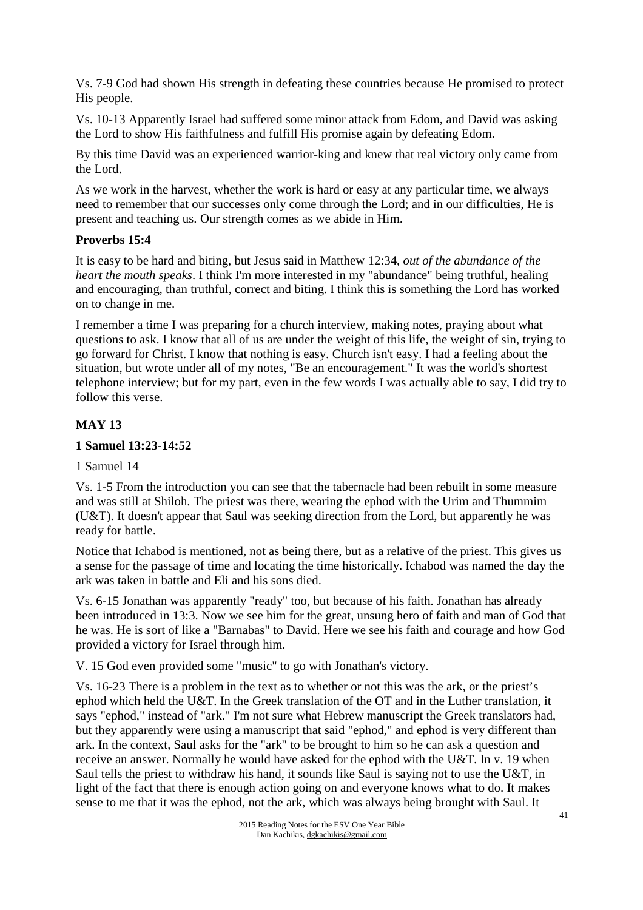Vs. 7-9 God had shown His strength in defeating these countries because He promised to protect His people.

Vs. 10-13 Apparently Israel had suffered some minor attack from Edom, and David was asking the Lord to show His faithfulness and fulfill His promise again by defeating Edom.

By this time David was an experienced warrior-king and knew that real victory only came from the Lord.

As we work in the harvest, whether the work is hard or easy at any particular time, we always need to remember that our successes only come through the Lord; and in our difficulties, He is present and teaching us. Our strength comes as we abide in Him.

**Proverbs 15:4**

It is easy to be hard and biting, but Jesus said in Matthew 12:34, *out of the abundance of the heart the mouth speaks*. I think I'm more interested in my "abundance" being truthful, healing and encouraging, than truthful, correct and biting. I think this is something the Lord has worked on to change in me.

I remember a time I was preparing for a church interview, making notes, praying about what questions to ask. I know that all of us are under the weight of this life, the weight of sin, trying to go forward for Christ. I know that nothing is easy. Church isn't easy. I had a feeling about the situation, but wrote under all of my notes, "Be an encouragement." It was the world's shortest telephone interview; but for my part, even in the few words I was actually able to say, I did try to follow this verse.

## MAY 13

**1 Samuel 13:23-14:52**

1 Samuel 14

Vs. 1-5 From the introduction you can see that the tabernacle had been rebuilt in some measure and was still at Shiloh. The priest was there, wearing the ephod with the Urim and Thummim (U&T). It doesn't appear that Saul was seeking direction from the Lord, but apparently he was ready for battle.

Notice that Ichabod is mentioned, not as being there, but as a relative of the priest. This gives us a sense for the passage of time and locating the time historically. Ichabod was named the day the ark was taken in battle and Eli and his sons died.

Vs. 6-15 Jonathan was apparently "ready" too, but because of his faith. Jonathan has already been introduced in 13:3. Now we see him for the great, unsung hero of faith and man of God that he was. He is sort of like a "Barnabas" to David. Here we see his faith and courage and how God provided a victory for Israel through him.

V. 15 God even provided some "music" to go with Jonathan's victory.

Vs. 16-23 There is a problem in the text as to whether or not this was the ark, or the priest's ephod which held the U&T. In the Greek translation of the OT and in the Luther translation, it says "ephod," instead of "ark." I'm not sure what Hebrew manuscript the Greek translators had, but they apparently were using a manuscript that said "ephod," and ephod is very different than ark. In the context, Saul asks for the "ark" to be brought to him so he can ask a question and receive an answer. Normally he would have asked for the ephod with the U&T. In v. 19 when Saul tells the priest to withdraw his hand, it sounds like Saul is saying not to use the U&T, in light of the fact that there is enough action going on and everyone knows what to do. It makes sense to me that it was the ephod, not the ark, which was always being brought with Saul. It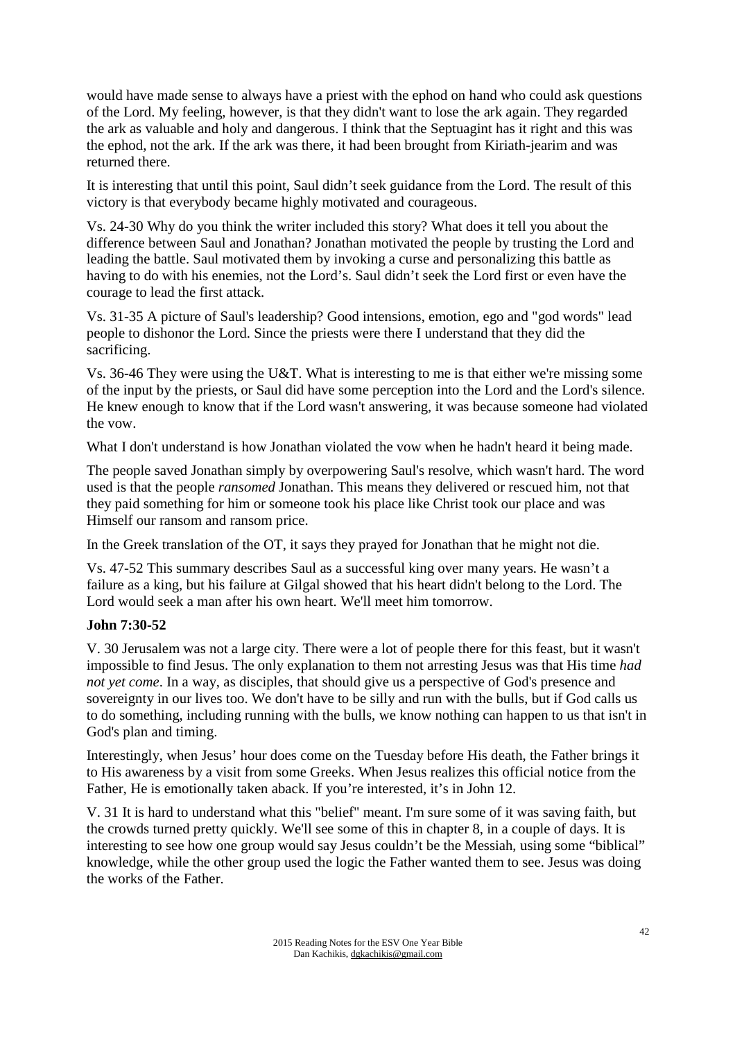would have made sense to always have a priest with the ephod on hand who could ask questions of the Lord. My feeling, however, is that they didn't want to lose the ark again. They regarded the ark as valuable and holy and dangerous. I think that the Septuagint has it right and this was the ephod, not the ark. If the ark was there, it had been brought from Kiriath-jearim and was returned there.

It is interesting that until this point, Saul didn't seek guidance from the Lord. The result of this victory is that everybody became highly motivated and courageous.

Vs. 24-30 Why do you think the writer included this story? What does it tell you about the difference between Saul and Jonathan? Jonathan motivated the people by trusting the Lord and leading the battle. Saul motivated them by invoking a curse and personalizing this battle as having to do with his enemies, not the Lord's. Saul didn't seek the Lord first or even have the courage to lead the first attack.

Vs. 31-35 A picture of Saul's leadership? Good intensions, emotion, ego and "god words" lead people to dishonor the Lord. Since the priests were there I understand that they did the sacrificing.

Vs. 36-46 They were using the U&T. What is interesting to me is that either we're missing some of the input by the priests, or Saul did have some perception into the Lord and the Lord's silence. He knew enough to know that if the Lord wasn't answering, it was because someone had violated the vow.

What I don't understand is how Jonathan violated the vow when he hadn't heard it being made.

The people saved Jonathan simply by overpowering Saul's resolve, which wasn't hard. The word used is that the people *ransomed* Jonathan. This means they delivered or rescued him, not that they paid something for him or someone took his place like Christ took our place and was Himself our ransom and ransom price.

In the Greek translation of the OT, it says they prayed for Jonathan that he might not die.

Vs. 47-52 This summary describes Saul as a successful king over many years. He wasn't a failure as a king, but his failure at Gilgal showed that his heart didn't belong to the Lord. The Lord would seek a man after his own heart. We'll meet him tomorrow.

**John 7:30-52**

V. 30 Jerusalem was not a large city. There were a lot of people there for this feast, but it wasn't impossible to find Jesus. The only explanation to them not arresting Jesus was that His time *had not yet come*. In a way, as disciples, that should give us a perspective of God's presence and sovereignty in our lives too. We don't have to be silly and run with the bulls, but if God calls us to do something, including running with the bulls, we know nothing can happen to us that isn't in God's plan and timing.

Interestingly, when Jesus' hour does come on the Tuesday before His death, the Father brings it to His awareness by a visit from some Greeks. When Jesus realizes this official notice from the Father, He is emotionally taken aback. If you're interested, it's in John 12.

V. 31 It is hard to understand what this "belief" meant. I'm sure some of it was saving faith, but the crowds turned pretty quickly. We'll see some of this in chapter 8, in a couple of days. It is interesting to see how one group would say Jesus couldn't be the Messiah, using some "biblical" knowledge, while the other group used the logic the Father wanted them to see. Jesus was doing the works of the Father.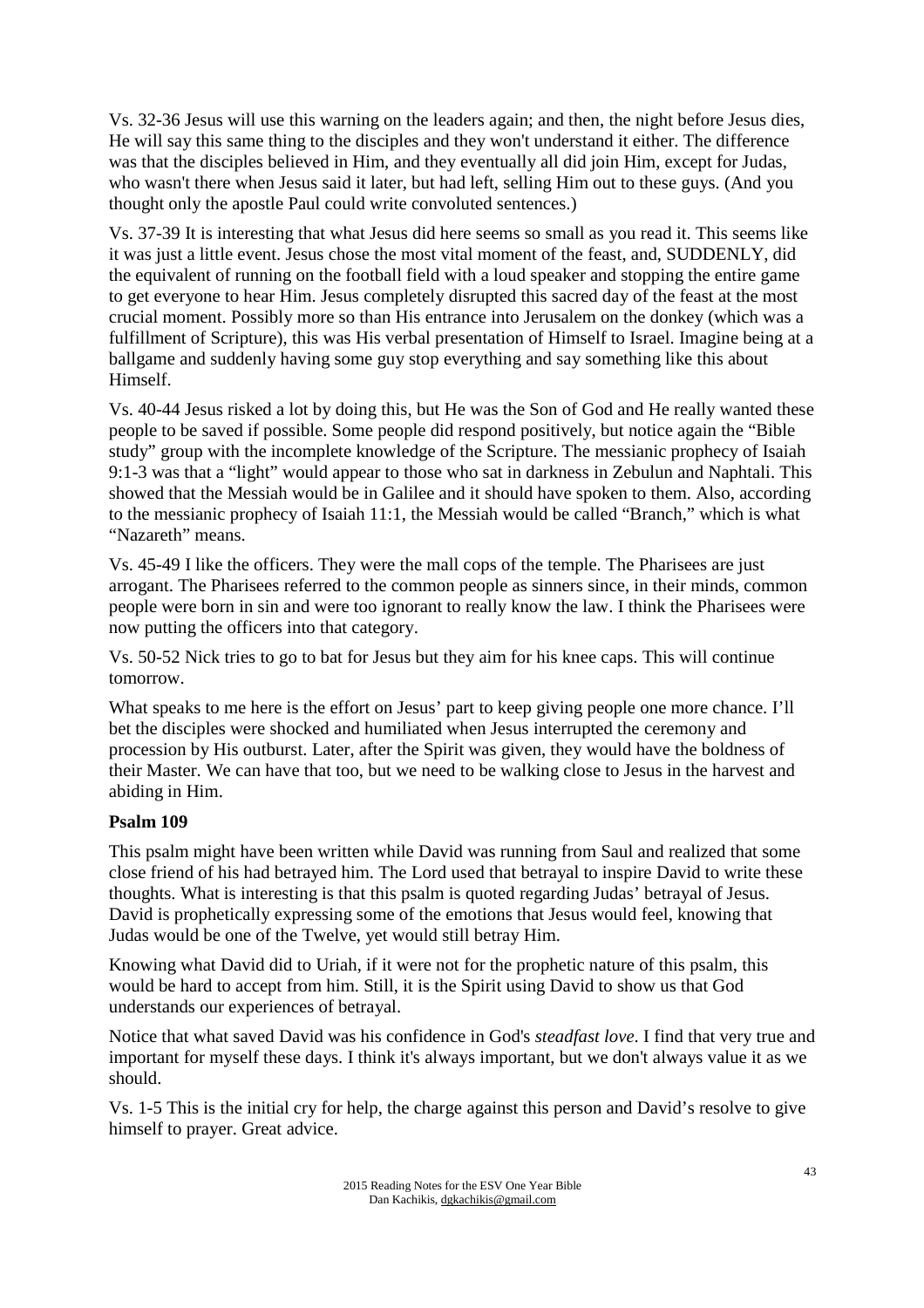Vs. 32-36 Jesus will use this warning on the leaders again; and then, the night before Jesus dies, He will say this same thing to the disciples and they won't understand it either. The difference was that the disciples believed in Him, and they eventually all did join Him, except for Judas, who wasn't there when Jesus said it later, but had left, selling Him out to these guys. (And you thought only the apostle Paul could write convoluted sentences.)

Vs. 37-39 It is interesting that what Jesus did here seems so small as you read it. This seems like it was just a little event. Jesus chose the most vital moment of the feast, and, SUDDENLY, did the equivalent of running on the football field with a loud speaker and stopping the entire game to get everyone to hear Him. Jesus completely disrupted this sacred day of the feast at the most crucial moment. Possibly more so than His entrance into Jerusalem on the donkey (which was a fulfillment of Scripture), this was His verbal presentation of Himself to Israel. Imagine being at a ballgame and suddenly having some guy stop everything and say something like this about Himself.

Vs. 40-44 Jesus risked a lot by doing this, but He was the Son of God and He really wanted these people to be saved if possible. Some people did respond positively, but notice again the "Bible study" group with the incomplete knowledge of the Scripture. The messianic prophecy of Isaiah 9:1-3 was that a "light" would appear to those who sat in darkness in Zebulun and Naphtali. This showed that the Messiah would be in Galilee and it should have spoken to them. Also, according to the messianic prophecy of Isaiah 11:1, the Messiah would be called "Branch," which is what "Nazareth" means.

Vs. 45-49 I like the officers. They were the mall cops of the temple. The Pharisees are just arrogant. The Pharisees referred to the common people as sinners since, in their minds, common people were born in sin and were too ignorant to really know the law. I think the Pharisees were now putting the officers into that category.

Vs. 50-52 Nick tries to go to bat for Jesus but they aim for his knee caps. This will continue tomorrow.

What speaks to me here is the effort on Jesus' part to keep giving people one more chance. I'll bet the disciples were shocked and humiliated when Jesus interrupted the ceremony and procession by His outburst. Later, after the Spirit was given, they would have the boldness of their Master. We can have that too, but we need to be walking close to Jesus in the harvest and abiding in Him.

**Psalm 109**

This psalm might have been written while David was running from Saul and realized that some close friend of his had betrayed him. The Lord used that betrayal to inspire David to write these thoughts. What is interesting is that this psalm is quoted regarding Judas' betrayal of Jesus. David is prophetically expressing some of the emotions that Jesus would feel, knowing that Judas would be one of the Twelve, yet would still betray Him.

Knowing what David did to Uriah, if it were not for the prophetic nature of this psalm, this would be hard to accept from him. Still, it is the Spirit using David to show us that God understands our experiences of betrayal.

Notice that what saved David was his confidence in God's *steadfast love*. I find that very true and important for myself these days. I think it's always important, but we don't always value it as we should.

Vs. 1-5 This is the initial cry for help, the charge against this person and David's resolve to give himself to prayer. Great advice.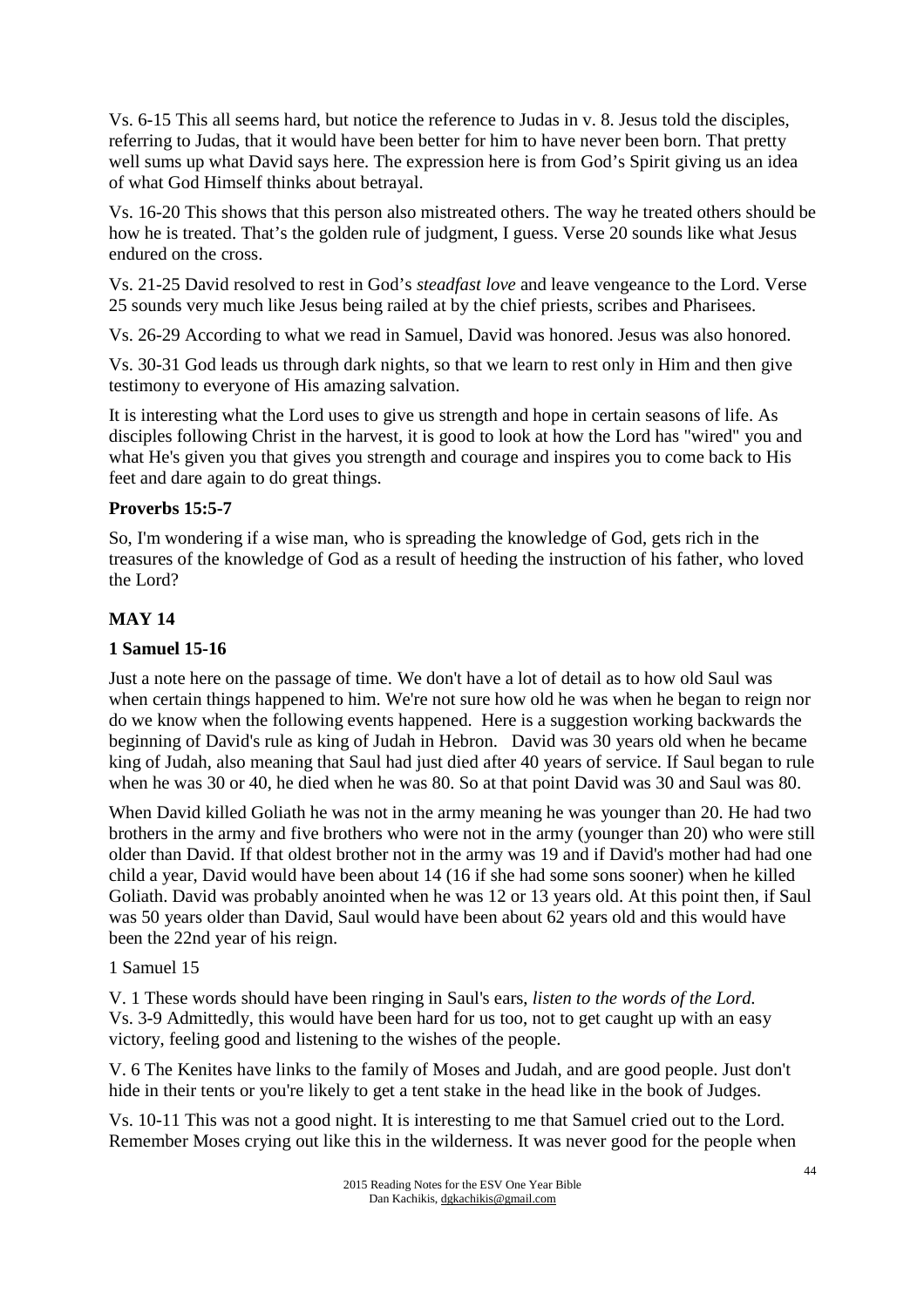Vs. 6-15 This all seems hard, but notice the reference to Judas in v. 8. Jesus told the disciples, referring to Judas, that it would have been better for him to have never been born. That pretty well sums up what David says here. The expression here is from God's Spirit giving us an idea of what God Himself thinks about betrayal.

Vs. 16-20 This shows that this person also mistreated others. The way he treated others should be how he is treated. That's the golden rule of judgment, I guess. Verse 20 sounds like what Jesus endured on the cross.

Vs. 21-25 David resolved to rest in God's *steadfast love* and leave vengeance to the Lord. Verse 25 sounds very much like Jesus being railed at by the chief priests, scribes and Pharisees.

Vs. 26-29 According to what we read in Samuel, David was honored. Jesus was also honored.

Vs. 30-31 God leads us through dark nights, so that we learn to rest only in Him and then give testimony to everyone of His amazing salvation.

It is interesting what the Lord uses to give us strength and hope in certain seasons of life. As disciples following Christ in the harvest, it is good to look at how the Lord has "wired" you and what He's given you that gives you strength and courage and inspires you to come back to His feet and dare again to do great things.

**Proverbs 15:5-7**

So, I'm wondering if a wise man, who is spreading the knowledge of God, gets rich in the treasures of the knowledge of God as a result of heeding the instruction of his father, who loved the Lord?

## MAY 14

**1 Samuel 15-16**

Just a note here on the passage of time. We don't have a lot of detail as to how old Saul was when certain things happened to him. We're not sure how old he was when he began to reign nor do we know when the following events happened. Here is a suggestion working backwards the beginning of David's rule as king of Judah in Hebron. David was 30 years old when he became king of Judah, also meaning that Saul had just died after 40 years of service. If Saul began to rule when he was 30 or 40, he died when he was 80. So at that point David was 30 and Saul was 80.

When David killed Goliath he was not in the army meaning he was younger than 20. He had two brothers in the army and five brothers who were not in the army (younger than 20) who were still older than David. If that oldest brother not in the army was 19 and if David's mother had had one child a year, David would have been about 14 (16 if she had some sons sooner) when he killed Goliath. David was probably anointed when he was 12 or 13 years old. At this point then, if Saul was 50 years older than David, Saul would have been about 62 years old and this would have been the 22nd year of his reign.

1 Samuel 15

V. 1 These words should have been ringing in Saul's ears, *listen to the words of the Lord.*
Vs. 3-9 Admittedly, this would have been hard for us too, not to get caught up with an easy victory, feeling good and listening to the wishes of the people.

V. 6 The Kenites have links to the family of Moses and Judah, and are good people. Just don't hide in their tents or you're likely to get a tent stake in the head like in the book of Judges.

Vs. 10-11 This was not a good night. It is interesting to me that Samuel cried out to the Lord. Remember Moses crying out like this in the wilderness. It was never good for the people when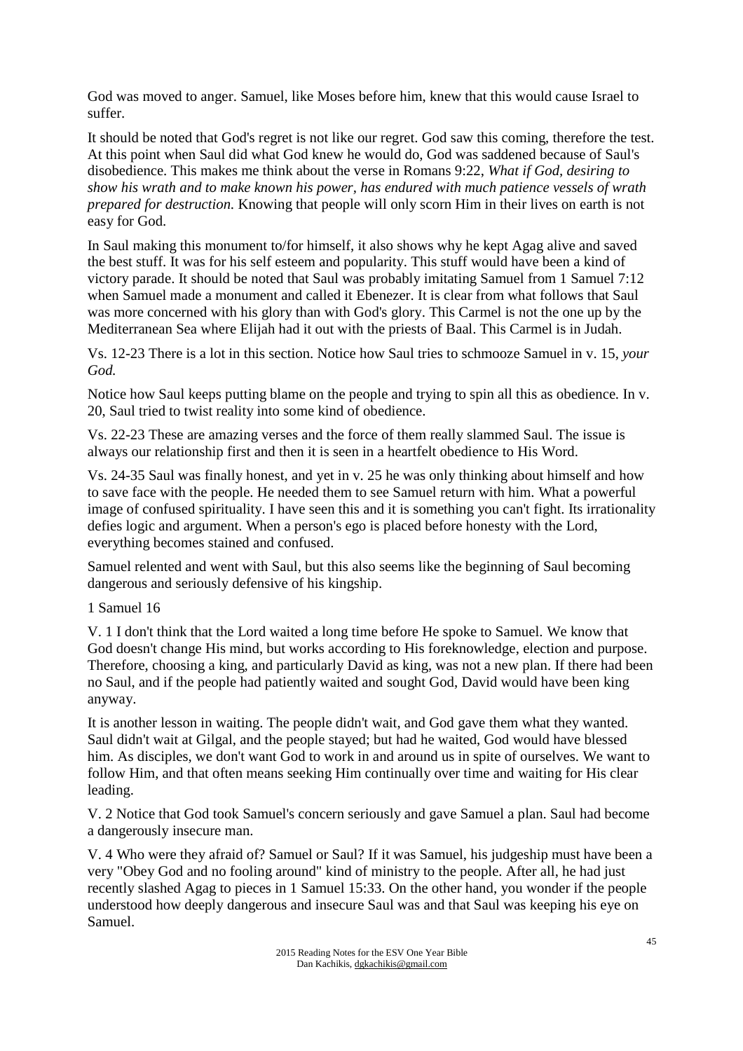God was moved to anger. Samuel, like Moses before him, knew that this would cause Israel to suffer.

It should be noted that God's regret is not like our regret. God saw this coming, therefore the test. At this point when Saul did what God knew he would do, God was saddened because of Saul's disobedience. This makes me think about the verse in Romans 9:22, *What if God, desiring to show his wrath and to make known his power, has endured with much patience vessels of wrath prepared for destruction.* Knowing that people will only scorn Him in their lives on earth is not easy for God.

In Saul making this monument to/for himself, it also shows why he kept Agag alive and saved the best stuff. It was for his self esteem and popularity. This stuff would have been a kind of victory parade. It should be noted that Saul was probably imitating Samuel from 1 Samuel 7:12 when Samuel made a monument and called it Ebenezer. It is clear from what follows that Saul was more concerned with his glory than with God's glory. This Carmel is not the one up by the Mediterranean Sea where Elijah had it out with the priests of Baal. This Carmel is in Judah.

Vs. 12-23 There is a lot in this section. Notice how Saul tries to schmooze Samuel in v. 15, *your God.*

Notice how Saul keeps putting blame on the people and trying to spin all this as obedience. In v. 20, Saul tried to twist reality into some kind of obedience.

Vs. 22-23 These are amazing verses and the force of them really slammed Saul. The issue is always our relationship first and then it is seen in a heartfelt obedience to His Word.

Vs. 24-35 Saul was finally honest, and yet in v. 25 he was only thinking about himself and how to save face with the people. He needed them to see Samuel return with him. What a powerful image of confused spirituality. I have seen this and it is something you can't fight. Its irrationality defies logic and argument. When a person's ego is placed before honesty with the Lord, everything becomes stained and confused.

Samuel relented and went with Saul, but this also seems like the beginning of Saul becoming dangerous and seriously defensive of his kingship.

1 Samuel 16

V. 1 I don't think that the Lord waited a long time before He spoke to Samuel. We know that God doesn't change His mind, but works according to His foreknowledge, election and purpose. Therefore, choosing a king, and particularly David as king, was not a new plan. If there had been no Saul, and if the people had patiently waited and sought God, David would have been king anyway.

It is another lesson in waiting. The people didn't wait, and God gave them what they wanted. Saul didn't wait at Gilgal, and the people stayed; but had he waited, God would have blessed him. As disciples, we don't want God to work in and around us in spite of ourselves. We want to follow Him, and that often means seeking Him continually over time and waiting for His clear leading.

V. 2 Notice that God took Samuel's concern seriously and gave Samuel a plan. Saul had become a dangerously insecure man.

V. 4 Who were they afraid of? Samuel or Saul? If it was Samuel, his judgeship must have been a very "Obey God and no fooling around" kind of ministry to the people. After all, he had just recently slashed Agag to pieces in 1 Samuel 15:33. On the other hand, you wonder if the people understood how deeply dangerous and insecure Saul was and that Saul was keeping his eye on Samuel.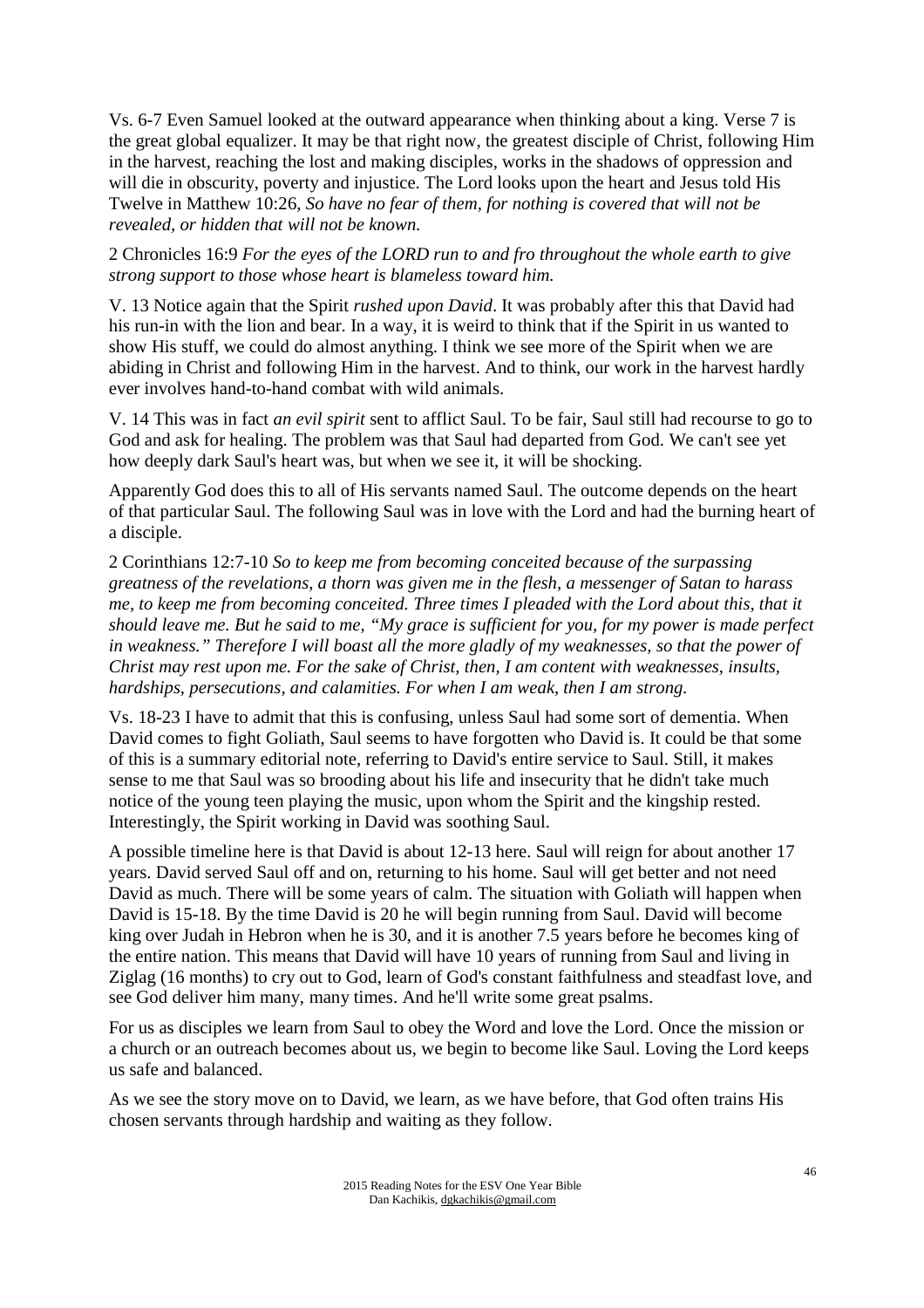Vs. 6-7 Even Samuel looked at the outward appearance when thinking about a king. Verse 7 is the great global equalizer. It may be that right now, the greatest disciple of Christ, following Him in the harvest, reaching the lost and making disciples, works in the shadows of oppression and will die in obscurity, poverty and injustice. The Lord looks upon the heart and Jesus told His Twelve in Matthew 10:26, *So have no fear of them, for nothing is covered that will not be revealed, or hidden that will not be known.*

2 Chronicles 16:9 *For the eyes of the LORD run to and fro throughout the whole earth to give strong support to those whose heart is blameless toward him.*

V. 13 Notice again that the Spirit *rushed upon David*. It was probably after this that David had his run-in with the lion and bear. In a way, it is weird to think that if the Spirit in us wanted to show His stuff, we could do almost anything. I think we see more of the Spirit when we are abiding in Christ and following Him in the harvest. And to think, our work in the harvest hardly ever involves hand-to-hand combat with wild animals.

V. 14 This was in fact *an evil spirit* sent to afflict Saul. To be fair, Saul still had recourse to go to God and ask for healing. The problem was that Saul had departed from God. We can't see yet how deeply dark Saul's heart was, but when we see it, it will be shocking.

Apparently God does this to all of His servants named Saul. The outcome depends on the heart of that particular Saul. The following Saul was in love with the Lord and had the burning heart of a disciple.

2 Corinthians 12:7-10 *So to keep me from becoming conceited because of the surpassing greatness of the revelations, a thorn was given me in the flesh, a messenger of Satan to harass me, to keep me from becoming conceited. Three times I pleaded with the Lord about this, that it should leave me. But he said to me, "My grace is sufficient for you, for my power is made perfect in weakness." Therefore I will boast all the more gladly of my weaknesses, so that the power of Christ may rest upon me. For the sake of Christ, then, I am content with weaknesses, insults, hardships, persecutions, and calamities. For when I am weak, then I am strong.*

Vs. 18-23 I have to admit that this is confusing, unless Saul had some sort of dementia. When David comes to fight Goliath, Saul seems to have forgotten who David is. It could be that some of this is a summary editorial note, referring to David's entire service to Saul. Still, it makes sense to me that Saul was so brooding about his life and insecurity that he didn't take much notice of the young teen playing the music, upon whom the Spirit and the kingship rested. Interestingly, the Spirit working in David was soothing Saul.

A possible timeline here is that David is about 12-13 here. Saul will reign for about another 17 years. David served Saul off and on, returning to his home. Saul will get better and not need David as much. There will be some years of calm. The situation with Goliath will happen when David is 15-18. By the time David is 20 he will begin running from Saul. David will become king over Judah in Hebron when he is 30, and it is another 7.5 years before he becomes king of the entire nation. This means that David will have 10 years of running from Saul and living in Ziglag (16 months) to cry out to God, learn of God's constant faithfulness and steadfast love, and see God deliver him many, many times. And he'll write some great psalms.

For us as disciples we learn from Saul to obey the Word and love the Lord. Once the mission or a church or an outreach becomes about us, we begin to become like Saul. Loving the Lord keeps us safe and balanced.

As we see the story move on to David, we learn, as we have before, that God often trains His chosen servants through hardship and waiting as they follow.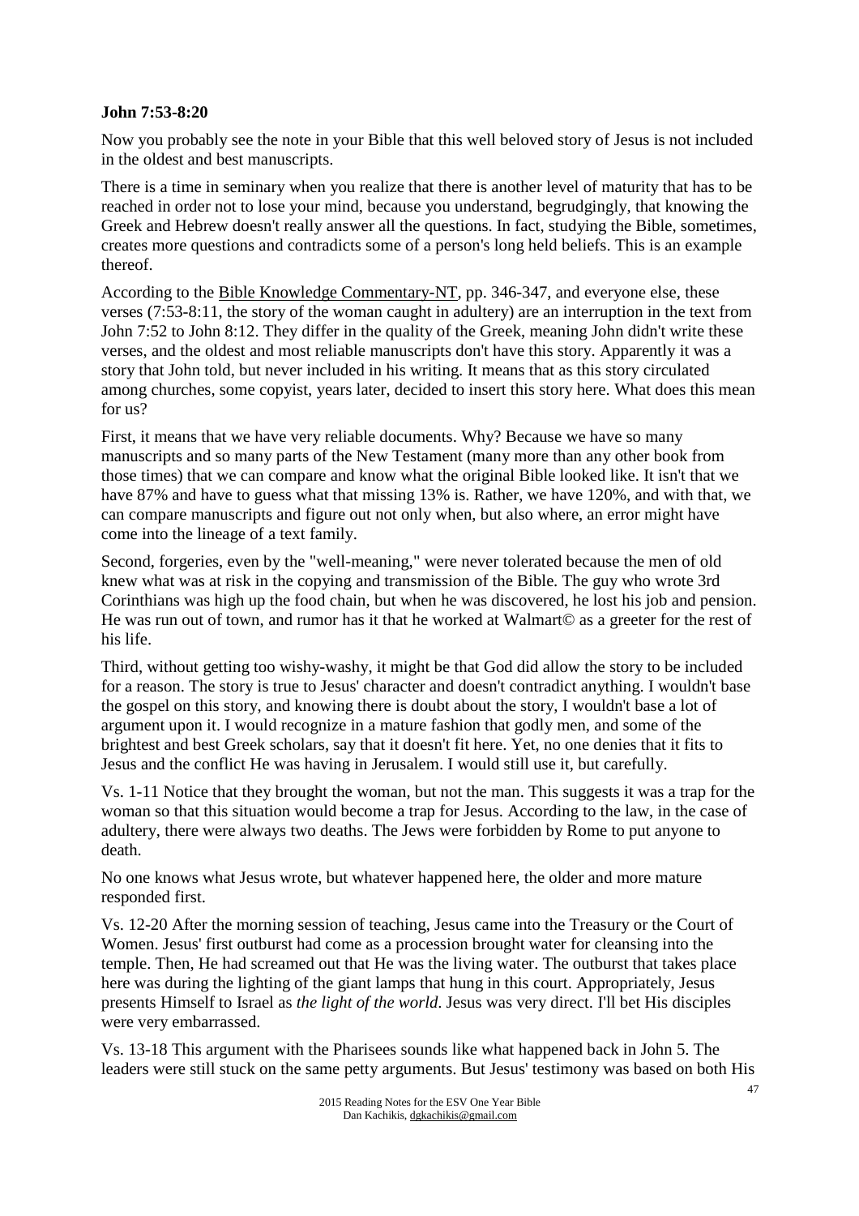**John 7:53-8:20**

Now you probably see the note in your Bible that this well beloved story of Jesus is not included in the oldest and best manuscripts.

There is a time in seminary when you realize that there is another level of maturity that has to be reached in order not to lose your mind, because you understand, begrudgingly, that knowing the Greek and Hebrew doesn't really answer all the questions. In fact, studying the Bible, sometimes, creates more questions and contradicts some of a person's long held beliefs. This is an example thereof.

According to the Bible Knowledge Commentary-NT, pp. 346-347, and everyone else, these verses (7:53-8:11, the story of the woman caught in adultery) are an interruption in the text from John 7:52 to John 8:12. They differ in the quality of the Greek, meaning John didn't write these verses, and the oldest and most reliable manuscripts don't have this story. Apparently it was a story that John told, but never included in his writing. It means that as this story circulated among churches, some copyist, years later, decided to insert this story here. What does this mean for us?

First, it means that we have very reliable documents. Why? Because we have so many manuscripts and so many parts of the New Testament (many more than any other book from those times) that we can compare and know what the original Bible looked like. It isn't that we have 87% and have to guess what that missing 13% is. Rather, we have 120%, and with that, we can compare manuscripts and figure out not only when, but also where, an error might have come into the lineage of a text family.

Second, forgeries, even by the "well-meaning," were never tolerated because the men of old knew what was at risk in the copying and transmission of the Bible. The guy who wrote 3rd Corinthians was high up the food chain, but when he was discovered, he lost his job and pension. He was run out of town, and rumor has it that he worked at Walmart© as a greeter for the rest of his life.

Third, without getting too wishy-washy, it might be that God did allow the story to be included for a reason. The story is true to Jesus' character and doesn't contradict anything. I wouldn't base the gospel on this story, and knowing there is doubt about the story, I wouldn't base a lot of argument upon it. I would recognize in a mature fashion that godly men, and some of the brightest and best Greek scholars, say that it doesn't fit here. Yet, no one denies that it fits to Jesus and the conflict He was having in Jerusalem. I would still use it, but carefully.

Vs. 1-11 Notice that they brought the woman, but not the man. This suggests it was a trap for the woman so that this situation would become a trap for Jesus. According to the law, in the case of adultery, there were always two deaths. The Jews were forbidden by Rome to put anyone to death.

No one knows what Jesus wrote, but whatever happened here, the older and more mature responded first.

Vs. 12-20 After the morning session of teaching, Jesus came into the Treasury or the Court of Women. Jesus' first outburst had come as a procession brought water for cleansing into the temple. Then, He had screamed out that He was the living water. The outburst that takes place here was during the lighting of the giant lamps that hung in this court. Appropriately, Jesus presents Himself to Israel as *the light of the world*. Jesus was very direct. I'll bet His disciples were very embarrassed.

Vs. 13-18 This argument with the Pharisees sounds like what happened back in John 5. The leaders were still stuck on the same petty arguments. But Jesus' testimony was based on both His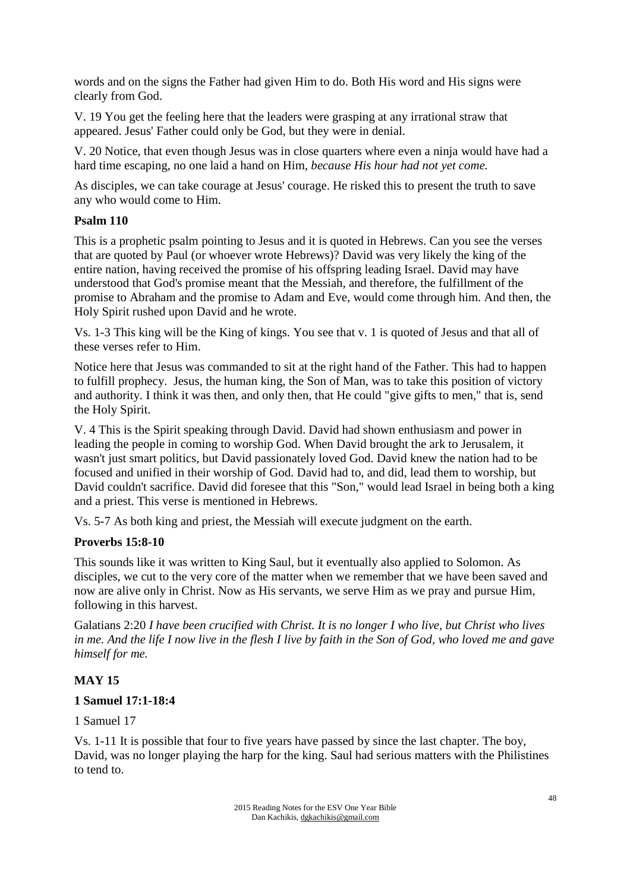words and on the signs the Father had given Him to do. Both His word and His signs were clearly from God.

V. 19 You get the feeling here that the leaders were grasping at any irrational straw that appeared. Jesus' Father could only be God, but they were in denial.

V. 20 Notice, that even though Jesus was in close quarters where even a ninja would have had a hard time escaping, no one laid a hand on Him, *because His hour had not yet come.*

As disciples, we can take courage at Jesus' courage. He risked this to present the truth to save any who would come to Him.

**Psalm 110**

This is a prophetic psalm pointing to Jesus and it is quoted in Hebrews. Can you see the verses that are quoted by Paul (or whoever wrote Hebrews)? David was very likely the king of the entire nation, having received the promise of his offspring leading Israel. David may have understood that God's promise meant that the Messiah, and therefore, the fulfillment of the promise to Abraham and the promise to Adam and Eve, would come through him. And then, the Holy Spirit rushed upon David and he wrote.

Vs. 1-3 This king will be the King of kings. You see that v. 1 is quoted of Jesus and that all of these verses refer to Him.

Notice here that Jesus was commanded to sit at the right hand of the Father. This had to happen to fulfill prophecy. Jesus, the human king, the Son of Man, was to take this position of victory and authority. I think it was then, and only then, that He could "give gifts to men," that is, send the Holy Spirit.

V. 4 This is the Spirit speaking through David. David had shown enthusiasm and power in leading the people in coming to worship God. When David brought the ark to Jerusalem, it wasn't just smart politics, but David passionately loved God. David knew the nation had to be focused and unified in their worship of God. David had to, and did, lead them to worship, but David couldn't sacrifice. David did foresee that this "Son," would lead Israel in being both a king and a priest. This verse is mentioned in Hebrews.

Vs. 5-7 As both king and priest, the Messiah will execute judgment on the earth.

**Proverbs 15:8-10**

This sounds like it was written to King Saul, but it eventually also applied to Solomon. As disciples, we cut to the very core of the matter when we remember that we have been saved and now are alive only in Christ. Now as His servants, we serve Him as we pray and pursue Him, following in this harvest.

Galatians 2:20 *I have been crucified with Christ. It is no longer I who live, but Christ who lives in me. And the life I now live in the flesh I live by faith in the Son of God, who loved me and gave himself for me.*

## MAY 15

**1 Samuel 17:1-18:4**

1 Samuel 17

Vs. 1-11 It is possible that four to five years have passed by since the last chapter. The boy, David, was no longer playing the harp for the king. Saul had serious matters with the Philistines to tend to.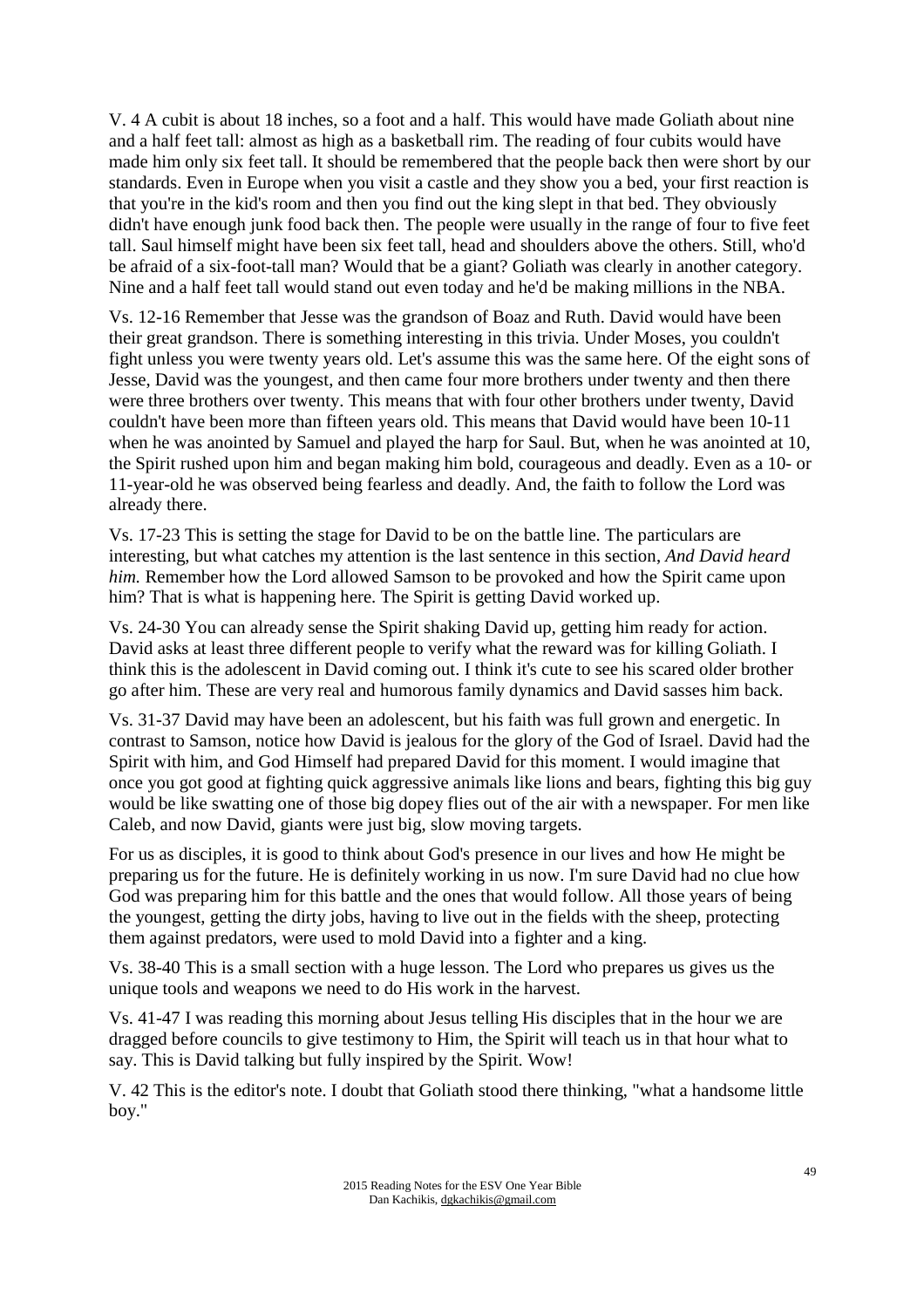V. 4 A cubit is about 18 inches, so a foot and a half. This would have made Goliath about nine and a half feet tall: almost as high as a basketball rim. The reading of four cubits would have made him only six feet tall. It should be remembered that the people back then were short by our standards. Even in Europe when you visit a castle and they show you a bed, your first reaction is that you're in the kid's room and then you find out the king slept in that bed. They obviously didn't have enough junk food back then. The people were usually in the range of four to five feet tall. Saul himself might have been six feet tall, head and shoulders above the others. Still, who'd be afraid of a six-foot-tall man? Would that be a giant? Goliath was clearly in another category. Nine and a half feet tall would stand out even today and he'd be making millions in the NBA.

Vs. 12-16 Remember that Jesse was the grandson of Boaz and Ruth. David would have been their great grandson. There is something interesting in this trivia. Under Moses, you couldn't fight unless you were twenty years old. Let's assume this was the same here. Of the eight sons of Jesse, David was the youngest, and then came four more brothers under twenty and then there were three brothers over twenty. This means that with four other brothers under twenty, David couldn't have been more than fifteen years old. This means that David would have been 10-11 when he was anointed by Samuel and played the harp for Saul. But, when he was anointed at 10, the Spirit rushed upon him and began making him bold, courageous and deadly. Even as a 10- or 11-year-old he was observed being fearless and deadly. And, the faith to follow the Lord was already there.

Vs. 17-23 This is setting the stage for David to be on the battle line. The particulars are interesting, but what catches my attention is the last sentence in this section, *And David heard him.* Remember how the Lord allowed Samson to be provoked and how the Spirit came upon him? That is what is happening here. The Spirit is getting David worked up.

Vs. 24-30 You can already sense the Spirit shaking David up, getting him ready for action. David asks at least three different people to verify what the reward was for killing Goliath. I think this is the adolescent in David coming out. I think it's cute to see his scared older brother go after him. These are very real and humorous family dynamics and David sasses him back.

Vs. 31-37 David may have been an adolescent, but his faith was full grown and energetic. In contrast to Samson, notice how David is jealous for the glory of the God of Israel. David had the Spirit with him, and God Himself had prepared David for this moment. I would imagine that once you got good at fighting quick aggressive animals like lions and bears, fighting this big guy would be like swatting one of those big dopey flies out of the air with a newspaper. For men like Caleb, and now David, giants were just big, slow moving targets.

For us as disciples, it is good to think about God's presence in our lives and how He might be preparing us for the future. He is definitely working in us now. I'm sure David had no clue how God was preparing him for this battle and the ones that would follow. All those years of being the youngest, getting the dirty jobs, having to live out in the fields with the sheep, protecting them against predators, were used to mold David into a fighter and a king.

Vs. 38-40 This is a small section with a huge lesson. The Lord who prepares us gives us the unique tools and weapons we need to do His work in the harvest.

Vs. 41-47 I was reading this morning about Jesus telling His disciples that in the hour we are dragged before councils to give testimony to Him, the Spirit will teach us in that hour what to say. This is David talking but fully inspired by the Spirit. Wow!

V. 42 This is the editor's note. I doubt that Goliath stood there thinking, "what a handsome little boy."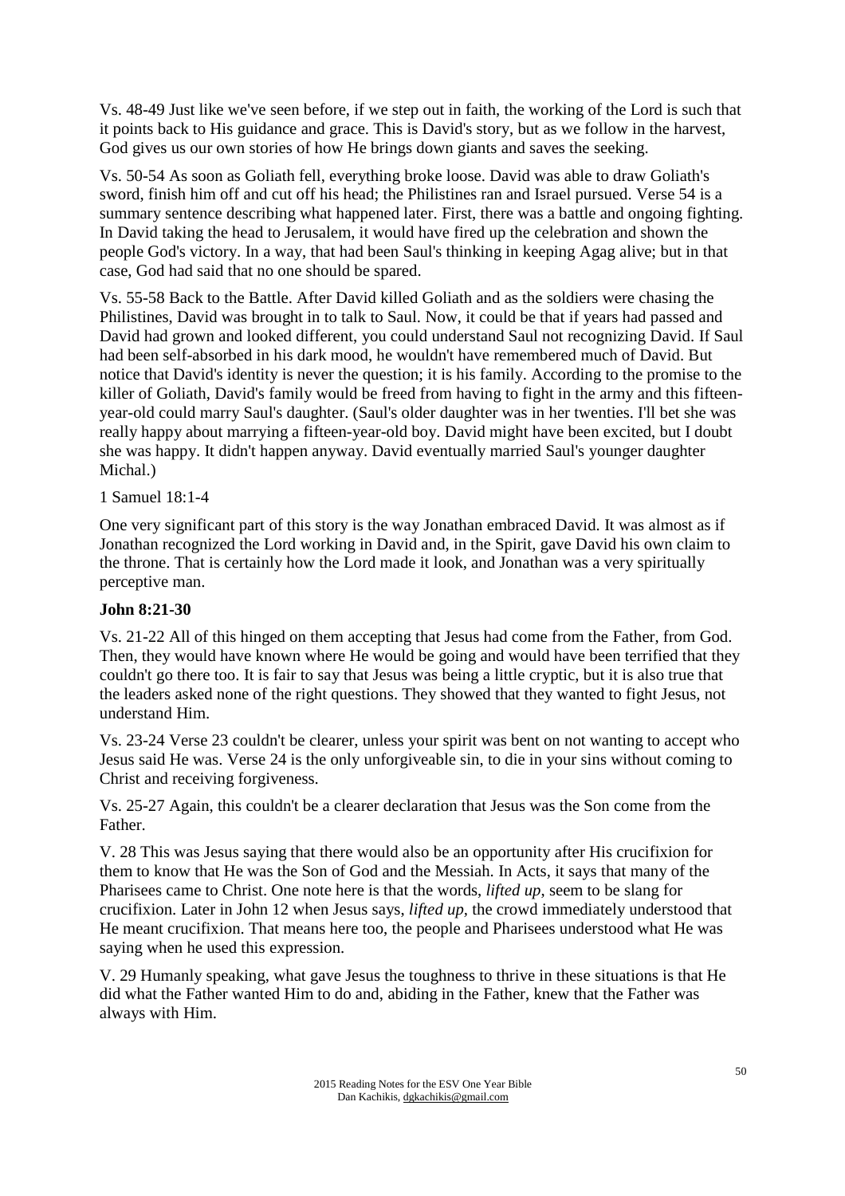Vs. 48-49 Just like we've seen before, if we step out in faith, the working of the Lord is such that it points back to His guidance and grace. This is David's story, but as we follow in the harvest, God gives us our own stories of how He brings down giants and saves the seeking.

Vs. 50-54 As soon as Goliath fell, everything broke loose. David was able to draw Goliath's sword, finish him off and cut off his head; the Philistines ran and Israel pursued. Verse 54 is a summary sentence describing what happened later. First, there was a battle and ongoing fighting. In David taking the head to Jerusalem, it would have fired up the celebration and shown the people God's victory. In a way, that had been Saul's thinking in keeping Agag alive; but in that case, God had said that no one should be spared.

Vs. 55-58 Back to the Battle. After David killed Goliath and as the soldiers were chasing the Philistines, David was brought in to talk to Saul. Now, it could be that if years had passed and David had grown and looked different, you could understand Saul not recognizing David. If Saul had been self-absorbed in his dark mood, he wouldn't have remembered much of David. But notice that David's identity is never the question; it is his family. According to the promise to the killer of Goliath, David's family would be freed from having to fight in the army and this fifteen-year-old could marry Saul's daughter. (Saul's older daughter was in her twenties. I'll bet she was really happy about marrying a fifteen-year-old boy. David might have been excited, but I doubt she was happy. It didn't happen anyway. David eventually married Saul's younger daughter Michal.)

1 Samuel 18:1-4

One very significant part of this story is the way Jonathan embraced David. It was almost as if Jonathan recognized the Lord working in David and, in the Spirit, gave David his own claim to the throne. That is certainly how the Lord made it look, and Jonathan was a very spiritually perceptive man.

**John 8:21-30**

Vs. 21-22 All of this hinged on them accepting that Jesus had come from the Father, from God. Then, they would have known where He would be going and would have been terrified that they couldn't go there too. It is fair to say that Jesus was being a little cryptic, but it is also true that the leaders asked none of the right questions. They showed that they wanted to fight Jesus, not understand Him.

Vs. 23-24 Verse 23 couldn't be clearer, unless your spirit was bent on not wanting to accept who Jesus said He was. Verse 24 is the only unforgiveable sin, to die in your sins without coming to Christ and receiving forgiveness.

Vs. 25-27 Again, this couldn't be a clearer declaration that Jesus was the Son come from the Father.

V. 28 This was Jesus saying that there would also be an opportunity after His crucifixion for them to know that He was the Son of God and the Messiah. In Acts, it says that many of the Pharisees came to Christ. One note here is that the words, *lifted up*, seem to be slang for crucifixion. Later in John 12 when Jesus says, *lifted up*, the crowd immediately understood that He meant crucifixion. That means here too, the people and Pharisees understood what He was saying when he used this expression.

V. 29 Humanly speaking, what gave Jesus the toughness to thrive in these situations is that He did what the Father wanted Him to do and, abiding in the Father, knew that the Father was always with Him.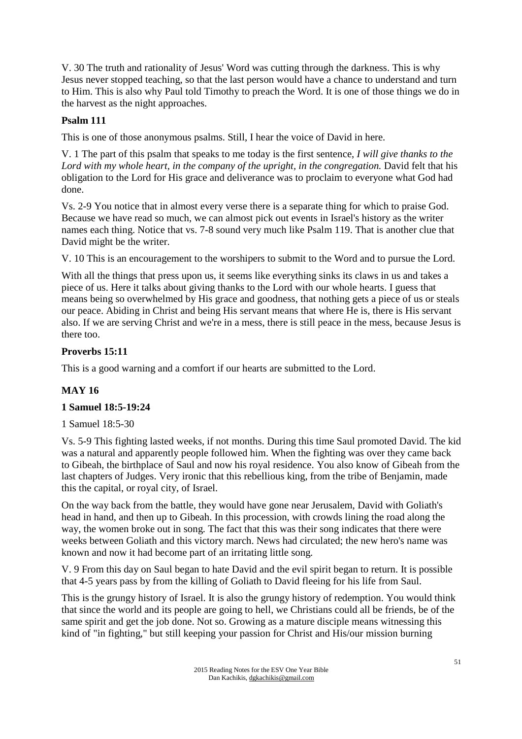V. 30 The truth and rationality of Jesus' Word was cutting through the darkness. This is why Jesus never stopped teaching, so that the last person would have a chance to understand and turn to Him. This is also why Paul told Timothy to preach the Word. It is one of those things we do in the harvest as the night approaches.

### Psalm 111

This is one of those anonymous psalms. Still, I hear the voice of David in here.

V. 1 The part of this psalm that speaks to me today is the first sentence, *I will give thanks to the Lord with my whole heart, in the company of the upright, in the congregation.* David felt that his obligation to the Lord for His grace and deliverance was to proclaim to everyone what God had done.

Vs. 2-9 You notice that in almost every verse there is a separate thing for which to praise God. Because we have read so much, we can almost pick out events in Israel's history as the writer names each thing. Notice that vs. 7-8 sound very much like Psalm 119. That is another clue that David might be the writer.

V. 10 This is an encouragement to the worshipers to submit to the Word and to pursue the Lord.

With all the things that press upon us, it seems like everything sinks its claws in us and takes a piece of us. Here it talks about giving thanks to the Lord with our whole hearts. I guess that means being so overwhelmed by His grace and goodness, that nothing gets a piece of us or steals our peace. Abiding in Christ and being His servant means that where He is, there is His servant also. If we are serving Christ and we're in a mess, there is still peace in the mess, because Jesus is there too.

### Proverbs 15:11

This is a good warning and a comfort if our hearts are submitted to the Lord.

## MAY 16

### 1 Samuel 18:5-19:24

1 Samuel 18:5-30

Vs. 5-9 This fighting lasted weeks, if not months. During this time Saul promoted David. The kid was a natural and apparently people followed him. When the fighting was over they came back to Gibeah, the birthplace of Saul and now his royal residence. You also know of Gibeah from the last chapters of Judges. Very ironic that this rebellious king, from the tribe of Benjamin, made this the capital, or royal city, of Israel.

On the way back from the battle, they would have gone near Jerusalem, David with Goliath's head in hand, and then up to Gibeah. In this procession, with crowds lining the road along the way, the women broke out in song. The fact that this was their song indicates that there were weeks between Goliath and this victory march. News had circulated; the new hero's name was known and now it had become part of an irritating little song.

V. 9 From this day on Saul began to hate David and the evil spirit began to return. It is possible that 4-5 years pass by from the killing of Goliath to David fleeing for his life from Saul.

This is the grungy history of Israel. It is also the grungy history of redemption. You would think that since the world and its people are going to hell, we Christians could all be friends, be of the same spirit and get the job done. Not so. Growing as a mature disciple means witnessing this kind of "in fighting," but still keeping your passion for Christ and His/our mission burning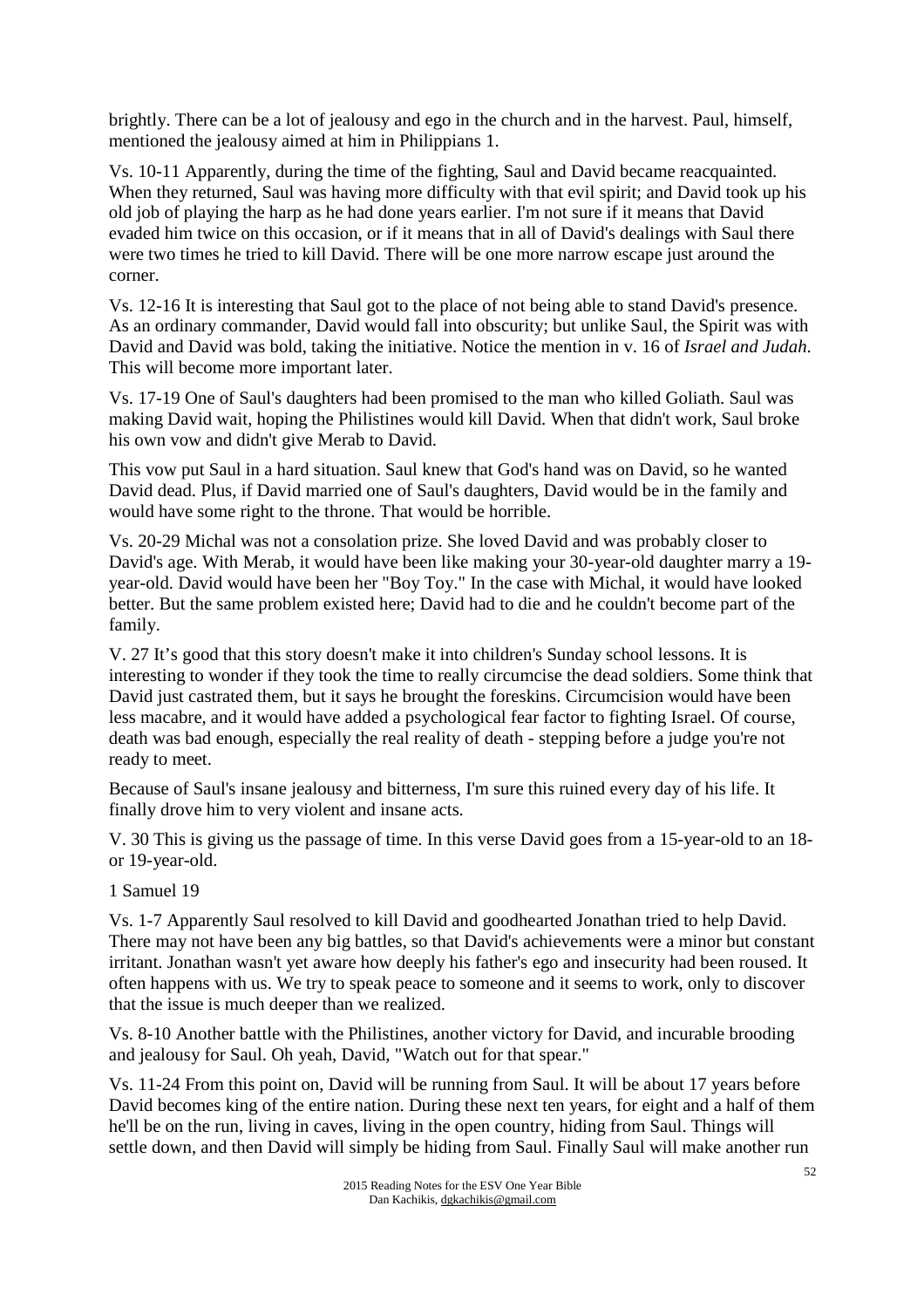brightly. There can be a lot of jealousy and ego in the church and in the harvest. Paul, himself, mentioned the jealousy aimed at him in Philippians 1.

Vs. 10-11 Apparently, during the time of the fighting, Saul and David became reacquainted. When they returned, Saul was having more difficulty with that evil spirit; and David took up his old job of playing the harp as he had done years earlier. I'm not sure if it means that David evaded him twice on this occasion, or if it means that in all of David's dealings with Saul there were two times he tried to kill David. There will be one more narrow escape just around the corner.

Vs. 12-16 It is interesting that Saul got to the place of not being able to stand David's presence. As an ordinary commander, David would fall into obscurity; but unlike Saul, the Spirit was with David and David was bold, taking the initiative. Notice the mention in v. 16 of *Israel and Judah*. This will become more important later.

Vs. 17-19 One of Saul's daughters had been promised to the man who killed Goliath. Saul was making David wait, hoping the Philistines would kill David. When that didn't work, Saul broke his own vow and didn't give Merab to David.

This vow put Saul in a hard situation. Saul knew that God's hand was on David, so he wanted David dead. Plus, if David married one of Saul's daughters, David would be in the family and would have some right to the throne. That would be horrible.

Vs. 20-29 Michal was not a consolation prize. She loved David and was probably closer to David's age. With Merab, it would have been like making your 30-year-old daughter marry a 19-year-old. David would have been her "Boy Toy." In the case with Michal, it would have looked better. But the same problem existed here; David had to die and he couldn't become part of the family.

V. 27 It's good that this story doesn't make it into children's Sunday school lessons. It is interesting to wonder if they took the time to really circumcise the dead soldiers. Some think that David just castrated them, but it says he brought the foreskins. Circumcision would have been less macabre, and it would have added a psychological fear factor to fighting Israel. Of course, death was bad enough, especially the real reality of death - stepping before a judge you're not ready to meet.

Because of Saul's insane jealousy and bitterness, I'm sure this ruined every day of his life. It finally drove him to very violent and insane acts.

V. 30 This is giving us the passage of time. In this verse David goes from a 15-year-old to an 18- or 19-year-old.

1 Samuel 19

Vs. 1-7 Apparently Saul resolved to kill David and goodhearted Jonathan tried to help David. There may not have been any big battles, so that David's achievements were a minor but constant irritant. Jonathan wasn't yet aware how deeply his father's ego and insecurity had been roused. It often happens with us. We try to speak peace to someone and it seems to work, only to discover that the issue is much deeper than we realized.

Vs. 8-10 Another battle with the Philistines, another victory for David, and incurable brooding and jealousy for Saul. Oh yeah, David, "Watch out for that spear."

Vs. 11-24 From this point on, David will be running from Saul. It will be about 17 years before David becomes king of the entire nation. During these next ten years, for eight and a half of them he'll be on the run, living in caves, living in the open country, hiding from Saul. Things will settle down, and then David will simply be hiding from Saul. Finally Saul will make another run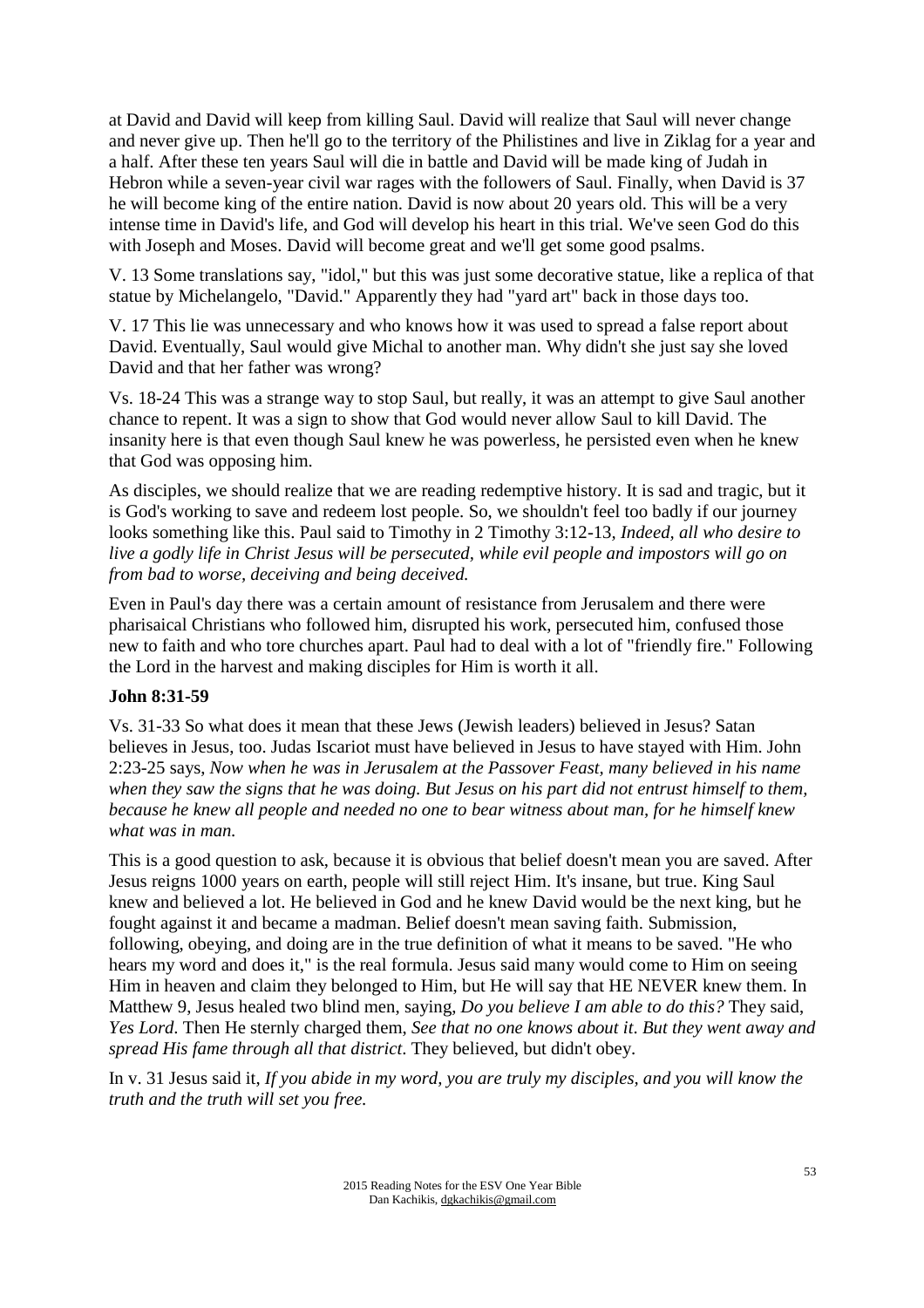at David and David will keep from killing Saul. David will realize that Saul will never change and never give up. Then he'll go to the territory of the Philistines and live in Ziklag for a year and a half. After these ten years Saul will die in battle and David will be made king of Judah in Hebron while a seven-year civil war rages with the followers of Saul. Finally, when David is 37 he will become king of the entire nation. David is now about 20 years old. This will be a very intense time in David's life, and God will develop his heart in this trial. We've seen God do this with Joseph and Moses. David will become great and we'll get some good psalms.

V. 13 Some translations say, "idol," but this was just some decorative statue, like a replica of that statue by Michelangelo, "David." Apparently they had "yard art" back in those days too.

V. 17 This lie was unnecessary and who knows how it was used to spread a false report about David. Eventually, Saul would give Michal to another man. Why didn't she just say she loved David and that her father was wrong?

Vs. 18-24 This was a strange way to stop Saul, but really, it was an attempt to give Saul another chance to repent. It was a sign to show that God would never allow Saul to kill David. The insanity here is that even though Saul knew he was powerless, he persisted even when he knew that God was opposing him.

As disciples, we should realize that we are reading redemptive history. It is sad and tragic, but it is God's working to save and redeem lost people. So, we shouldn't feel too badly if our journey looks something like this. Paul said to Timothy in 2 Timothy 3:12-13, *Indeed, all who desire to live a godly life in Christ Jesus will be persecuted, while evil people and impostors will go on from bad to worse, deceiving and being deceived.*

Even in Paul's day there was a certain amount of resistance from Jerusalem and there were pharisaical Christians who followed him, disrupted his work, persecuted him, confused those new to faith and who tore churches apart. Paul had to deal with a lot of "friendly fire." Following the Lord in the harvest and making disciples for Him is worth it all.

**John 8:31-59**

Vs. 31-33 So what does it mean that these Jews (Jewish leaders) believed in Jesus? Satan believes in Jesus, too. Judas Iscariot must have believed in Jesus to have stayed with Him. John 2:23-25 says, *Now when he was in Jerusalem at the Passover Feast, many believed in his name when they saw the signs that he was doing. But Jesus on his part did not entrust himself to them, because he knew all people and needed no one to bear witness about man, for he himself knew what was in man.*

This is a good question to ask, because it is obvious that belief doesn't mean you are saved. After Jesus reigns 1000 years on earth, people will still reject Him. It's insane, but true. King Saul knew and believed a lot. He believed in God and he knew David would be the next king, but he fought against it and became a madman. Belief doesn't mean saving faith. Submission, following, obeying, and doing are in the true definition of what it means to be saved. "He who hears my word and does it," is the real formula. Jesus said many would come to Him on seeing Him in heaven and claim they belonged to Him, but He will say that HE NEVER knew them. In Matthew 9, Jesus healed two blind men, saying, *Do you believe I am able to do this?* They said, *Yes Lord*. Then He sternly charged them, *See that no one knows about it*. *But they went away and spread His fame through all that district*. They believed, but didn't obey.

In v. 31 Jesus said it, *If you abide in my word, you are truly my disciples, and you will know the truth and the truth will set you free.*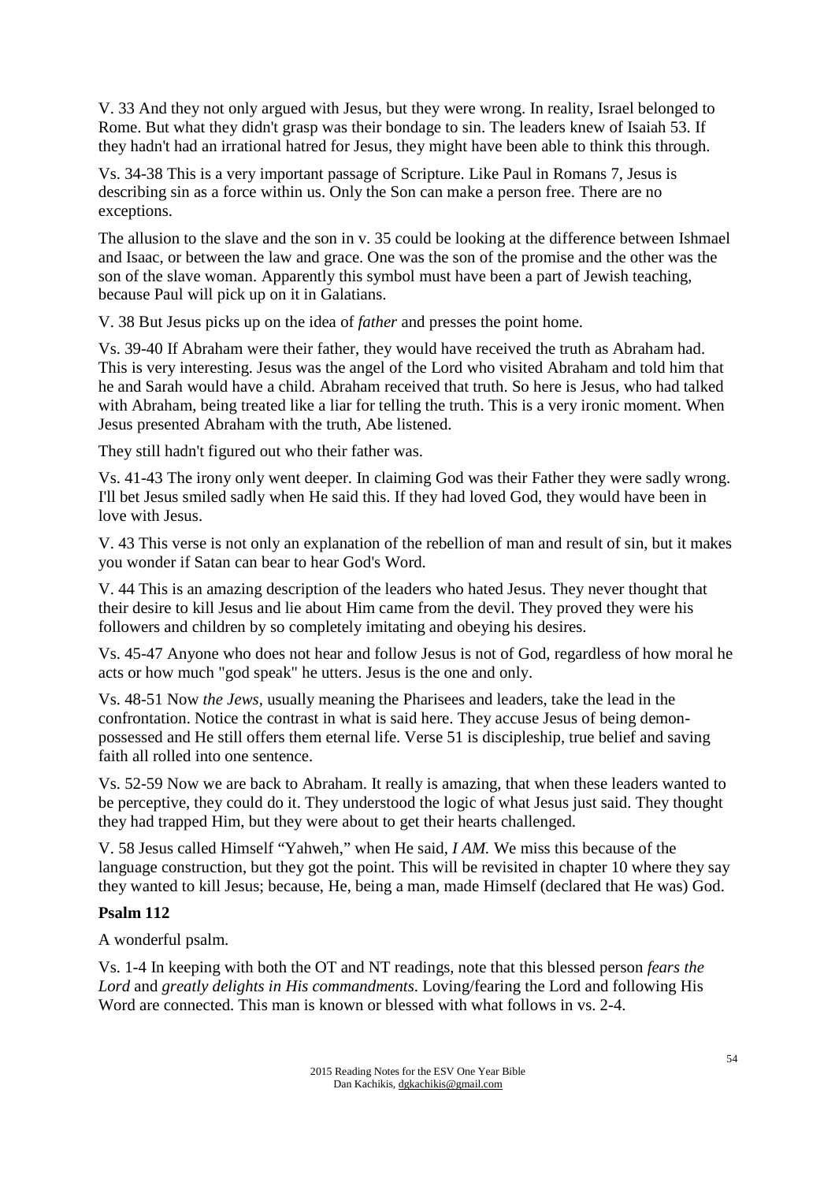V. 33 And they not only argued with Jesus, but they were wrong. In reality, Israel belonged to Rome. But what they didn't grasp was their bondage to sin. The leaders knew of Isaiah 53. If they hadn't had an irrational hatred for Jesus, they might have been able to think this through.

Vs. 34-38 This is a very important passage of Scripture. Like Paul in Romans 7, Jesus is describing sin as a force within us. Only the Son can make a person free. There are no exceptions.

The allusion to the slave and the son in v. 35 could be looking at the difference between Ishmael and Isaac, or between the law and grace. One was the son of the promise and the other was the son of the slave woman. Apparently this symbol must have been a part of Jewish teaching, because Paul will pick up on it in Galatians.

V. 38 But Jesus picks up on the idea of *father* and presses the point home.

Vs. 39-40 If Abraham were their father, they would have received the truth as Abraham had. This is very interesting. Jesus was the angel of the Lord who visited Abraham and told him that he and Sarah would have a child. Abraham received that truth. So here is Jesus, who had talked with Abraham, being treated like a liar for telling the truth. This is a very ironic moment. When Jesus presented Abraham with the truth, Abe listened.

They still hadn't figured out who their father was.

Vs. 41-43 The irony only went deeper. In claiming God was their Father they were sadly wrong. I'll bet Jesus smiled sadly when He said this. If they had loved God, they would have been in love with Jesus.

V. 43 This verse is not only an explanation of the rebellion of man and result of sin, but it makes you wonder if Satan can bear to hear God's Word.

V. 44 This is an amazing description of the leaders who hated Jesus. They never thought that their desire to kill Jesus and lie about Him came from the devil. They proved they were his followers and children by so completely imitating and obeying his desires.

Vs. 45-47 Anyone who does not hear and follow Jesus is not of God, regardless of how moral he acts or how much "god speak" he utters. Jesus is the one and only.

Vs. 48-51 Now *the Jews*, usually meaning the Pharisees and leaders, take the lead in the confrontation. Notice the contrast in what is said here. They accuse Jesus of being demon-possessed and He still offers them eternal life. Verse 51 is discipleship, true belief and saving faith all rolled into one sentence.

Vs. 52-59 Now we are back to Abraham. It really is amazing, that when these leaders wanted to be perceptive, they could do it. They understood the logic of what Jesus just said. They thought they had trapped Him, but they were about to get their hearts challenged.

V. 58 Jesus called Himself "Yahweh," when He said, *I AM.* We miss this because of the language construction, but they got the point. This will be revisited in chapter 10 where they say they wanted to kill Jesus; because, He, being a man, made Himself (declared that He was) God.

**Psalm 112**

A wonderful psalm.

Vs. 1-4 In keeping with both the OT and NT readings, note that this blessed person *fears the Lord* and *greatly delights in His commandments*. Loving/fearing the Lord and following His Word are connected. This man is known or blessed with what follows in vs. 2-4.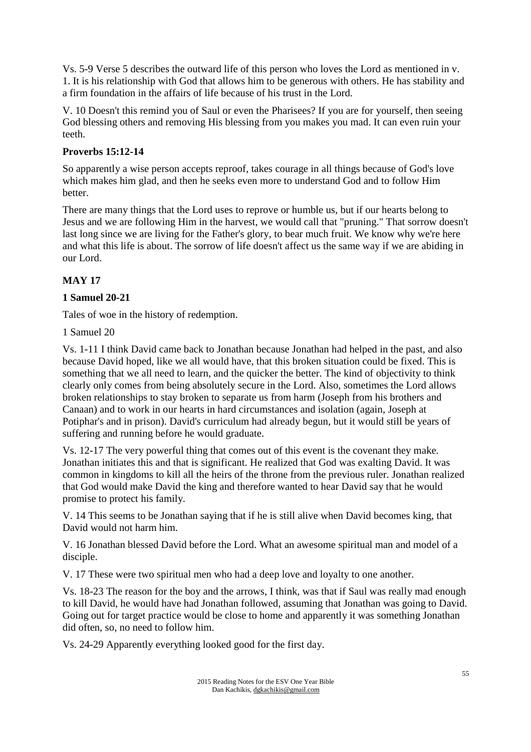Vs. 5-9 Verse 5 describes the outward life of this person who loves the Lord as mentioned in v. 1. It is his relationship with God that allows him to be generous with others. He has stability and a firm foundation in the affairs of life because of his trust in the Lord.

V. 10 Doesn't this remind you of Saul or even the Pharisees? If you are for yourself, then seeing God blessing others and removing His blessing from you makes you mad. It can even ruin your teeth.

**Proverbs 15:12-14**

So apparently a wise person accepts reproof, takes courage in all things because of God's love which makes him glad, and then he seeks even more to understand God and to follow Him better.

There are many things that the Lord uses to reprove or humble us, but if our hearts belong to Jesus and we are following Him in the harvest, we would call that "pruning." That sorrow doesn't last long since we are living for the Father's glory, to bear much fruit. We know why we're here and what this life is about. The sorrow of life doesn't affect us the same way if we are abiding in our Lord.

## MAY 17

**1 Samuel 20-21**

Tales of woe in the history of redemption.

1 Samuel 20

Vs. 1-11 I think David came back to Jonathan because Jonathan had helped in the past, and also because David hoped, like we all would have, that this broken situation could be fixed. This is something that we all need to learn, and the quicker the better. The kind of objectivity to think clearly only comes from being absolutely secure in the Lord. Also, sometimes the Lord allows broken relationships to stay broken to separate us from harm (Joseph from his brothers and Canaan) and to work in our hearts in hard circumstances and isolation (again, Joseph at Potiphar's and in prison). David's curriculum had already begun, but it would still be years of suffering and running before he would graduate.

Vs. 12-17 The very powerful thing that comes out of this event is the covenant they make. Jonathan initiates this and that is significant. He realized that God was exalting David. It was common in kingdoms to kill all the heirs of the throne from the previous ruler. Jonathan realized that God would make David the king and therefore wanted to hear David say that he would promise to protect his family.

V. 14 This seems to be Jonathan saying that if he is still alive when David becomes king, that David would not harm him.

V. 16 Jonathan blessed David before the Lord. What an awesome spiritual man and model of a disciple.

V. 17 These were two spiritual men who had a deep love and loyalty to one another.

Vs. 18-23 The reason for the boy and the arrows, I think, was that if Saul was really mad enough to kill David, he would have had Jonathan followed, assuming that Jonathan was going to David. Going out for target practice would be close to home and apparently it was something Jonathan did often, so, no need to follow him.

Vs. 24-29 Apparently everything looked good for the first day.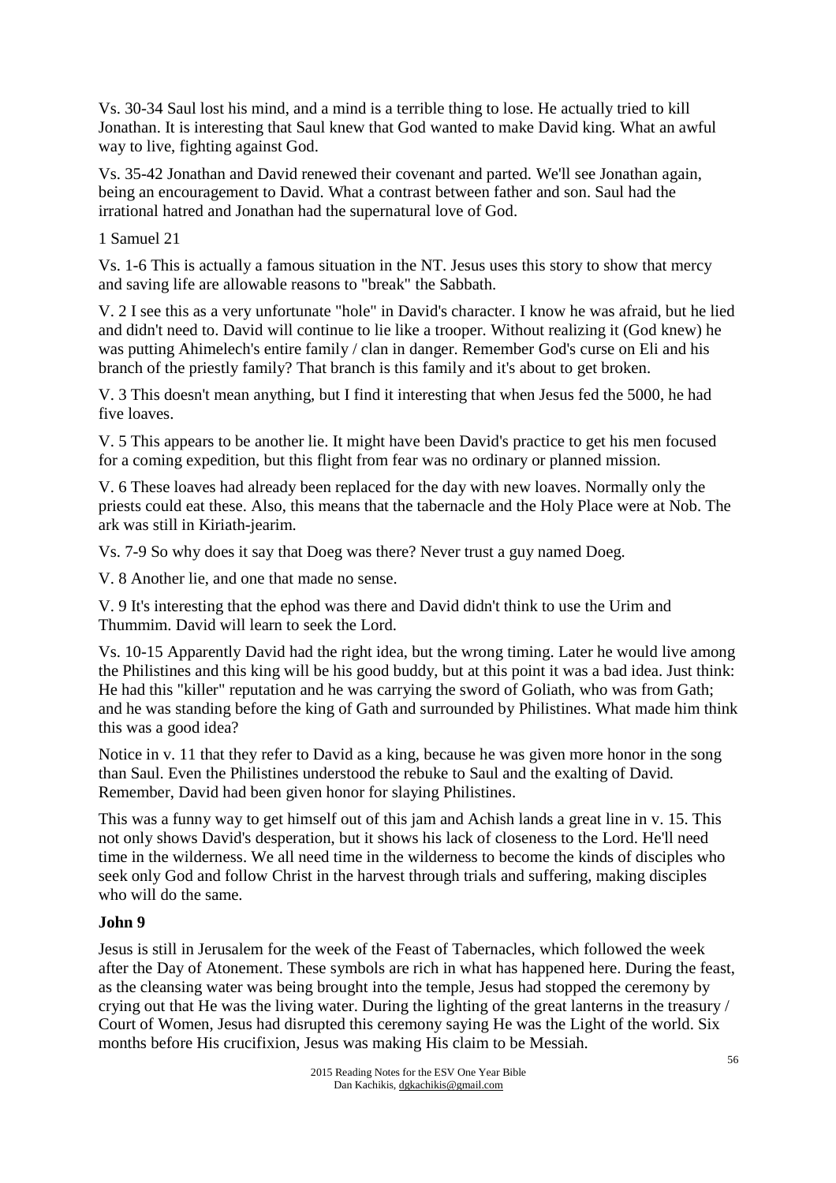Vs. 30-34 Saul lost his mind, and a mind is a terrible thing to lose. He actually tried to kill Jonathan. It is interesting that Saul knew that God wanted to make David king. What an awful way to live, fighting against God.

Vs. 35-42 Jonathan and David renewed their covenant and parted. We'll see Jonathan again, being an encouragement to David. What a contrast between father and son. Saul had the irrational hatred and Jonathan had the supernatural love of God.

1 Samuel 21

Vs. 1-6 This is actually a famous situation in the NT. Jesus uses this story to show that mercy and saving life are allowable reasons to "break" the Sabbath.

V. 2 I see this as a very unfortunate "hole" in David's character. I know he was afraid, but he lied and didn't need to. David will continue to lie like a trooper. Without realizing it (God knew) he was putting Ahimelech's entire family / clan in danger. Remember God's curse on Eli and his branch of the priestly family? That branch is this family and it's about to get broken.

V. 3 This doesn't mean anything, but I find it interesting that when Jesus fed the 5000, he had five loaves.

V. 5 This appears to be another lie. It might have been David's practice to get his men focused for a coming expedition, but this flight from fear was no ordinary or planned mission.

V. 6 These loaves had already been replaced for the day with new loaves. Normally only the priests could eat these. Also, this means that the tabernacle and the Holy Place were at Nob. The ark was still in Kiriath-jearim.

Vs. 7-9 So why does it say that Doeg was there? Never trust a guy named Doeg.

V. 8 Another lie, and one that made no sense.

V. 9 It's interesting that the ephod was there and David didn't think to use the Urim and Thummim. David will learn to seek the Lord.

Vs. 10-15 Apparently David had the right idea, but the wrong timing. Later he would live among the Philistines and this king will be his good buddy, but at this point it was a bad idea. Just think: He had this "killer" reputation and he was carrying the sword of Goliath, who was from Gath; and he was standing before the king of Gath and surrounded by Philistines. What made him think this was a good idea?

Notice in v. 11 that they refer to David as a king, because he was given more honor in the song than Saul. Even the Philistines understood the rebuke to Saul and the exalting of David. Remember, David had been given honor for slaying Philistines.

This was a funny way to get himself out of this jam and Achish lands a great line in v. 15. This not only shows David's desperation, but it shows his lack of closeness to the Lord. He'll need time in the wilderness. We all need time in the wilderness to become the kinds of disciples who seek only God and follow Christ in the harvest through trials and suffering, making disciples who will do the same.

**John 9**

Jesus is still in Jerusalem for the week of the Feast of Tabernacles, which followed the week after the Day of Atonement. These symbols are rich in what has happened here. During the feast, as the cleansing water was being brought into the temple, Jesus had stopped the ceremony by crying out that He was the living water. During the lighting of the great lanterns in the treasury / Court of Women, Jesus had disrupted this ceremony saying He was the Light of the world. Six months before His crucifixion, Jesus was making His claim to be Messiah.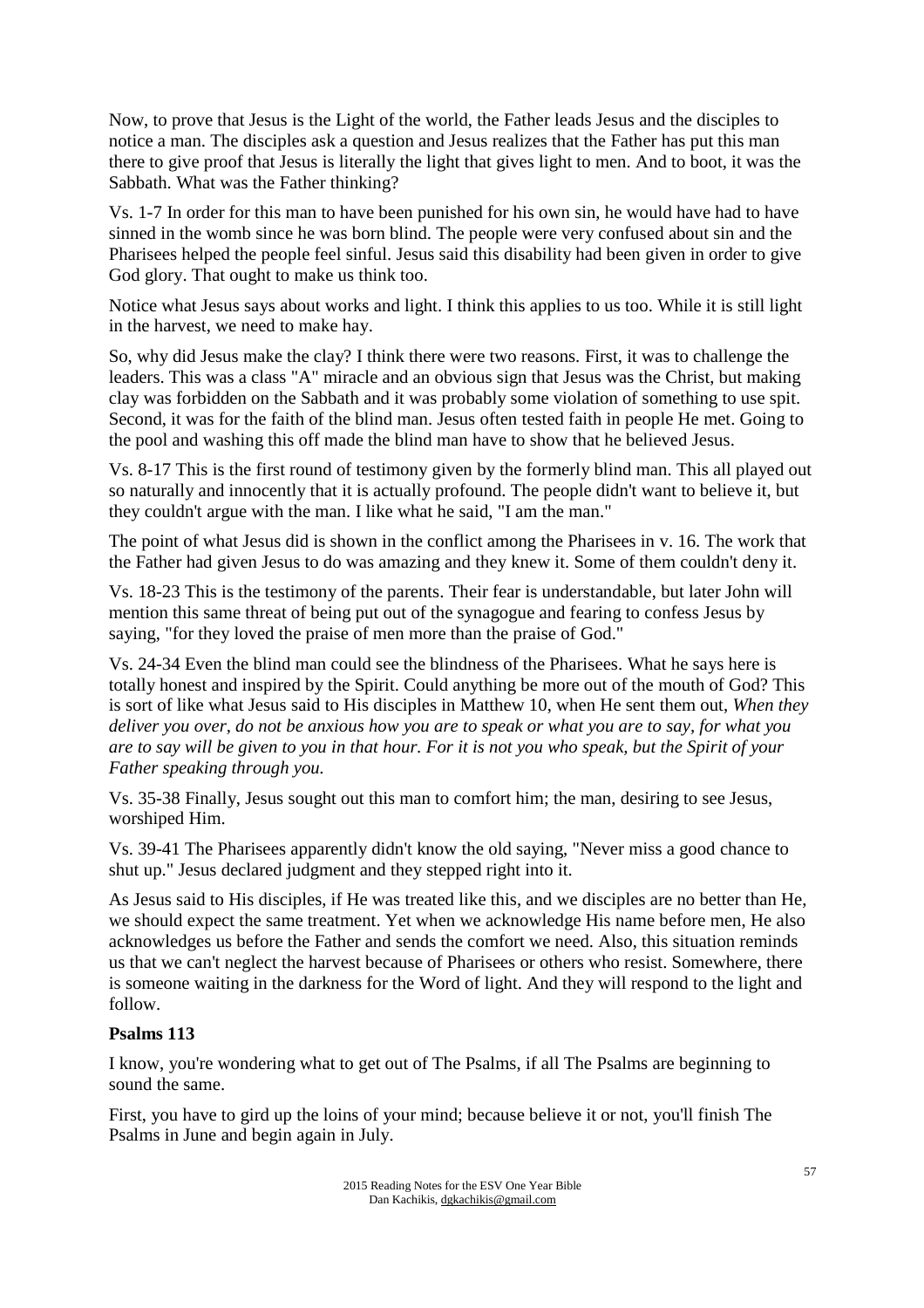Now, to prove that Jesus is the Light of the world, the Father leads Jesus and the disciples to notice a man. The disciples ask a question and Jesus realizes that the Father has put this man there to give proof that Jesus is literally the light that gives light to men. And to boot, it was the Sabbath. What was the Father thinking?

Vs. 1-7 In order for this man to have been punished for his own sin, he would have had to have sinned in the womb since he was born blind. The people were very confused about sin and the Pharisees helped the people feel sinful. Jesus said this disability had been given in order to give God glory. That ought to make us think too.

Notice what Jesus says about works and light. I think this applies to us too. While it is still light in the harvest, we need to make hay.

So, why did Jesus make the clay? I think there were two reasons. First, it was to challenge the leaders. This was a class "A" miracle and an obvious sign that Jesus was the Christ, but making clay was forbidden on the Sabbath and it was probably some violation of something to use spit. Second, it was for the faith of the blind man. Jesus often tested faith in people He met. Going to the pool and washing this off made the blind man have to show that he believed Jesus.

Vs. 8-17 This is the first round of testimony given by the formerly blind man. This all played out so naturally and innocently that it is actually profound. The people didn't want to believe it, but they couldn't argue with the man. I like what he said, "I am the man."

The point of what Jesus did is shown in the conflict among the Pharisees in v. 16. The work that the Father had given Jesus to do was amazing and they knew it. Some of them couldn't deny it.

Vs. 18-23 This is the testimony of the parents. Their fear is understandable, but later John will mention this same threat of being put out of the synagogue and fearing to confess Jesus by saying, "for they loved the praise of men more than the praise of God."

Vs. 24-34 Even the blind man could see the blindness of the Pharisees. What he says here is totally honest and inspired by the Spirit. Could anything be more out of the mouth of God? This is sort of like what Jesus said to His disciples in Matthew 10, when He sent them out, *When they deliver you over, do not be anxious how you are to speak or what you are to say, for what you are to say will be given to you in that hour. For it is not you who speak, but the Spirit of your Father speaking through you.*

Vs. 35-38 Finally, Jesus sought out this man to comfort him; the man, desiring to see Jesus, worshiped Him.

Vs. 39-41 The Pharisees apparently didn't know the old saying, "Never miss a good chance to shut up." Jesus declared judgment and they stepped right into it.

As Jesus said to His disciples, if He was treated like this, and we disciples are no better than He, we should expect the same treatment. Yet when we acknowledge His name before men, He also acknowledges us before the Father and sends the comfort we need. Also, this situation reminds us that we can't neglect the harvest because of Pharisees or others who resist. Somewhere, there is someone waiting in the darkness for the Word of light. And they will respond to the light and follow.

### Psalms 113

I know, you're wondering what to get out of The Psalms, if all The Psalms are beginning to sound the same.

First, you have to gird up the loins of your mind; because believe it or not, you'll finish The Psalms in June and begin again in July.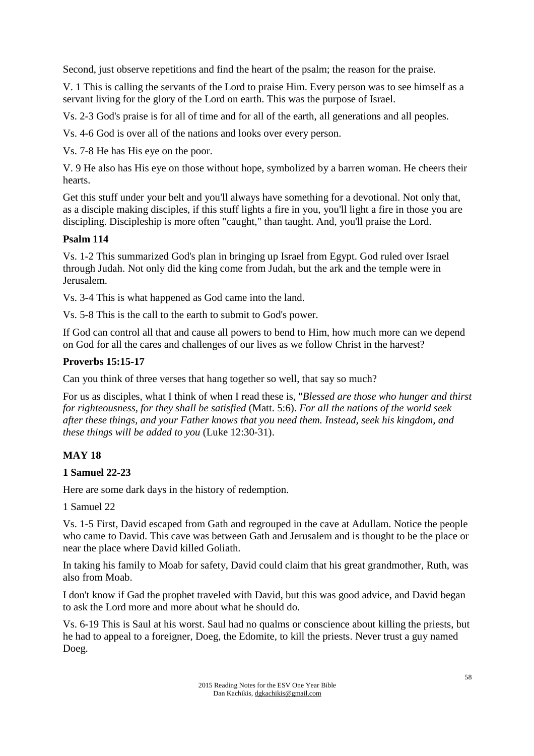Second, just observe repetitions and find the heart of the psalm; the reason for the praise.

V. 1 This is calling the servants of the Lord to praise Him. Every person was to see himself as a servant living for the glory of the Lord on earth. This was the purpose of Israel.

Vs. 2-3 God's praise is for all of time and for all of the earth, all generations and all peoples.

Vs. 4-6 God is over all of the nations and looks over every person.

Vs. 7-8 He has His eye on the poor.

V. 9 He also has His eye on those without hope, symbolized by a barren woman. He cheers their hearts.

Get this stuff under your belt and you'll always have something for a devotional. Not only that, as a disciple making disciples, if this stuff lights a fire in you, you'll light a fire in those you are discipling. Discipleship is more often "caught," than taught. And, you'll praise the Lord.

**Psalm 114**

Vs. 1-2 This summarized God's plan in bringing up Israel from Egypt. God ruled over Israel through Judah. Not only did the king come from Judah, but the ark and the temple were in Jerusalem.

Vs. 3-4 This is what happened as God came into the land.

Vs. 5-8 This is the call to the earth to submit to God's power.

If God can control all that and cause all powers to bend to Him, how much more can we depend on God for all the cares and challenges of our lives as we follow Christ in the harvest?

**Proverbs 15:15-17**

Can you think of three verses that hang together so well, that say so much?

For us as disciples, what I think of when I read these is, "*Blessed are those who hunger and thirst for righteousness, for they shall be satisfied* (Matt. 5:6). *For all the nations of the world seek after these things, and your Father knows that you need them. Instead, seek his kingdom, and these things will be added to you* (Luke 12:30-31).

## MAY 18

**1 Samuel 22-23**

Here are some dark days in the history of redemption.

1 Samuel 22

Vs. 1-5 First, David escaped from Gath and regrouped in the cave at Adullam. Notice the people who came to David. This cave was between Gath and Jerusalem and is thought to be the place or near the place where David killed Goliath.

In taking his family to Moab for safety, David could claim that his great grandmother, Ruth, was also from Moab.

I don't know if Gad the prophet traveled with David, but this was good advice, and David began to ask the Lord more and more about what he should do.

Vs. 6-19 This is Saul at his worst. Saul had no qualms or conscience about killing the priests, but he had to appeal to a foreigner, Doeg, the Edomite, to kill the priests. Never trust a guy named Doeg.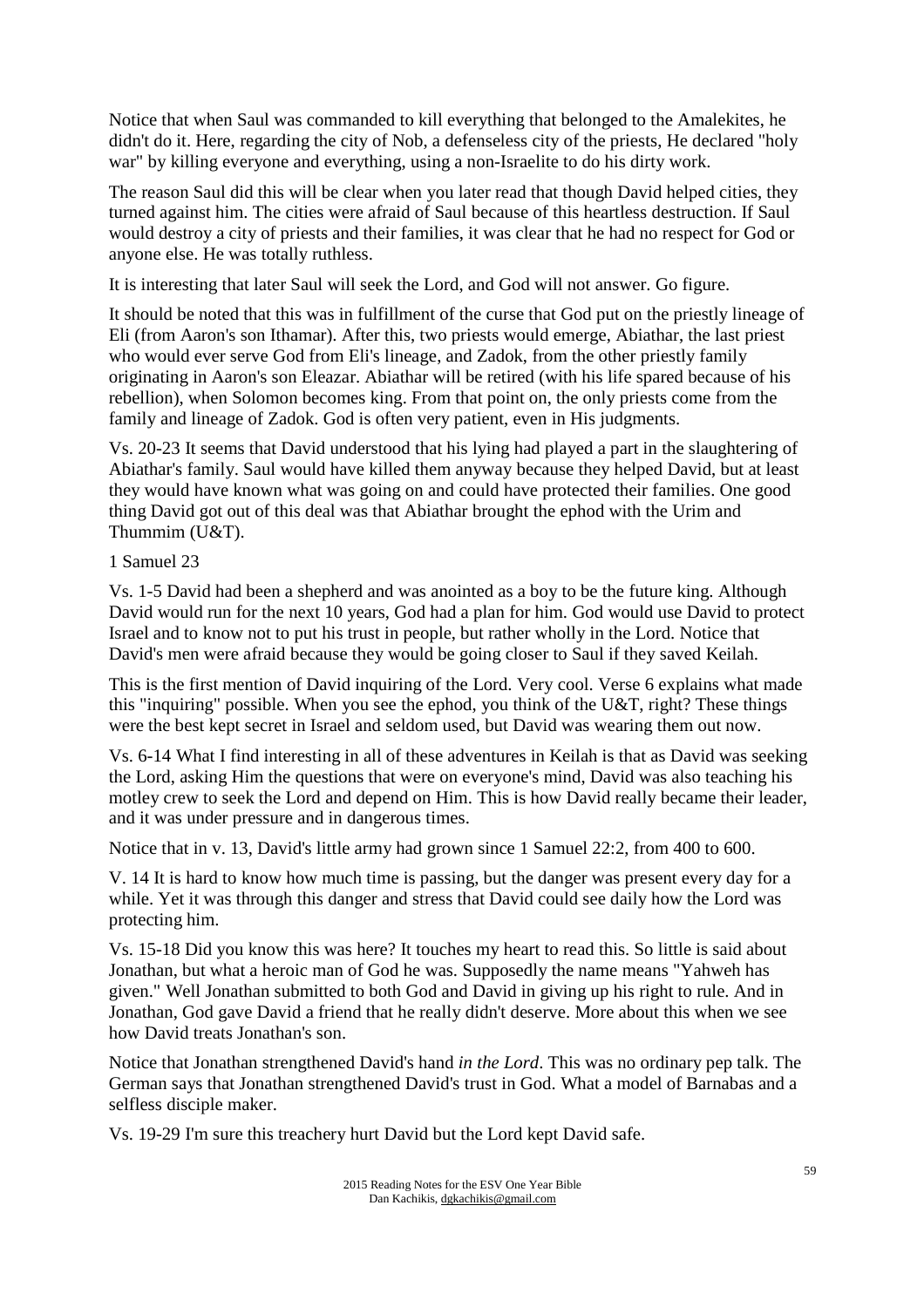Notice that when Saul was commanded to kill everything that belonged to the Amalekites, he didn't do it. Here, regarding the city of Nob, a defenseless city of the priests, He declared "holy war" by killing everyone and everything, using a non-Israelite to do his dirty work.

The reason Saul did this will be clear when you later read that though David helped cities, they turned against him. The cities were afraid of Saul because of this heartless destruction. If Saul would destroy a city of priests and their families, it was clear that he had no respect for God or anyone else. He was totally ruthless.

It is interesting that later Saul will seek the Lord, and God will not answer. Go figure.

It should be noted that this was in fulfillment of the curse that God put on the priestly lineage of Eli (from Aaron's son Ithamar). After this, two priests would emerge, Abiathar, the last priest who would ever serve God from Eli's lineage, and Zadok, from the other priestly family originating in Aaron's son Eleazar. Abiathar will be retired (with his life spared because of his rebellion), when Solomon becomes king. From that point on, the only priests come from the family and lineage of Zadok. God is often very patient, even in His judgments.

Vs. 20-23 It seems that David understood that his lying had played a part in the slaughtering of Abiathar's family. Saul would have killed them anyway because they helped David, but at least they would have known what was going on and could have protected their families. One good thing David got out of this deal was that Abiathar brought the ephod with the Urim and Thummim (U&T).

1 Samuel 23

Vs. 1-5 David had been a shepherd and was anointed as a boy to be the future king. Although David would run for the next 10 years, God had a plan for him. God would use David to protect Israel and to know not to put his trust in people, but rather wholly in the Lord. Notice that David's men were afraid because they would be going closer to Saul if they saved Keilah.

This is the first mention of David inquiring of the Lord. Very cool. Verse 6 explains what made this "inquiring" possible. When you see the ephod, you think of the U&T, right? These things were the best kept secret in Israel and seldom used, but David was wearing them out now.

Vs. 6-14 What I find interesting in all of these adventures in Keilah is that as David was seeking the Lord, asking Him the questions that were on everyone's mind, David was also teaching his motley crew to seek the Lord and depend on Him. This is how David really became their leader, and it was under pressure and in dangerous times.

Notice that in v. 13, David's little army had grown since 1 Samuel 22:2, from 400 to 600.

V. 14 It is hard to know how much time is passing, but the danger was present every day for a while. Yet it was through this danger and stress that David could see daily how the Lord was protecting him.

Vs. 15-18 Did you know this was here? It touches my heart to read this. So little is said about Jonathan, but what a heroic man of God he was. Supposedly the name means "Yahweh has given." Well Jonathan submitted to both God and David in giving up his right to rule. And in Jonathan, God gave David a friend that he really didn't deserve. More about this when we see how David treats Jonathan's son.

Notice that Jonathan strengthened David's hand *in the Lord*. This was no ordinary pep talk. The German says that Jonathan strengthened David's trust in God. What a model of Barnabas and a selfless disciple maker.

Vs. 19-29 I'm sure this treachery hurt David but the Lord kept David safe.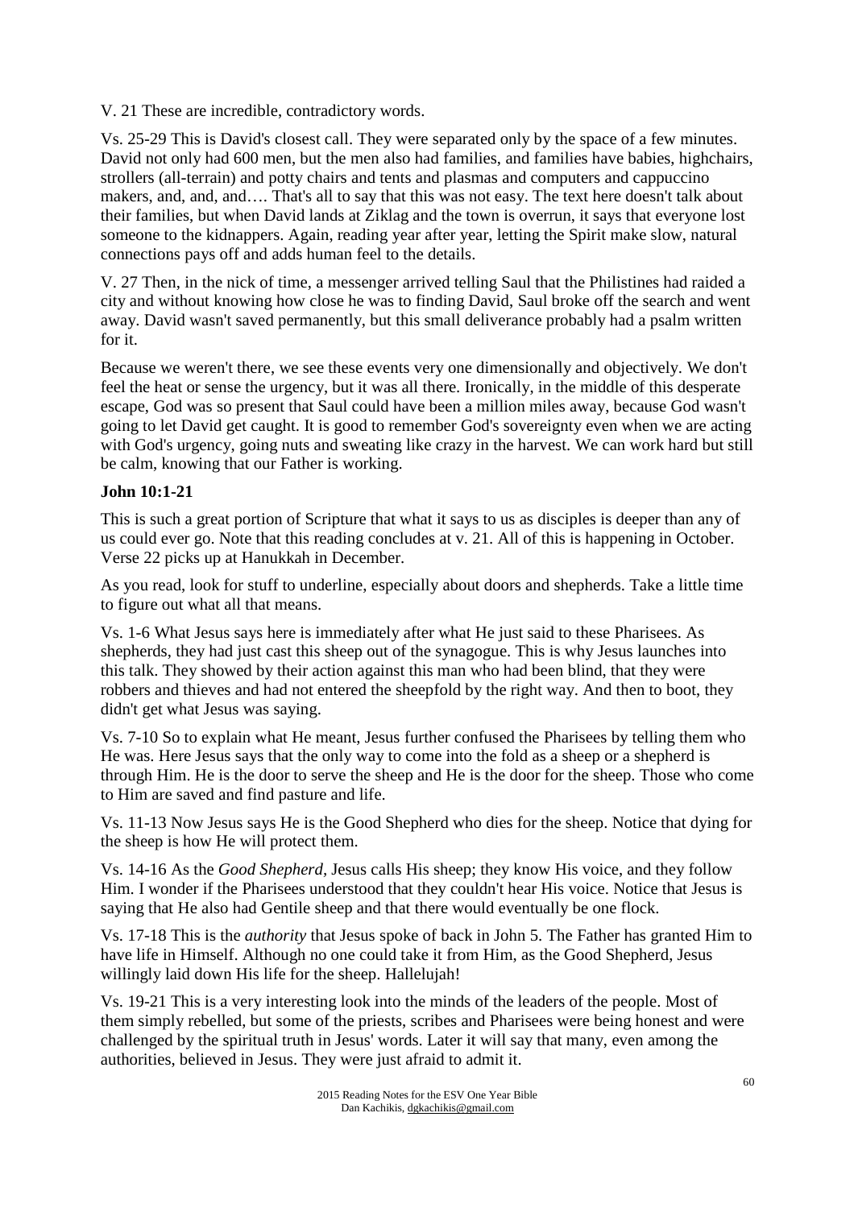V. 21 These are incredible, contradictory words.

Vs. 25-29 This is David's closest call. They were separated only by the space of a few minutes. David not only had 600 men, but the men also had families, and families have babies, highchairs, strollers (all-terrain) and potty chairs and tents and plasmas and computers and cappuccino makers, and, and, and…. That's all to say that this was not easy. The text here doesn't talk about their families, but when David lands at Ziklag and the town is overrun, it says that everyone lost someone to the kidnappers. Again, reading year after year, letting the Spirit make slow, natural connections pays off and adds human feel to the details.

V. 27 Then, in the nick of time, a messenger arrived telling Saul that the Philistines had raided a city and without knowing how close he was to finding David, Saul broke off the search and went away. David wasn't saved permanently, but this small deliverance probably had a psalm written for it.

Because we weren't there, we see these events very one dimensionally and objectively. We don't feel the heat or sense the urgency, but it was all there. Ironically, in the middle of this desperate escape, God was so present that Saul could have been a million miles away, because God wasn't going to let David get caught. It is good to remember God's sovereignty even when we are acting with God's urgency, going nuts and sweating like crazy in the harvest. We can work hard but still be calm, knowing that our Father is working.

**John 10:1-21**

This is such a great portion of Scripture that what it says to us as disciples is deeper than any of us could ever go. Note that this reading concludes at v. 21. All of this is happening in October. Verse 22 picks up at Hanukkah in December.

As you read, look for stuff to underline, especially about doors and shepherds. Take a little time to figure out what all that means.

Vs. 1-6 What Jesus says here is immediately after what He just said to these Pharisees. As shepherds, they had just cast this sheep out of the synagogue. This is why Jesus launches into this talk. They showed by their action against this man who had been blind, that they were robbers and thieves and had not entered the sheepfold by the right way. And then to boot, they didn't get what Jesus was saying.

Vs. 7-10 So to explain what He meant, Jesus further confused the Pharisees by telling them who He was. Here Jesus says that the only way to come into the fold as a sheep or a shepherd is through Him. He is the door to serve the sheep and He is the door for the sheep. Those who come to Him are saved and find pasture and life.

Vs. 11-13 Now Jesus says He is the Good Shepherd who dies for the sheep. Notice that dying for the sheep is how He will protect them.

Vs. 14-16 As the *Good Shepherd*, Jesus calls His sheep; they know His voice, and they follow Him. I wonder if the Pharisees understood that they couldn't hear His voice. Notice that Jesus is saying that He also had Gentile sheep and that there would eventually be one flock.

Vs. 17-18 This is the *authority* that Jesus spoke of back in John 5. The Father has granted Him to have life in Himself. Although no one could take it from Him, as the Good Shepherd, Jesus willingly laid down His life for the sheep. Hallelujah!

Vs. 19-21 This is a very interesting look into the minds of the leaders of the people. Most of them simply rebelled, but some of the priests, scribes and Pharisees were being honest and were challenged by the spiritual truth in Jesus' words. Later it will say that many, even among the authorities, believed in Jesus. They were just afraid to admit it.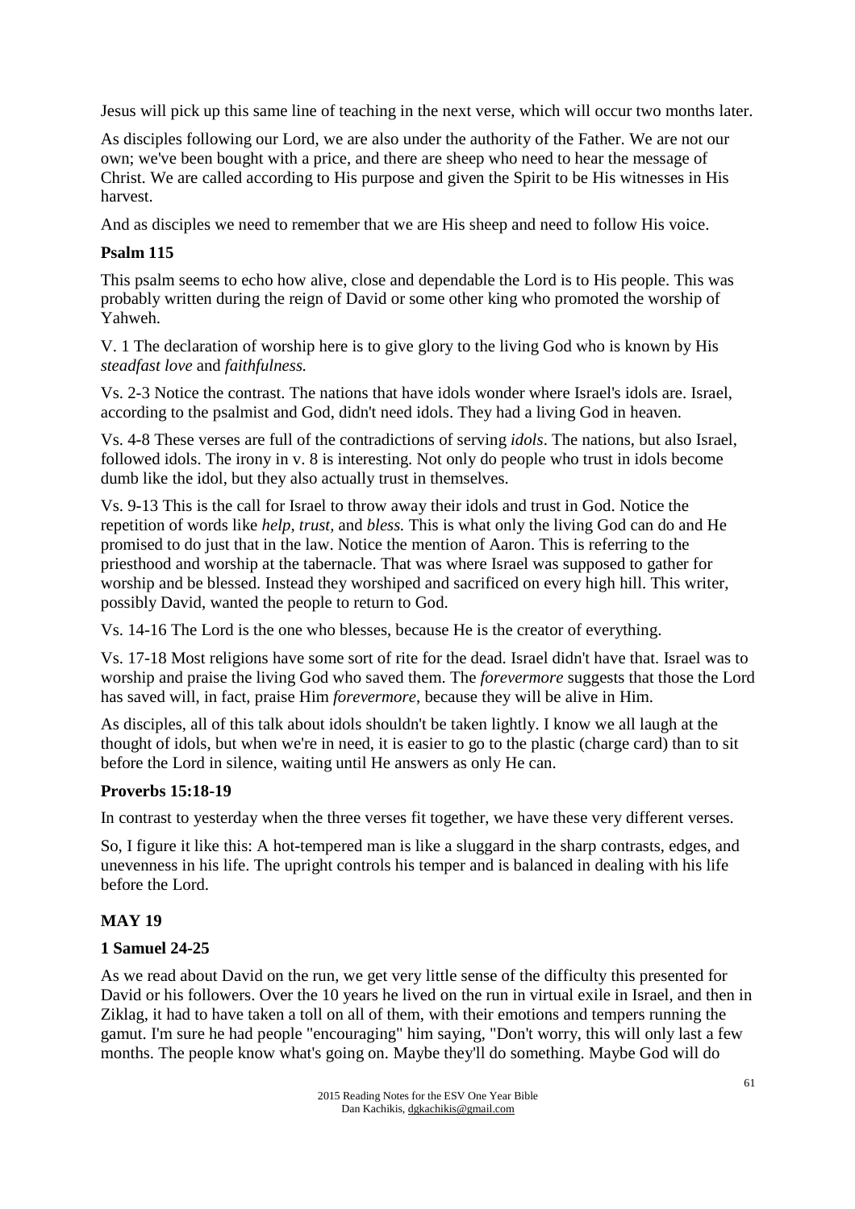Jesus will pick up this same line of teaching in the next verse, which will occur two months later.

As disciples following our Lord, we are also under the authority of the Father. We are not our own; we've been bought with a price, and there are sheep who need to hear the message of Christ. We are called according to His purpose and given the Spirit to be His witnesses in His harvest.

And as disciples we need to remember that we are His sheep and need to follow His voice.

**Psalm 115**

This psalm seems to echo how alive, close and dependable the Lord is to His people. This was probably written during the reign of David or some other king who promoted the worship of Yahweh.

V. 1 The declaration of worship here is to give glory to the living God who is known by His *steadfast love* and *faithfulness.*

Vs. 2-3 Notice the contrast. The nations that have idols wonder where Israel's idols are. Israel, according to the psalmist and God, didn't need idols. They had a living God in heaven.

Vs. 4-8 These verses are full of the contradictions of serving *idols*. The nations, but also Israel, followed idols. The irony in v. 8 is interesting. Not only do people who trust in idols become dumb like the idol, but they also actually trust in themselves.

Vs. 9-13 This is the call for Israel to throw away their idols and trust in God. Notice the repetition of words like *help, trust,* and *bless.* This is what only the living God can do and He promised to do just that in the law. Notice the mention of Aaron. This is referring to the priesthood and worship at the tabernacle. That was where Israel was supposed to gather for worship and be blessed. Instead they worshiped and sacrificed on every high hill. This writer, possibly David, wanted the people to return to God.

Vs. 14-16 The Lord is the one who blesses, because He is the creator of everything.

Vs. 17-18 Most religions have some sort of rite for the dead. Israel didn't have that. Israel was to worship and praise the living God who saved them. The *forevermore* suggests that those the Lord has saved will, in fact, praise Him *forevermore*, because they will be alive in Him.

As disciples, all of this talk about idols shouldn't be taken lightly. I know we all laugh at the thought of idols, but when we're in need, it is easier to go to the plastic (charge card) than to sit before the Lord in silence, waiting until He answers as only He can.

**Proverbs 15:18-19**

In contrast to yesterday when the three verses fit together, we have these very different verses.

So, I figure it like this: A hot-tempered man is like a sluggard in the sharp contrasts, edges, and unevenness in his life. The upright controls his temper and is balanced in dealing with his life before the Lord.

**MAY 19**

**1 Samuel 24-25**

As we read about David on the run, we get very little sense of the difficulty this presented for David or his followers. Over the 10 years he lived on the run in virtual exile in Israel, and then in Ziklag, it had to have taken a toll on all of them, with their emotions and tempers running the gamut. I'm sure he had people "encouraging" him saying, "Don't worry, this will only last a few months. The people know what's going on. Maybe they'll do something. Maybe God will do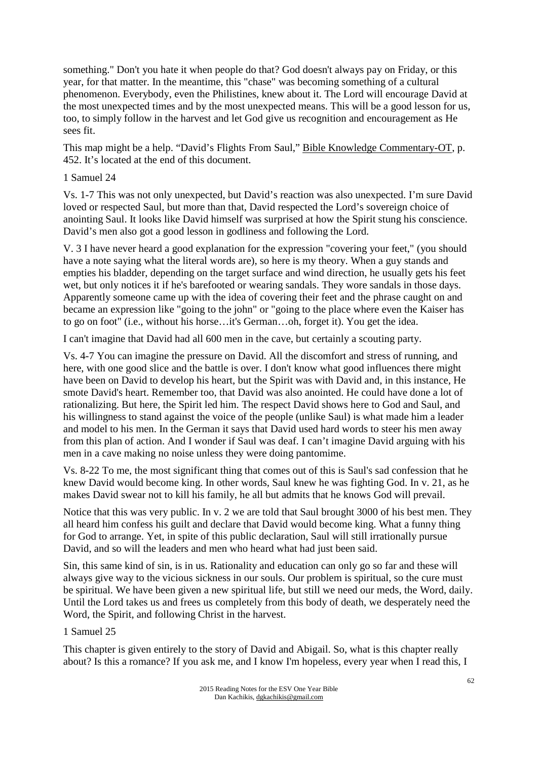something." Don't you hate it when people do that? God doesn't always pay on Friday, or this year, for that matter. In the meantime, this "chase" was becoming something of a cultural phenomenon. Everybody, even the Philistines, knew about it. The Lord will encourage David at the most unexpected times and by the most unexpected means. This will be a good lesson for us, too, to simply follow in the harvest and let God give us recognition and encouragement as He sees fit.

This map might be a help. "David's Flights From Saul," Bible Knowledge Commentary-OT, p. 452. It's located at the end of this document.

1 Samuel 24

Vs. 1-7 This was not only unexpected, but David's reaction was also unexpected. I'm sure David loved or respected Saul, but more than that, David respected the Lord's sovereign choice of anointing Saul. It looks like David himself was surprised at how the Spirit stung his conscience. David's men also got a good lesson in godliness and following the Lord.

V. 3 I have never heard a good explanation for the expression "covering your feet," (you should have a note saying what the literal words are), so here is my theory. When a guy stands and empties his bladder, depending on the target surface and wind direction, he usually gets his feet wet, but only notices it if he's barefooted or wearing sandals. They wore sandals in those days. Apparently someone came up with the idea of covering their feet and the phrase caught on and became an expression like "going to the john" or "going to the place where even the Kaiser has to go on foot" (i.e., without his horse…it's German…oh, forget it). You get the idea.

I can't imagine that David had all 600 men in the cave, but certainly a scouting party.

Vs. 4-7 You can imagine the pressure on David. All the discomfort and stress of running, and here, with one good slice and the battle is over. I don't know what good influences there might have been on David to develop his heart, but the Spirit was with David and, in this instance, He smote David's heart. Remember too, that David was also anointed. He could have done a lot of rationalizing. But here, the Spirit led him. The respect David shows here to God and Saul, and his willingness to stand against the voice of the people (unlike Saul) is what made him a leader and model to his men. In the German it says that David used hard words to steer his men away from this plan of action. And I wonder if Saul was deaf. I can't imagine David arguing with his men in a cave making no noise unless they were doing pantomime.

Vs. 8-22 To me, the most significant thing that comes out of this is Saul's sad confession that he knew David would become king. In other words, Saul knew he was fighting God. In v. 21, as he makes David swear not to kill his family, he all but admits that he knows God will prevail.

Notice that this was very public. In v. 2 we are told that Saul brought 3000 of his best men. They all heard him confess his guilt and declare that David would become king. What a funny thing for God to arrange. Yet, in spite of this public declaration, Saul will still irrationally pursue David, and so will the leaders and men who heard what had just been said.

Sin, this same kind of sin, is in us. Rationality and education can only go so far and these will always give way to the vicious sickness in our souls. Our problem is spiritual, so the cure must be spiritual. We have been given a new spiritual life, but still we need our meds, the Word, daily. Until the Lord takes us and frees us completely from this body of death, we desperately need the Word, the Spirit, and following Christ in the harvest.

1 Samuel 25

This chapter is given entirely to the story of David and Abigail. So, what is this chapter really about? Is this a romance? If you ask me, and I know I'm hopeless, every year when I read this, I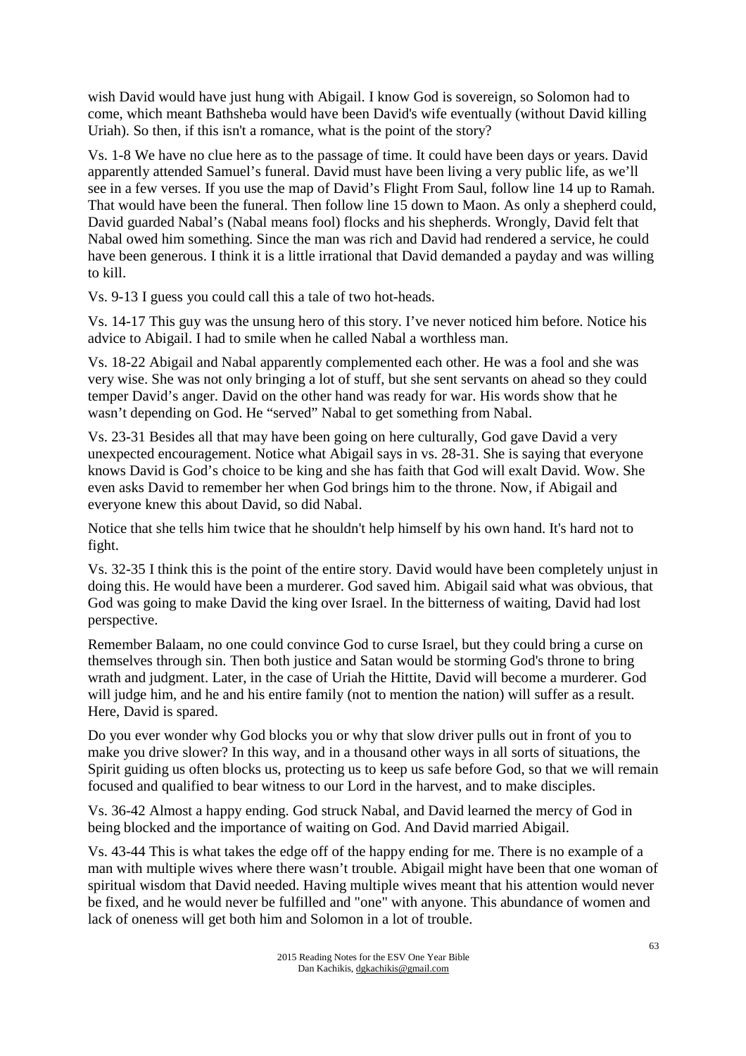wish David would have just hung with Abigail. I know God is sovereign, so Solomon had to come, which meant Bathsheba would have been David's wife eventually (without David killing Uriah). So then, if this isn't a romance, what is the point of the story?

Vs. 1-8 We have no clue here as to the passage of time. It could have been days or years. David apparently attended Samuel's funeral. David must have been living a very public life, as we'll see in a few verses. If you use the map of David's Flight From Saul, follow line 14 up to Ramah. That would have been the funeral. Then follow line 15 down to Maon. As only a shepherd could, David guarded Nabal's (Nabal means fool) flocks and his shepherds. Wrongly, David felt that Nabal owed him something. Since the man was rich and David had rendered a service, he could have been generous. I think it is a little irrational that David demanded a payday and was willing to kill.

Vs. 9-13 I guess you could call this a tale of two hot-heads.

Vs. 14-17 This guy was the unsung hero of this story. I've never noticed him before. Notice his advice to Abigail. I had to smile when he called Nabal a worthless man.

Vs. 18-22 Abigail and Nabal apparently complemented each other. He was a fool and she was very wise. She was not only bringing a lot of stuff, but she sent servants on ahead so they could temper David's anger. David on the other hand was ready for war. His words show that he wasn't depending on God. He "served" Nabal to get something from Nabal.

Vs. 23-31 Besides all that may have been going on here culturally, God gave David a very unexpected encouragement. Notice what Abigail says in vs. 28-31. She is saying that everyone knows David is God's choice to be king and she has faith that God will exalt David. Wow. She even asks David to remember her when God brings him to the throne. Now, if Abigail and everyone knew this about David, so did Nabal.

Notice that she tells him twice that he shouldn't help himself by his own hand. It's hard not to fight.

Vs. 32-35 I think this is the point of the entire story. David would have been completely unjust in doing this. He would have been a murderer. God saved him. Abigail said what was obvious, that God was going to make David the king over Israel. In the bitterness of waiting, David had lost perspective.

Remember Balaam, no one could convince God to curse Israel, but they could bring a curse on themselves through sin. Then both justice and Satan would be storming God's throne to bring wrath and judgment. Later, in the case of Uriah the Hittite, David will become a murderer. God will judge him, and he and his entire family (not to mention the nation) will suffer as a result. Here, David is spared.

Do you ever wonder why God blocks you or why that slow driver pulls out in front of you to make you drive slower? In this way, and in a thousand other ways in all sorts of situations, the Spirit guiding us often blocks us, protecting us to keep us safe before God, so that we will remain focused and qualified to bear witness to our Lord in the harvest, and to make disciples.

Vs. 36-42 Almost a happy ending. God struck Nabal, and David learned the mercy of God in being blocked and the importance of waiting on God. And David married Abigail.

Vs. 43-44 This is what takes the edge off of the happy ending for me. There is no example of a man with multiple wives where there wasn't trouble. Abigail might have been that one woman of spiritual wisdom that David needed. Having multiple wives meant that his attention would never be fixed, and he would never be fulfilled and "one" with anyone. This abundance of women and lack of oneness will get both him and Solomon in a lot of trouble.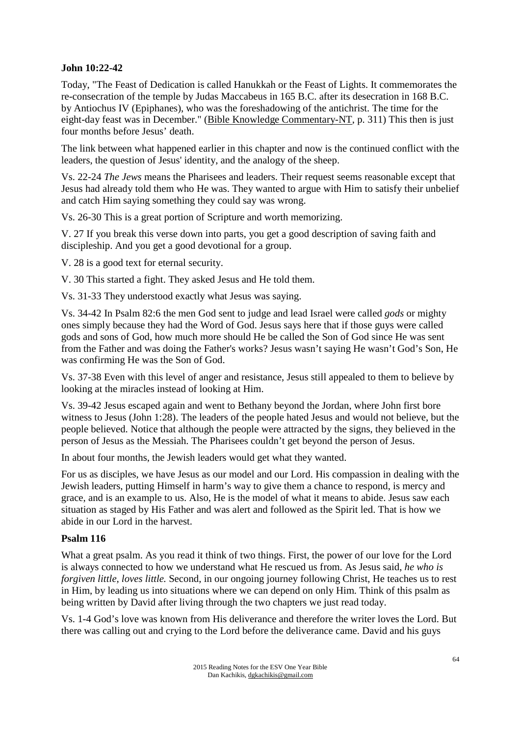**John 10:22-42**

Today, "The Feast of Dedication is called Hanukkah or the Feast of Lights. It commemorates the re-consecration of the temple by Judas Maccabeus in 165 B.C. after its desecration in 168 B.C. by Antiochus IV (Epiphanes), who was the foreshadowing of the antichrist. The time for the eight-day feast was in December." (Bible Knowledge Commentary-NT, p. 311) This then is just four months before Jesus' death.

The link between what happened earlier in this chapter and now is the continued conflict with the leaders, the question of Jesus' identity, and the analogy of the sheep.

Vs. 22-24 *The Jews* means the Pharisees and leaders. Their request seems reasonable except that Jesus had already told them who He was. They wanted to argue with Him to satisfy their unbelief and catch Him saying something they could say was wrong.

Vs. 26-30 This is a great portion of Scripture and worth memorizing.

V. 27 If you break this verse down into parts, you get a good description of saving faith and discipleship. And you get a good devotional for a group.

V. 28 is a good text for eternal security.

V. 30 This started a fight. They asked Jesus and He told them.

Vs. 31-33 They understood exactly what Jesus was saying.

Vs. 34-42 In Psalm 82:6 the men God sent to judge and lead Israel were called *gods* or mighty ones simply because they had the Word of God. Jesus says here that if those guys were called gods and sons of God, how much more should He be called the Son of God since He was sent from the Father and was doing the Father's works? Jesus wasn't saying He wasn't God's Son, He was confirming He was the Son of God.

Vs. 37-38 Even with this level of anger and resistance, Jesus still appealed to them to believe by looking at the miracles instead of looking at Him.

Vs. 39-42 Jesus escaped again and went to Bethany beyond the Jordan, where John first bore witness to Jesus (John 1:28). The leaders of the people hated Jesus and would not believe, but the people believed. Notice that although the people were attracted by the signs, they believed in the person of Jesus as the Messiah. The Pharisees couldn't get beyond the person of Jesus.

In about four months, the Jewish leaders would get what they wanted.

For us as disciples, we have Jesus as our model and our Lord. His compassion in dealing with the Jewish leaders, putting Himself in harm's way to give them a chance to respond, is mercy and grace, and is an example to us. Also, He is the model of what it means to abide. Jesus saw each situation as staged by His Father and was alert and followed as the Spirit led. That is how we abide in our Lord in the harvest.

**Psalm 116**

What a great psalm. As you read it think of two things. First, the power of our love for the Lord is always connected to how we understand what He rescued us from. As Jesus said, *he who is forgiven little, loves little.* Second, in our ongoing journey following Christ, He teaches us to rest in Him, by leading us into situations where we can depend on only Him. Think of this psalm as being written by David after living through the two chapters we just read today.

Vs. 1-4 God's love was known from His deliverance and therefore the writer loves the Lord. But there was calling out and crying to the Lord before the deliverance came. David and his guys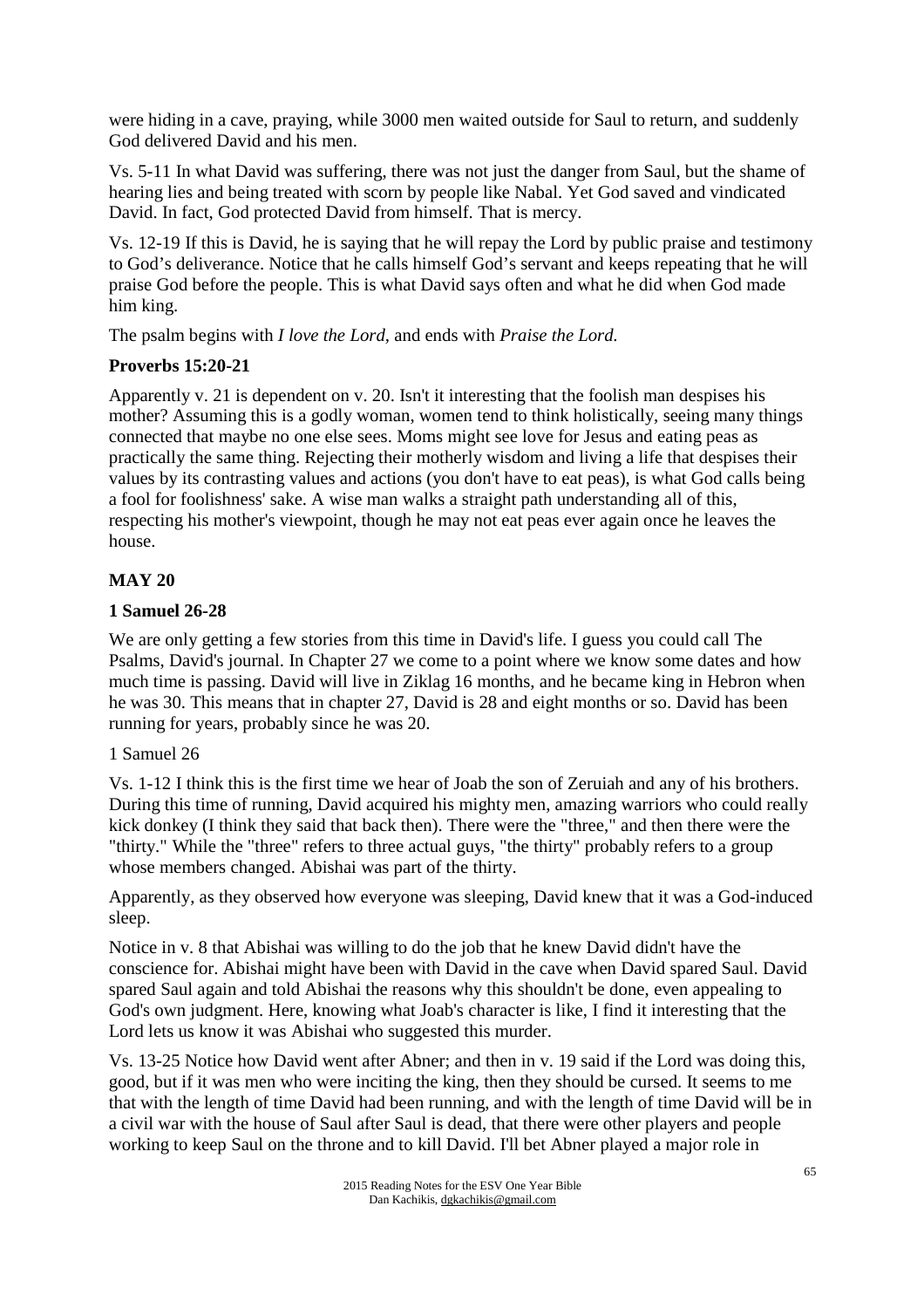were hiding in a cave, praying, while 3000 men waited outside for Saul to return, and suddenly God delivered David and his men.

Vs. 5-11 In what David was suffering, there was not just the danger from Saul, but the shame of hearing lies and being treated with scorn by people like Nabal. Yet God saved and vindicated David. In fact, God protected David from himself. That is mercy.

Vs. 12-19 If this is David, he is saying that he will repay the Lord by public praise and testimony to God's deliverance. Notice that he calls himself God's servant and keeps repeating that he will praise God before the people. This is what David says often and what he did when God made him king.

The psalm begins with *I love the Lord,* and ends with *Praise the Lord.*

**Proverbs 15:20-21**

Apparently v. 21 is dependent on v. 20. Isn't it interesting that the foolish man despises his mother? Assuming this is a godly woman, women tend to think holistically, seeing many things connected that maybe no one else sees. Moms might see love for Jesus and eating peas as practically the same thing. Rejecting their motherly wisdom and living a life that despises their values by its contrasting values and actions (you don't have to eat peas), is what God calls being a fool for foolishness' sake. A wise man walks a straight path understanding all of this, respecting his mother's viewpoint, though he may not eat peas ever again once he leaves the house.

## MAY 20

**1 Samuel 26-28**

We are only getting a few stories from this time in David's life. I guess you could call The Psalms, David's journal. In Chapter 27 we come to a point where we know some dates and how much time is passing. David will live in Ziklag 16 months, and he became king in Hebron when he was 30. This means that in chapter 27, David is 28 and eight months or so. David has been running for years, probably since he was 20.

1 Samuel 26

Vs. 1-12 I think this is the first time we hear of Joab the son of Zeruiah and any of his brothers. During this time of running, David acquired his mighty men, amazing warriors who could really kick donkey (I think they said that back then). There were the "three," and then there were the "thirty." While the "three" refers to three actual guys, "the thirty" probably refers to a group whose members changed. Abishai was part of the thirty.

Apparently, as they observed how everyone was sleeping, David knew that it was a God-induced sleep.

Notice in v. 8 that Abishai was willing to do the job that he knew David didn't have the conscience for. Abishai might have been with David in the cave when David spared Saul. David spared Saul again and told Abishai the reasons why this shouldn't be done, even appealing to God's own judgment. Here, knowing what Joab's character is like, I find it interesting that the Lord lets us know it was Abishai who suggested this murder.

Vs. 13-25 Notice how David went after Abner; and then in v. 19 said if the Lord was doing this, good, but if it was men who were inciting the king, then they should be cursed. It seems to me that with the length of time David had been running, and with the length of time David will be in a civil war with the house of Saul after Saul is dead, that there were other players and people working to keep Saul on the throne and to kill David. I'll bet Abner played a major role in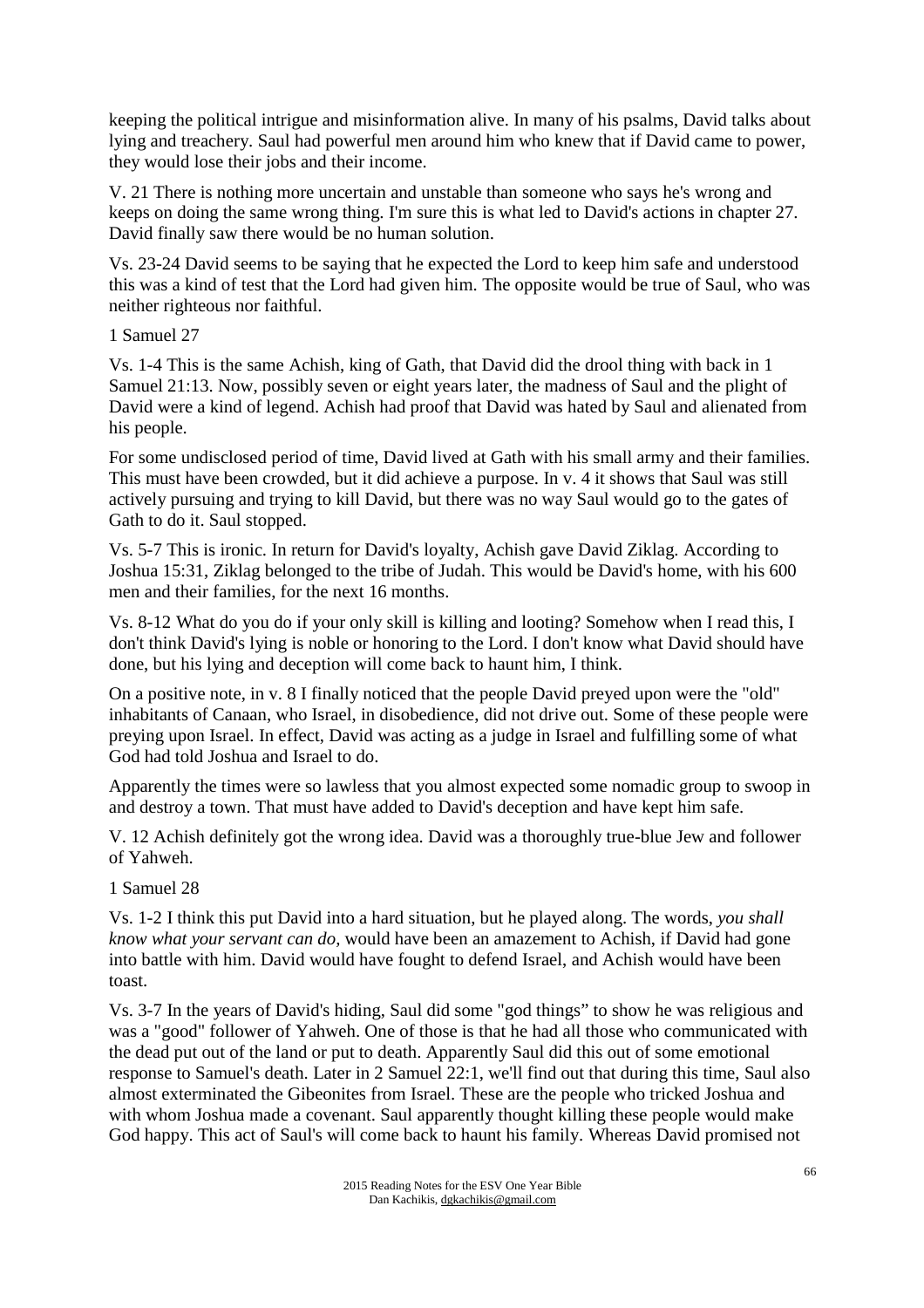keeping the political intrigue and misinformation alive. In many of his psalms, David talks about lying and treachery. Saul had powerful men around him who knew that if David came to power, they would lose their jobs and their income.

V. 21 There is nothing more uncertain and unstable than someone who says he's wrong and keeps on doing the same wrong thing. I'm sure this is what led to David's actions in chapter 27. David finally saw there would be no human solution.

Vs. 23-24 David seems to be saying that he expected the Lord to keep him safe and understood this was a kind of test that the Lord had given him. The opposite would be true of Saul, who was neither righteous nor faithful.

1 Samuel 27

Vs. 1-4 This is the same Achish, king of Gath, that David did the drool thing with back in 1 Samuel 21:13. Now, possibly seven or eight years later, the madness of Saul and the plight of David were a kind of legend. Achish had proof that David was hated by Saul and alienated from his people.

For some undisclosed period of time, David lived at Gath with his small army and their families. This must have been crowded, but it did achieve a purpose. In v. 4 it shows that Saul was still actively pursuing and trying to kill David, but there was no way Saul would go to the gates of Gath to do it. Saul stopped.

Vs. 5-7 This is ironic. In return for David's loyalty, Achish gave David Ziklag. According to Joshua 15:31, Ziklag belonged to the tribe of Judah. This would be David's home, with his 600 men and their families, for the next 16 months.

Vs. 8-12 What do you do if your only skill is killing and looting? Somehow when I read this, I don't think David's lying is noble or honoring to the Lord. I don't know what David should have done, but his lying and deception will come back to haunt him, I think.

On a positive note, in v. 8 I finally noticed that the people David preyed upon were the "old" inhabitants of Canaan, who Israel, in disobedience, did not drive out. Some of these people were preying upon Israel. In effect, David was acting as a judge in Israel and fulfilling some of what God had told Joshua and Israel to do.

Apparently the times were so lawless that you almost expected some nomadic group to swoop in and destroy a town. That must have added to David's deception and have kept him safe.

V. 12 Achish definitely got the wrong idea. David was a thoroughly true-blue Jew and follower of Yahweh.

1 Samuel 28

Vs. 1-2 I think this put David into a hard situation, but he played along. The words, *you shall know what your servant can do,* would have been an amazement to Achish, if David had gone into battle with him. David would have fought to defend Israel, and Achish would have been toast.

Vs. 3-7 In the years of David's hiding, Saul did some "god things" to show he was religious and was a "good" follower of Yahweh. One of those is that he had all those who communicated with the dead put out of the land or put to death. Apparently Saul did this out of some emotional response to Samuel's death. Later in 2 Samuel 22:1, we'll find out that during this time, Saul also almost exterminated the Gibeonites from Israel. These are the people who tricked Joshua and with whom Joshua made a covenant. Saul apparently thought killing these people would make God happy. This act of Saul's will come back to haunt his family. Whereas David promised not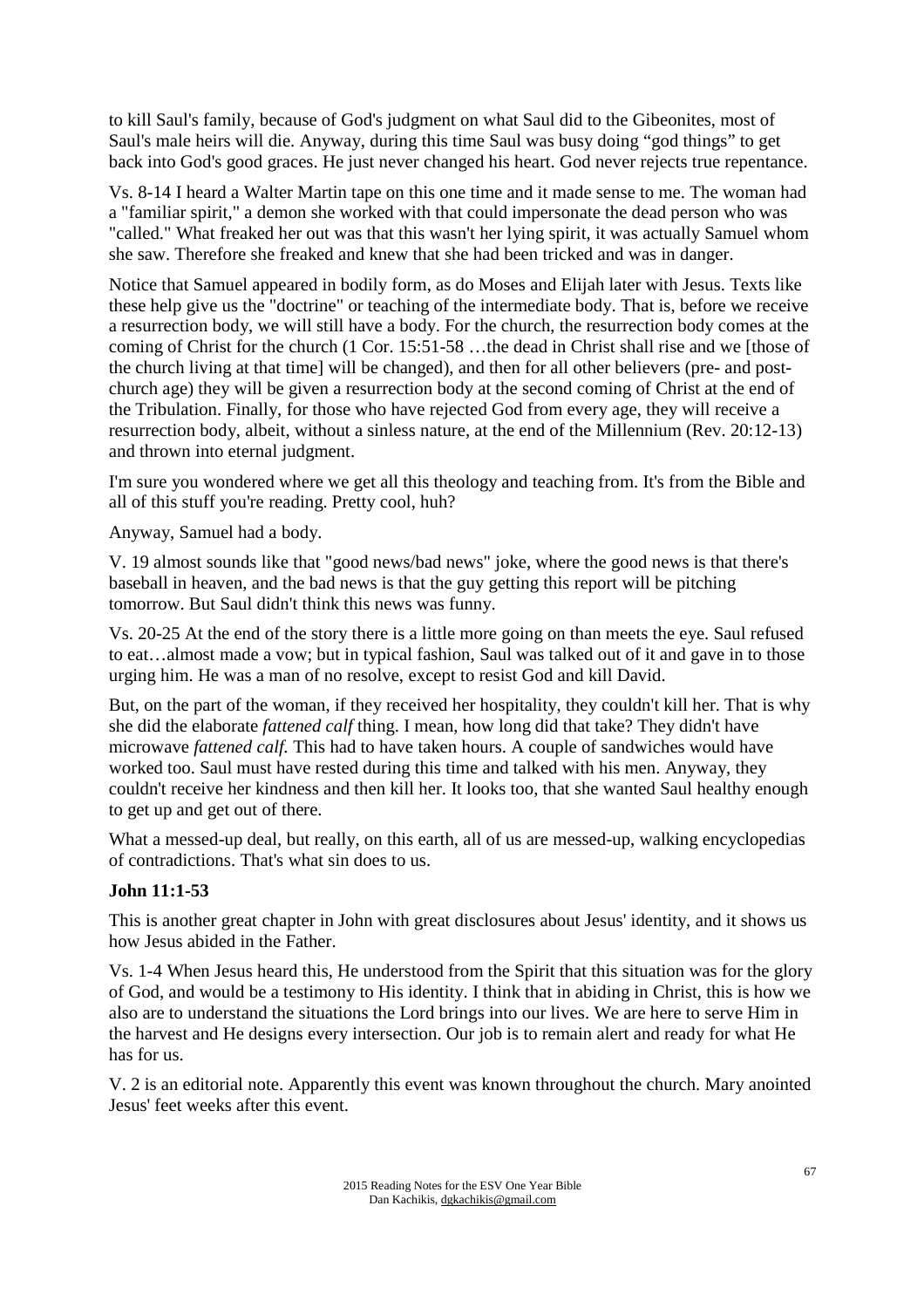to kill Saul's family, because of God's judgment on what Saul did to the Gibeonites, most of Saul's male heirs will die. Anyway, during this time Saul was busy doing “god things” to get back into God's good graces. He just never changed his heart. God never rejects true repentance.

Vs. 8-14 I heard a Walter Martin tape on this one time and it made sense to me. The woman had a "familiar spirit," a demon she worked with that could impersonate the dead person who was "called." What freaked her out was that this wasn't her lying spirit, it was actually Samuel whom she saw. Therefore she freaked and knew that she had been tricked and was in danger.

Notice that Samuel appeared in bodily form, as do Moses and Elijah later with Jesus. Texts like these help give us the "doctrine" or teaching of the intermediate body. That is, before we receive a resurrection body, we will still have a body. For the church, the resurrection body comes at the coming of Christ for the church (1 Cor. 15:51-58 …the dead in Christ shall rise and we [those of the church living at that time] will be changed), and then for all other believers (pre- and post-church age) they will be given a resurrection body at the second coming of Christ at the end of the Tribulation. Finally, for those who have rejected God from every age, they will receive a resurrection body, albeit, without a sinless nature, at the end of the Millennium (Rev. 20:12-13) and thrown into eternal judgment.

I'm sure you wondered where we get all this theology and teaching from. It's from the Bible and all of this stuff you're reading. Pretty cool, huh?

Anyway, Samuel had a body.

V. 19 almost sounds like that "good news/bad news" joke, where the good news is that there's baseball in heaven, and the bad news is that the guy getting this report will be pitching tomorrow. But Saul didn't think this news was funny.

Vs. 20-25 At the end of the story there is a little more going on than meets the eye. Saul refused to eat…almost made a vow; but in typical fashion, Saul was talked out of it and gave in to those urging him. He was a man of no resolve, except to resist God and kill David.

But, on the part of the woman, if they received her hospitality, they couldn't kill her. That is why she did the elaborate *fattened calf* thing. I mean, how long did that take? They didn't have microwave *fattened calf.* This had to have taken hours. A couple of sandwiches would have worked too. Saul must have rested during this time and talked with his men. Anyway, they couldn't receive her kindness and then kill her. It looks too, that she wanted Saul healthy enough to get up and get out of there.

What a messed-up deal, but really, on this earth, all of us are messed-up, walking encyclopedias of contradictions. That's what sin does to us.

**John 11:1-53**

This is another great chapter in John with great disclosures about Jesus' identity, and it shows us how Jesus abided in the Father.

Vs. 1-4 When Jesus heard this, He understood from the Spirit that this situation was for the glory of God, and would be a testimony to His identity. I think that in abiding in Christ, this is how we also are to understand the situations the Lord brings into our lives. We are here to serve Him in the harvest and He designs every intersection. Our job is to remain alert and ready for what He has for us.

V. 2 is an editorial note. Apparently this event was known throughout the church. Mary anointed Jesus' feet weeks after this event.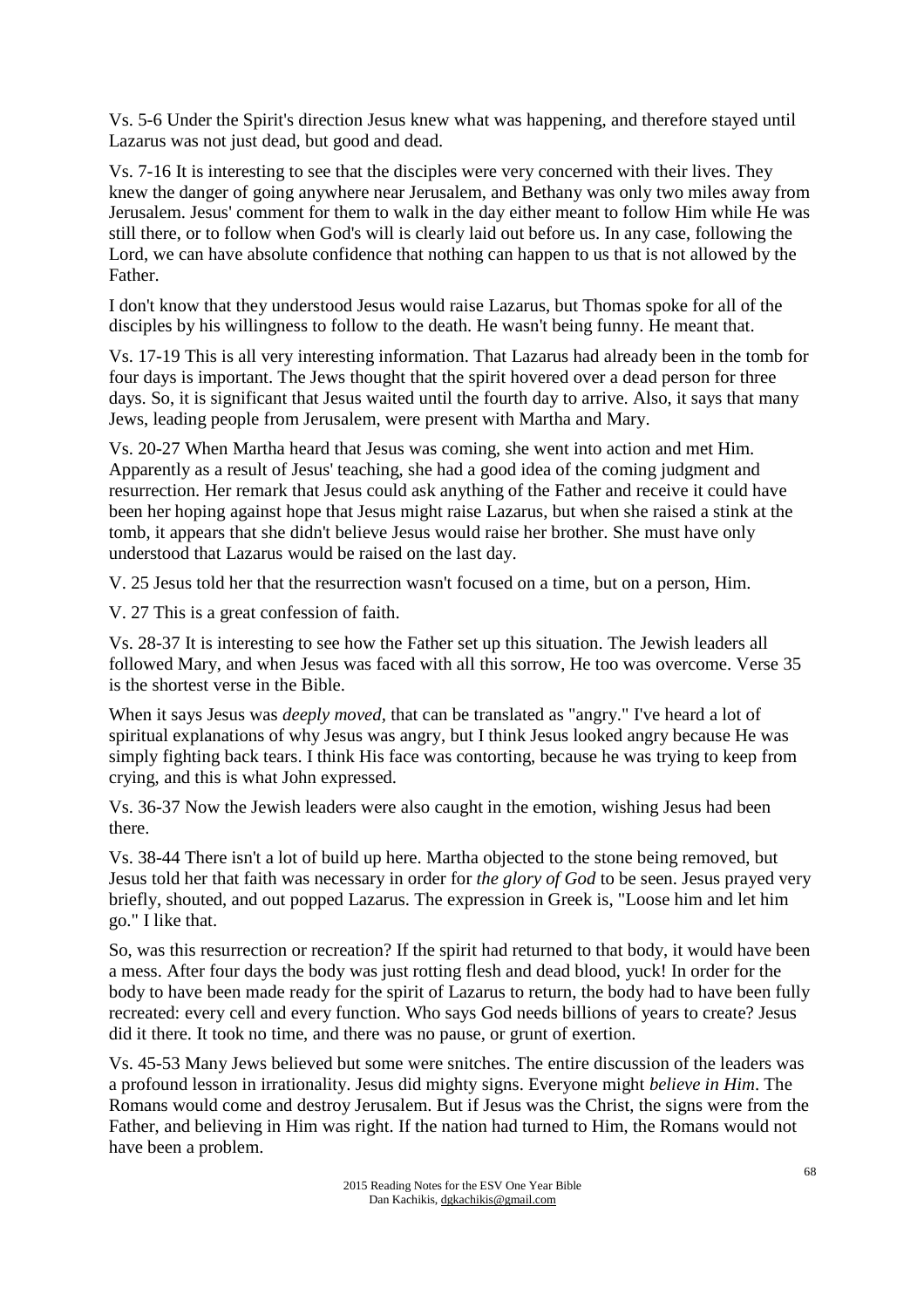Vs. 5-6 Under the Spirit's direction Jesus knew what was happening, and therefore stayed until Lazarus was not just dead, but good and dead.

Vs. 7-16 It is interesting to see that the disciples were very concerned with their lives. They knew the danger of going anywhere near Jerusalem, and Bethany was only two miles away from Jerusalem. Jesus' comment for them to walk in the day either meant to follow Him while He was still there, or to follow when God's will is clearly laid out before us. In any case, following the Lord, we can have absolute confidence that nothing can happen to us that is not allowed by the Father.

I don't know that they understood Jesus would raise Lazarus, but Thomas spoke for all of the disciples by his willingness to follow to the death. He wasn't being funny. He meant that.

Vs. 17-19 This is all very interesting information. That Lazarus had already been in the tomb for four days is important. The Jews thought that the spirit hovered over a dead person for three days. So, it is significant that Jesus waited until the fourth day to arrive. Also, it says that many Jews, leading people from Jerusalem, were present with Martha and Mary.

Vs. 20-27 When Martha heard that Jesus was coming, she went into action and met Him. Apparently as a result of Jesus' teaching, she had a good idea of the coming judgment and resurrection. Her remark that Jesus could ask anything of the Father and receive it could have been her hoping against hope that Jesus might raise Lazarus, but when she raised a stink at the tomb, it appears that she didn't believe Jesus would raise her brother. She must have only understood that Lazarus would be raised on the last day.

V. 25 Jesus told her that the resurrection wasn't focused on a time, but on a person, Him.

V. 27 This is a great confession of faith.

Vs. 28-37 It is interesting to see how the Father set up this situation. The Jewish leaders all followed Mary, and when Jesus was faced with all this sorrow, He too was overcome. Verse 35 is the shortest verse in the Bible.

When it says Jesus was *deeply moved*, that can be translated as "angry." I've heard a lot of spiritual explanations of why Jesus was angry, but I think Jesus looked angry because He was simply fighting back tears. I think His face was contorting, because he was trying to keep from crying, and this is what John expressed.

Vs. 36-37 Now the Jewish leaders were also caught in the emotion, wishing Jesus had been there.

Vs. 38-44 There isn't a lot of build up here. Martha objected to the stone being removed, but Jesus told her that faith was necessary in order for *the glory of God* to be seen. Jesus prayed very briefly, shouted, and out popped Lazarus. The expression in Greek is, "Loose him and let him go." I like that.

So, was this resurrection or recreation? If the spirit had returned to that body, it would have been a mess. After four days the body was just rotting flesh and dead blood, yuck! In order for the body to have been made ready for the spirit of Lazarus to return, the body had to have been fully recreated: every cell and every function. Who says God needs billions of years to create? Jesus did it there. It took no time, and there was no pause, or grunt of exertion.

Vs. 45-53 Many Jews believed but some were snitches. The entire discussion of the leaders was a profound lesson in irrationality. Jesus did mighty signs. Everyone might *believe in Him*. The Romans would come and destroy Jerusalem. But if Jesus was the Christ, the signs were from the Father, and believing in Him was right. If the nation had turned to Him, the Romans would not have been a problem.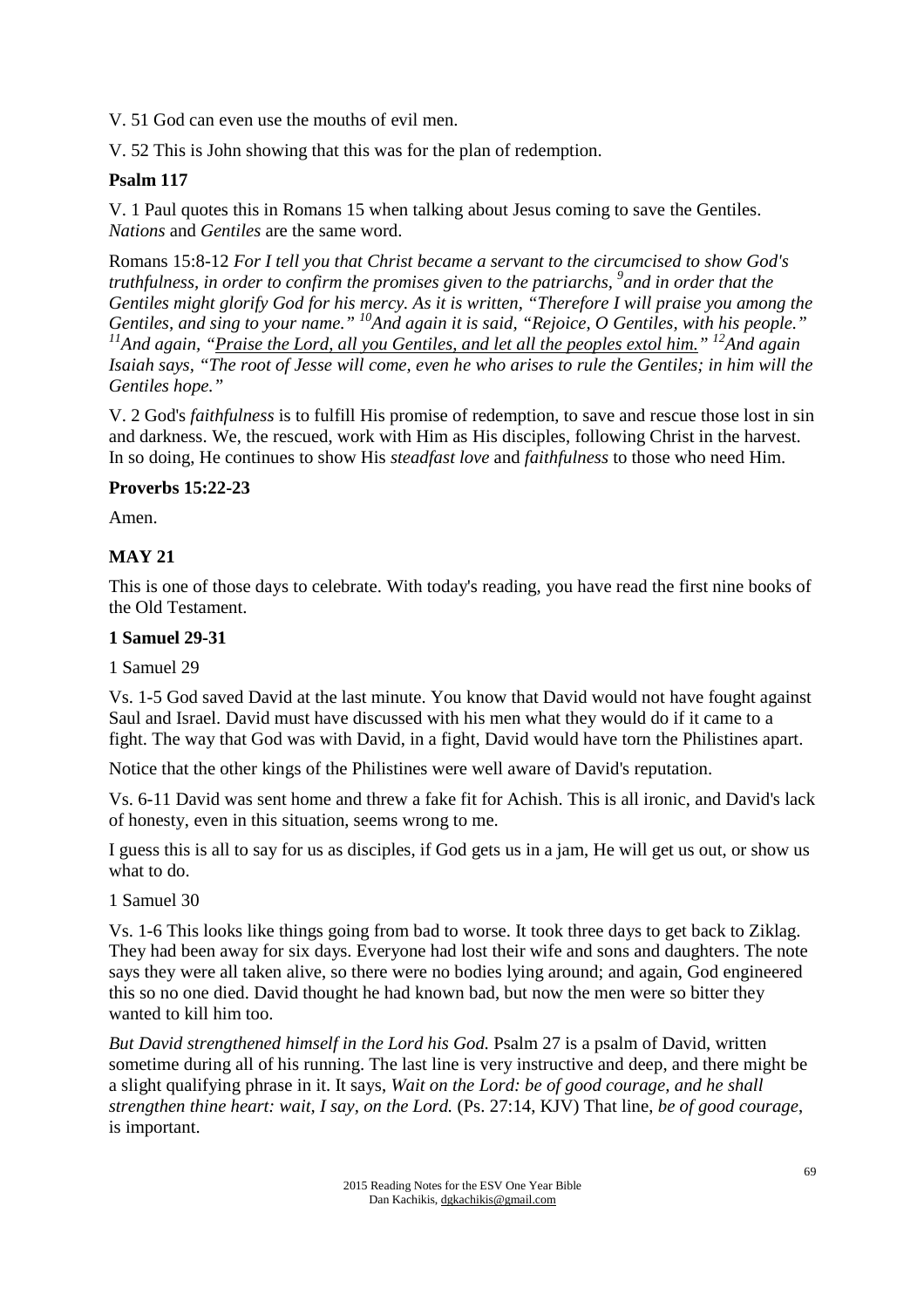V. 51 God can even use the mouths of evil men.

V. 52 This is John showing that this was for the plan of redemption.

**Psalm 117**

V. 1 Paul quotes this in Romans 15 when talking about Jesus coming to save the Gentiles. *Nations* and *Gentiles* are the same word.

Romans 15:8-12 *For I tell you that Christ became a servant to the circumcised to show God's truthfulness, in order to confirm the promises given to the patriarchs, [9]and in order that the Gentiles might glorify God for his mercy. As it is written, "Therefore I will praise you among the Gentiles, and sing to your name." [10]And again it is said, "Rejoice, O Gentiles, with his people." [11]And again, "<u>Praise the Lord, all you Gentiles, and let all the peoples extol him.</u>" [12]And again Isaiah says, "The root of Jesse will come, even he who arises to rule the Gentiles; in him will the Gentiles hope."*

V. 2 God's *faithfulness* is to fulfill His promise of redemption, to save and rescue those lost in sin and darkness. We, the rescued, work with Him as His disciples, following Christ in the harvest. In so doing, He continues to show His *steadfast love* and *faithfulness* to those who need Him.

**Proverbs 15:22-23**

Amen.

## MAY 21

This is one of those days to celebrate. With today's reading, you have read the first nine books of the Old Testament.

**1 Samuel 29-31**

1 Samuel 29

Vs. 1-5 God saved David at the last minute. You know that David would not have fought against Saul and Israel. David must have discussed with his men what they would do if it came to a fight. The way that God was with David, in a fight, David would have torn the Philistines apart.

Notice that the other kings of the Philistines were well aware of David's reputation.

Vs. 6-11 David was sent home and threw a fake fit for Achish. This is all ironic, and David's lack of honesty, even in this situation, seems wrong to me.

I guess this is all to say for us as disciples, if God gets us in a jam, He will get us out, or show us what to do.

1 Samuel 30

Vs. 1-6 This looks like things going from bad to worse. It took three days to get back to Ziklag. They had been away for six days. Everyone had lost their wife and sons and daughters. The note says they were all taken alive, so there were no bodies lying around; and again, God engineered this so no one died. David thought he had known bad, but now the men were so bitter they wanted to kill him too.

*But David strengthened himself in the Lord his God.* Psalm 27 is a psalm of David, written sometime during all of his running. The last line is very instructive and deep, and there might be a slight qualifying phrase in it. It says, *Wait on the Lord: be of good courage, and he shall strengthen thine heart: wait, I say, on the Lord.* (Ps. 27:14, KJV) That line, *be of good courage*, is important.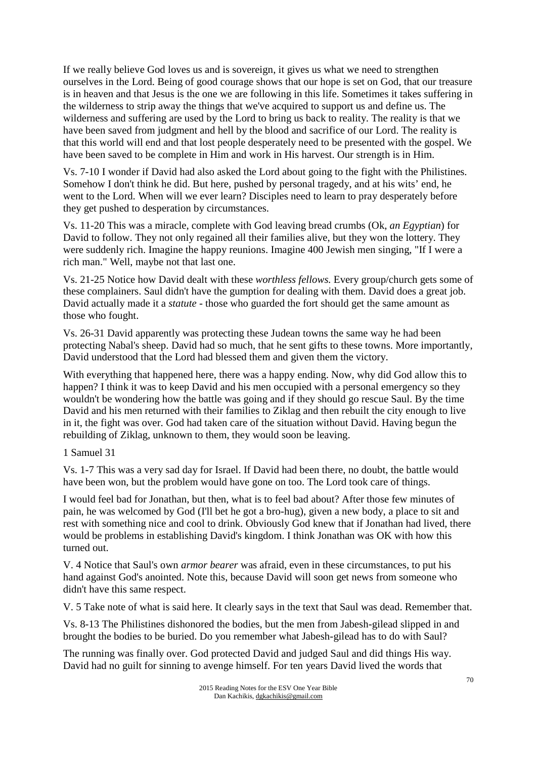If we really believe God loves us and is sovereign, it gives us what we need to strengthen ourselves in the Lord. Being of good courage shows that our hope is set on God, that our treasure is in heaven and that Jesus is the one we are following in this life. Sometimes it takes suffering in the wilderness to strip away the things that we've acquired to support us and define us. The wilderness and suffering are used by the Lord to bring us back to reality. The reality is that we have been saved from judgment and hell by the blood and sacrifice of our Lord. The reality is that this world will end and that lost people desperately need to be presented with the gospel. We have been saved to be complete in Him and work in His harvest. Our strength is in Him.

Vs. 7-10 I wonder if David had also asked the Lord about going to the fight with the Philistines. Somehow I don't think he did. But here, pushed by personal tragedy, and at his wits' end, he went to the Lord. When will we ever learn? Disciples need to learn to pray desperately before they get pushed to desperation by circumstances.

Vs. 11-20 This was a miracle, complete with God leaving bread crumbs (Ok, *an Egyptian*) for David to follow. They not only regained all their families alive, but they won the lottery. They were suddenly rich. Imagine the happy reunions. Imagine 400 Jewish men singing, "If I were a rich man." Well, maybe not that last one.

Vs. 21-25 Notice how David dealt with these *worthless fellows.* Every group/church gets some of these complainers. Saul didn't have the gumption for dealing with them. David does a great job. David actually made it a *statute* - those who guarded the fort should get the same amount as those who fought.

Vs. 26-31 David apparently was protecting these Judean towns the same way he had been protecting Nabal's sheep. David had so much, that he sent gifts to these towns. More importantly, David understood that the Lord had blessed them and given them the victory.

With everything that happened here, there was a happy ending. Now, why did God allow this to happen? I think it was to keep David and his men occupied with a personal emergency so they wouldn't be wondering how the battle was going and if they should go rescue Saul. By the time David and his men returned with their families to Ziklag and then rebuilt the city enough to live in it, the fight was over. God had taken care of the situation without David. Having begun the rebuilding of Ziklag, unknown to them, they would soon be leaving.

1 Samuel 31

Vs. 1-7 This was a very sad day for Israel. If David had been there, no doubt, the battle would have been won, but the problem would have gone on too. The Lord took care of things.

I would feel bad for Jonathan, but then, what is to feel bad about? After those few minutes of pain, he was welcomed by God (I'll bet he got a bro-hug), given a new body, a place to sit and rest with something nice and cool to drink. Obviously God knew that if Jonathan had lived, there would be problems in establishing David's kingdom. I think Jonathan was OK with how this turned out.

V. 4 Notice that Saul's own *armor bearer* was afraid, even in these circumstances, to put his hand against God's anointed. Note this, because David will soon get news from someone who didn't have this same respect.

V. 5 Take note of what is said here. It clearly says in the text that Saul was dead. Remember that.

Vs. 8-13 The Philistines dishonored the bodies, but the men from Jabesh-gilead slipped in and brought the bodies to be buried. Do you remember what Jabesh-gilead has to do with Saul?

The running was finally over. God protected David and judged Saul and did things His way. David had no guilt for sinning to avenge himself. For ten years David lived the words that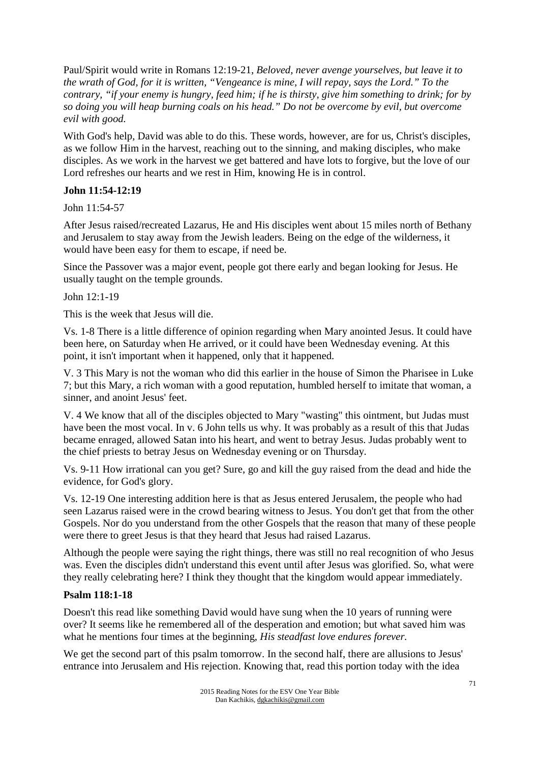Paul/Spirit would write in Romans 12:19-21, *Beloved, never avenge yourselves, but leave it to the wrath of God, for it is written, "Vengeance is mine, I will repay, says the Lord." To the contrary, "if your enemy is hungry, feed him; if he is thirsty, give him something to drink; for by so doing you will heap burning coals on his head." Do not be overcome by evil, but overcome evil with good.*

With God's help, David was able to do this. These words, however, are for us, Christ's disciples, as we follow Him in the harvest, reaching out to the sinning, and making disciples, who make disciples. As we work in the harvest we get battered and have lots to forgive, but the love of our Lord refreshes our hearts and we rest in Him, knowing He is in control.

**John 11:54-12:19**

John 11:54-57

After Jesus raised/recreated Lazarus, He and His disciples went about 15 miles north of Bethany and Jerusalem to stay away from the Jewish leaders. Being on the edge of the wilderness, it would have been easy for them to escape, if need be.

Since the Passover was a major event, people got there early and began looking for Jesus. He usually taught on the temple grounds.

John 12:1-19

This is the week that Jesus will die.

Vs. 1-8 There is a little difference of opinion regarding when Mary anointed Jesus. It could have been here, on Saturday when He arrived, or it could have been Wednesday evening. At this point, it isn't important when it happened, only that it happened.

V. 3 This Mary is not the woman who did this earlier in the house of Simon the Pharisee in Luke 7; but this Mary, a rich woman with a good reputation, humbled herself to imitate that woman, a sinner, and anoint Jesus' feet.

V. 4 We know that all of the disciples objected to Mary "wasting" this ointment, but Judas must have been the most vocal. In v. 6 John tells us why. It was probably as a result of this that Judas became enraged, allowed Satan into his heart, and went to betray Jesus. Judas probably went to the chief priests to betray Jesus on Wednesday evening or on Thursday.

Vs. 9-11 How irrational can you get? Sure, go and kill the guy raised from the dead and hide the evidence, for God's glory.

Vs. 12-19 One interesting addition here is that as Jesus entered Jerusalem, the people who had seen Lazarus raised were in the crowd bearing witness to Jesus. You don't get that from the other Gospels. Nor do you understand from the other Gospels that the reason that many of these people were there to greet Jesus is that they heard that Jesus had raised Lazarus.

Although the people were saying the right things, there was still no real recognition of who Jesus was. Even the disciples didn't understand this event until after Jesus was glorified. So, what were they really celebrating here? I think they thought that the kingdom would appear immediately.

**Psalm 118:1-18**

Doesn't this read like something David would have sung when the 10 years of running were over? It seems like he remembered all of the desperation and emotion; but what saved him was what he mentions four times at the beginning, *His steadfast love endures forever.*

We get the second part of this psalm tomorrow. In the second half, there are allusions to Jesus' entrance into Jerusalem and His rejection. Knowing that, read this portion today with the idea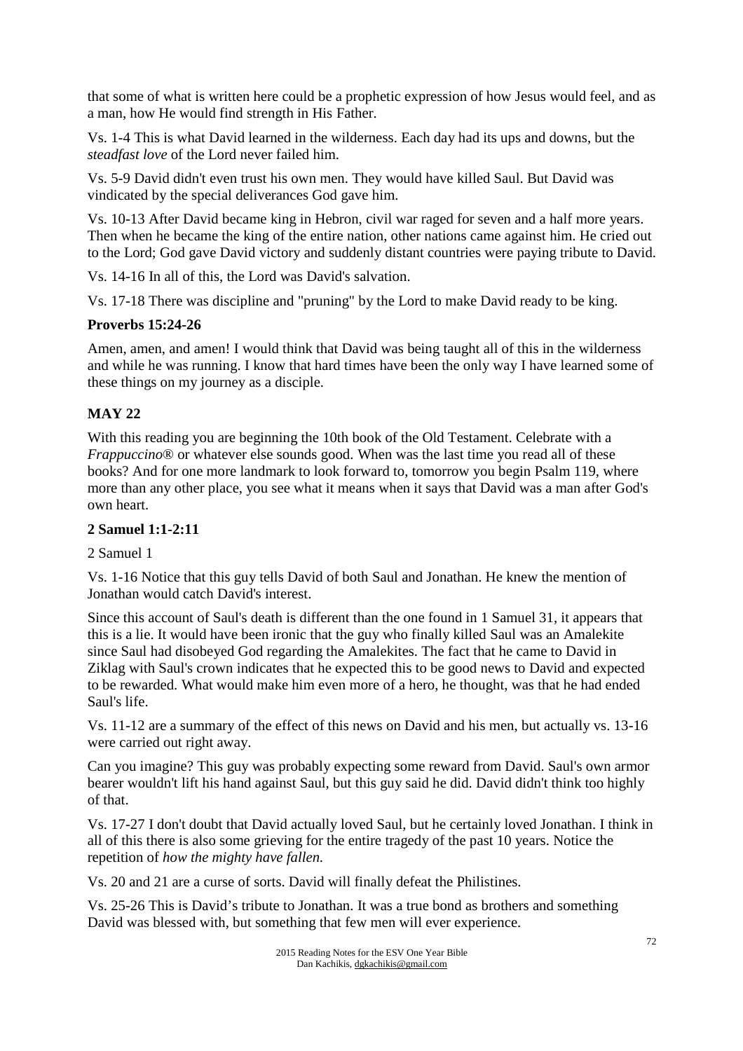that some of what is written here could be a prophetic expression of how Jesus would feel, and as a man, how He would find strength in His Father.

Vs. 1-4 This is what David learned in the wilderness. Each day had its ups and downs, but the *steadfast love* of the Lord never failed him.

Vs. 5-9 David didn't even trust his own men. They would have killed Saul. But David was vindicated by the special deliverances God gave him.

Vs. 10-13 After David became king in Hebron, civil war raged for seven and a half more years. Then when he became the king of the entire nation, other nations came against him. He cried out to the Lord; God gave David victory and suddenly distant countries were paying tribute to David.

Vs. 14-16 In all of this, the Lord was David's salvation.

Vs. 17-18 There was discipline and "pruning" by the Lord to make David ready to be king.

**Proverbs 15:24-26**

Amen, amen, and amen! I would think that David was being taught all of this in the wilderness and while he was running. I know that hard times have been the only way I have learned some of these things on my journey as a disciple.

## MAY 22

With this reading you are beginning the 10th book of the Old Testament. Celebrate with a *Frappuccino®* or whatever else sounds good. When was the last time you read all of these books? And for one more landmark to look forward to, tomorrow you begin Psalm 119, where more than any other place, you see what it means when it says that David was a man after God's own heart.

**2 Samuel 1:1-2:11**

2 Samuel 1

Vs. 1-16 Notice that this guy tells David of both Saul and Jonathan. He knew the mention of Jonathan would catch David's interest.

Since this account of Saul's death is different than the one found in 1 Samuel 31, it appears that this is a lie. It would have been ironic that the guy who finally killed Saul was an Amalekite since Saul had disobeyed God regarding the Amalekites. The fact that he came to David in Ziklag with Saul's crown indicates that he expected this to be good news to David and expected to be rewarded. What would make him even more of a hero, he thought, was that he had ended Saul's life.

Vs. 11-12 are a summary of the effect of this news on David and his men, but actually vs. 13-16 were carried out right away.

Can you imagine? This guy was probably expecting some reward from David. Saul's own armor bearer wouldn't lift his hand against Saul, but this guy said he did. David didn't think too highly of that.

Vs. 17-27 I don't doubt that David actually loved Saul, but he certainly loved Jonathan. I think in all of this there is also some grieving for the entire tragedy of the past 10 years. Notice the repetition of *how the mighty have fallen.*

Vs. 20 and 21 are a curse of sorts. David will finally defeat the Philistines.

Vs. 25-26 This is David's tribute to Jonathan. It was a true bond as brothers and something David was blessed with, but something that few men will ever experience.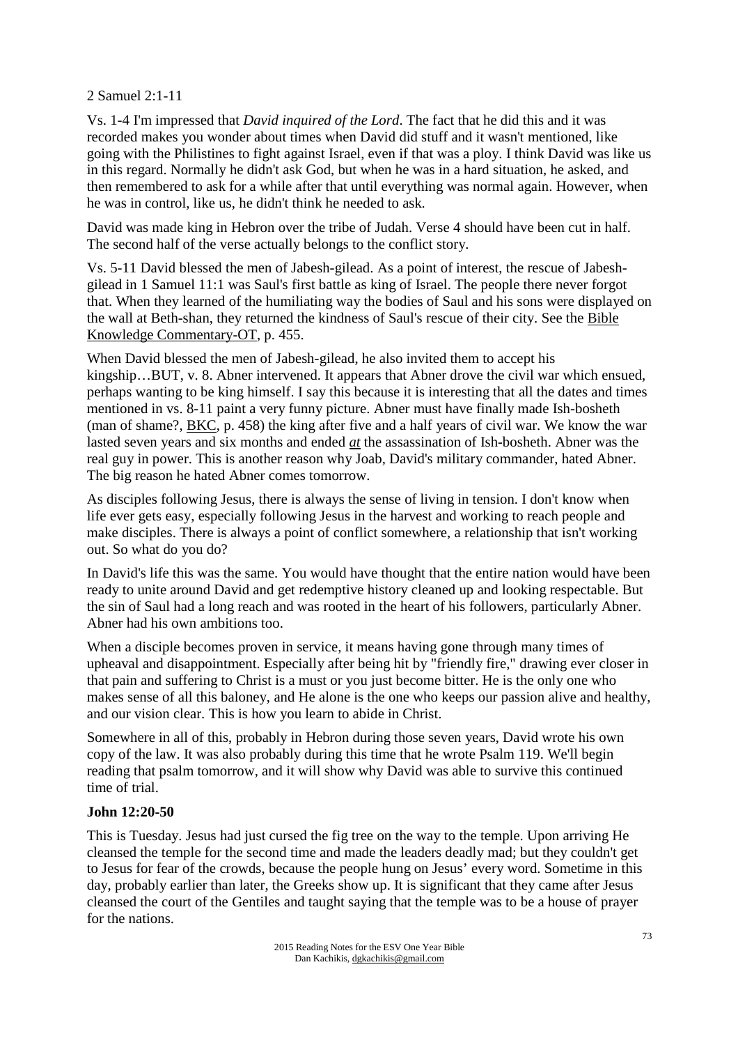2 Samuel 2:1-11

Vs. 1-4 I'm impressed that *David inquired of the Lord*. The fact that he did this and it was recorded makes you wonder about times when David did stuff and it wasn't mentioned, like going with the Philistines to fight against Israel, even if that was a ploy. I think David was like us in this regard. Normally he didn't ask God, but when he was in a hard situation, he asked, and then remembered to ask for a while after that until everything was normal again. However, when he was in control, like us, he didn't think he needed to ask.

David was made king in Hebron over the tribe of Judah. Verse 4 should have been cut in half. The second half of the verse actually belongs to the conflict story.

Vs. 5-11 David blessed the men of Jabesh-gilead. As a point of interest, the rescue of Jabesh-gilead in 1 Samuel 11:1 was Saul's first battle as king of Israel. The people there never forgot that. When they learned of the humiliating way the bodies of Saul and his sons were displayed on the wall at Beth-shan, they returned the kindness of Saul's rescue of their city. See the Bible Knowledge Commentary-OT, p. 455.

When David blessed the men of Jabesh-gilead, he also invited them to accept his kingship…BUT, v. 8. Abner intervened. It appears that Abner drove the civil war which ensued, perhaps wanting to be king himself. I say this because it is interesting that all the dates and times mentioned in vs. 8-11 paint a very funny picture. Abner must have finally made Ish-bosheth (man of shame?, BKC, p. 458) the king after five and a half years of civil war. We know the war lasted seven years and six months and ended ***at*** the assassination of Ish-bosheth. Abner was the real guy in power. This is another reason why Joab, David's military commander, hated Abner. The big reason he hated Abner comes tomorrow.

As disciples following Jesus, there is always the sense of living in tension. I don't know when life ever gets easy, especially following Jesus in the harvest and working to reach people and make disciples. There is always a point of conflict somewhere, a relationship that isn't working out. So what do you do?

In David's life this was the same. You would have thought that the entire nation would have been ready to unite around David and get redemptive history cleaned up and looking respectable. But the sin of Saul had a long reach and was rooted in the heart of his followers, particularly Abner. Abner had his own ambitions too.

When a disciple becomes proven in service, it means having gone through many times of upheaval and disappointment. Especially after being hit by "friendly fire," drawing ever closer in that pain and suffering to Christ is a must or you just become bitter. He is the only one who makes sense of all this baloney, and He alone is the one who keeps our passion alive and healthy, and our vision clear. This is how you learn to abide in Christ.

Somewhere in all of this, probably in Hebron during those seven years, David wrote his own copy of the law. It was also probably during this time that he wrote Psalm 119. We'll begin reading that psalm tomorrow, and it will show why David was able to survive this continued time of trial.

**John 12:20-50**

This is Tuesday. Jesus had just cursed the fig tree on the way to the temple. Upon arriving He cleansed the temple for the second time and made the leaders deadly mad; but they couldn't get to Jesus for fear of the crowds, because the people hung on Jesus' every word. Sometime in this day, probably earlier than later, the Greeks show up. It is significant that they came after Jesus cleansed the court of the Gentiles and taught saying that the temple was to be a house of prayer for the nations.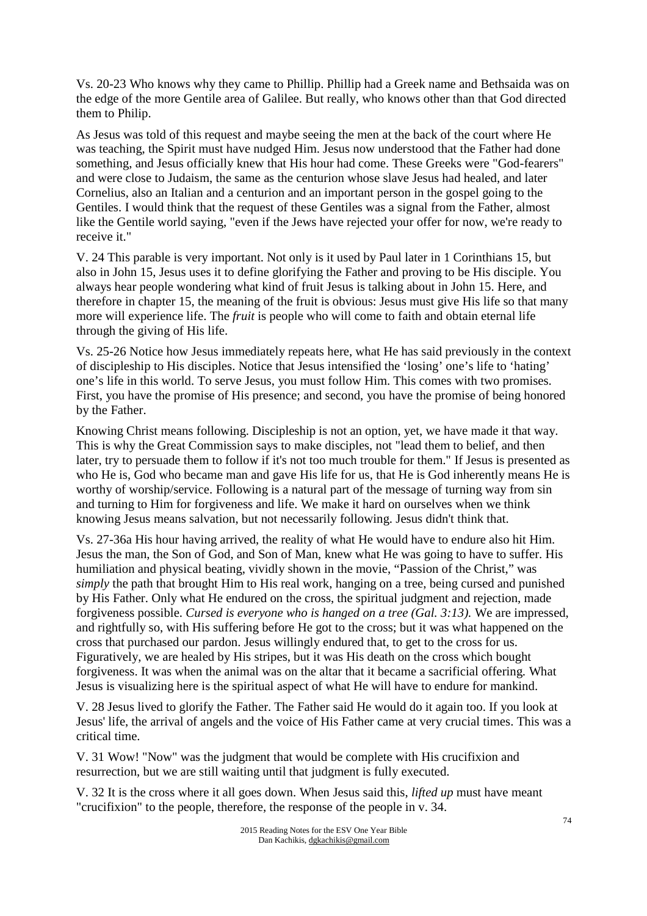Vs. 20-23 Who knows why they came to Phillip. Phillip had a Greek name and Bethsaida was on the edge of the more Gentile area of Galilee. But really, who knows other than that God directed them to Philip.

As Jesus was told of this request and maybe seeing the men at the back of the court where He was teaching, the Spirit must have nudged Him. Jesus now understood that the Father had done something, and Jesus officially knew that His hour had come. These Greeks were "God-fearers" and were close to Judaism, the same as the centurion whose slave Jesus had healed, and later Cornelius, also an Italian and a centurion and an important person in the gospel going to the Gentiles. I would think that the request of these Gentiles was a signal from the Father, almost like the Gentile world saying, "even if the Jews have rejected your offer for now, we're ready to receive it."

V. 24 This parable is very important. Not only is it used by Paul later in 1 Corinthians 15, but also in John 15, Jesus uses it to define glorifying the Father and proving to be His disciple. You always hear people wondering what kind of fruit Jesus is talking about in John 15. Here, and therefore in chapter 15, the meaning of the fruit is obvious: Jesus must give His life so that many more will experience life. The *fruit* is people who will come to faith and obtain eternal life through the giving of His life.

Vs. 25-26 Notice how Jesus immediately repeats here, what He has said previously in the context of discipleship to His disciples. Notice that Jesus intensified the 'losing' one's life to 'hating' one's life in this world. To serve Jesus, you must follow Him. This comes with two promises. First, you have the promise of His presence; and second, you have the promise of being honored by the Father.

Knowing Christ means following. Discipleship is not an option, yet, we have made it that way. This is why the Great Commission says to make disciples, not "lead them to belief, and then later, try to persuade them to follow if it's not too much trouble for them." If Jesus is presented as who He is, God who became man and gave His life for us, that He is God inherently means He is worthy of worship/service. Following is a natural part of the message of turning way from sin and turning to Him for forgiveness and life. We make it hard on ourselves when we think knowing Jesus means salvation, but not necessarily following. Jesus didn't think that.

Vs. 27-36a His hour having arrived, the reality of what He would have to endure also hit Him. Jesus the man, the Son of God, and Son of Man, knew what He was going to have to suffer. His humiliation and physical beating, vividly shown in the movie, "Passion of the Christ," was *simply* the path that brought Him to His real work, hanging on a tree, being cursed and punished by His Father. Only what He endured on the cross, the spiritual judgment and rejection, made forgiveness possible. *Cursed is everyone who is hanged on a tree (Gal. 3:13).* We are impressed, and rightfully so, with His suffering before He got to the cross; but it was what happened on the cross that purchased our pardon. Jesus willingly endured that, to get to the cross for us. Figuratively, we are healed by His stripes, but it was His death on the cross which bought forgiveness. It was when the animal was on the altar that it became a sacrificial offering. What Jesus is visualizing here is the spiritual aspect of what He will have to endure for mankind.

V. 28 Jesus lived to glorify the Father. The Father said He would do it again too. If you look at Jesus' life, the arrival of angels and the voice of His Father came at very crucial times. This was a critical time.

V. 31 Wow! "Now" was the judgment that would be complete with His crucifixion and resurrection, but we are still waiting until that judgment is fully executed.

V. 32 It is the cross where it all goes down. When Jesus said this, *lifted up* must have meant "crucifixion" to the people, therefore, the response of the people in v. 34.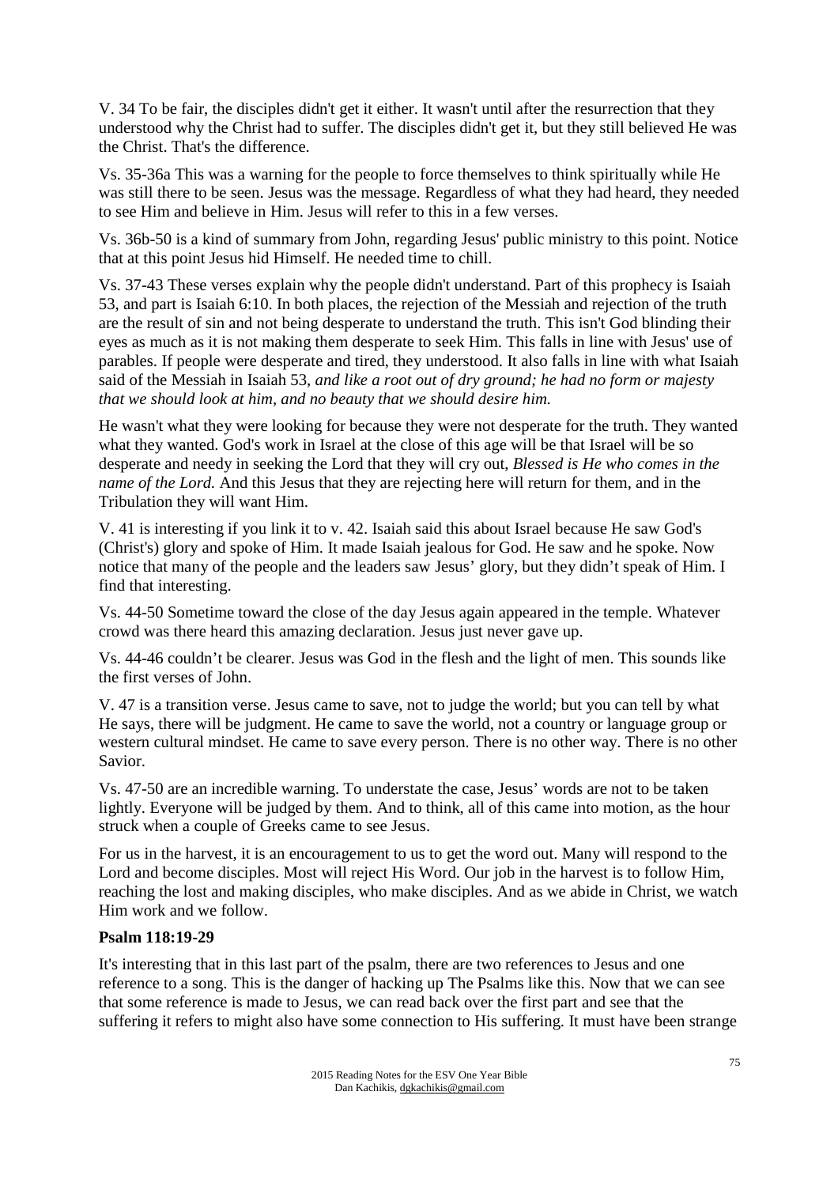V. 34 To be fair, the disciples didn't get it either. It wasn't until after the resurrection that they understood why the Christ had to suffer. The disciples didn't get it, but they still believed He was the Christ. That's the difference.

Vs. 35-36a This was a warning for the people to force themselves to think spiritually while He was still there to be seen. Jesus was the message. Regardless of what they had heard, they needed to see Him and believe in Him. Jesus will refer to this in a few verses.

Vs. 36b-50 is a kind of summary from John, regarding Jesus' public ministry to this point. Notice that at this point Jesus hid Himself. He needed time to chill.

Vs. 37-43 These verses explain why the people didn't understand. Part of this prophecy is Isaiah 53, and part is Isaiah 6:10. In both places, the rejection of the Messiah and rejection of the truth are the result of sin and not being desperate to understand the truth. This isn't God blinding their eyes as much as it is not making them desperate to seek Him. This falls in line with Jesus' use of parables. If people were desperate and tired, they understood. It also falls in line with what Isaiah said of the Messiah in Isaiah 53, *and like a root out of dry ground; he had no form or majesty that we should look at him, and no beauty that we should desire him.*

He wasn't what they were looking for because they were not desperate for the truth. They wanted what they wanted. God's work in Israel at the close of this age will be that Israel will be so desperate and needy in seeking the Lord that they will cry out, *Blessed is He who comes in the name of the Lord.* And this Jesus that they are rejecting here will return for them, and in the Tribulation they will want Him.

V. 41 is interesting if you link it to v. 42. Isaiah said this about Israel because He saw God's (Christ's) glory and spoke of Him. It made Isaiah jealous for God. He saw and he spoke. Now notice that many of the people and the leaders saw Jesus' glory, but they didn't speak of Him. I find that interesting.

Vs. 44-50 Sometime toward the close of the day Jesus again appeared in the temple. Whatever crowd was there heard this amazing declaration. Jesus just never gave up.

Vs. 44-46 couldn't be clearer. Jesus was God in the flesh and the light of men. This sounds like the first verses of John.

V. 47 is a transition verse. Jesus came to save, not to judge the world; but you can tell by what He says, there will be judgment. He came to save the world, not a country or language group or western cultural mindset. He came to save every person. There is no other way. There is no other Savior.

Vs. 47-50 are an incredible warning. To understate the case, Jesus' words are not to be taken lightly. Everyone will be judged by them. And to think, all of this came into motion, as the hour struck when a couple of Greeks came to see Jesus.

For us in the harvest, it is an encouragement to us to get the word out. Many will respond to the Lord and become disciples. Most will reject His Word. Our job in the harvest is to follow Him, reaching the lost and making disciples, who make disciples. And as we abide in Christ, we watch Him work and we follow.

**Psalm 118:19-29**

It's interesting that in this last part of the psalm, there are two references to Jesus and one reference to a song. This is the danger of hacking up The Psalms like this. Now that we can see that some reference is made to Jesus, we can read back over the first part and see that the suffering it refers to might also have some connection to His suffering. It must have been strange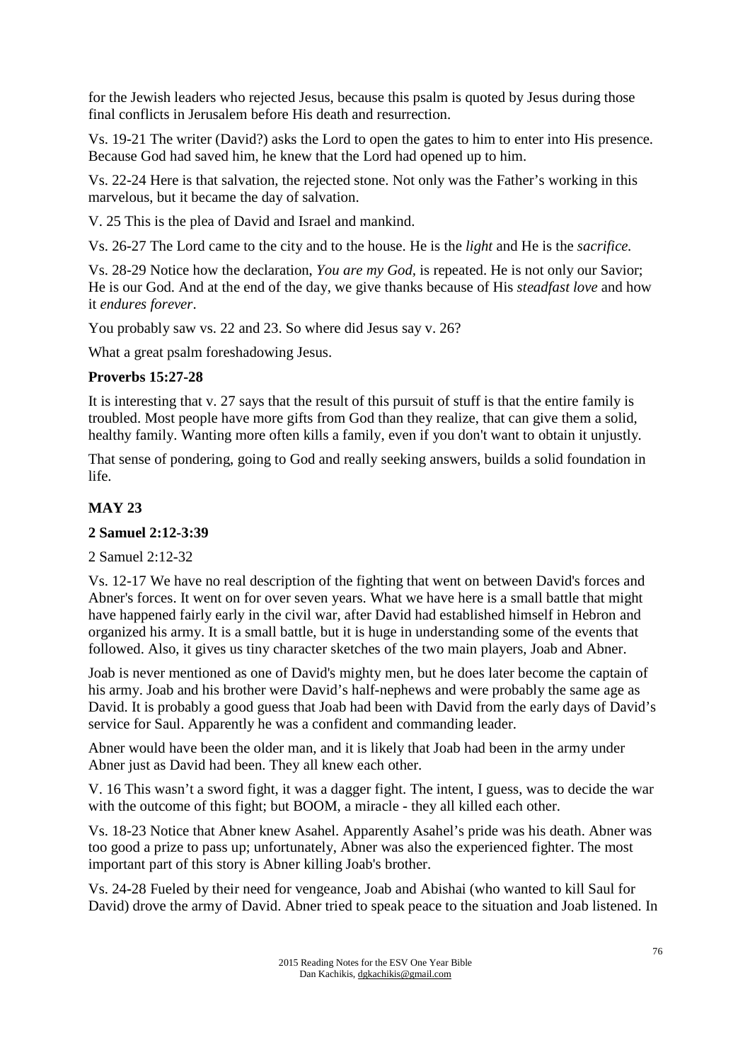for the Jewish leaders who rejected Jesus, because this psalm is quoted by Jesus during those final conflicts in Jerusalem before His death and resurrection.

Vs. 19-21 The writer (David?) asks the Lord to open the gates to him to enter into His presence. Because God had saved him, he knew that the Lord had opened up to him.

Vs. 22-24 Here is that salvation, the rejected stone. Not only was the Father's working in this marvelous, but it became the day of salvation.

V. 25 This is the plea of David and Israel and mankind.

Vs. 26-27 The Lord came to the city and to the house. He is the *light* and He is the *sacrifice.*

Vs. 28-29 Notice how the declaration, *You are my God,* is repeated. He is not only our Savior; He is our God. And at the end of the day, we give thanks because of His *steadfast love* and how it *endures forever*.

You probably saw vs. 22 and 23. So where did Jesus say v. 26?

What a great psalm foreshadowing Jesus.

**Proverbs 15:27-28**

It is interesting that v. 27 says that the result of this pursuit of stuff is that the entire family is troubled. Most people have more gifts from God than they realize, that can give them a solid, healthy family. Wanting more often kills a family, even if you don't want to obtain it unjustly.

That sense of pondering, going to God and really seeking answers, builds a solid foundation in life.

## MAY 23

**2 Samuel 2:12-3:39**

2 Samuel 2:12-32

Vs. 12-17 We have no real description of the fighting that went on between David's forces and Abner's forces. It went on for over seven years. What we have here is a small battle that might have happened fairly early in the civil war, after David had established himself in Hebron and organized his army. It is a small battle, but it is huge in understanding some of the events that followed. Also, it gives us tiny character sketches of the two main players, Joab and Abner.

Joab is never mentioned as one of David's mighty men, but he does later become the captain of his army. Joab and his brother were David's half-nephews and were probably the same age as David. It is probably a good guess that Joab had been with David from the early days of David's service for Saul. Apparently he was a confident and commanding leader.

Abner would have been the older man, and it is likely that Joab had been in the army under Abner just as David had been. They all knew each other.

V. 16 This wasn't a sword fight, it was a dagger fight. The intent, I guess, was to decide the war with the outcome of this fight; but BOOM, a miracle - they all killed each other.

Vs. 18-23 Notice that Abner knew Asahel. Apparently Asahel's pride was his death. Abner was too good a prize to pass up; unfortunately, Abner was also the experienced fighter. The most important part of this story is Abner killing Joab's brother.

Vs. 24-28 Fueled by their need for vengeance, Joab and Abishai (who wanted to kill Saul for David) drove the army of David. Abner tried to speak peace to the situation and Joab listened. In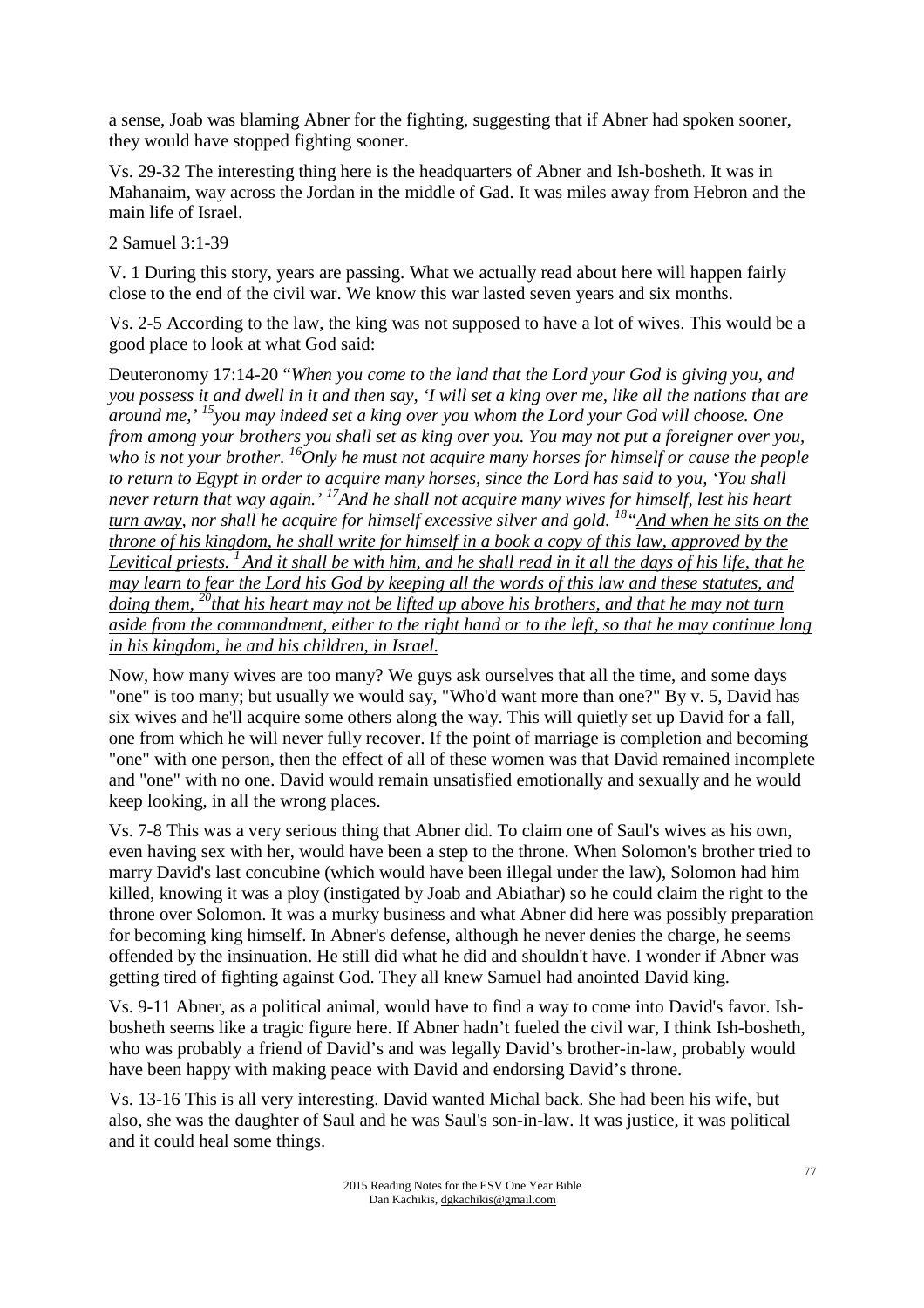a sense, Joab was blaming Abner for the fighting, suggesting that if Abner had spoken sooner, they would have stopped fighting sooner.

Vs. 29-32 The interesting thing here is the headquarters of Abner and Ish-bosheth. It was in Mahanaim, way across the Jordan in the middle of Gad. It was miles away from Hebron and the main life of Israel.

2 Samuel 3:1-39

V. 1 During this story, years are passing. What we actually read about here will happen fairly close to the end of the civil war. We know this war lasted seven years and six months.

Vs. 2-5 According to the law, the king was not supposed to have a lot of wives. This would be a good place to look at what God said:

Deuteronomy 17:14-20 "*When you come to the land that the Lord your God is giving you, and you possess it and dwell in it and then say, 'I will set a king over me, like all the nations that are around me,' [15]you may indeed set a king over you whom the Lord your God will choose. One from among your brothers you shall set as king over you. You may not put a foreigner over you, who is not your brother. [16]Only he must not acquire many horses for himself or cause the people to return to Egypt in order to acquire many horses, since the Lord has said to you, 'You shall never return that way again.' [17]<u>And he shall not acquire many wives for himself, lest his heart turn away</u>, nor shall he acquire for himself excessive silver and gold. [18]"<u>And when he sits on the throne of his kingdom, he shall write for himself in a book a copy of this law, approved by the Levitical priests. [1] And it shall be with him, and he shall read in it all the days of his life, that he may learn to fear the Lord his God by keeping all the words of this law and these statutes, and doing them, [20]that his heart may not be lifted up above his brothers, and that he may not turn aside from the commandment, either to the right hand or to the left, so that he may continue long in his kingdom, he and his children, in Israel.</u>*

Now, how many wives are too many? We guys ask ourselves that all the time, and some days "one" is too many; but usually we would say, "Who'd want more than one?" By v. 5, David has six wives and he'll acquire some others along the way. This will quietly set up David for a fall, one from which he will never fully recover. If the point of marriage is completion and becoming "one" with one person, then the effect of all of these women was that David remained incomplete and "one" with no one. David would remain unsatisfied emotionally and sexually and he would keep looking, in all the wrong places.

Vs. 7-8 This was a very serious thing that Abner did. To claim one of Saul's wives as his own, even having sex with her, would have been a step to the throne. When Solomon's brother tried to marry David's last concubine (which would have been illegal under the law), Solomon had him killed, knowing it was a ploy (instigated by Joab and Abiathar) so he could claim the right to the throne over Solomon. It was a murky business and what Abner did here was possibly preparation for becoming king himself. In Abner's defense, although he never denies the charge, he seems offended by the insinuation. He still did what he did and shouldn't have. I wonder if Abner was getting tired of fighting against God. They all knew Samuel had anointed David king.

Vs. 9-11 Abner, as a political animal, would have to find a way to come into David's favor. Ish-bosheth seems like a tragic figure here. If Abner hadn't fueled the civil war, I think Ish-bosheth, who was probably a friend of David's and was legally David's brother-in-law, probably would have been happy with making peace with David and endorsing David's throne.

Vs. 13-16 This is all very interesting. David wanted Michal back. She had been his wife, but also, she was the daughter of Saul and he was Saul's son-in-law. It was justice, it was political and it could heal some things.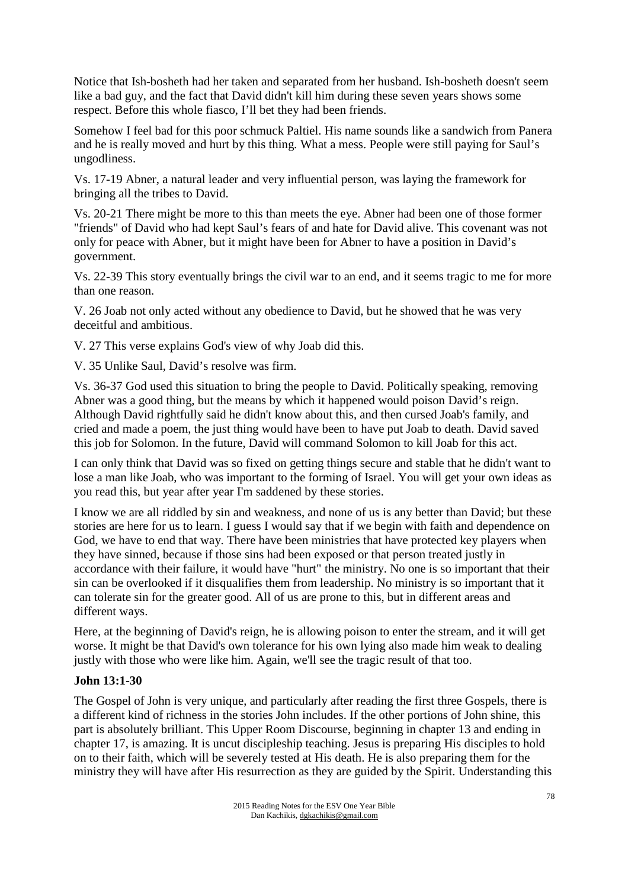Notice that Ish-bosheth had her taken and separated from her husband. Ish-bosheth doesn't seem like a bad guy, and the fact that David didn't kill him during these seven years shows some respect. Before this whole fiasco, I'll bet they had been friends.

Somehow I feel bad for this poor schmuck Paltiel. His name sounds like a sandwich from Panera and he is really moved and hurt by this thing. What a mess. People were still paying for Saul's ungodliness.

Vs. 17-19 Abner, a natural leader and very influential person, was laying the framework for bringing all the tribes to David.

Vs. 20-21 There might be more to this than meets the eye. Abner had been one of those former "friends" of David who had kept Saul's fears of and hate for David alive. This covenant was not only for peace with Abner, but it might have been for Abner to have a position in David's government.

Vs. 22-39 This story eventually brings the civil war to an end, and it seems tragic to me for more than one reason.

V. 26 Joab not only acted without any obedience to David, but he showed that he was very deceitful and ambitious.

V. 27 This verse explains God's view of why Joab did this.

V. 35 Unlike Saul, David's resolve was firm.

Vs. 36-37 God used this situation to bring the people to David. Politically speaking, removing Abner was a good thing, but the means by which it happened would poison David's reign. Although David rightfully said he didn't know about this, and then cursed Joab's family, and cried and made a poem, the just thing would have been to have put Joab to death. David saved this job for Solomon. In the future, David will command Solomon to kill Joab for this act.

I can only think that David was so fixed on getting things secure and stable that he didn't want to lose a man like Joab, who was important to the forming of Israel. You will get your own ideas as you read this, but year after year I'm saddened by these stories.

I know we are all riddled by sin and weakness, and none of us is any better than David; but these stories are here for us to learn. I guess I would say that if we begin with faith and dependence on God, we have to end that way. There have been ministries that have protected key players when they have sinned, because if those sins had been exposed or that person treated justly in accordance with their failure, it would have "hurt" the ministry. No one is so important that their sin can be overlooked if it disqualifies them from leadership. No ministry is so important that it can tolerate sin for the greater good. All of us are prone to this, but in different areas and different ways.

Here, at the beginning of David's reign, he is allowing poison to enter the stream, and it will get worse. It might be that David's own tolerance for his own lying also made him weak to dealing justly with those who were like him. Again, we'll see the tragic result of that too.

**John 13:1-30**

The Gospel of John is very unique, and particularly after reading the first three Gospels, there is a different kind of richness in the stories John includes. If the other portions of John shine, this part is absolutely brilliant. This Upper Room Discourse, beginning in chapter 13 and ending in chapter 17, is amazing. It is uncut discipleship teaching. Jesus is preparing His disciples to hold on to their faith, which will be severely tested at His death. He is also preparing them for the ministry they will have after His resurrection as they are guided by the Spirit. Understanding this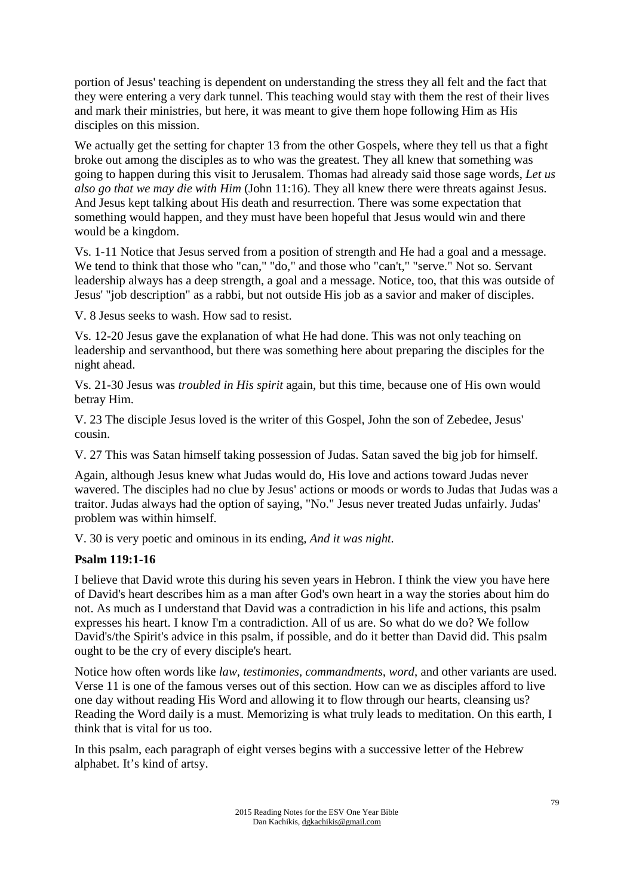portion of Jesus' teaching is dependent on understanding the stress they all felt and the fact that they were entering a very dark tunnel. This teaching would stay with them the rest of their lives and mark their ministries, but here, it was meant to give them hope following Him as His disciples on this mission.

We actually get the setting for chapter 13 from the other Gospels, where they tell us that a fight broke out among the disciples as to who was the greatest. They all knew that something was going to happen during this visit to Jerusalem. Thomas had already said those sage words, *Let us also go that we may die with Him* (John 11:16). They all knew there were threats against Jesus. And Jesus kept talking about His death and resurrection. There was some expectation that something would happen, and they must have been hopeful that Jesus would win and there would be a kingdom.

Vs. 1-11 Notice that Jesus served from a position of strength and He had a goal and a message. We tend to think that those who "can," "do," and those who "can't," "serve." Not so. Servant leadership always has a deep strength, a goal and a message. Notice, too, that this was outside of Jesus' "job description" as a rabbi, but not outside His job as a savior and maker of disciples.

V. 8 Jesus seeks to wash. How sad to resist.

Vs. 12-20 Jesus gave the explanation of what He had done. This was not only teaching on leadership and servanthood, but there was something here about preparing the disciples for the night ahead.

Vs. 21-30 Jesus was *troubled in His spirit* again, but this time, because one of His own would betray Him.

V. 23 The disciple Jesus loved is the writer of this Gospel, John the son of Zebedee, Jesus' cousin.

V. 27 This was Satan himself taking possession of Judas. Satan saved the big job for himself.

Again, although Jesus knew what Judas would do, His love and actions toward Judas never wavered. The disciples had no clue by Jesus' actions or moods or words to Judas that Judas was a traitor. Judas always had the option of saying, "No." Jesus never treated Judas unfairly. Judas' problem was within himself.

V. 30 is very poetic and ominous in its ending, *And it was night.*

**Psalm 119:1-16**

I believe that David wrote this during his seven years in Hebron. I think the view you have here of David's heart describes him as a man after God's own heart in a way the stories about him do not. As much as I understand that David was a contradiction in his life and actions, this psalm expresses his heart. I know I'm a contradiction. All of us are. So what do we do? We follow David's/the Spirit's advice in this psalm, if possible, and do it better than David did. This psalm ought to be the cry of every disciple's heart.

Notice how often words like *law*, *testimonies*, *commandments*, *word*, and other variants are used. Verse 11 is one of the famous verses out of this section. How can we as disciples afford to live one day without reading His Word and allowing it to flow through our hearts, cleansing us? Reading the Word daily is a must. Memorizing is what truly leads to meditation. On this earth, I think that is vital for us too.

In this psalm, each paragraph of eight verses begins with a successive letter of the Hebrew alphabet. It's kind of artsy.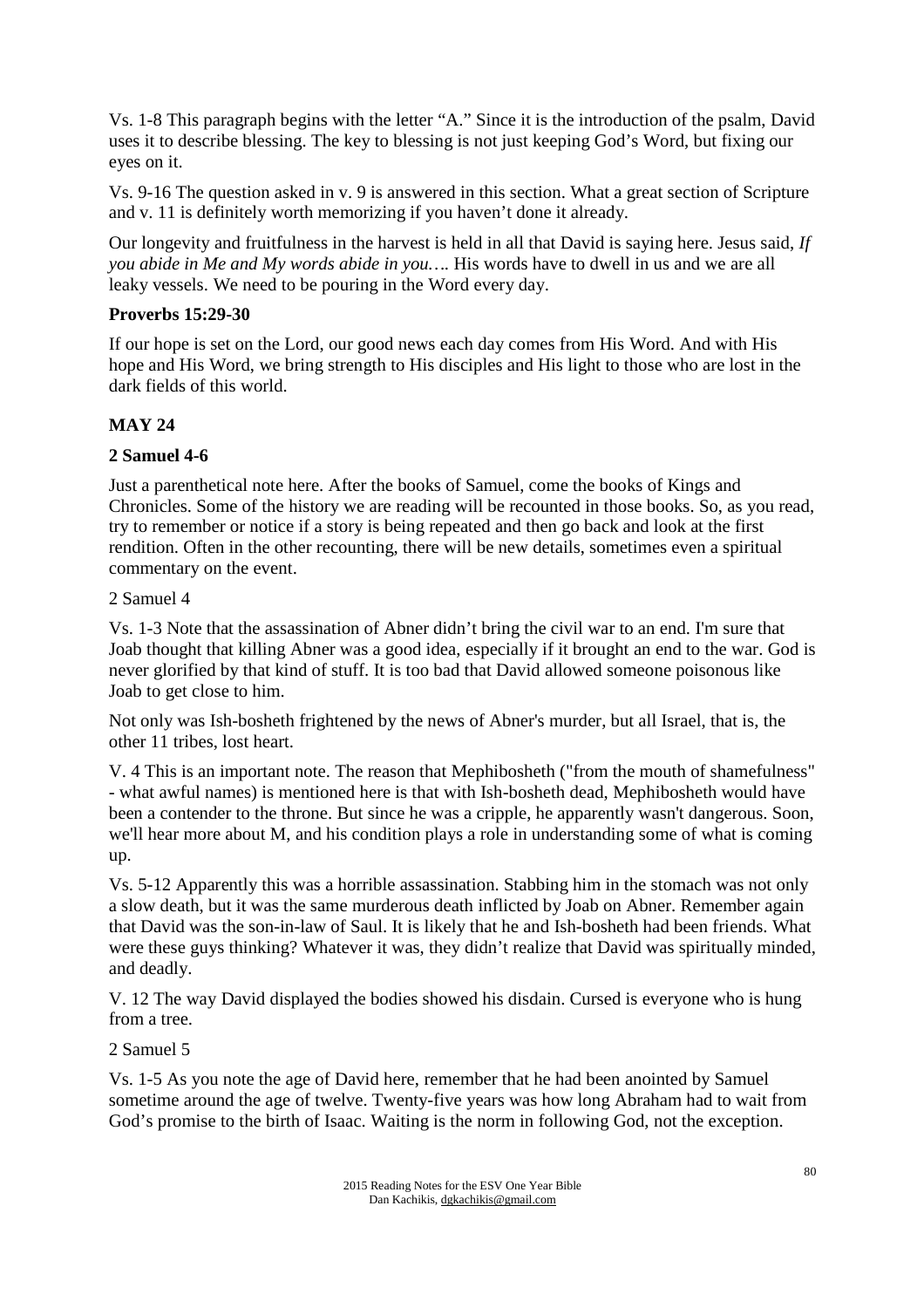Vs. 1-8 This paragraph begins with the letter "A." Since it is the introduction of the psalm, David uses it to describe blessing. The key to blessing is not just keeping God's Word, but fixing our eyes on it.

Vs. 9-16 The question asked in v. 9 is answered in this section. What a great section of Scripture and v. 11 is definitely worth memorizing if you haven't done it already.

Our longevity and fruitfulness in the harvest is held in all that David is saying here. Jesus said, *If you abide in Me and My words abide in you….* His words have to dwell in us and we are all leaky vessels. We need to be pouring in the Word every day.

**Proverbs 15:29-30**

If our hope is set on the Lord, our good news each day comes from His Word. And with His hope and His Word, we bring strength to His disciples and His light to those who are lost in the dark fields of this world.

## MAY 24

**2 Samuel 4-6**

Just a parenthetical note here. After the books of Samuel, come the books of Kings and Chronicles. Some of the history we are reading will be recounted in those books. So, as you read, try to remember or notice if a story is being repeated and then go back and look at the first rendition. Often in the other recounting, there will be new details, sometimes even a spiritual commentary on the event.

2 Samuel 4

Vs. 1-3 Note that the assassination of Abner didn't bring the civil war to an end. I'm sure that Joab thought that killing Abner was a good idea, especially if it brought an end to the war. God is never glorified by that kind of stuff. It is too bad that David allowed someone poisonous like Joab to get close to him.

Not only was Ish-bosheth frightened by the news of Abner's murder, but all Israel, that is, the other 11 tribes, lost heart.

V. 4 This is an important note. The reason that Mephibosheth ("from the mouth of shamefulness" - what awful names) is mentioned here is that with Ish-bosheth dead, Mephibosheth would have been a contender to the throne. But since he was a cripple, he apparently wasn't dangerous. Soon, we'll hear more about M, and his condition plays a role in understanding some of what is coming up.

Vs. 5-12 Apparently this was a horrible assassination. Stabbing him in the stomach was not only a slow death, but it was the same murderous death inflicted by Joab on Abner. Remember again that David was the son-in-law of Saul. It is likely that he and Ish-bosheth had been friends. What were these guys thinking? Whatever it was, they didn't realize that David was spiritually minded, and deadly.

V. 12 The way David displayed the bodies showed his disdain. Cursed is everyone who is hung from a tree.

2 Samuel 5

Vs. 1-5 As you note the age of David here, remember that he had been anointed by Samuel sometime around the age of twelve. Twenty-five years was how long Abraham had to wait from God's promise to the birth of Isaac. Waiting is the norm in following God, not the exception.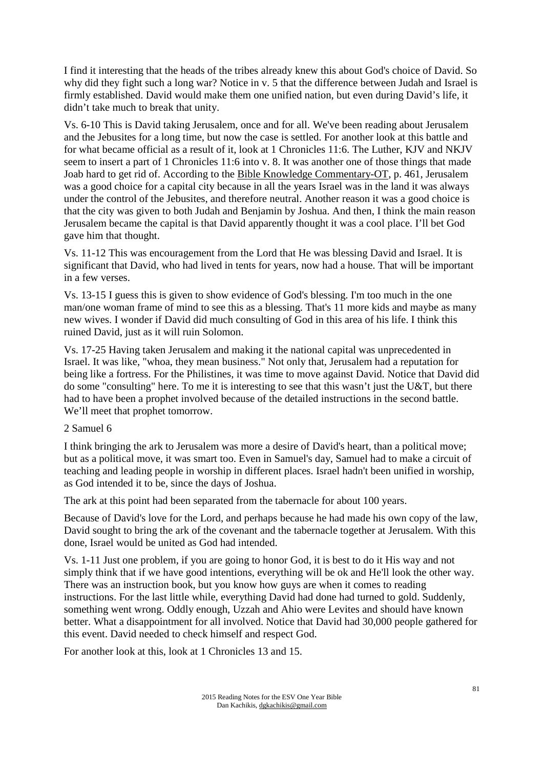I find it interesting that the heads of the tribes already knew this about God's choice of David. So why did they fight such a long war? Notice in v. 5 that the difference between Judah and Israel is firmly established. David would make them one unified nation, but even during David's life, it didn't take much to break that unity.

Vs. 6-10 This is David taking Jerusalem, once and for all. We've been reading about Jerusalem and the Jebusites for a long time, but now the case is settled. For another look at this battle and for what became official as a result of it, look at 1 Chronicles 11:6. The Luther, KJV and NKJV seem to insert a part of 1 Chronicles 11:6 into v. 8. It was another one of those things that made Joab hard to get rid of. According to the Bible Knowledge Commentary-OT, p. 461, Jerusalem was a good choice for a capital city because in all the years Israel was in the land it was always under the control of the Jebusites, and therefore neutral. Another reason it was a good choice is that the city was given to both Judah and Benjamin by Joshua. And then, I think the main reason Jerusalem became the capital is that David apparently thought it was a cool place. I'll bet God gave him that thought.

Vs. 11-12 This was encouragement from the Lord that He was blessing David and Israel. It is significant that David, who had lived in tents for years, now had a house. That will be important in a few verses.

Vs. 13-15 I guess this is given to show evidence of God's blessing. I'm too much in the one man/one woman frame of mind to see this as a blessing. That's 11 more kids and maybe as many new wives. I wonder if David did much consulting of God in this area of his life. I think this ruined David, just as it will ruin Solomon.

Vs. 17-25 Having taken Jerusalem and making it the national capital was unprecedented in Israel. It was like, "whoa, they mean business." Not only that, Jerusalem had a reputation for being like a fortress. For the Philistines, it was time to move against David. Notice that David did do some "consulting" here. To me it is interesting to see that this wasn't just the U&T, but there had to have been a prophet involved because of the detailed instructions in the second battle. We'll meet that prophet tomorrow.

2 Samuel 6

I think bringing the ark to Jerusalem was more a desire of David's heart, than a political move; but as a political move, it was smart too. Even in Samuel's day, Samuel had to make a circuit of teaching and leading people in worship in different places. Israel hadn't been unified in worship, as God intended it to be, since the days of Joshua.

The ark at this point had been separated from the tabernacle for about 100 years.

Because of David's love for the Lord, and perhaps because he had made his own copy of the law, David sought to bring the ark of the covenant and the tabernacle together at Jerusalem. With this done, Israel would be united as God had intended.

Vs. 1-11 Just one problem, if you are going to honor God, it is best to do it His way and not simply think that if we have good intentions, everything will be ok and He'll look the other way. There was an instruction book, but you know how guys are when it comes to reading instructions. For the last little while, everything David had done had turned to gold. Suddenly, something went wrong. Oddly enough, Uzzah and Ahio were Levites and should have known better. What a disappointment for all involved. Notice that David had 30,000 people gathered for this event. David needed to check himself and respect God.

For another look at this, look at 1 Chronicles 13 and 15.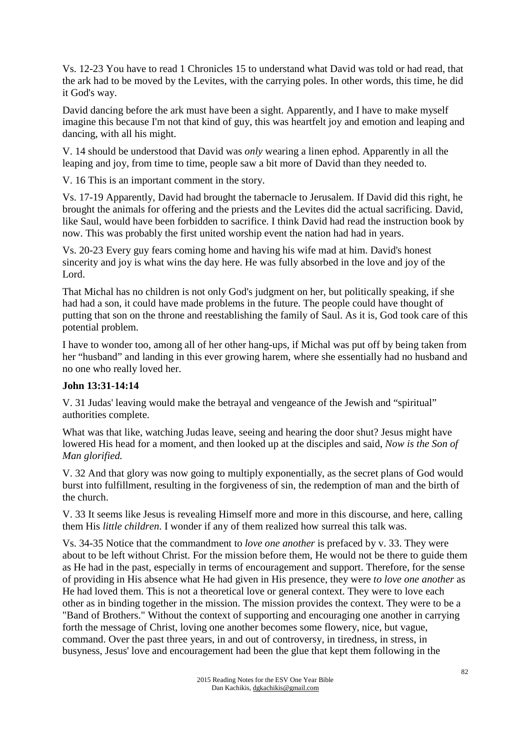Vs. 12-23 You have to read 1 Chronicles 15 to understand what David was told or had read, that the ark had to be moved by the Levites, with the carrying poles. In other words, this time, he did it God's way.

David dancing before the ark must have been a sight. Apparently, and I have to make myself imagine this because I'm not that kind of guy, this was heartfelt joy and emotion and leaping and dancing, with all his might.

V. 14 should be understood that David was *only* wearing a linen ephod. Apparently in all the leaping and joy, from time to time, people saw a bit more of David than they needed to.

V. 16 This is an important comment in the story.

Vs. 17-19 Apparently, David had brought the tabernacle to Jerusalem. If David did this right, he brought the animals for offering and the priests and the Levites did the actual sacrificing. David, like Saul, would have been forbidden to sacrifice. I think David had read the instruction book by now. This was probably the first united worship event the nation had had in years.

Vs. 20-23 Every guy fears coming home and having his wife mad at him. David's honest sincerity and joy is what wins the day here. He was fully absorbed in the love and joy of the Lord.

That Michal has no children is not only God's judgment on her, but politically speaking, if she had had a son, it could have made problems in the future. The people could have thought of putting that son on the throne and reestablishing the family of Saul. As it is, God took care of this potential problem.

I have to wonder too, among all of her other hang-ups, if Michal was put off by being taken from her "husband" and landing in this ever growing harem, where she essentially had no husband and no one who really loved her.

**John 13:31-14:14**

V. 31 Judas' leaving would make the betrayal and vengeance of the Jewish and "spiritual" authorities complete.

What was that like, watching Judas leave, seeing and hearing the door shut? Jesus might have lowered His head for a moment, and then looked up at the disciples and said, *Now is the Son of Man glorified.*

V. 32 And that glory was now going to multiply exponentially, as the secret plans of God would burst into fulfillment, resulting in the forgiveness of sin, the redemption of man and the birth of the church.

V. 33 It seems like Jesus is revealing Himself more and more in this discourse, and here, calling them His *little children*. I wonder if any of them realized how surreal this talk was.

Vs. 34-35 Notice that the commandment to *love one another* is prefaced by v. 33. They were about to be left without Christ. For the mission before them, He would not be there to guide them as He had in the past, especially in terms of encouragement and support. Therefore, for the sense of providing in His absence what He had given in His presence, they were *to love one another* as He had loved them. This is not a theoretical love or general context. They were to love each other as in binding together in the mission. The mission provides the context. They were to be a "Band of Brothers." Without the context of supporting and encouraging one another in carrying forth the message of Christ, loving one another becomes some flowery, nice, but vague, command. Over the past three years, in and out of controversy, in tiredness, in stress, in busyness, Jesus' love and encouragement had been the glue that kept them following in the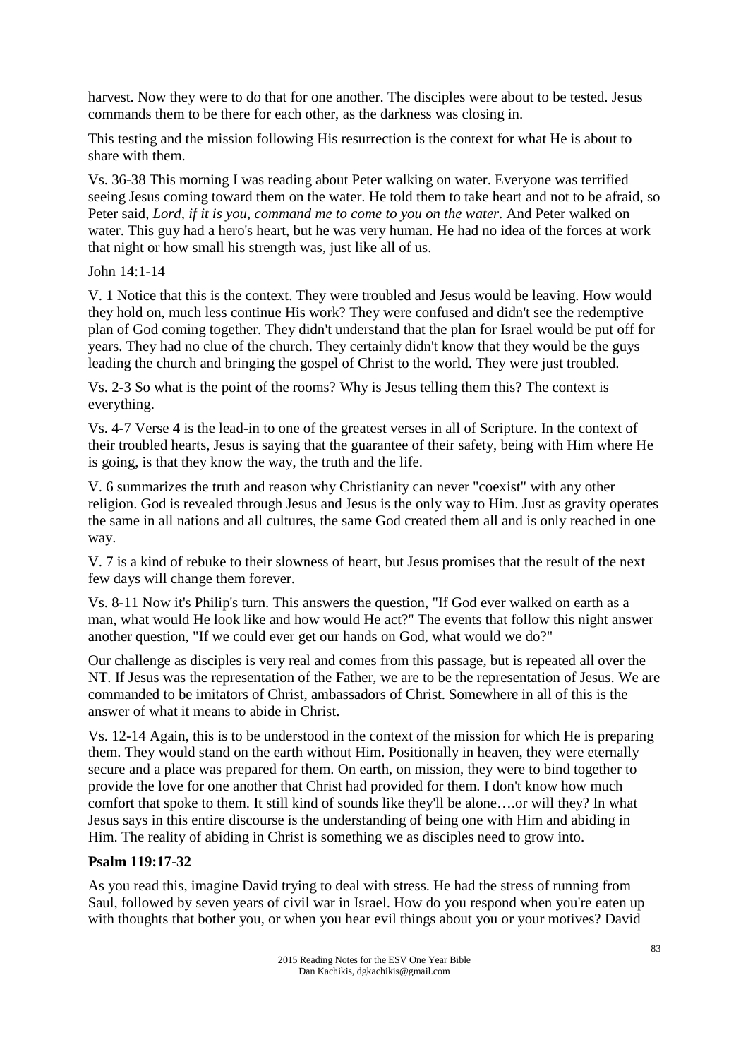harvest. Now they were to do that for one another. The disciples were about to be tested. Jesus commands them to be there for each other, as the darkness was closing in.

This testing and the mission following His resurrection is the context for what He is about to share with them.

Vs. 36-38 This morning I was reading about Peter walking on water. Everyone was terrified seeing Jesus coming toward them on the water. He told them to take heart and not to be afraid, so Peter said, *Lord, if it is you, command me to come to you on the water*. And Peter walked on water. This guy had a hero's heart, but he was very human. He had no idea of the forces at work that night or how small his strength was, just like all of us.

John 14:1-14

V. 1 Notice that this is the context. They were troubled and Jesus would be leaving. How would they hold on, much less continue His work? They were confused and didn't see the redemptive plan of God coming together. They didn't understand that the plan for Israel would be put off for years. They had no clue of the church. They certainly didn't know that they would be the guys leading the church and bringing the gospel of Christ to the world. They were just troubled.

Vs. 2-3 So what is the point of the rooms? Why is Jesus telling them this? The context is everything.

Vs. 4-7 Verse 4 is the lead-in to one of the greatest verses in all of Scripture. In the context of their troubled hearts, Jesus is saying that the guarantee of their safety, being with Him where He is going, is that they know the way, the truth and the life.

V. 6 summarizes the truth and reason why Christianity can never "coexist" with any other religion. God is revealed through Jesus and Jesus is the only way to Him. Just as gravity operates the same in all nations and all cultures, the same God created them all and is only reached in one way.

V. 7 is a kind of rebuke to their slowness of heart, but Jesus promises that the result of the next few days will change them forever.

Vs. 8-11 Now it's Philip's turn. This answers the question, "If God ever walked on earth as a man, what would He look like and how would He act?" The events that follow this night answer another question, "If we could ever get our hands on God, what would we do?"

Our challenge as disciples is very real and comes from this passage, but is repeated all over the NT. If Jesus was the representation of the Father, we are to be the representation of Jesus. We are commanded to be imitators of Christ, ambassadors of Christ. Somewhere in all of this is the answer of what it means to abide in Christ.

Vs. 12-14 Again, this is to be understood in the context of the mission for which He is preparing them. They would stand on the earth without Him. Positionally in heaven, they were eternally secure and a place was prepared for them. On earth, on mission, they were to bind together to provide the love for one another that Christ had provided for them. I don't know how much comfort that spoke to them. It still kind of sounds like they'll be alone….or will they? In what Jesus says in this entire discourse is the understanding of being one with Him and abiding in Him. The reality of abiding in Christ is something we as disciples need to grow into.

**Psalm 119:17-32**

As you read this, imagine David trying to deal with stress. He had the stress of running from Saul, followed by seven years of civil war in Israel. How do you respond when you're eaten up with thoughts that bother you, or when you hear evil things about you or your motives? David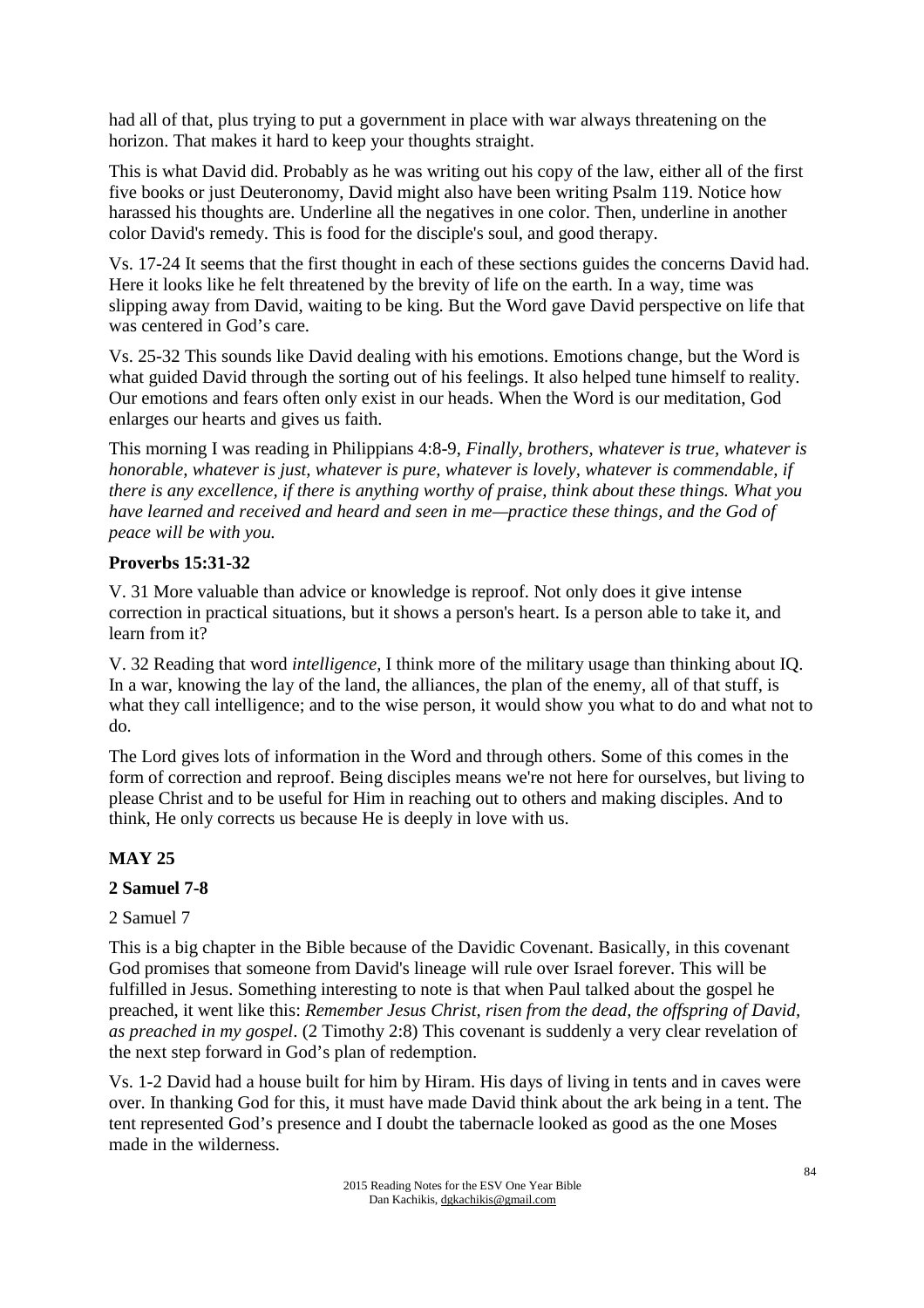had all of that, plus trying to put a government in place with war always threatening on the horizon. That makes it hard to keep your thoughts straight.

This is what David did. Probably as he was writing out his copy of the law, either all of the first five books or just Deuteronomy, David might also have been writing Psalm 119. Notice how harassed his thoughts are. Underline all the negatives in one color. Then, underline in another color David's remedy. This is food for the disciple's soul, and good therapy.

Vs. 17-24 It seems that the first thought in each of these sections guides the concerns David had. Here it looks like he felt threatened by the brevity of life on the earth. In a way, time was slipping away from David, waiting to be king. But the Word gave David perspective on life that was centered in God's care.

Vs. 25-32 This sounds like David dealing with his emotions. Emotions change, but the Word is what guided David through the sorting out of his feelings. It also helped tune himself to reality. Our emotions and fears often only exist in our heads. When the Word is our meditation, God enlarges our hearts and gives us faith.

This morning I was reading in Philippians 4:8-9, *Finally, brothers, whatever is true, whatever is honorable, whatever is just, whatever is pure, whatever is lovely, whatever is commendable, if there is any excellence, if there is anything worthy of praise, think about these things. What you have learned and received and heard and seen in me—practice these things, and the God of peace will be with you.*

**Proverbs 15:31-32**

V. 31 More valuable than advice or knowledge is reproof. Not only does it give intense correction in practical situations, but it shows a person's heart. Is a person able to take it, and learn from it?

V. 32 Reading that word *intelligence*, I think more of the military usage than thinking about IQ. In a war, knowing the lay of the land, the alliances, the plan of the enemy, all of that stuff, is what they call intelligence; and to the wise person, it would show you what to do and what not to do.

The Lord gives lots of information in the Word and through others. Some of this comes in the form of correction and reproof. Being disciples means we're not here for ourselves, but living to please Christ and to be useful for Him in reaching out to others and making disciples. And to think, He only corrects us because He is deeply in love with us.

## MAY 25

**2 Samuel 7-8**

2 Samuel 7

This is a big chapter in the Bible because of the Davidic Covenant. Basically, in this covenant God promises that someone from David's lineage will rule over Israel forever. This will be fulfilled in Jesus. Something interesting to note is that when Paul talked about the gospel he preached, it went like this: *Remember Jesus Christ, risen from the dead, the offspring of David, as preached in my gospel*. (2 Timothy 2:8) This covenant is suddenly a very clear revelation of the next step forward in God's plan of redemption.

Vs. 1-2 David had a house built for him by Hiram. His days of living in tents and in caves were over. In thanking God for this, it must have made David think about the ark being in a tent. The tent represented God's presence and I doubt the tabernacle looked as good as the one Moses made in the wilderness.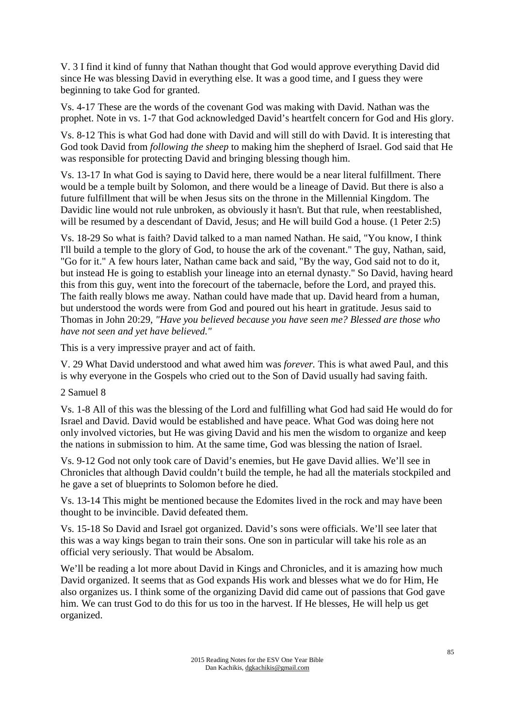V. 3 I find it kind of funny that Nathan thought that God would approve everything David did since He was blessing David in everything else. It was a good time, and I guess they were beginning to take God for granted.

Vs. 4-17 These are the words of the covenant God was making with David. Nathan was the prophet. Note in vs. 1-7 that God acknowledged David's heartfelt concern for God and His glory.

Vs. 8-12 This is what God had done with David and will still do with David. It is interesting that God took David from *following the sheep* to making him the shepherd of Israel. God said that He was responsible for protecting David and bringing blessing though him.

Vs. 13-17 In what God is saying to David here, there would be a near literal fulfillment. There would be a temple built by Solomon, and there would be a lineage of David. But there is also a future fulfillment that will be when Jesus sits on the throne in the Millennial Kingdom. The Davidic line would not rule unbroken, as obviously it hasn't. But that rule, when reestablished, will be resumed by a descendant of David, Jesus; and He will build God a house. (1 Peter 2:5)

Vs. 18-29 So what is faith? David talked to a man named Nathan. He said, "You know, I think I'll build a temple to the glory of God, to house the ark of the covenant." The guy, Nathan, said, "Go for it." A few hours later, Nathan came back and said, "By the way, God said not to do it, but instead He is going to establish your lineage into an eternal dynasty." So David, having heard this from this guy, went into the forecourt of the tabernacle, before the Lord, and prayed this. The faith really blows me away. Nathan could have made that up. David heard from a human, but understood the words were from God and poured out his heart in gratitude. Jesus said to Thomas in John 20:29, *"Have you believed because you have seen me? Blessed are those who have not seen and yet have believed."*

This is a very impressive prayer and act of faith.

V. 29 What David understood and what awed him was *forever.* This is what awed Paul, and this is why everyone in the Gospels who cried out to the Son of David usually had saving faith.

2 Samuel 8

Vs. 1-8 All of this was the blessing of the Lord and fulfilling what God had said He would do for Israel and David. David would be established and have peace. What God was doing here not only involved victories, but He was giving David and his men the wisdom to organize and keep the nations in submission to him. At the same time, God was blessing the nation of Israel.

Vs. 9-12 God not only took care of David's enemies, but He gave David allies. We'll see in Chronicles that although David couldn't build the temple, he had all the materials stockpiled and he gave a set of blueprints to Solomon before he died.

Vs. 13-14 This might be mentioned because the Edomites lived in the rock and may have been thought to be invincible. David defeated them.

Vs. 15-18 So David and Israel got organized. David's sons were officials. We'll see later that this was a way kings began to train their sons. One son in particular will take his role as an official very seriously. That would be Absalom.

We'll be reading a lot more about David in Kings and Chronicles, and it is amazing how much David organized. It seems that as God expands His work and blesses what we do for Him, He also organizes us. I think some of the organizing David did came out of passions that God gave him. We can trust God to do this for us too in the harvest. If He blesses, He will help us get organized.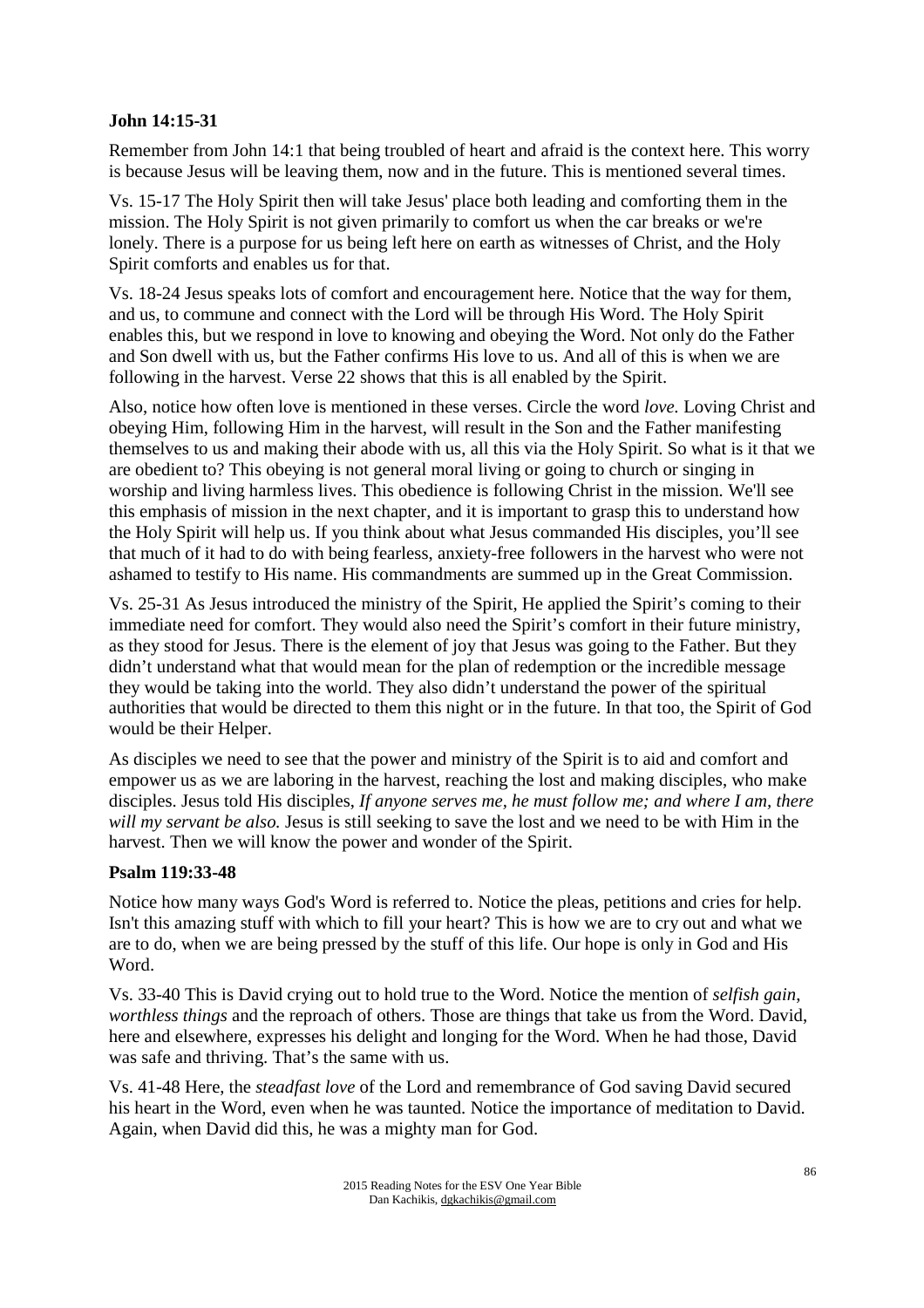**John 14:15-31**

Remember from John 14:1 that being troubled of heart and afraid is the context here. This worry is because Jesus will be leaving them, now and in the future. This is mentioned several times.

Vs. 15-17 The Holy Spirit then will take Jesus' place both leading and comforting them in the mission. The Holy Spirit is not given primarily to comfort us when the car breaks or we're lonely. There is a purpose for us being left here on earth as witnesses of Christ, and the Holy Spirit comforts and enables us for that.

Vs. 18-24 Jesus speaks lots of comfort and encouragement here. Notice that the way for them, and us, to commune and connect with the Lord will be through His Word. The Holy Spirit enables this, but we respond in love to knowing and obeying the Word. Not only do the Father and Son dwell with us, but the Father confirms His love to us. And all of this is when we are following in the harvest. Verse 22 shows that this is all enabled by the Spirit.

Also, notice how often love is mentioned in these verses. Circle the word *love.* Loving Christ and obeying Him, following Him in the harvest, will result in the Son and the Father manifesting themselves to us and making their abode with us, all this via the Holy Spirit. So what is it that we are obedient to? This obeying is not general moral living or going to church or singing in worship and living harmless lives. This obedience is following Christ in the mission. We'll see this emphasis of mission in the next chapter, and it is important to grasp this to understand how the Holy Spirit will help us. If you think about what Jesus commanded His disciples, you'll see that much of it had to do with being fearless, anxiety-free followers in the harvest who were not ashamed to testify to His name. His commandments are summed up in the Great Commission.

Vs. 25-31 As Jesus introduced the ministry of the Spirit, He applied the Spirit's coming to their immediate need for comfort. They would also need the Spirit's comfort in their future ministry, as they stood for Jesus. There is the element of joy that Jesus was going to the Father. But they didn't understand what that would mean for the plan of redemption or the incredible message they would be taking into the world. They also didn't understand the power of the spiritual authorities that would be directed to them this night or in the future. In that too, the Spirit of God would be their Helper.

As disciples we need to see that the power and ministry of the Spirit is to aid and comfort and empower us as we are laboring in the harvest, reaching the lost and making disciples, who make disciples. Jesus told His disciples, *If anyone serves me, he must follow me; and where I am, there will my servant be also.* Jesus is still seeking to save the lost and we need to be with Him in the harvest. Then we will know the power and wonder of the Spirit.

**Psalm 119:33-48**

Notice how many ways God's Word is referred to. Notice the pleas, petitions and cries for help. Isn't this amazing stuff with which to fill your heart? This is how we are to cry out and what we are to do, when we are being pressed by the stuff of this life. Our hope is only in God and His Word.

Vs. 33-40 This is David crying out to hold true to the Word. Notice the mention of *selfish gain, worthless things* and the reproach of others. Those are things that take us from the Word. David, here and elsewhere, expresses his delight and longing for the Word. When he had those, David was safe and thriving. That's the same with us.

Vs. 41-48 Here, the *steadfast love* of the Lord and remembrance of God saving David secured his heart in the Word, even when he was taunted. Notice the importance of meditation to David. Again, when David did this, he was a mighty man for God.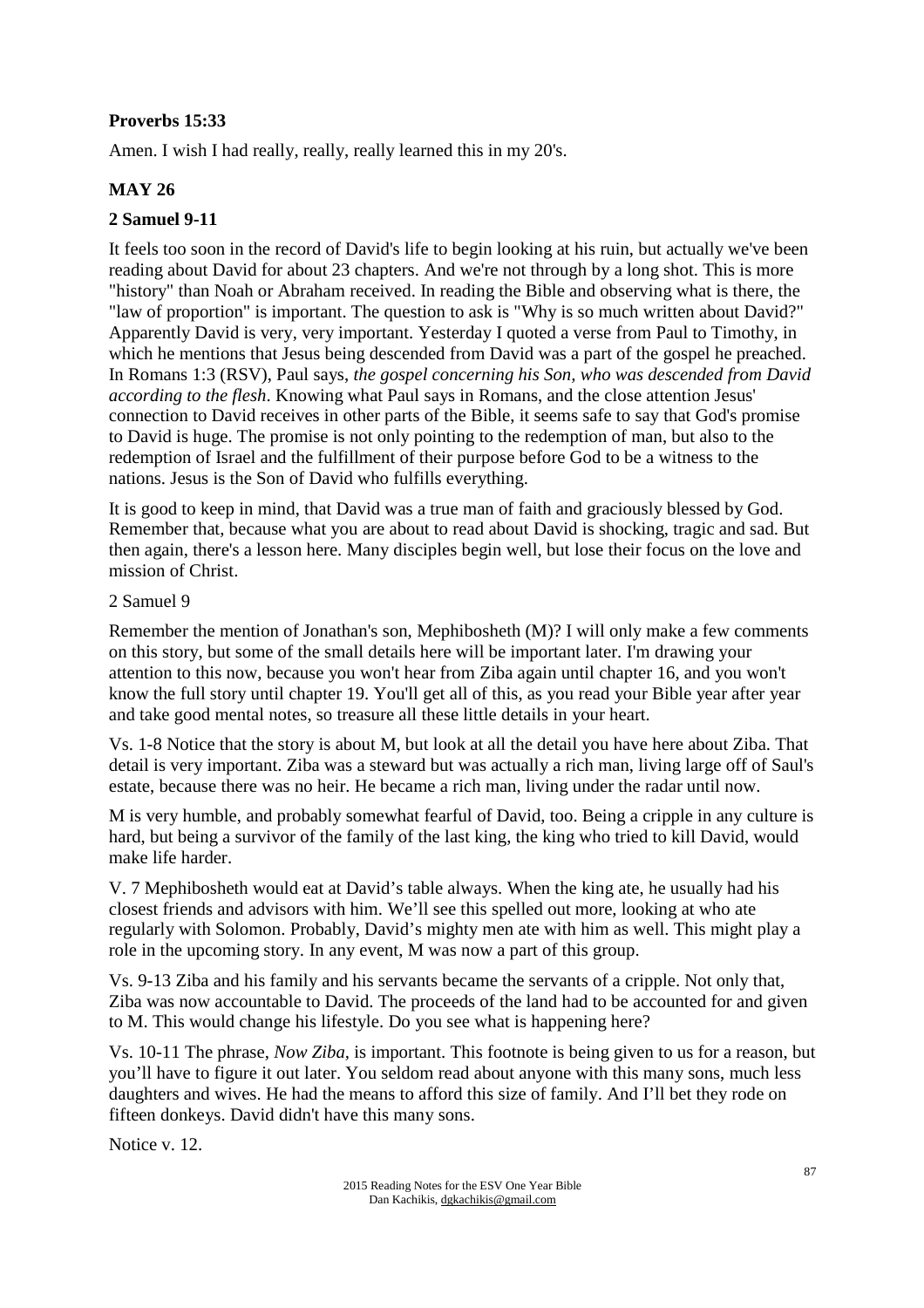**Proverbs 15:33**

Amen. I wish I had really, really, really learned this in my 20's.

## MAY 26

### 2 Samuel 9-11

It feels too soon in the record of David's life to begin looking at his ruin, but actually we've been reading about David for about 23 chapters. And we're not through by a long shot. This is more "history" than Noah or Abraham received. In reading the Bible and observing what is there, the "law of proportion" is important. The question to ask is "Why is so much written about David?" Apparently David is very, very important. Yesterday I quoted a verse from Paul to Timothy, in which he mentions that Jesus being descended from David was a part of the gospel he preached. In Romans 1:3 (RSV), Paul says, *the gospel concerning his Son, who was descended from David according to the flesh*. Knowing what Paul says in Romans, and the close attention Jesus' connection to David receives in other parts of the Bible, it seems safe to say that God's promise to David is huge. The promise is not only pointing to the redemption of man, but also to the redemption of Israel and the fulfillment of their purpose before God to be a witness to the nations. Jesus is the Son of David who fulfills everything.

It is good to keep in mind, that David was a true man of faith and graciously blessed by God. Remember that, because what you are about to read about David is shocking, tragic and sad. But then again, there's a lesson here. Many disciples begin well, but lose their focus on the love and mission of Christ.

2 Samuel 9

Remember the mention of Jonathan's son, Mephibosheth (M)? I will only make a few comments on this story, but some of the small details here will be important later. I'm drawing your attention to this now, because you won't hear from Ziba again until chapter 16, and you won't know the full story until chapter 19. You'll get all of this, as you read your Bible year after year and take good mental notes, so treasure all these little details in your heart.

Vs. 1-8 Notice that the story is about M, but look at all the detail you have here about Ziba. That detail is very important. Ziba was a steward but was actually a rich man, living large off of Saul's estate, because there was no heir. He became a rich man, living under the radar until now.

M is very humble, and probably somewhat fearful of David, too. Being a cripple in any culture is hard, but being a survivor of the family of the last king, the king who tried to kill David, would make life harder.

V. 7 Mephibosheth would eat at David's table always. When the king ate, he usually had his closest friends and advisors with him. We'll see this spelled out more, looking at who ate regularly with Solomon. Probably, David's mighty men ate with him as well. This might play a role in the upcoming story. In any event, M was now a part of this group.

Vs. 9-13 Ziba and his family and his servants became the servants of a cripple. Not only that, Ziba was now accountable to David. The proceeds of the land had to be accounted for and given to M. This would change his lifestyle. Do you see what is happening here?

Vs. 10-11 The phrase, *Now Ziba*, is important. This footnote is being given to us for a reason, but you'll have to figure it out later. You seldom read about anyone with this many sons, much less daughters and wives. He had the means to afford this size of family. And I'll bet they rode on fifteen donkeys. David didn't have this many sons.

Notice v. 12.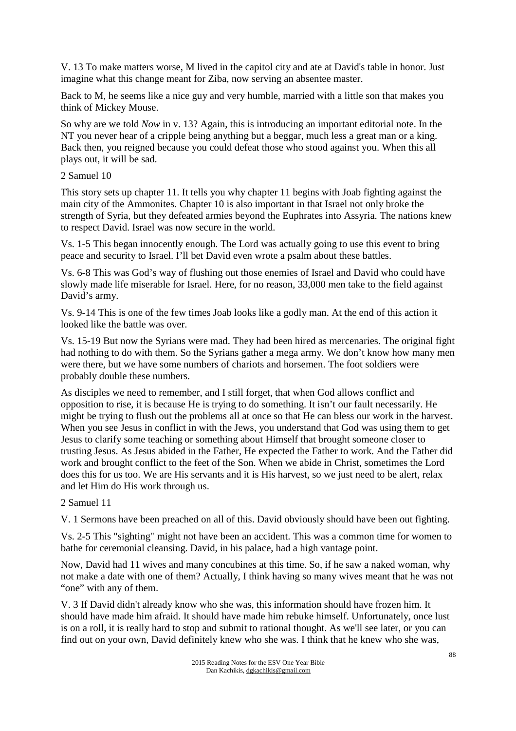V. 13 To make matters worse, M lived in the capitol city and ate at David's table in honor. Just imagine what this change meant for Ziba, now serving an absentee master.

Back to M, he seems like a nice guy and very humble, married with a little son that makes you think of Mickey Mouse.

So why are we told *Now* in v. 13? Again, this is introducing an important editorial note. In the NT you never hear of a cripple being anything but a beggar, much less a great man or a king. Back then, you reigned because you could defeat those who stood against you. When this all plays out, it will be sad.

2 Samuel 10

This story sets up chapter 11. It tells you why chapter 11 begins with Joab fighting against the main city of the Ammonites. Chapter 10 is also important in that Israel not only broke the strength of Syria, but they defeated armies beyond the Euphrates into Assyria. The nations knew to respect David. Israel was now secure in the world.

Vs. 1-5 This began innocently enough. The Lord was actually going to use this event to bring peace and security to Israel. I'll bet David even wrote a psalm about these battles.

Vs. 6-8 This was God's way of flushing out those enemies of Israel and David who could have slowly made life miserable for Israel. Here, for no reason, 33,000 men take to the field against David's army.

Vs. 9-14 This is one of the few times Joab looks like a godly man. At the end of this action it looked like the battle was over.

Vs. 15-19 But now the Syrians were mad. They had been hired as mercenaries. The original fight had nothing to do with them. So the Syrians gather a mega army. We don't know how many men were there, but we have some numbers of chariots and horsemen. The foot soldiers were probably double these numbers.

As disciples we need to remember, and I still forget, that when God allows conflict and opposition to rise, it is because He is trying to do something. It isn't our fault necessarily. He might be trying to flush out the problems all at once so that He can bless our work in the harvest. When you see Jesus in conflict in with the Jews, you understand that God was using them to get Jesus to clarify some teaching or something about Himself that brought someone closer to trusting Jesus. As Jesus abided in the Father, He expected the Father to work. And the Father did work and brought conflict to the feet of the Son. When we abide in Christ, sometimes the Lord does this for us too. We are His servants and it is His harvest, so we just need to be alert, relax and let Him do His work through us.

2 Samuel 11

V. 1 Sermons have been preached on all of this. David obviously should have been out fighting.

Vs. 2-5 This "sighting" might not have been an accident. This was a common time for women to bathe for ceremonial cleansing. David, in his palace, had a high vantage point.

Now, David had 11 wives and many concubines at this time. So, if he saw a naked woman, why not make a date with one of them? Actually, I think having so many wives meant that he was not "one" with any of them.

V. 3 If David didn't already know who she was, this information should have frozen him. It should have made him afraid. It should have made him rebuke himself. Unfortunately, once lust is on a roll, it is really hard to stop and submit to rational thought. As we'll see later, or you can find out on your own, David definitely knew who she was. I think that he knew who she was,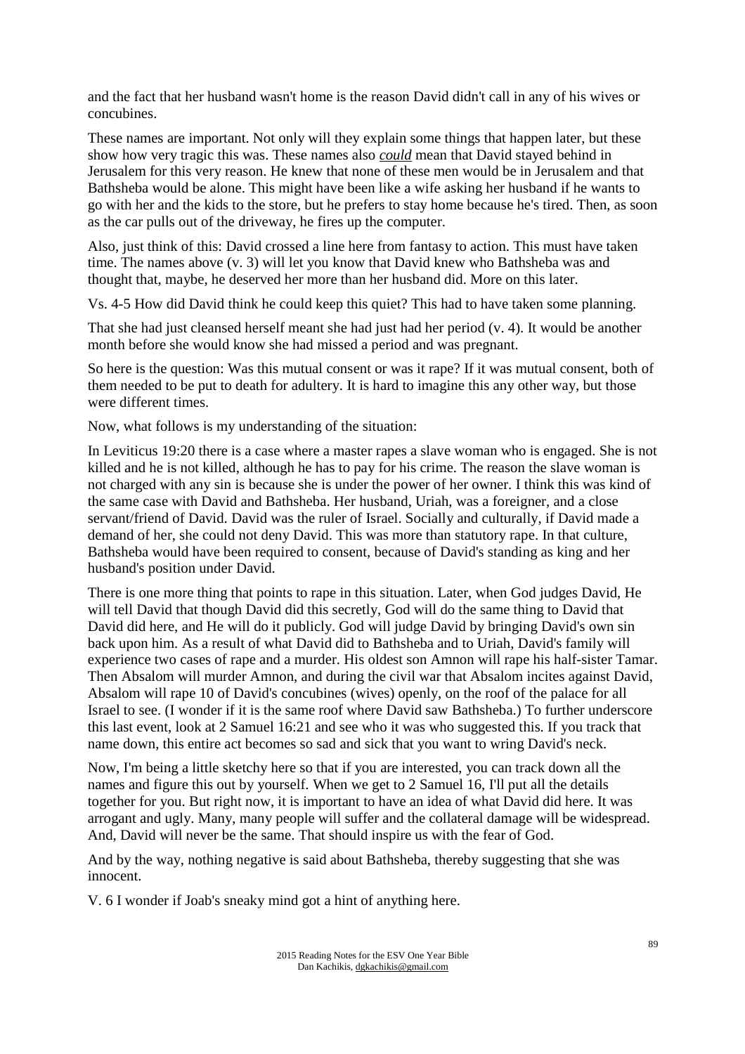and the fact that her husband wasn't home is the reason David didn't call in any of his wives or concubines.

These names are important. Not only will they explain some things that happen later, but these show how very tragic this was. These names also *could* mean that David stayed behind in Jerusalem for this very reason. He knew that none of these men would be in Jerusalem and that Bathsheba would be alone. This might have been like a wife asking her husband if he wants to go with her and the kids to the store, but he prefers to stay home because he's tired. Then, as soon as the car pulls out of the driveway, he fires up the computer.

Also, just think of this: David crossed a line here from fantasy to action. This must have taken time. The names above (v. 3) will let you know that David knew who Bathsheba was and thought that, maybe, he deserved her more than her husband did. More on this later.

Vs. 4-5 How did David think he could keep this quiet? This had to have taken some planning.

That she had just cleansed herself meant she had just had her period (v. 4). It would be another month before she would know she had missed a period and was pregnant.

So here is the question: Was this mutual consent or was it rape? If it was mutual consent, both of them needed to be put to death for adultery. It is hard to imagine this any other way, but those were different times.

Now, what follows is my understanding of the situation:

In Leviticus 19:20 there is a case where a master rapes a slave woman who is engaged. She is not killed and he is not killed, although he has to pay for his crime. The reason the slave woman is not charged with any sin is because she is under the power of her owner. I think this was kind of the same case with David and Bathsheba. Her husband, Uriah, was a foreigner, and a close servant/friend of David. David was the ruler of Israel. Socially and culturally, if David made a demand of her, she could not deny David. This was more than statutory rape. In that culture, Bathsheba would have been required to consent, because of David's standing as king and her husband's position under David.

There is one more thing that points to rape in this situation. Later, when God judges David, He will tell David that though David did this secretly, God will do the same thing to David that David did here, and He will do it publicly. God will judge David by bringing David's own sin back upon him. As a result of what David did to Bathsheba and to Uriah, David's family will experience two cases of rape and a murder. His oldest son Amnon will rape his half-sister Tamar. Then Absalom will murder Amnon, and during the civil war that Absalom incites against David, Absalom will rape 10 of David's concubines (wives) openly, on the roof of the palace for all Israel to see. (I wonder if it is the same roof where David saw Bathsheba.) To further underscore this last event, look at 2 Samuel 16:21 and see who it was who suggested this. If you track that name down, this entire act becomes so sad and sick that you want to wring David's neck.

Now, I'm being a little sketchy here so that if you are interested, you can track down all the names and figure this out by yourself. When we get to 2 Samuel 16, I'll put all the details together for you. But right now, it is important to have an idea of what David did here. It was arrogant and ugly. Many, many people will suffer and the collateral damage will be widespread. And, David will never be the same. That should inspire us with the fear of God.

And by the way, nothing negative is said about Bathsheba, thereby suggesting that she was innocent.

V. 6 I wonder if Joab's sneaky mind got a hint of anything here.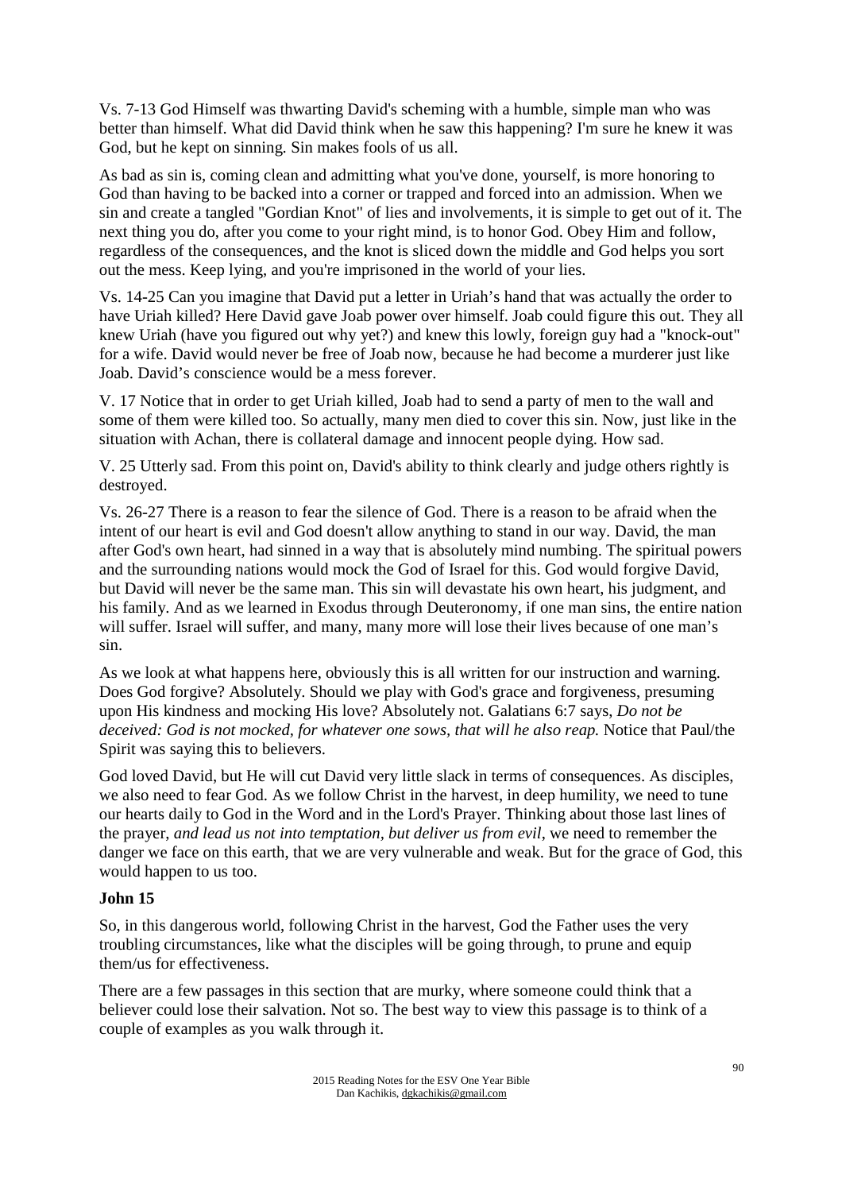Vs. 7-13 God Himself was thwarting David's scheming with a humble, simple man who was better than himself. What did David think when he saw this happening? I'm sure he knew it was God, but he kept on sinning. Sin makes fools of us all.

As bad as sin is, coming clean and admitting what you've done, yourself, is more honoring to God than having to be backed into a corner or trapped and forced into an admission. When we sin and create a tangled "Gordian Knot" of lies and involvements, it is simple to get out of it. The next thing you do, after you come to your right mind, is to honor God. Obey Him and follow, regardless of the consequences, and the knot is sliced down the middle and God helps you sort out the mess. Keep lying, and you're imprisoned in the world of your lies.

Vs. 14-25 Can you imagine that David put a letter in Uriah's hand that was actually the order to have Uriah killed? Here David gave Joab power over himself. Joab could figure this out. They all knew Uriah (have you figured out why yet?) and knew this lowly, foreign guy had a "knock-out" for a wife. David would never be free of Joab now, because he had become a murderer just like Joab. David's conscience would be a mess forever.

V. 17 Notice that in order to get Uriah killed, Joab had to send a party of men to the wall and some of them were killed too. So actually, many men died to cover this sin. Now, just like in the situation with Achan, there is collateral damage and innocent people dying. How sad.

V. 25 Utterly sad. From this point on, David's ability to think clearly and judge others rightly is destroyed.

Vs. 26-27 There is a reason to fear the silence of God. There is a reason to be afraid when the intent of our heart is evil and God doesn't allow anything to stand in our way. David, the man after God's own heart, had sinned in a way that is absolutely mind numbing. The spiritual powers and the surrounding nations would mock the God of Israel for this. God would forgive David, but David will never be the same man. This sin will devastate his own heart, his judgment, and his family. And as we learned in Exodus through Deuteronomy, if one man sins, the entire nation will suffer. Israel will suffer, and many, many more will lose their lives because of one man's sin.

As we look at what happens here, obviously this is all written for our instruction and warning. Does God forgive? Absolutely. Should we play with God's grace and forgiveness, presuming upon His kindness and mocking His love? Absolutely not. Galatians 6:7 says, *Do not be deceived: God is not mocked, for whatever one sows, that will he also reap.* Notice that Paul/the Spirit was saying this to believers.

God loved David, but He will cut David very little slack in terms of consequences. As disciples, we also need to fear God. As we follow Christ in the harvest, in deep humility, we need to tune our hearts daily to God in the Word and in the Lord's Prayer. Thinking about those last lines of the prayer, *and lead us not into temptation, but deliver us from evil*, we need to remember the danger we face on this earth, that we are very vulnerable and weak. But for the grace of God, this would happen to us too.

**John 15**

So, in this dangerous world, following Christ in the harvest, God the Father uses the very troubling circumstances, like what the disciples will be going through, to prune and equip them/us for effectiveness.

There are a few passages in this section that are murky, where someone could think that a believer could lose their salvation. Not so. The best way to view this passage is to think of a couple of examples as you walk through it.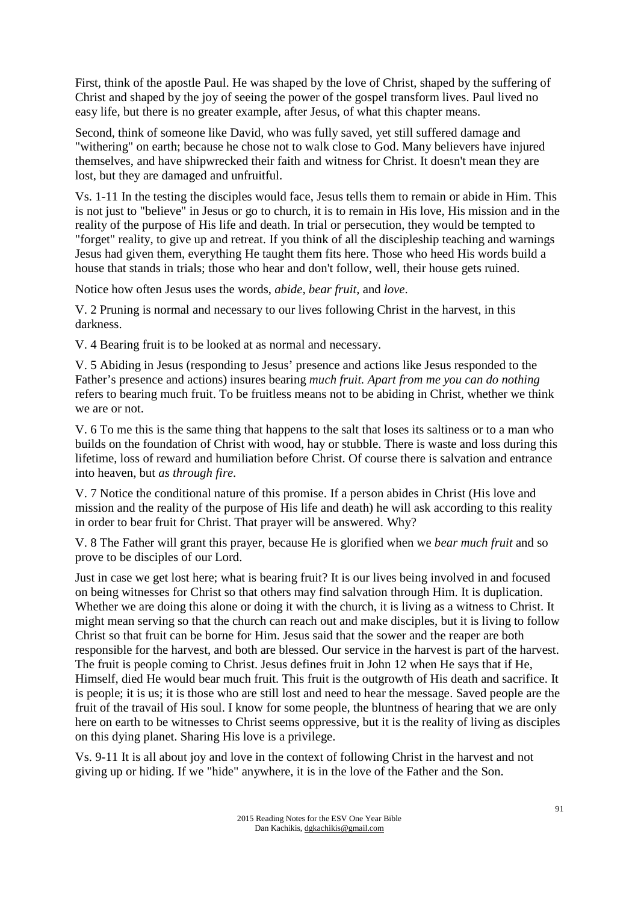First, think of the apostle Paul. He was shaped by the love of Christ, shaped by the suffering of Christ and shaped by the joy of seeing the power of the gospel transform lives. Paul lived no easy life, but there is no greater example, after Jesus, of what this chapter means.

Second, think of someone like David, who was fully saved, yet still suffered damage and "withering" on earth; because he chose not to walk close to God. Many believers have injured themselves, and have shipwrecked their faith and witness for Christ. It doesn't mean they are lost, but they are damaged and unfruitful.

Vs. 1-11 In the testing the disciples would face, Jesus tells them to remain or abide in Him. This is not just to "believe" in Jesus or go to church, it is to remain in His love, His mission and in the reality of the purpose of His life and death. In trial or persecution, they would be tempted to "forget" reality, to give up and retreat. If you think of all the discipleship teaching and warnings Jesus had given them, everything He taught them fits here. Those who heed His words build a house that stands in trials; those who hear and don't follow, well, their house gets ruined.

Notice how often Jesus uses the words, *abide, bear fruit,* and *love*.

V. 2 Pruning is normal and necessary to our lives following Christ in the harvest, in this darkness.

V. 4 Bearing fruit is to be looked at as normal and necessary.

V. 5 Abiding in Jesus (responding to Jesus' presence and actions like Jesus responded to the Father's presence and actions) insures bearing *much fruit. Apart from me you can do nothing* refers to bearing much fruit. To be fruitless means not to be abiding in Christ, whether we think we are or not.

V. 6 To me this is the same thing that happens to the salt that loses its saltiness or to a man who builds on the foundation of Christ with wood, hay or stubble. There is waste and loss during this lifetime, loss of reward and humiliation before Christ. Of course there is salvation and entrance into heaven, but *as through fire*.

V. 7 Notice the conditional nature of this promise. If a person abides in Christ (His love and mission and the reality of the purpose of His life and death) he will ask according to this reality in order to bear fruit for Christ. That prayer will be answered. Why?

V. 8 The Father will grant this prayer, because He is glorified when we *bear much fruit* and so prove to be disciples of our Lord.

Just in case we get lost here; what is bearing fruit? It is our lives being involved in and focused on being witnesses for Christ so that others may find salvation through Him. It is duplication. Whether we are doing this alone or doing it with the church, it is living as a witness to Christ. It might mean serving so that the church can reach out and make disciples, but it is living to follow Christ so that fruit can be borne for Him. Jesus said that the sower and the reaper are both responsible for the harvest, and both are blessed. Our service in the harvest is part of the harvest. The fruit is people coming to Christ. Jesus defines fruit in John 12 when He says that if He, Himself, died He would bear much fruit. This fruit is the outgrowth of His death and sacrifice. It is people; it is us; it is those who are still lost and need to hear the message. Saved people are the fruit of the travail of His soul. I know for some people, the bluntness of hearing that we are only here on earth to be witnesses to Christ seems oppressive, but it is the reality of living as disciples on this dying planet. Sharing His love is a privilege.

Vs. 9-11 It is all about joy and love in the context of following Christ in the harvest and not giving up or hiding. If we "hide" anywhere, it is in the love of the Father and the Son.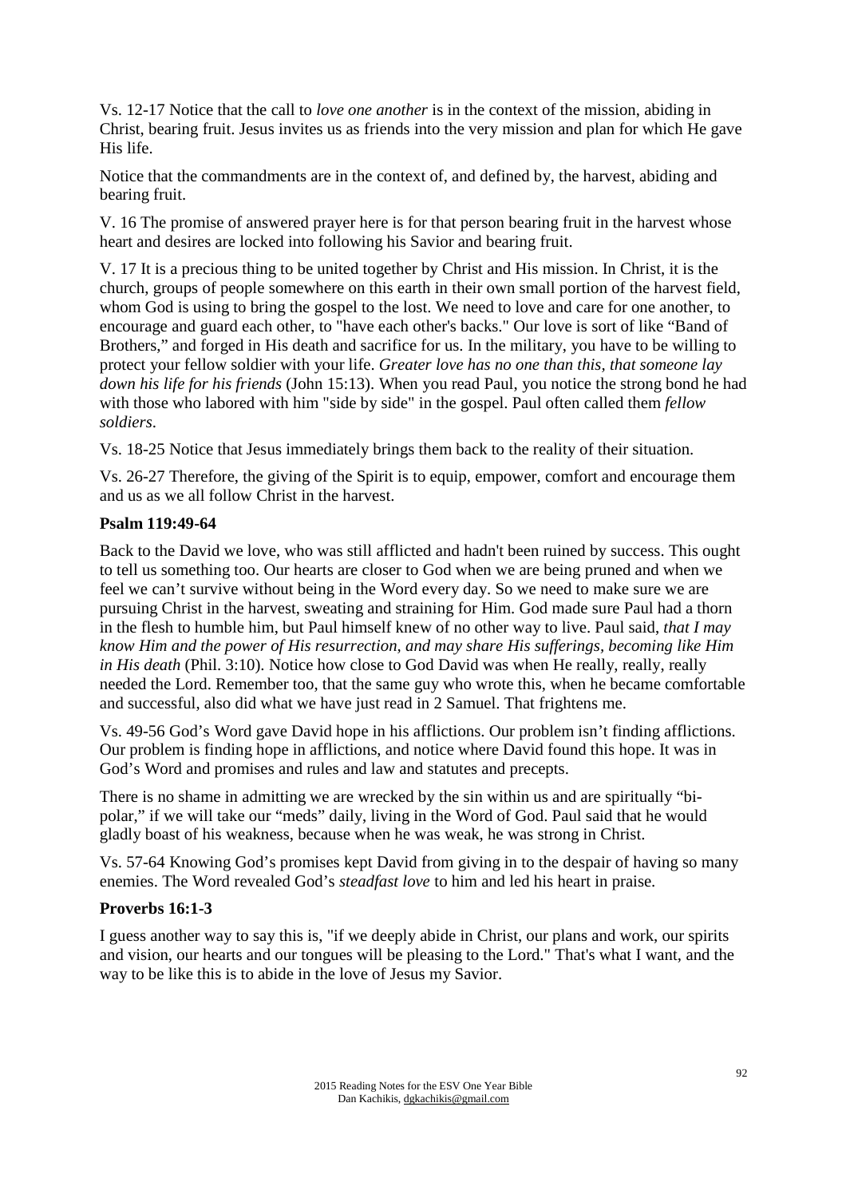Vs. 12-17 Notice that the call to *love one another* is in the context of the mission, abiding in Christ, bearing fruit. Jesus invites us as friends into the very mission and plan for which He gave His life.

Notice that the commandments are in the context of, and defined by, the harvest, abiding and bearing fruit.

V. 16 The promise of answered prayer here is for that person bearing fruit in the harvest whose heart and desires are locked into following his Savior and bearing fruit.

V. 17 It is a precious thing to be united together by Christ and His mission. In Christ, it is the church, groups of people somewhere on this earth in their own small portion of the harvest field, whom God is using to bring the gospel to the lost. We need to love and care for one another, to encourage and guard each other, to "have each other's backs." Our love is sort of like "Band of Brothers," and forged in His death and sacrifice for us. In the military, you have to be willing to protect your fellow soldier with your life. *Greater love has no one than this, that someone lay down his life for his friends* (John 15:13). When you read Paul, you notice the strong bond he had with those who labored with him "side by side" in the gospel. Paul often called them *fellow soldiers*.

Vs. 18-25 Notice that Jesus immediately brings them back to the reality of their situation.

Vs. 26-27 Therefore, the giving of the Spirit is to equip, empower, comfort and encourage them and us as we all follow Christ in the harvest.

**Psalm 119:49-64**

Back to the David we love, who was still afflicted and hadn't been ruined by success. This ought to tell us something too. Our hearts are closer to God when we are being pruned and when we feel we can't survive without being in the Word every day. So we need to make sure we are pursuing Christ in the harvest, sweating and straining for Him. God made sure Paul had a thorn in the flesh to humble him, but Paul himself knew of no other way to live. Paul said, *that I may know Him and the power of His resurrection, and may share His sufferings, becoming like Him in His death* (Phil. 3:10). Notice how close to God David was when He really, really, really needed the Lord. Remember too, that the same guy who wrote this, when he became comfortable and successful, also did what we have just read in 2 Samuel. That frightens me.

Vs. 49-56 God's Word gave David hope in his afflictions. Our problem isn't finding afflictions. Our problem is finding hope in afflictions, and notice where David found this hope. It was in God's Word and promises and rules and law and statutes and precepts.

There is no shame in admitting we are wrecked by the sin within us and are spiritually "bi-polar," if we will take our "meds" daily, living in the Word of God. Paul said that he would gladly boast of his weakness, because when he was weak, he was strong in Christ.

Vs. 57-64 Knowing God's promises kept David from giving in to the despair of having so many enemies. The Word revealed God's *steadfast love* to him and led his heart in praise.

**Proverbs 16:1-3**

I guess another way to say this is, "if we deeply abide in Christ, our plans and work, our spirits and vision, our hearts and our tongues will be pleasing to the Lord." That's what I want, and the way to be like this is to abide in the love of Jesus my Savior.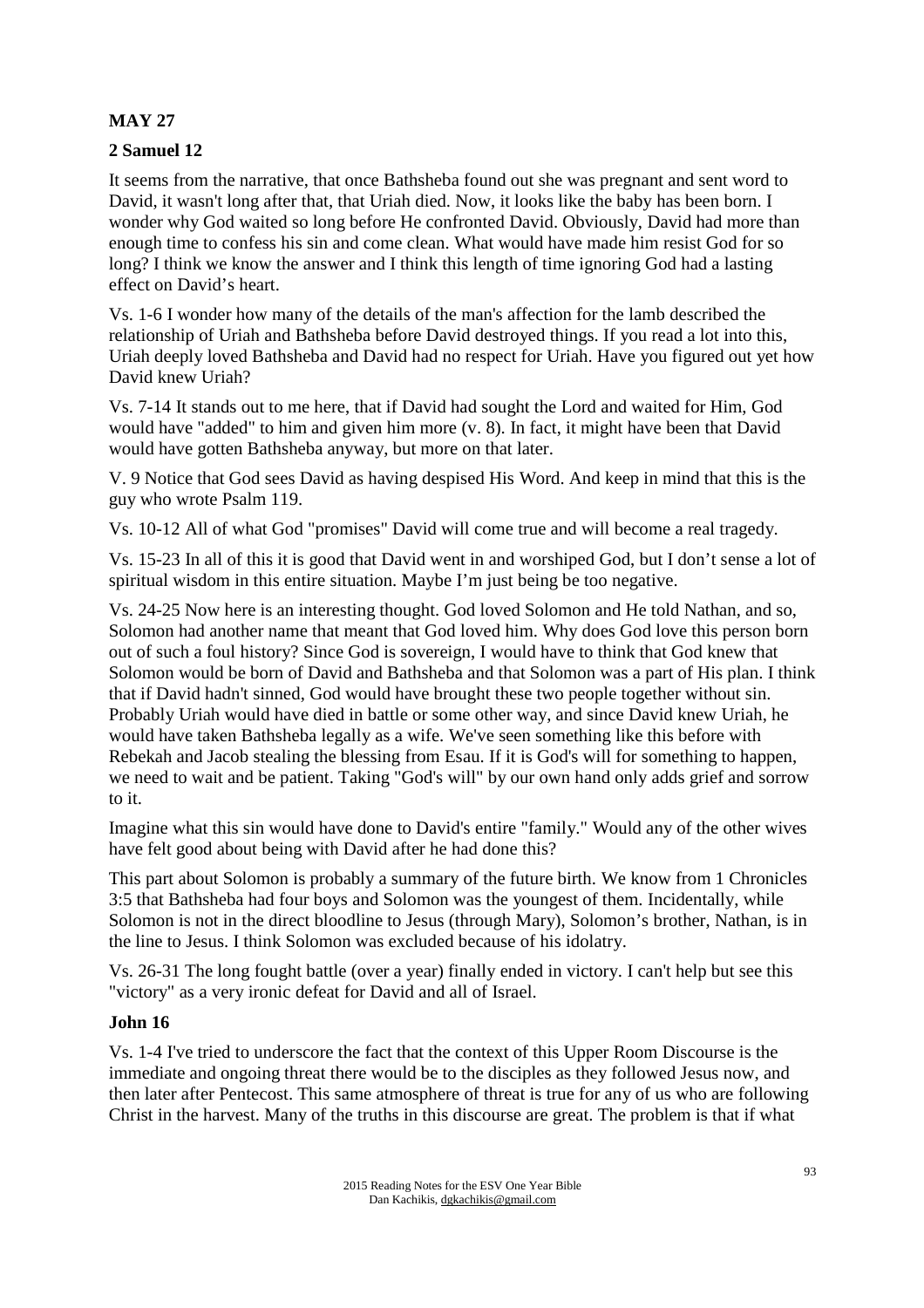**MAY 27**

**2 Samuel 12**

It seems from the narrative, that once Bathsheba found out she was pregnant and sent word to David, it wasn't long after that, that Uriah died. Now, it looks like the baby has been born. I wonder why God waited so long before He confronted David. Obviously, David had more than enough time to confess his sin and come clean. What would have made him resist God for so long? I think we know the answer and I think this length of time ignoring God had a lasting effect on David's heart.

Vs. 1-6 I wonder how many of the details of the man's affection for the lamb described the relationship of Uriah and Bathsheba before David destroyed things. If you read a lot into this, Uriah deeply loved Bathsheba and David had no respect for Uriah. Have you figured out yet how David knew Uriah?

Vs. 7-14 It stands out to me here, that if David had sought the Lord and waited for Him, God would have "added" to him and given him more (v. 8). In fact, it might have been that David would have gotten Bathsheba anyway, but more on that later.

V. 9 Notice that God sees David as having despised His Word. And keep in mind that this is the guy who wrote Psalm 119.

Vs. 10-12 All of what God "promises" David will come true and will become a real tragedy.

Vs. 15-23 In all of this it is good that David went in and worshiped God, but I don't sense a lot of spiritual wisdom in this entire situation. Maybe I'm just being be too negative.

Vs. 24-25 Now here is an interesting thought. God loved Solomon and He told Nathan, and so, Solomon had another name that meant that God loved him. Why does God love this person born out of such a foul history? Since God is sovereign, I would have to think that God knew that Solomon would be born of David and Bathsheba and that Solomon was a part of His plan. I think that if David hadn't sinned, God would have brought these two people together without sin. Probably Uriah would have died in battle or some other way, and since David knew Uriah, he would have taken Bathsheba legally as a wife. We've seen something like this before with Rebekah and Jacob stealing the blessing from Esau. If it is God's will for something to happen, we need to wait and be patient. Taking "God's will" by our own hand only adds grief and sorrow to it.

Imagine what this sin would have done to David's entire "family." Would any of the other wives have felt good about being with David after he had done this?

This part about Solomon is probably a summary of the future birth. We know from 1 Chronicles 3:5 that Bathsheba had four boys and Solomon was the youngest of them. Incidentally, while Solomon is not in the direct bloodline to Jesus (through Mary), Solomon's brother, Nathan, is in the line to Jesus. I think Solomon was excluded because of his idolatry.

Vs. 26-31 The long fought battle (over a year) finally ended in victory. I can't help but see this "victory" as a very ironic defeat for David and all of Israel.

**John 16**

Vs. 1-4 I've tried to underscore the fact that the context of this Upper Room Discourse is the immediate and ongoing threat there would be to the disciples as they followed Jesus now, and then later after Pentecost. This same atmosphere of threat is true for any of us who are following Christ in the harvest. Many of the truths in this discourse are great. The problem is that if what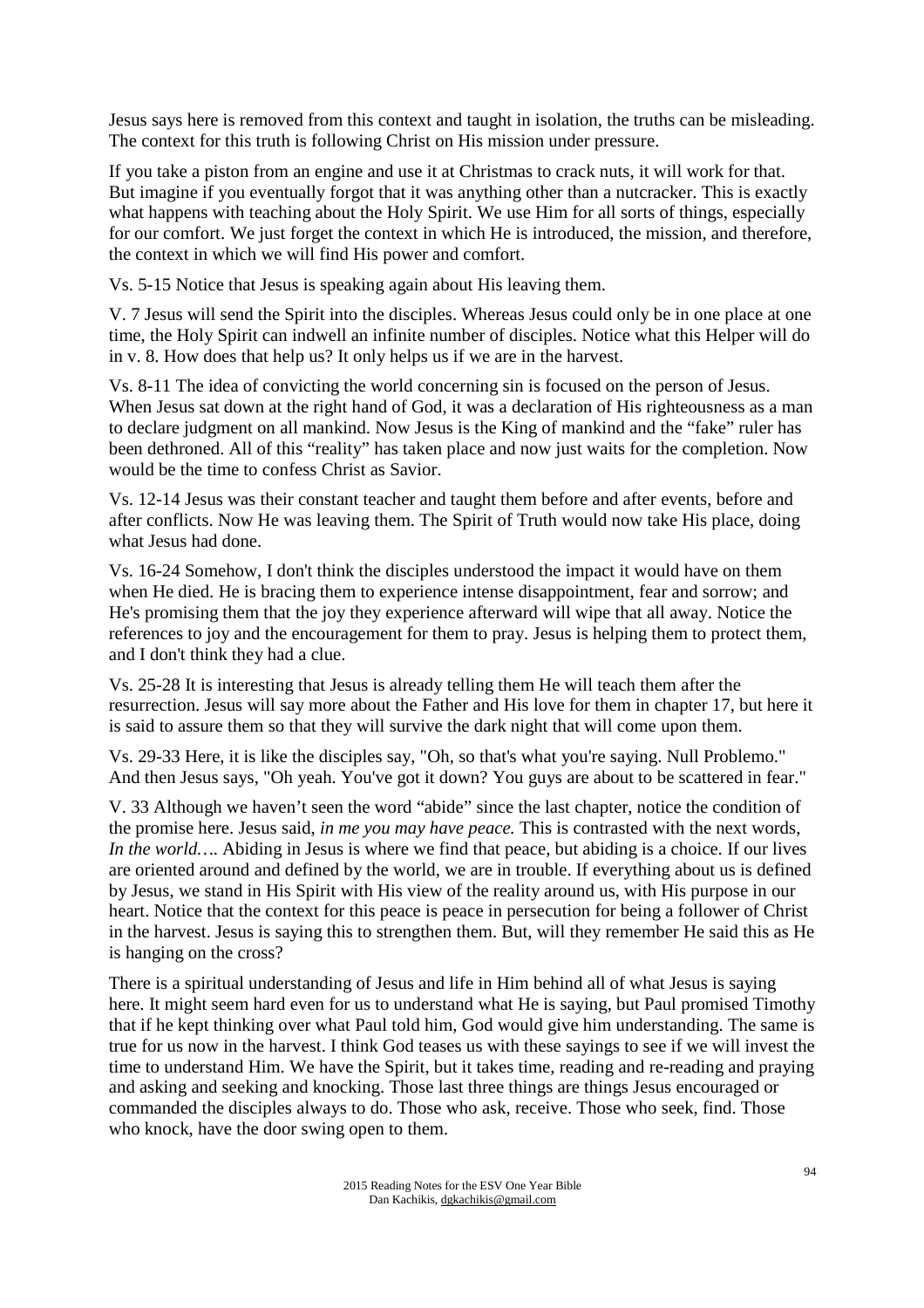Jesus says here is removed from this context and taught in isolation, the truths can be misleading. The context for this truth is following Christ on His mission under pressure.

If you take a piston from an engine and use it at Christmas to crack nuts, it will work for that. But imagine if you eventually forgot that it was anything other than a nutcracker. This is exactly what happens with teaching about the Holy Spirit. We use Him for all sorts of things, especially for our comfort. We just forget the context in which He is introduced, the mission, and therefore, the context in which we will find His power and comfort.

Vs. 5-15 Notice that Jesus is speaking again about His leaving them.

V. 7 Jesus will send the Spirit into the disciples. Whereas Jesus could only be in one place at one time, the Holy Spirit can indwell an infinite number of disciples. Notice what this Helper will do in v. 8. How does that help us? It only helps us if we are in the harvest.

Vs. 8-11 The idea of convicting the world concerning sin is focused on the person of Jesus. When Jesus sat down at the right hand of God, it was a declaration of His righteousness as a man to declare judgment on all mankind. Now Jesus is the King of mankind and the "fake" ruler has been dethroned. All of this "reality" has taken place and now just waits for the completion. Now would be the time to confess Christ as Savior.

Vs. 12-14 Jesus was their constant teacher and taught them before and after events, before and after conflicts. Now He was leaving them. The Spirit of Truth would now take His place, doing what Jesus had done.

Vs. 16-24 Somehow, I don't think the disciples understood the impact it would have on them when He died. He is bracing them to experience intense disappointment, fear and sorrow; and He's promising them that the joy they experience afterward will wipe that all away. Notice the references to joy and the encouragement for them to pray. Jesus is helping them to protect them, and I don't think they had a clue.

Vs. 25-28 It is interesting that Jesus is already telling them He will teach them after the resurrection. Jesus will say more about the Father and His love for them in chapter 17, but here it is said to assure them so that they will survive the dark night that will come upon them.

Vs. 29-33 Here, it is like the disciples say, "Oh, so that's what you're saying. Null Problemo." And then Jesus says, "Oh yeah. You've got it down? You guys are about to be scattered in fear."

V. 33 Although we haven't seen the word "abide" since the last chapter, notice the condition of the promise here. Jesus said, *in me you may have peace.* This is contrasted with the next words, *In the world….* Abiding in Jesus is where we find that peace, but abiding is a choice. If our lives are oriented around and defined by the world, we are in trouble. If everything about us is defined by Jesus, we stand in His Spirit with His view of the reality around us, with His purpose in our heart. Notice that the context for this peace is peace in persecution for being a follower of Christ in the harvest. Jesus is saying this to strengthen them. But, will they remember He said this as He is hanging on the cross?

There is a spiritual understanding of Jesus and life in Him behind all of what Jesus is saying here. It might seem hard even for us to understand what He is saying, but Paul promised Timothy that if he kept thinking over what Paul told him, God would give him understanding. The same is true for us now in the harvest. I think God teases us with these sayings to see if we will invest the time to understand Him. We have the Spirit, but it takes time, reading and re-reading and praying and asking and seeking and knocking. Those last three things are things Jesus encouraged or commanded the disciples always to do. Those who ask, receive. Those who seek, find. Those who knock, have the door swing open to them.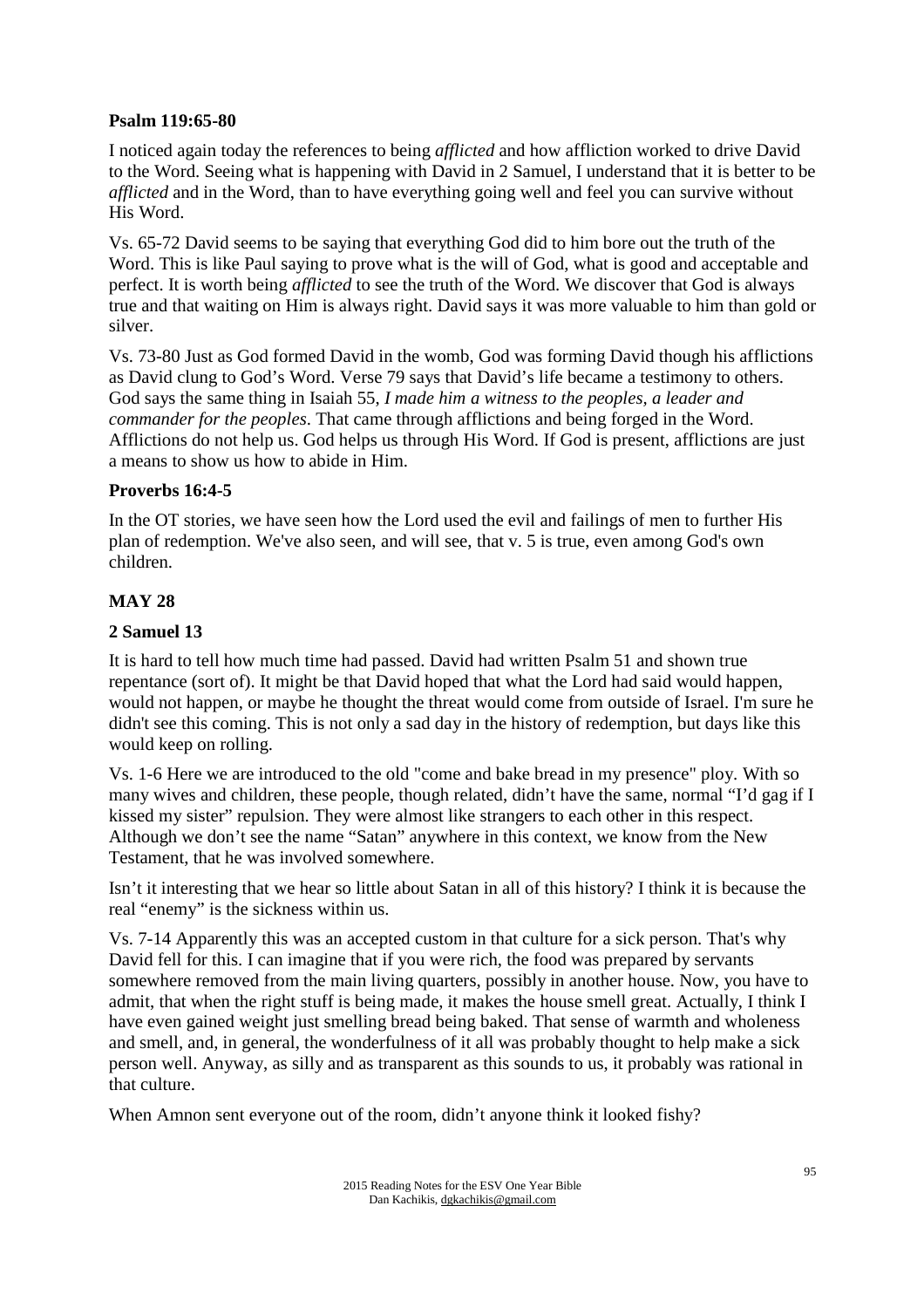**Psalm 119:65-80**

I noticed again today the references to being *afflicted* and how affliction worked to drive David to the Word. Seeing what is happening with David in 2 Samuel, I understand that it is better to be *afflicted* and in the Word, than to have everything going well and feel you can survive without His Word.

Vs. 65-72 David seems to be saying that everything God did to him bore out the truth of the Word. This is like Paul saying to prove what is the will of God, what is good and acceptable and perfect. It is worth being *afflicted* to see the truth of the Word. We discover that God is always true and that waiting on Him is always right. David says it was more valuable to him than gold or silver.

Vs. 73-80 Just as God formed David in the womb, God was forming David though his afflictions as David clung to God's Word. Verse 79 says that David's life became a testimony to others. God says the same thing in Isaiah 55, *I made him a witness to the peoples, a leader and commander for the peoples*. That came through afflictions and being forged in the Word. Afflictions do not help us. God helps us through His Word. If God is present, afflictions are just a means to show us how to abide in Him.

**Proverbs 16:4-5**

In the OT stories, we have seen how the Lord used the evil and failings of men to further His plan of redemption. We've also seen, and will see, that v. 5 is true, even among God's own children.

## MAY 28

**2 Samuel 13**

It is hard to tell how much time had passed. David had written Psalm 51 and shown true repentance (sort of). It might be that David hoped that what the Lord had said would happen, would not happen, or maybe he thought the threat would come from outside of Israel. I'm sure he didn't see this coming. This is not only a sad day in the history of redemption, but days like this would keep on rolling.

Vs. 1-6 Here we are introduced to the old "come and bake bread in my presence" ploy. With so many wives and children, these people, though related, didn't have the same, normal "I'd gag if I kissed my sister" repulsion. They were almost like strangers to each other in this respect. Although we don't see the name "Satan" anywhere in this context, we know from the New Testament, that he was involved somewhere.

Isn't it interesting that we hear so little about Satan in all of this history? I think it is because the real "enemy" is the sickness within us.

Vs. 7-14 Apparently this was an accepted custom in that culture for a sick person. That's why David fell for this. I can imagine that if you were rich, the food was prepared by servants somewhere removed from the main living quarters, possibly in another house. Now, you have to admit, that when the right stuff is being made, it makes the house smell great. Actually, I think I have even gained weight just smelling bread being baked. That sense of warmth and wholeness and smell, and, in general, the wonderfulness of it all was probably thought to help make a sick person well. Anyway, as silly and as transparent as this sounds to us, it probably was rational in that culture.

When Amnon sent everyone out of the room, didn't anyone think it looked fishy?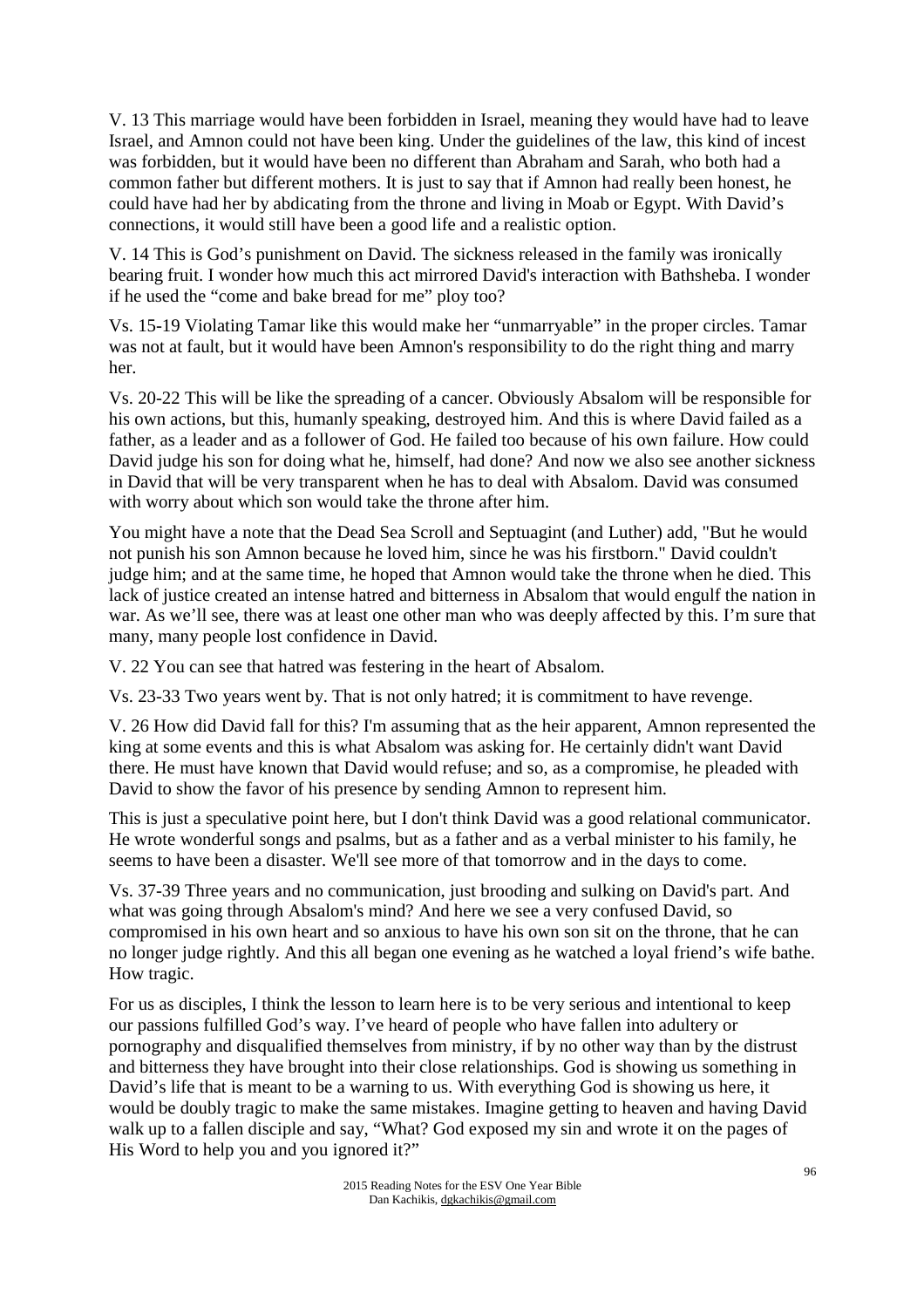V. 13 This marriage would have been forbidden in Israel, meaning they would have had to leave Israel, and Amnon could not have been king. Under the guidelines of the law, this kind of incest was forbidden, but it would have been no different than Abraham and Sarah, who both had a common father but different mothers. It is just to say that if Amnon had really been honest, he could have had her by abdicating from the throne and living in Moab or Egypt. With David's connections, it would still have been a good life and a realistic option.

V. 14 This is God's punishment on David. The sickness released in the family was ironically bearing fruit. I wonder how much this act mirrored David's interaction with Bathsheba. I wonder if he used the "come and bake bread for me" ploy too?

Vs. 15-19 Violating Tamar like this would make her "unmarryable" in the proper circles. Tamar was not at fault, but it would have been Amnon's responsibility to do the right thing and marry her.

Vs. 20-22 This will be like the spreading of a cancer. Obviously Absalom will be responsible for his own actions, but this, humanly speaking, destroyed him. And this is where David failed as a father, as a leader and as a follower of God. He failed too because of his own failure. How could David judge his son for doing what he, himself, had done? And now we also see another sickness in David that will be very transparent when he has to deal with Absalom. David was consumed with worry about which son would take the throne after him.

You might have a note that the Dead Sea Scroll and Septuagint (and Luther) add, "But he would not punish his son Amnon because he loved him, since he was his firstborn." David couldn't judge him; and at the same time, he hoped that Amnon would take the throne when he died. This lack of justice created an intense hatred and bitterness in Absalom that would engulf the nation in war. As we'll see, there was at least one other man who was deeply affected by this. I'm sure that many, many people lost confidence in David.

V. 22 You can see that hatred was festering in the heart of Absalom.

Vs. 23-33 Two years went by. That is not only hatred; it is commitment to have revenge.

V. 26 How did David fall for this? I'm assuming that as the heir apparent, Amnon represented the king at some events and this is what Absalom was asking for. He certainly didn't want David there. He must have known that David would refuse; and so, as a compromise, he pleaded with David to show the favor of his presence by sending Amnon to represent him.

This is just a speculative point here, but I don't think David was a good relational communicator. He wrote wonderful songs and psalms, but as a father and as a verbal minister to his family, he seems to have been a disaster. We'll see more of that tomorrow and in the days to come.

Vs. 37-39 Three years and no communication, just brooding and sulking on David's part. And what was going through Absalom's mind? And here we see a very confused David, so compromised in his own heart and so anxious to have his own son sit on the throne, that he can no longer judge rightly. And this all began one evening as he watched a loyal friend's wife bathe. How tragic.

For us as disciples, I think the lesson to learn here is to be very serious and intentional to keep our passions fulfilled God's way. I've heard of people who have fallen into adultery or pornography and disqualified themselves from ministry, if by no other way than by the distrust and bitterness they have brought into their close relationships. God is showing us something in David's life that is meant to be a warning to us. With everything God is showing us here, it would be doubly tragic to make the same mistakes. Imagine getting to heaven and having David walk up to a fallen disciple and say, "What? God exposed my sin and wrote it on the pages of His Word to help you and you ignored it?"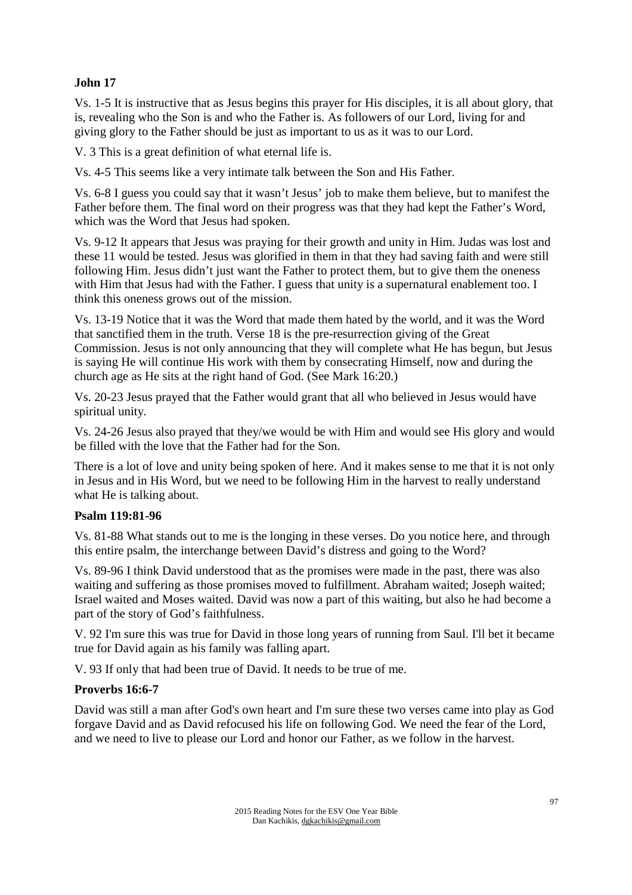**John 17**

Vs. 1-5 It is instructive that as Jesus begins this prayer for His disciples, it is all about glory, that is, revealing who the Son is and who the Father is. As followers of our Lord, living for and giving glory to the Father should be just as important to us as it was to our Lord.

V. 3 This is a great definition of what eternal life is.

Vs. 4-5 This seems like a very intimate talk between the Son and His Father.

Vs. 6-8 I guess you could say that it wasn't Jesus' job to make them believe, but to manifest the Father before them. The final word on their progress was that they had kept the Father's Word, which was the Word that Jesus had spoken.

Vs. 9-12 It appears that Jesus was praying for their growth and unity in Him. Judas was lost and these 11 would be tested. Jesus was glorified in them in that they had saving faith and were still following Him. Jesus didn't just want the Father to protect them, but to give them the oneness with Him that Jesus had with the Father. I guess that unity is a supernatural enablement too. I think this oneness grows out of the mission.

Vs. 13-19 Notice that it was the Word that made them hated by the world, and it was the Word that sanctified them in the truth. Verse 18 is the pre-resurrection giving of the Great Commission. Jesus is not only announcing that they will complete what He has begun, but Jesus is saying He will continue His work with them by consecrating Himself, now and during the church age as He sits at the right hand of God. (See Mark 16:20.)

Vs. 20-23 Jesus prayed that the Father would grant that all who believed in Jesus would have spiritual unity.

Vs. 24-26 Jesus also prayed that they/we would be with Him and would see His glory and would be filled with the love that the Father had for the Son.

There is a lot of love and unity being spoken of here. And it makes sense to me that it is not only in Jesus and in His Word, but we need to be following Him in the harvest to really understand what He is talking about.

**Psalm 119:81-96**

Vs. 81-88 What stands out to me is the longing in these verses. Do you notice here, and through this entire psalm, the interchange between David's distress and going to the Word?

Vs. 89-96 I think David understood that as the promises were made in the past, there was also waiting and suffering as those promises moved to fulfillment. Abraham waited; Joseph waited; Israel waited and Moses waited. David was now a part of this waiting, but also he had become a part of the story of God's faithfulness.

V. 92 I'm sure this was true for David in those long years of running from Saul. I'll bet it became true for David again as his family was falling apart.

V. 93 If only that had been true of David. It needs to be true of me.

**Proverbs 16:6-7**

David was still a man after God's own heart and I'm sure these two verses came into play as God forgave David and as David refocused his life on following God. We need the fear of the Lord, and we need to live to please our Lord and honor our Father, as we follow in the harvest.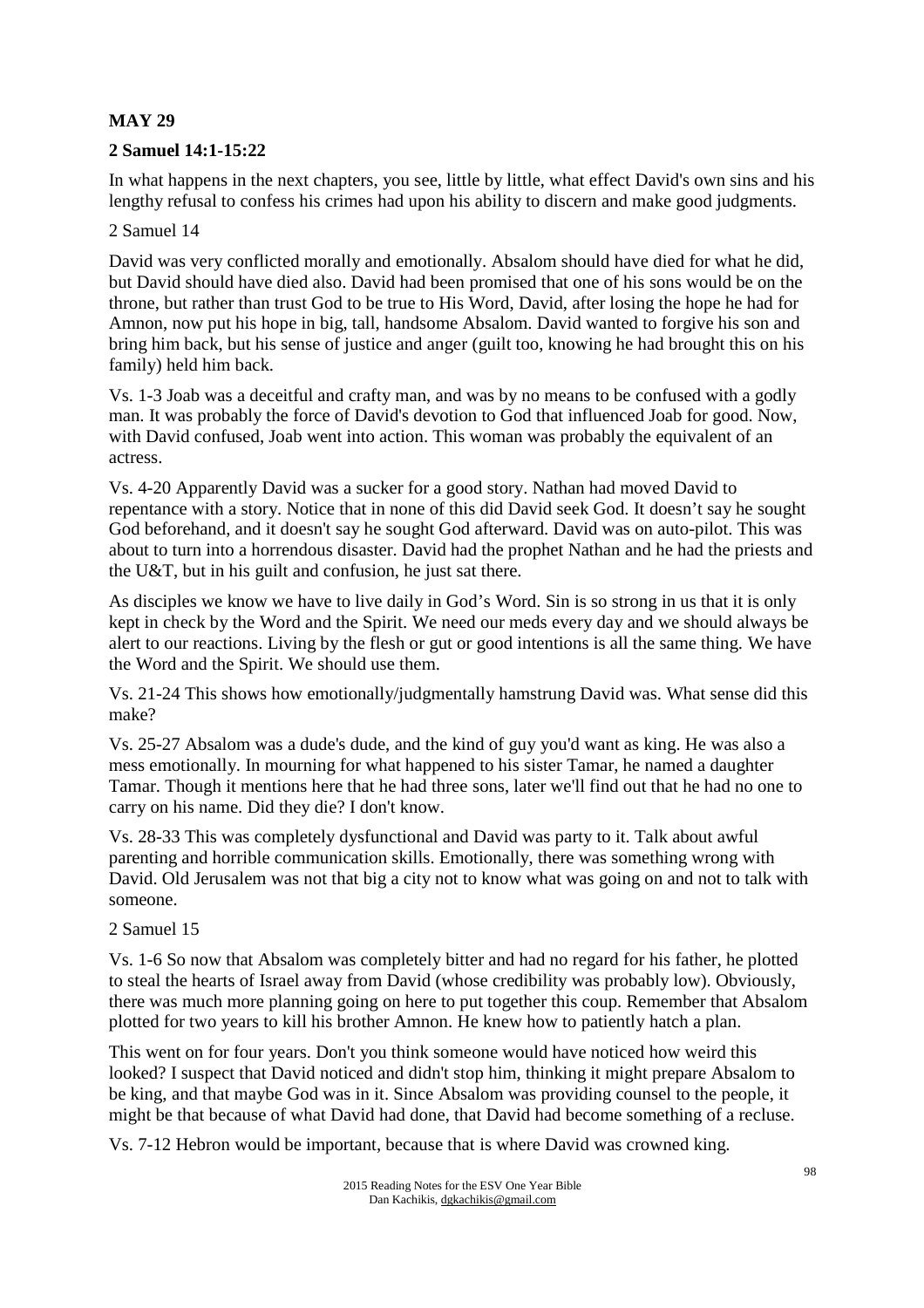**MAY 29**

**2 Samuel 14:1-15:22**

In what happens in the next chapters, you see, little by little, what effect David's own sins and his lengthy refusal to confess his crimes had upon his ability to discern and make good judgments.

2 Samuel 14

David was very conflicted morally and emotionally. Absalom should have died for what he did, but David should have died also. David had been promised that one of his sons would be on the throne, but rather than trust God to be true to His Word, David, after losing the hope he had for Amnon, now put his hope in big, tall, handsome Absalom. David wanted to forgive his son and bring him back, but his sense of justice and anger (guilt too, knowing he had brought this on his family) held him back.

Vs. 1-3 Joab was a deceitful and crafty man, and was by no means to be confused with a godly man. It was probably the force of David's devotion to God that influenced Joab for good. Now, with David confused, Joab went into action. This woman was probably the equivalent of an actress.

Vs. 4-20 Apparently David was a sucker for a good story. Nathan had moved David to repentance with a story. Notice that in none of this did David seek God. It doesn't say he sought God beforehand, and it doesn't say he sought God afterward. David was on auto-pilot. This was about to turn into a horrendous disaster. David had the prophet Nathan and he had the priests and the U&T, but in his guilt and confusion, he just sat there.

As disciples we know we have to live daily in God's Word. Sin is so strong in us that it is only kept in check by the Word and the Spirit. We need our meds every day and we should always be alert to our reactions. Living by the flesh or gut or good intentions is all the same thing. We have the Word and the Spirit. We should use them.

Vs. 21-24 This shows how emotionally/judgmentally hamstrung David was. What sense did this make?

Vs. 25-27 Absalom was a dude's dude, and the kind of guy you'd want as king. He was also a mess emotionally. In mourning for what happened to his sister Tamar, he named a daughter Tamar. Though it mentions here that he had three sons, later we'll find out that he had no one to carry on his name. Did they die? I don't know.

Vs. 28-33 This was completely dysfunctional and David was party to it. Talk about awful parenting and horrible communication skills. Emotionally, there was something wrong with David. Old Jerusalem was not that big a city not to know what was going on and not to talk with someone.

2 Samuel 15

Vs. 1-6 So now that Absalom was completely bitter and had no regard for his father, he plotted to steal the hearts of Israel away from David (whose credibility was probably low). Obviously, there was much more planning going on here to put together this coup. Remember that Absalom plotted for two years to kill his brother Amnon. He knew how to patiently hatch a plan.

This went on for four years. Don't you think someone would have noticed how weird this looked? I suspect that David noticed and didn't stop him, thinking it might prepare Absalom to be king, and that maybe God was in it. Since Absalom was providing counsel to the people, it might be that because of what David had done, that David had become something of a recluse.

Vs. 7-12 Hebron would be important, because that is where David was crowned king.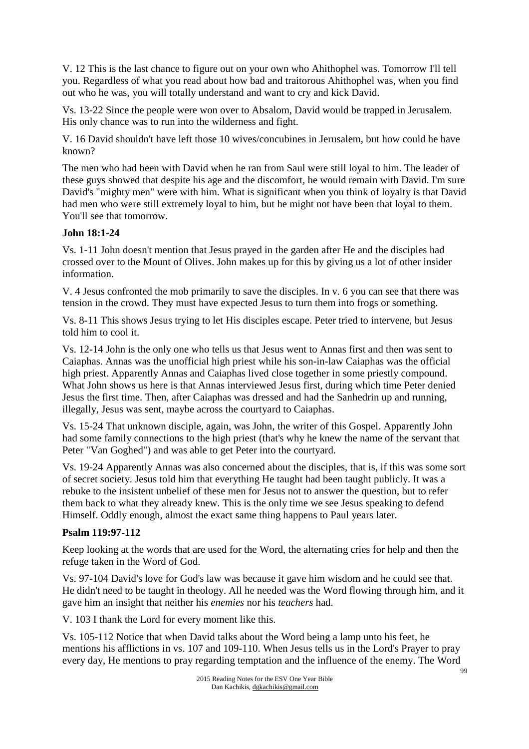V. 12 This is the last chance to figure out on your own who Ahithophel was. Tomorrow I'll tell you. Regardless of what you read about how bad and traitorous Ahithophel was, when you find out who he was, you will totally understand and want to cry and kick David.

Vs. 13-22 Since the people were won over to Absalom, David would be trapped in Jerusalem. His only chance was to run into the wilderness and fight.

V. 16 David shouldn't have left those 10 wives/concubines in Jerusalem, but how could he have known?

The men who had been with David when he ran from Saul were still loyal to him. The leader of these guys showed that despite his age and the discomfort, he would remain with David. I'm sure David's "mighty men" were with him. What is significant when you think of loyalty is that David had men who were still extremely loyal to him, but he might not have been that loyal to them. You'll see that tomorrow.

**John 18:1-24**

Vs. 1-11 John doesn't mention that Jesus prayed in the garden after He and the disciples had crossed over to the Mount of Olives. John makes up for this by giving us a lot of other insider information.

V. 4 Jesus confronted the mob primarily to save the disciples. In v. 6 you can see that there was tension in the crowd. They must have expected Jesus to turn them into frogs or something.

Vs. 8-11 This shows Jesus trying to let His disciples escape. Peter tried to intervene, but Jesus told him to cool it.

Vs. 12-14 John is the only one who tells us that Jesus went to Annas first and then was sent to Caiaphas. Annas was the unofficial high priest while his son-in-law Caiaphas was the official high priest. Apparently Annas and Caiaphas lived close together in some priestly compound. What John shows us here is that Annas interviewed Jesus first, during which time Peter denied Jesus the first time. Then, after Caiaphas was dressed and had the Sanhedrin up and running, illegally, Jesus was sent, maybe across the courtyard to Caiaphas.

Vs. 15-24 That unknown disciple, again, was John, the writer of this Gospel. Apparently John had some family connections to the high priest (that's why he knew the name of the servant that Peter "Van Goghed") and was able to get Peter into the courtyard.

Vs. 19-24 Apparently Annas was also concerned about the disciples, that is, if this was some sort of secret society. Jesus told him that everything He taught had been taught publicly. It was a rebuke to the insistent unbelief of these men for Jesus not to answer the question, but to refer them back to what they already knew. This is the only time we see Jesus speaking to defend Himself. Oddly enough, almost the exact same thing happens to Paul years later.

**Psalm 119:97-112**

Keep looking at the words that are used for the Word, the alternating cries for help and then the refuge taken in the Word of God.

Vs. 97-104 David's love for God's law was because it gave him wisdom and he could see that. He didn't need to be taught in theology. All he needed was the Word flowing through him, and it gave him an insight that neither his *enemies* nor his *teachers* had.

V. 103 I thank the Lord for every moment like this.

Vs. 105-112 Notice that when David talks about the Word being a lamp unto his feet, he mentions his afflictions in vs. 107 and 109-110. When Jesus tells us in the Lord's Prayer to pray every day, He mentions to pray regarding temptation and the influence of the enemy. The Word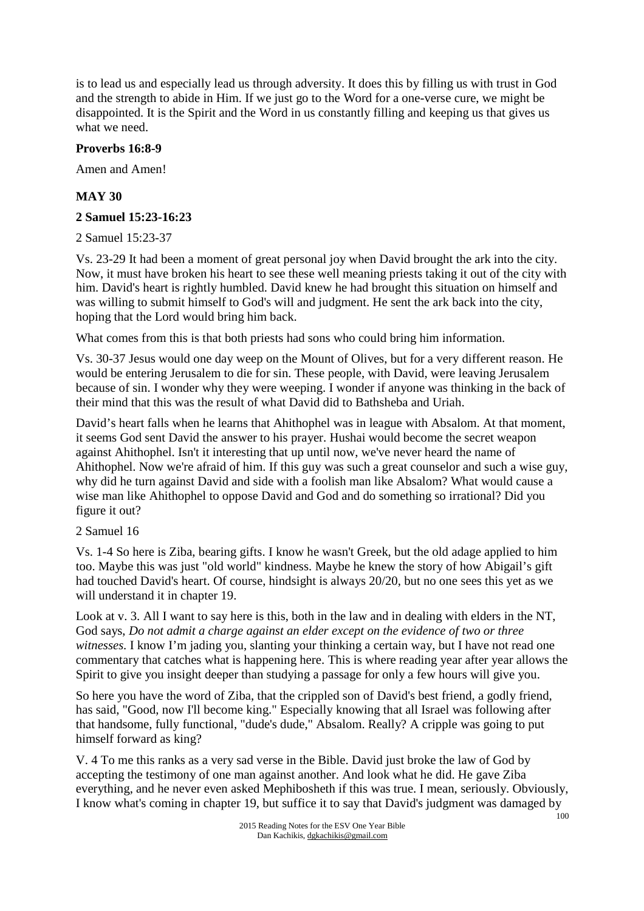is to lead us and especially lead us through adversity. It does this by filling us with trust in God and the strength to abide in Him. If we just go to the Word for a one-verse cure, we might be disappointed. It is the Spirit and the Word in us constantly filling and keeping us that gives us what we need.

**Proverbs 16:8-9**

Amen and Amen!

## MAY 30

### 2 Samuel 15:23-16:23

2 Samuel 15:23-37

Vs. 23-29 It had been a moment of great personal joy when David brought the ark into the city. Now, it must have broken his heart to see these well meaning priests taking it out of the city with him. David's heart is rightly humbled. David knew he had brought this situation on himself and was willing to submit himself to God's will and judgment. He sent the ark back into the city, hoping that the Lord would bring him back.

What comes from this is that both priests had sons who could bring him information.

Vs. 30-37 Jesus would one day weep on the Mount of Olives, but for a very different reason. He would be entering Jerusalem to die for sin. These people, with David, were leaving Jerusalem because of sin. I wonder why they were weeping. I wonder if anyone was thinking in the back of their mind that this was the result of what David did to Bathsheba and Uriah.

David's heart falls when he learns that Ahithophel was in league with Absalom. At that moment, it seems God sent David the answer to his prayer. Hushai would become the secret weapon against Ahithophel. Isn't it interesting that up until now, we've never heard the name of Ahithophel. Now we're afraid of him. If this guy was such a great counselor and such a wise guy, why did he turn against David and side with a foolish man like Absalom? What would cause a wise man like Ahithophel to oppose David and God and do something so irrational? Did you figure it out?

2 Samuel 16

Vs. 1-4 So here is Ziba, bearing gifts. I know he wasn't Greek, but the old adage applied to him too. Maybe this was just "old world" kindness. Maybe he knew the story of how Abigail's gift had touched David's heart. Of course, hindsight is always 20/20, but no one sees this yet as we will understand it in chapter 19.

Look at v. 3. All I want to say here is this, both in the law and in dealing with elders in the NT, God says, *Do not admit a charge against an elder except on the evidence of two or three witnesses*. I know I'm jading you, slanting your thinking a certain way, but I have not read one commentary that catches what is happening here. This is where reading year after year allows the Spirit to give you insight deeper than studying a passage for only a few hours will give you.

So here you have the word of Ziba, that the crippled son of David's best friend, a godly friend, has said, "Good, now I'll become king." Especially knowing that all Israel was following after that handsome, fully functional, "dude's dude," Absalom. Really? A cripple was going to put himself forward as king?

V. 4 To me this ranks as a very sad verse in the Bible. David just broke the law of God by accepting the testimony of one man against another. And look what he did. He gave Ziba everything, and he never even asked Mephibosheth if this was true. I mean, seriously. Obviously, I know what's coming in chapter 19, but suffice it to say that David's judgment was damaged by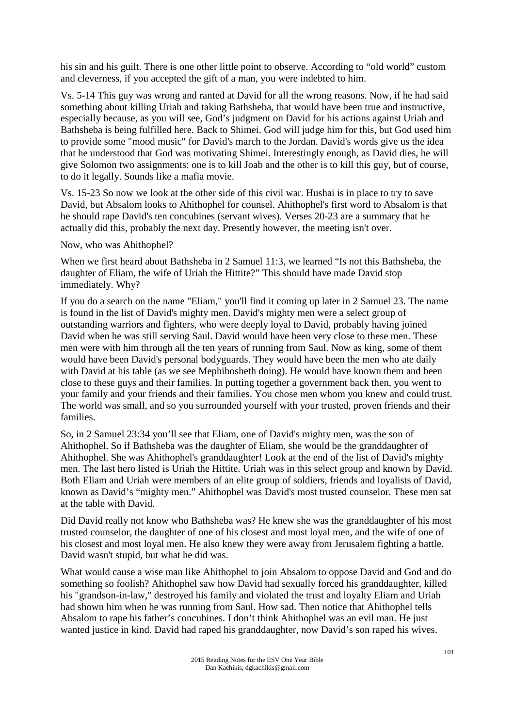his sin and his guilt. There is one other little point to observe. According to "old world" custom and cleverness, if you accepted the gift of a man, you were indebted to him.

Vs. 5-14 This guy was wrong and ranted at David for all the wrong reasons. Now, if he had said something about killing Uriah and taking Bathsheba, that would have been true and instructive, especially because, as you will see, God's judgment on David for his actions against Uriah and Bathsheba is being fulfilled here. Back to Shimei. God will judge him for this, but God used him to provide some "mood music" for David's march to the Jordan. David's words give us the idea that he understood that God was motivating Shimei. Interestingly enough, as David dies, he will give Solomon two assignments: one is to kill Joab and the other is to kill this guy, but of course, to do it legally. Sounds like a mafia movie.

Vs. 15-23 So now we look at the other side of this civil war. Hushai is in place to try to save David, but Absalom looks to Ahithophel for counsel. Ahithophel's first word to Absalom is that he should rape David's ten concubines (servant wives). Verses 20-23 are a summary that he actually did this, probably the next day. Presently however, the meeting isn't over.

Now, who was Ahithophel?

When we first heard about Bathsheba in 2 Samuel 11:3, we learned "Is not this Bathsheba, the daughter of Eliam, the wife of Uriah the Hittite?" This should have made David stop immediately. Why?

If you do a search on the name "Eliam," you'll find it coming up later in 2 Samuel 23. The name is found in the list of David's mighty men. David's mighty men were a select group of outstanding warriors and fighters, who were deeply loyal to David, probably having joined David when he was still serving Saul. David would have been very close to these men. These men were with him through all the ten years of running from Saul. Now as king, some of them would have been David's personal bodyguards. They would have been the men who ate daily with David at his table (as we see Mephibosheth doing). He would have known them and been close to these guys and their families. In putting together a government back then, you went to your family and your friends and their families. You chose men whom you knew and could trust. The world was small, and so you surrounded yourself with your trusted, proven friends and their families.

So, in 2 Samuel 23:34 you'll see that Eliam, one of David's mighty men, was the son of Ahithophel. So if Bathsheba was the daughter of Eliam, she would be the granddaughter of Ahithophel. She was Ahithophel's granddaughter! Look at the end of the list of David's mighty men. The last hero listed is Uriah the Hittite. Uriah was in this select group and known by David. Both Eliam and Uriah were members of an elite group of soldiers, friends and loyalists of David, known as David's "mighty men." Ahithophel was David's most trusted counselor. These men sat at the table with David.

Did David really not know who Bathsheba was? He knew she was the granddaughter of his most trusted counselor, the daughter of one of his closest and most loyal men, and the wife of one of his closest and most loyal men. He also knew they were away from Jerusalem fighting a battle. David wasn't stupid, but what he did was.

What would cause a wise man like Ahithophel to join Absalom to oppose David and God and do something so foolish? Ahithophel saw how David had sexually forced his granddaughter, killed his "grandson-in-law," destroyed his family and violated the trust and loyalty Eliam and Uriah had shown him when he was running from Saul. How sad. Then notice that Ahithophel tells Absalom to rape his father's concubines. I don't think Ahithophel was an evil man. He just wanted justice in kind. David had raped his granddaughter, now David's son raped his wives.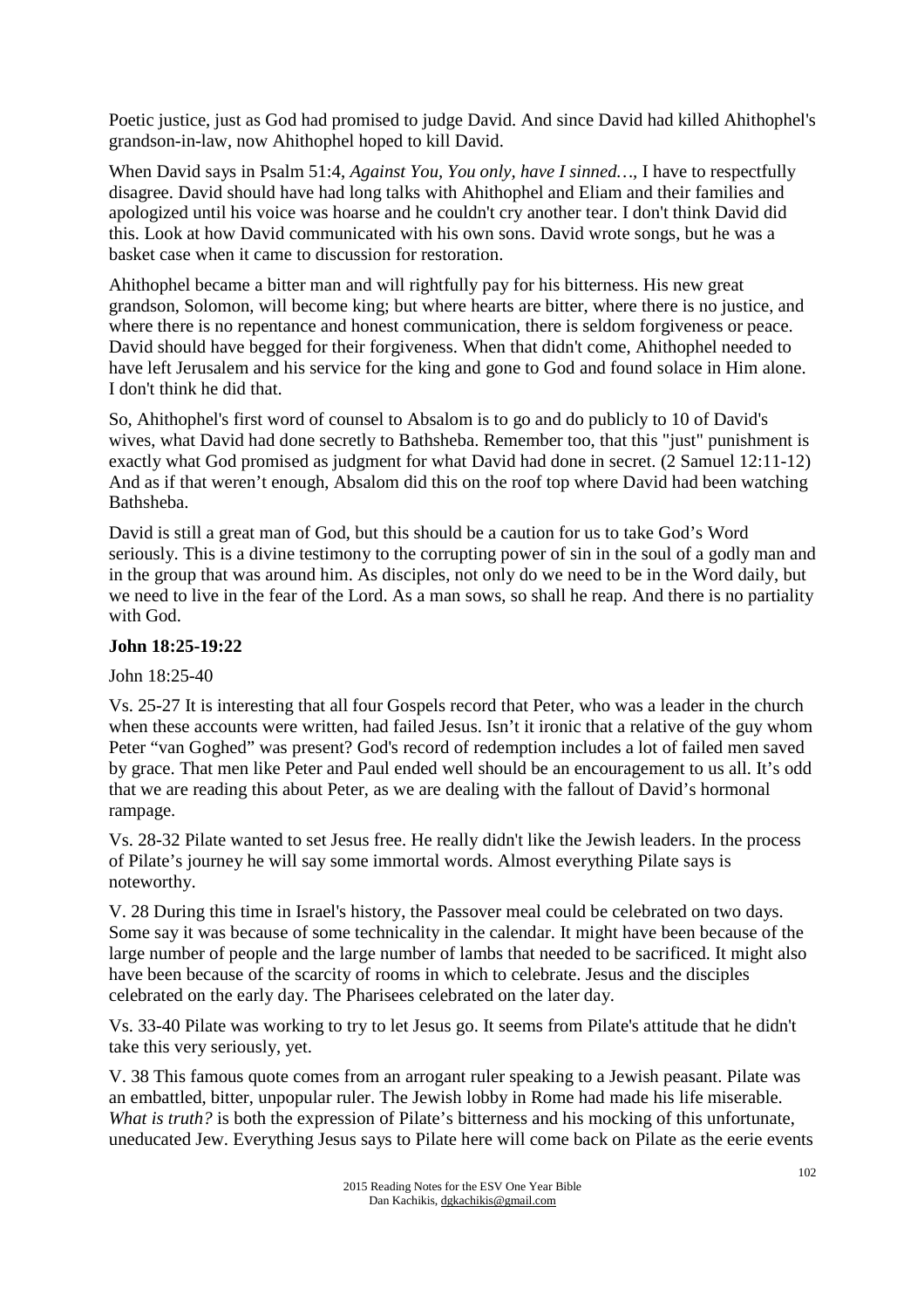Poetic justice, just as God had promised to judge David. And since David had killed Ahithophel's grandson-in-law, now Ahithophel hoped to kill David.

When David says in Psalm 51:4, *Against You, You only, have I sinned…,* I have to respectfully disagree. David should have had long talks with Ahithophel and Eliam and their families and apologized until his voice was hoarse and he couldn't cry another tear. I don't think David did this. Look at how David communicated with his own sons. David wrote songs, but he was a basket case when it came to discussion for restoration.

Ahithophel became a bitter man and will rightfully pay for his bitterness. His new great grandson, Solomon, will become king; but where hearts are bitter, where there is no justice, and where there is no repentance and honest communication, there is seldom forgiveness or peace. David should have begged for their forgiveness. When that didn't come, Ahithophel needed to have left Jerusalem and his service for the king and gone to God and found solace in Him alone. I don't think he did that.

So, Ahithophel's first word of counsel to Absalom is to go and do publicly to 10 of David's wives, what David had done secretly to Bathsheba. Remember too, that this "just" punishment is exactly what God promised as judgment for what David had done in secret. (2 Samuel 12:11-12) And as if that weren't enough, Absalom did this on the roof top where David had been watching Bathsheba.

David is still a great man of God, but this should be a caution for us to take God's Word seriously. This is a divine testimony to the corrupting power of sin in the soul of a godly man and in the group that was around him. As disciples, not only do we need to be in the Word daily, but we need to live in the fear of the Lord. As a man sows, so shall he reap. And there is no partiality with God.

**John 18:25-19:22**

John 18:25-40

Vs. 25-27 It is interesting that all four Gospels record that Peter, who was a leader in the church when these accounts were written, had failed Jesus. Isn't it ironic that a relative of the guy whom Peter "van Goghed" was present? God's record of redemption includes a lot of failed men saved by grace. That men like Peter and Paul ended well should be an encouragement to us all. It's odd that we are reading this about Peter, as we are dealing with the fallout of David's hormonal rampage.

Vs. 28-32 Pilate wanted to set Jesus free. He really didn't like the Jewish leaders. In the process of Pilate's journey he will say some immortal words. Almost everything Pilate says is noteworthy.

V. 28 During this time in Israel's history, the Passover meal could be celebrated on two days. Some say it was because of some technicality in the calendar. It might have been because of the large number of people and the large number of lambs that needed to be sacrificed. It might also have been because of the scarcity of rooms in which to celebrate. Jesus and the disciples celebrated on the early day. The Pharisees celebrated on the later day.

Vs. 33-40 Pilate was working to try to let Jesus go. It seems from Pilate's attitude that he didn't take this very seriously, yet.

V. 38 This famous quote comes from an arrogant ruler speaking to a Jewish peasant. Pilate was an embattled, bitter, unpopular ruler. The Jewish lobby in Rome had made his life miserable. *What is truth?* is both the expression of Pilate's bitterness and his mocking of this unfortunate, uneducated Jew. Everything Jesus says to Pilate here will come back on Pilate as the eerie events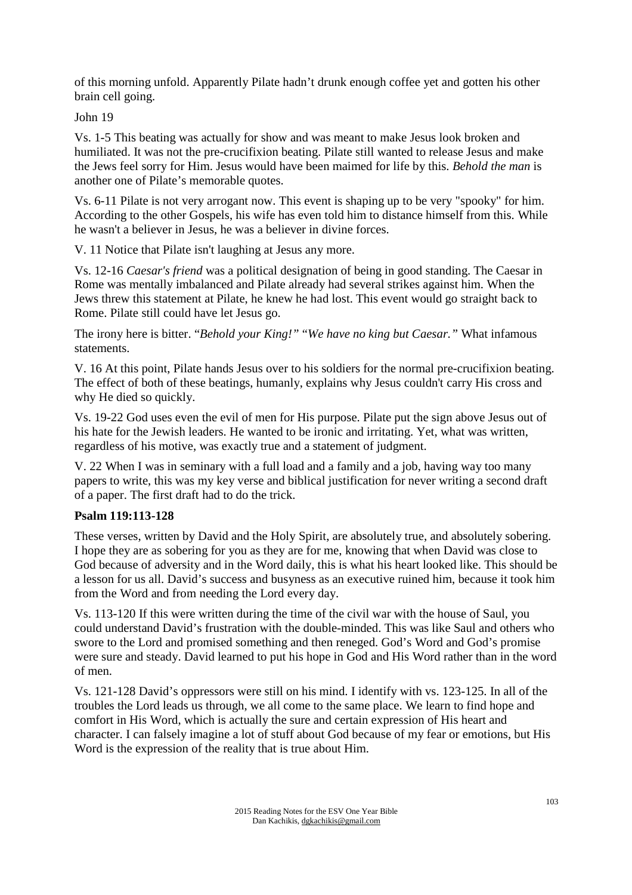of this morning unfold. Apparently Pilate hadn't drunk enough coffee yet and gotten his other brain cell going.

John 19

Vs. 1-5 This beating was actually for show and was meant to make Jesus look broken and humiliated. It was not the pre-crucifixion beating. Pilate still wanted to release Jesus and make the Jews feel sorry for Him. Jesus would have been maimed for life by this. *Behold the man* is another one of Pilate's memorable quotes.

Vs. 6-11 Pilate is not very arrogant now. This event is shaping up to be very "spooky" for him. According to the other Gospels, his wife has even told him to distance himself from this. While he wasn't a believer in Jesus, he was a believer in divine forces.

V. 11 Notice that Pilate isn't laughing at Jesus any more.

Vs. 12-16 *Caesar's friend* was a political designation of being in good standing. The Caesar in Rome was mentally imbalanced and Pilate already had several strikes against him. When the Jews threw this statement at Pilate, he knew he had lost. This event would go straight back to Rome. Pilate still could have let Jesus go.

The irony here is bitter. "*Behold your King!*" "*We have no king but Caesar.*" What infamous statements.

V. 16 At this point, Pilate hands Jesus over to his soldiers for the normal pre-crucifixion beating. The effect of both of these beatings, humanly, explains why Jesus couldn't carry His cross and why He died so quickly.

Vs. 19-22 God uses even the evil of men for His purpose. Pilate put the sign above Jesus out of his hate for the Jewish leaders. He wanted to be ironic and irritating. Yet, what was written, regardless of his motive, was exactly true and a statement of judgment.

V. 22 When I was in seminary with a full load and a family and a job, having way too many papers to write, this was my key verse and biblical justification for never writing a second draft of a paper. The first draft had to do the trick.

**Psalm 119:113-128**

These verses, written by David and the Holy Spirit, are absolutely true, and absolutely sobering. I hope they are as sobering for you as they are for me, knowing that when David was close to God because of adversity and in the Word daily, this is what his heart looked like. This should be a lesson for us all. David's success and busyness as an executive ruined him, because it took him from the Word and from needing the Lord every day.

Vs. 113-120 If this were written during the time of the civil war with the house of Saul, you could understand David's frustration with the double-minded. This was like Saul and others who swore to the Lord and promised something and then reneged. God's Word and God's promise were sure and steady. David learned to put his hope in God and His Word rather than in the word of men.

Vs. 121-128 David's oppressors were still on his mind. I identify with vs. 123-125. In all of the troubles the Lord leads us through, we all come to the same place. We learn to find hope and comfort in His Word, which is actually the sure and certain expression of His heart and character. I can falsely imagine a lot of stuff about God because of my fear or emotions, but His Word is the expression of the reality that is true about Him.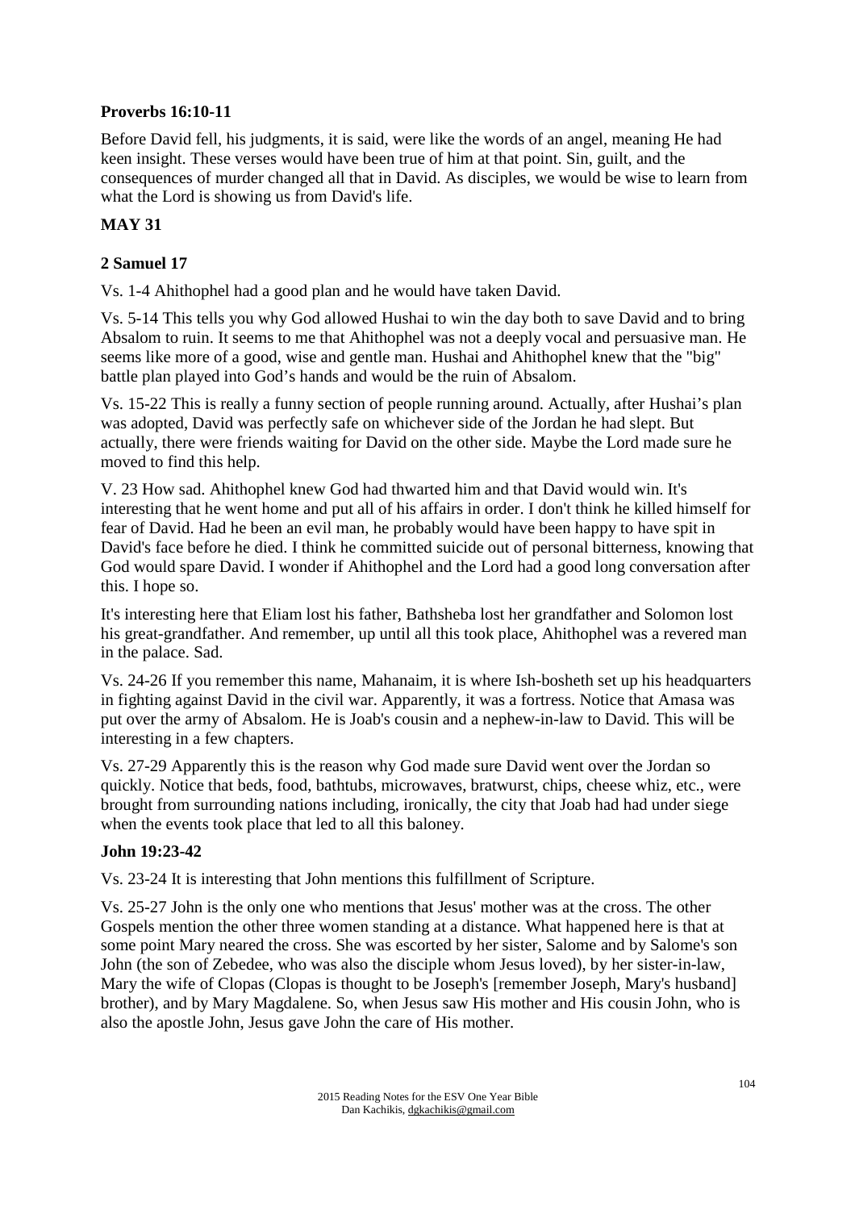**Proverbs 16:10-11**

Before David fell, his judgments, it is said, were like the words of an angel, meaning He had keen insight. These verses would have been true of him at that point. Sin, guilt, and the consequences of murder changed all that in David. As disciples, we would be wise to learn from what the Lord is showing us from David's life.

**MAY 31**

**2 Samuel 17**

Vs. 1-4 Ahithophel had a good plan and he would have taken David.

Vs. 5-14 This tells you why God allowed Hushai to win the day both to save David and to bring Absalom to ruin. It seems to me that Ahithophel was not a deeply vocal and persuasive man. He seems like more of a good, wise and gentle man. Hushai and Ahithophel knew that the "big" battle plan played into God's hands and would be the ruin of Absalom.

Vs. 15-22 This is really a funny section of people running around. Actually, after Hushai's plan was adopted, David was perfectly safe on whichever side of the Jordan he had slept. But actually, there were friends waiting for David on the other side. Maybe the Lord made sure he moved to find this help.

V. 23 How sad. Ahithophel knew God had thwarted him and that David would win. It's interesting that he went home and put all of his affairs in order. I don't think he killed himself for fear of David. Had he been an evil man, he probably would have been happy to have spit in David's face before he died. I think he committed suicide out of personal bitterness, knowing that God would spare David. I wonder if Ahithophel and the Lord had a good long conversation after this. I hope so.

It's interesting here that Eliam lost his father, Bathsheba lost her grandfather and Solomon lost his great-grandfather. And remember, up until all this took place, Ahithophel was a revered man in the palace. Sad.

Vs. 24-26 If you remember this name, Mahanaim, it is where Ish-bosheth set up his headquarters in fighting against David in the civil war. Apparently, it was a fortress. Notice that Amasa was put over the army of Absalom. He is Joab's cousin and a nephew-in-law to David. This will be interesting in a few chapters.

Vs. 27-29 Apparently this is the reason why God made sure David went over the Jordan so quickly. Notice that beds, food, bathtubs, microwaves, bratwurst, chips, cheese whiz, etc., were brought from surrounding nations including, ironically, the city that Joab had had under siege when the events took place that led to all this baloney.

**John 19:23-42**

Vs. 23-24 It is interesting that John mentions this fulfillment of Scripture.

Vs. 25-27 John is the only one who mentions that Jesus' mother was at the cross. The other Gospels mention the other three women standing at a distance. What happened here is that at some point Mary neared the cross. She was escorted by her sister, Salome and by Salome's son John (the son of Zebedee, who was also the disciple whom Jesus loved), by her sister-in-law, Mary the wife of Clopas (Clopas is thought to be Joseph's [remember Joseph, Mary's husband] brother), and by Mary Magdalene. So, when Jesus saw His mother and His cousin John, who is also the apostle John, Jesus gave John the care of His mother.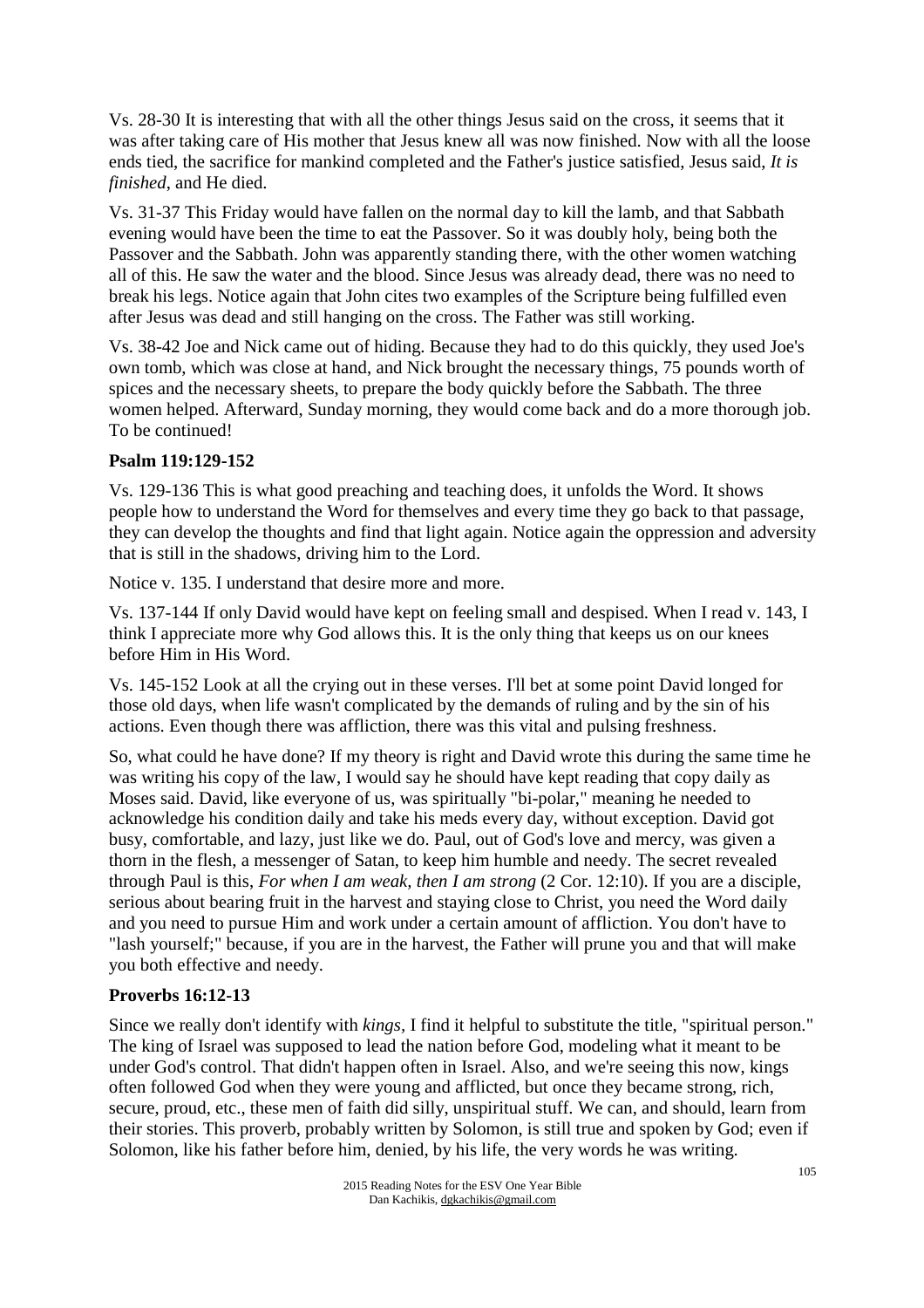Vs. 28-30 It is interesting that with all the other things Jesus said on the cross, it seems that it was after taking care of His mother that Jesus knew all was now finished. Now with all the loose ends tied, the sacrifice for mankind completed and the Father's justice satisfied, Jesus said, *It is finished*, and He died.

Vs. 31-37 This Friday would have fallen on the normal day to kill the lamb, and that Sabbath evening would have been the time to eat the Passover. So it was doubly holy, being both the Passover and the Sabbath. John was apparently standing there, with the other women watching all of this. He saw the water and the blood. Since Jesus was already dead, there was no need to break his legs. Notice again that John cites two examples of the Scripture being fulfilled even after Jesus was dead and still hanging on the cross. The Father was still working.

Vs. 38-42 Joe and Nick came out of hiding. Because they had to do this quickly, they used Joe's own tomb, which was close at hand, and Nick brought the necessary things, 75 pounds worth of spices and the necessary sheets, to prepare the body quickly before the Sabbath. The three women helped. Afterward, Sunday morning, they would come back and do a more thorough job. To be continued!

**Psalm 119:129-152**

Vs. 129-136 This is what good preaching and teaching does, it unfolds the Word. It shows people how to understand the Word for themselves and every time they go back to that passage, they can develop the thoughts and find that light again. Notice again the oppression and adversity that is still in the shadows, driving him to the Lord.

Notice v. 135. I understand that desire more and more.

Vs. 137-144 If only David would have kept on feeling small and despised. When I read v. 143, I think I appreciate more why God allows this. It is the only thing that keeps us on our knees before Him in His Word.

Vs. 145-152 Look at all the crying out in these verses. I'll bet at some point David longed for those old days, when life wasn't complicated by the demands of ruling and by the sin of his actions. Even though there was affliction, there was this vital and pulsing freshness.

So, what could he have done? If my theory is right and David wrote this during the same time he was writing his copy of the law, I would say he should have kept reading that copy daily as Moses said. David, like everyone of us, was spiritually "bi-polar," meaning he needed to acknowledge his condition daily and take his meds every day, without exception. David got busy, comfortable, and lazy, just like we do. Paul, out of God's love and mercy, was given a thorn in the flesh, a messenger of Satan, to keep him humble and needy. The secret revealed through Paul is this, *For when I am weak, then I am strong* (2 Cor. 12:10). If you are a disciple, serious about bearing fruit in the harvest and staying close to Christ, you need the Word daily and you need to pursue Him and work under a certain amount of affliction. You don't have to "lash yourself;" because, if you are in the harvest, the Father will prune you and that will make you both effective and needy.

**Proverbs 16:12-13**

Since we really don't identify with *kings*, I find it helpful to substitute the title, "spiritual person." The king of Israel was supposed to lead the nation before God, modeling what it meant to be under God's control. That didn't happen often in Israel. Also, and we're seeing this now, kings often followed God when they were young and afflicted, but once they became strong, rich, secure, proud, etc., these men of faith did silly, unspiritual stuff. We can, and should, learn from their stories. This proverb, probably written by Solomon, is still true and spoken by God; even if Solomon, like his father before him, denied, by his life, the very words he was writing.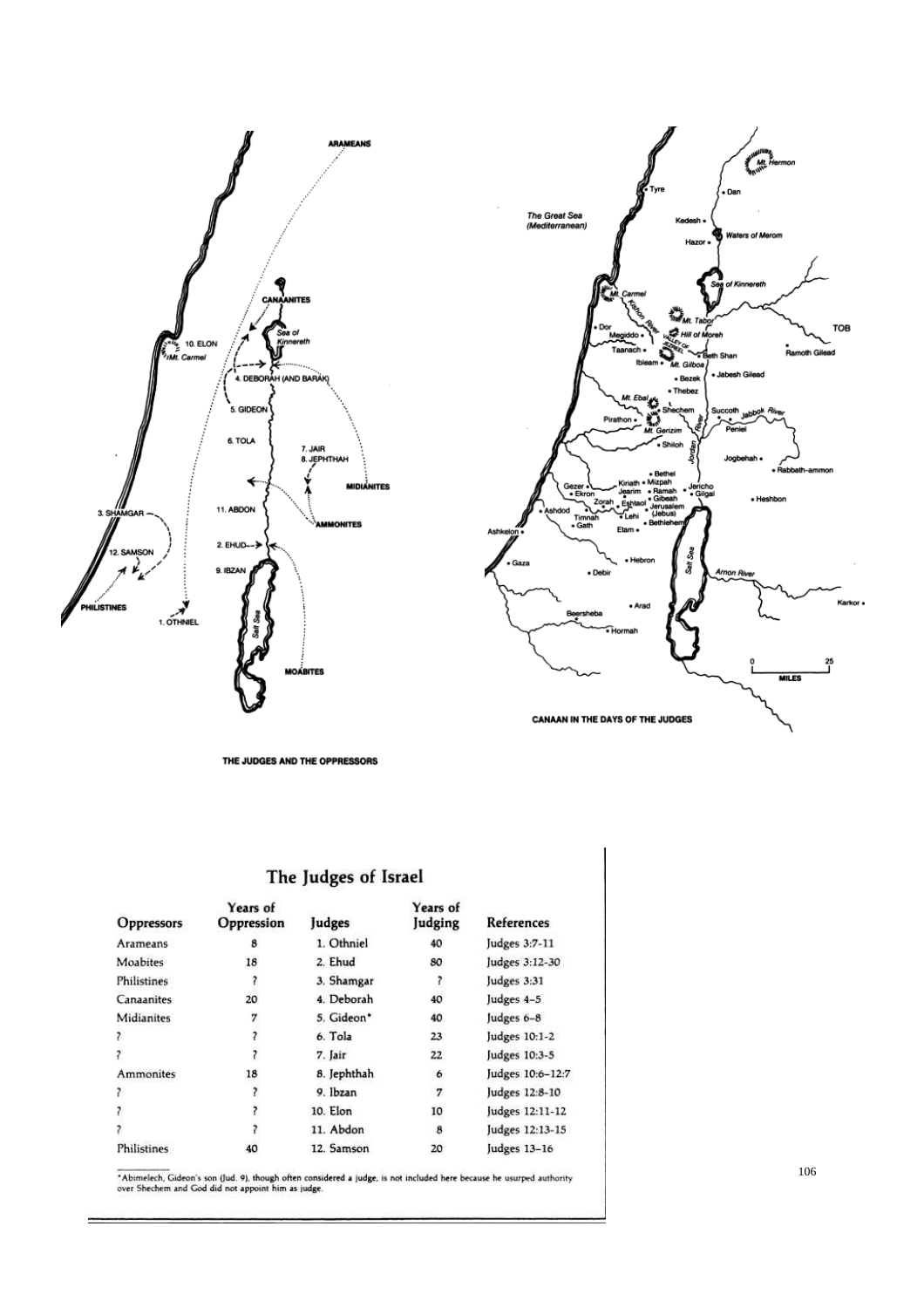THE JUDGES AND THE OPPRESSORS

CANAAN IN THE DAYS OF THE JUDGES

## The Judges of Israel

| Oppressors | Years of Oppression | Judges | Years of Judging | References |
|---|---|---|---|---|
| Arameans | 8 | 1. Othniel | 40 | Judges 3:7-11 |
| Moabites | 18 | 2. Ehud | 80 | Judges 3:12-30 |
| Philistines | ? | 3. Shamgar | ? | Judges 3:31 |
| Canaanites | 20 | 4. Deborah | 40 | Judges 4–5 |
| Midianites | 7 | 5. Gideon* | 40 | Judges 6–8 |
| ? | ? | 6. Tola | 23 | Judges 10:1-2 |
| ? | ? | 7. Jair | 22 | Judges 10:3-5 |
| Ammonites | 18 | 8. Jephthah | 6 | Judges 10:6–12:7 |
| ? | ? | 9. Ibzan | 7 | Judges 12:8-10 |
| ? | ? | 10. Elon | 10 | Judges 12:11-12 |
| ? | ? | 11. Abdon | 8 | Judges 12:13-15 |
| Philistines | 40 | 12. Samson | 20 | Judges 13–16 |

*Abimelech, Gideon's son (Jud. 9), though often considered a judge, is not included here because he usurped authority over Shechem and God did not appoint him as judge.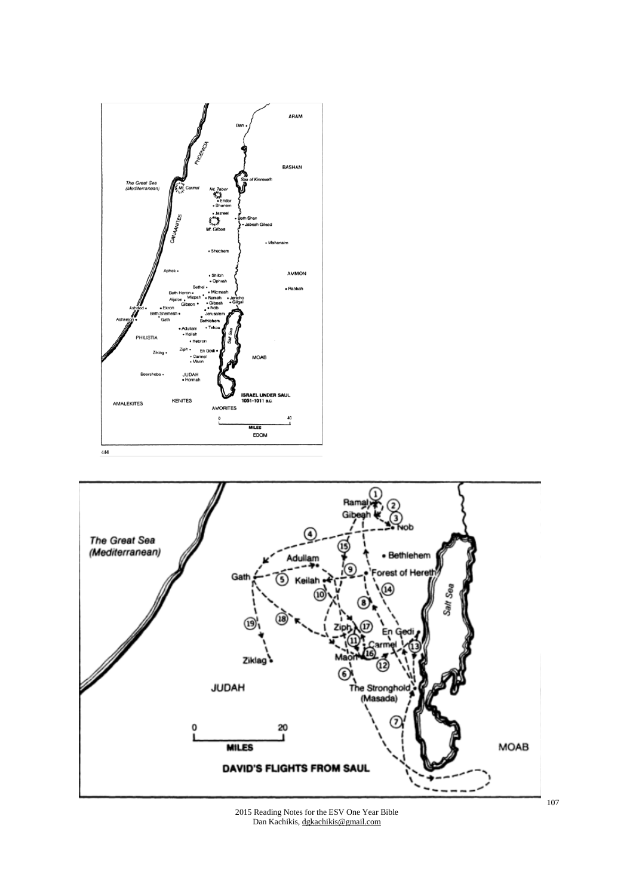ARAM

Dan

PHOENICIA

BASHAN

Sea of Kinnereth

The Great Sea
(Mediterranean)

Mt. Carmel

Mt. Tabor

Endor

Shunem

Jezreel

Mt. Gilboa

Beth Shan

Jabesh Gilead

CANAANITES

Mahanaim

Shechem

Aphek

Shiloh

Ophrah

AMMON

Rabbah

Bethel

Micmash

Beth Horon

Mizpah

Ramah

Jericho

Aijalon

Gibeon

Gibeah

Gilgal

Nob

Ashdod

Ekron

Jerusalem

Beth Shemesh

Ashkelon

Gath

Bethlehem

Tekoa

Adullam

Keilah

PHILISTIA

Hebron

Salt Sea

Ziph

En Gedi

Ziklag

Carmel

Maon

MOAB

Beersheba

JUDAH

Hormah

ISRAEL UNDER SAUL
1051-1011 B.C.

AMALEKITES

KENITES

AMORITES

0 40
MILES

EDOM

Ramah

1

2

Gibeah

3

Nob

4

The Great Sea
(Mediterranean)

15

Bethlehem

Adullam

9

Forest of Hereth

Gath

5

Keilah

14

Salt Sea

10

8

18

19

Ziph

17

En Gedi

11

Carmel

13

Maon

16

12

Ziklag

6

JUDAH

The Stronghold
(Masada)

7

0 20
MILES

MOAB

DAVID'S FLIGHTS FROM SAUL